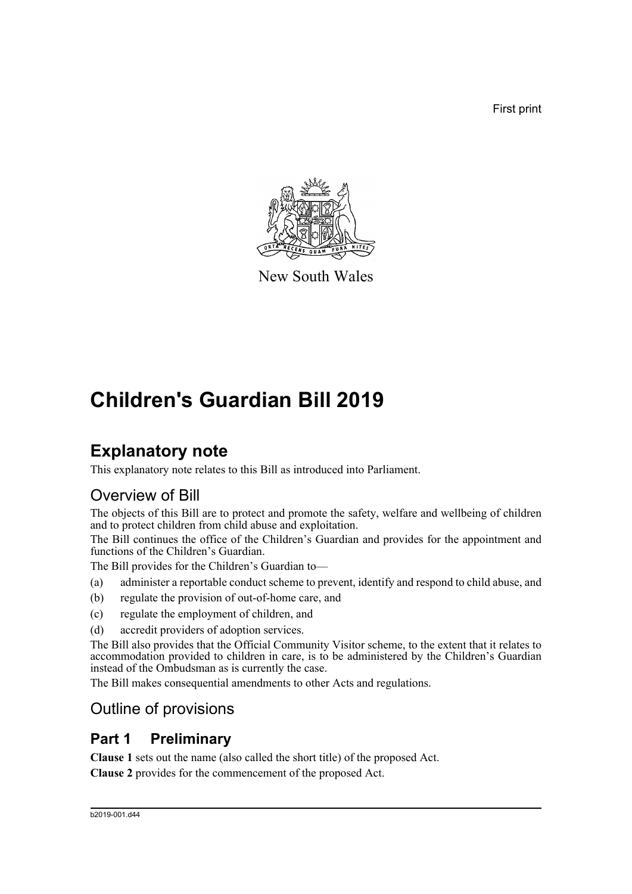First print

New South Wales

# Children's Guardian Bill 2019

## Explanatory note

This explanatory note relates to this Bill as introduced into Parliament.

### Overview of Bill

The objects of this Bill are to protect and promote the safety, welfare and wellbeing of children and to protect children from child abuse and exploitation.

The Bill continues the office of the Children's Guardian and provides for the appointment and functions of the Children's Guardian.

The Bill provides for the Children's Guardian to—

(a) administer a reportable conduct scheme to prevent, identify and respond to child abuse, and

(b) regulate the provision of out-of-home care, and

(c) regulate the employment of children, and

(d) accredit providers of adoption services.

The Bill also provides that the Official Community Visitor scheme, to the extent that it relates to accommodation provided to children in care, is to be administered by the Children's Guardian instead of the Ombudsman as is currently the case.

The Bill makes consequential amendments to other Acts and regulations.

### Outline of provisions

## Part 1 Preliminary

**Clause 1** sets out the name (also called the short title) of the proposed Act.

**Clause 2** provides for the commencement of the proposed Act.

b2019-001.d44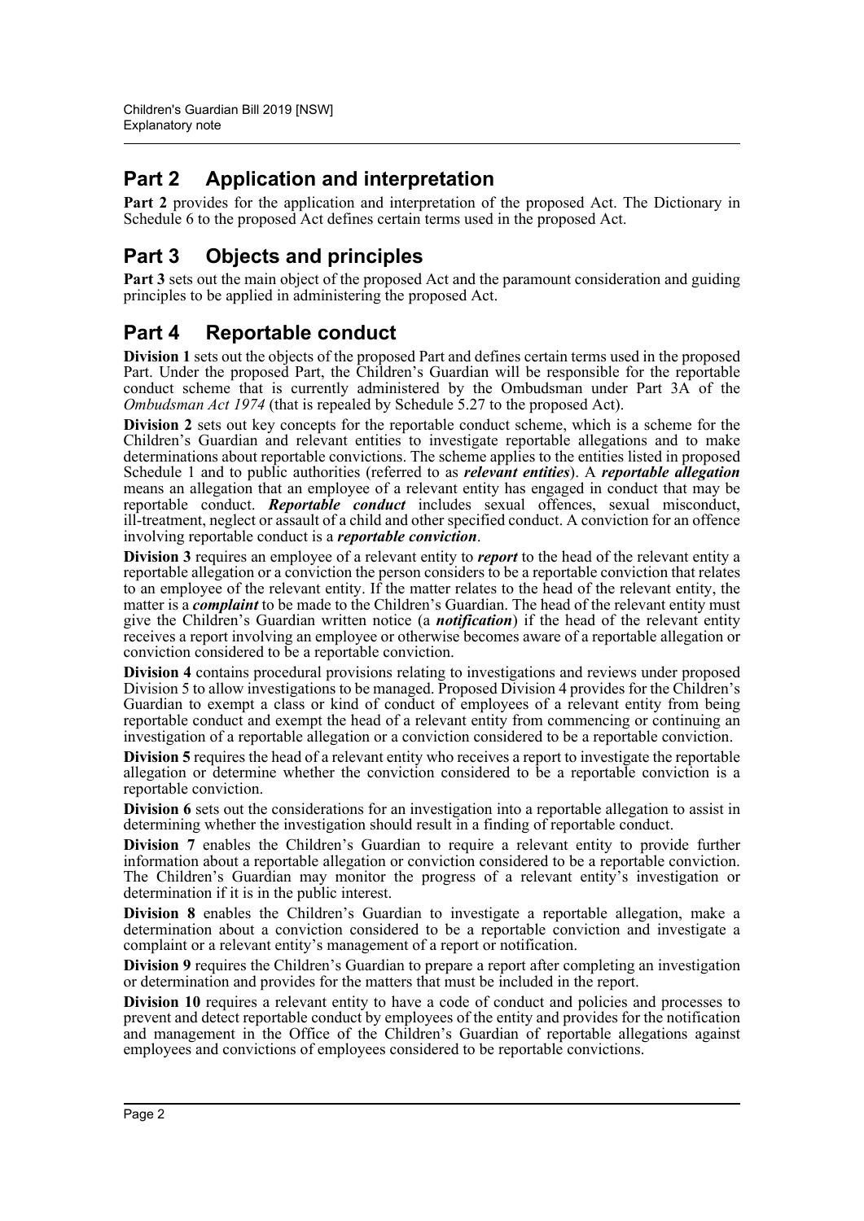## Part 2 Application and interpretation

**Part 2** provides for the application and interpretation of the proposed Act. The Dictionary in Schedule 6 to the proposed Act defines certain terms used in the proposed Act.

## Part 3 Objects and principles

**Part 3** sets out the main object of the proposed Act and the paramount consideration and guiding principles to be applied in administering the proposed Act.

## Part 4 Reportable conduct

**Division 1** sets out the objects of the proposed Part and defines certain terms used in the proposed Part. Under the proposed Part, the Children's Guardian will be responsible for the reportable conduct scheme that is currently administered by the Ombudsman under Part 3A of the *Ombudsman Act 1974* (that is repealed by Schedule 5.27 to the proposed Act).

**Division 2** sets out key concepts for the reportable conduct scheme, which is a scheme for the Children's Guardian and relevant entities to investigate reportable allegations and to make determinations about reportable convictions. The scheme applies to the entities listed in proposed Schedule 1 and to public authorities (referred to as ***relevant entities***). A ***reportable allegation*** means an allegation that an employee of a relevant entity has engaged in conduct that may be reportable conduct. ***Reportable conduct*** includes sexual offences, sexual misconduct, ill-treatment, neglect or assault of a child and other specified conduct. A conviction for an offence involving reportable conduct is a ***reportable conviction***.

**Division 3** requires an employee of a relevant entity to ***report*** to the head of the relevant entity a reportable allegation or a conviction the person considers to be a reportable conviction that relates to an employee of the relevant entity. If the matter relates to the head of the relevant entity, the matter is a ***complaint*** to be made to the Children's Guardian. The head of the relevant entity must give the Children's Guardian written notice (a ***notification***) if the head of the relevant entity receives a report involving an employee or otherwise becomes aware of a reportable allegation or conviction considered to be a reportable conviction.

**Division 4** contains procedural provisions relating to investigations and reviews under proposed Division 5 to allow investigations to be managed. Proposed Division 4 provides for the Children's Guardian to exempt a class or kind of conduct of employees of a relevant entity from being reportable conduct and exempt the head of a relevant entity from commencing or continuing an investigation of a reportable allegation or a conviction considered to be a reportable conviction.

**Division 5** requires the head of a relevant entity who receives a report to investigate the reportable allegation or determine whether the conviction considered to be a reportable conviction is a reportable conviction.

**Division 6** sets out the considerations for an investigation into a reportable allegation to assist in determining whether the investigation should result in a finding of reportable conduct.

**Division 7** enables the Children's Guardian to require a relevant entity to provide further information about a reportable allegation or conviction considered to be a reportable conviction. The Children's Guardian may monitor the progress of a relevant entity's investigation or determination if it is in the public interest.

**Division 8** enables the Children's Guardian to investigate a reportable allegation, make a determination about a conviction considered to be a reportable conviction and investigate a complaint or a relevant entity's management of a report or notification.

**Division 9** requires the Children's Guardian to prepare a report after completing an investigation or determination and provides for the matters that must be included in the report.

**Division 10** requires a relevant entity to have a code of conduct and policies and processes to prevent and detect reportable conduct by employees of the entity and provides for the notification and management in the Office of the Children's Guardian of reportable allegations against employees and convictions of employees considered to be reportable convictions.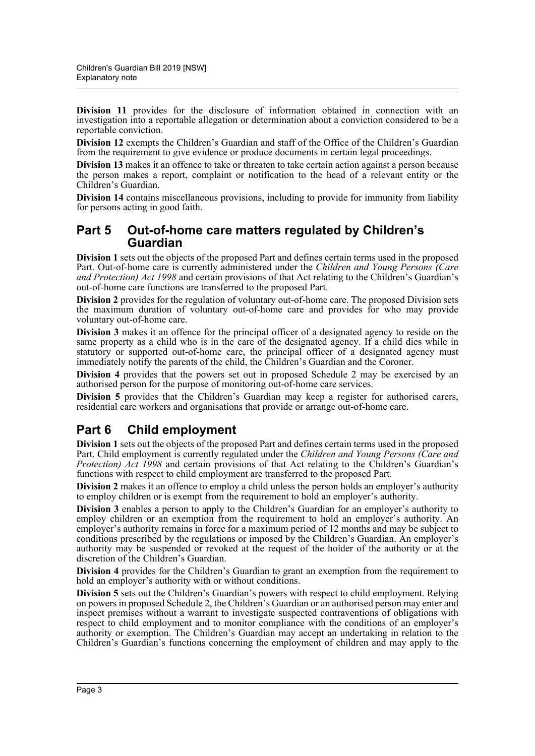**Division 11** provides for the disclosure of information obtained in connection with an investigation into a reportable allegation or determination about a conviction considered to be a reportable conviction.

**Division 12** exempts the Children's Guardian and staff of the Office of the Children's Guardian from the requirement to give evidence or produce documents in certain legal proceedings.

**Division 13** makes it an offence to take or threaten to take certain action against a person because the person makes a report, complaint or notification to the head of a relevant entity or the Children's Guardian.

**Division 14** contains miscellaneous provisions, including to provide for immunity from liability for persons acting in good faith.

## Part 5 Out-of-home care matters regulated by Children's Guardian

**Division 1** sets out the objects of the proposed Part and defines certain terms used in the proposed Part. Out-of-home care is currently administered under the *Children and Young Persons (Care and Protection) Act 1998* and certain provisions of that Act relating to the Children's Guardian's out-of-home care functions are transferred to the proposed Part.

**Division 2** provides for the regulation of voluntary out-of-home care. The proposed Division sets the maximum duration of voluntary out-of-home care and provides for who may provide voluntary out-of-home care.

**Division 3** makes it an offence for the principal officer of a designated agency to reside on the same property as a child who is in the care of the designated agency. If a child dies while in statutory or supported out-of-home care, the principal officer of a designated agency must immediately notify the parents of the child, the Children's Guardian and the Coroner.

**Division 4** provides that the powers set out in proposed Schedule 2 may be exercised by an authorised person for the purpose of monitoring out-of-home care services.

**Division 5** provides that the Children's Guardian may keep a register for authorised carers, residential care workers and organisations that provide or arrange out-of-home care.

## Part 6 Child employment

**Division 1** sets out the objects of the proposed Part and defines certain terms used in the proposed Part. Child employment is currently regulated under the *Children and Young Persons (Care and Protection) Act 1998* and certain provisions of that Act relating to the Children's Guardian's functions with respect to child employment are transferred to the proposed Part.

**Division 2** makes it an offence to employ a child unless the person holds an employer's authority to employ children or is exempt from the requirement to hold an employer's authority.

**Division 3** enables a person to apply to the Children's Guardian for an employer's authority to employ children or an exemption from the requirement to hold an employer's authority. An employer's authority remains in force for a maximum period of 12 months and may be subject to conditions prescribed by the regulations or imposed by the Children's Guardian. An employer's authority may be suspended or revoked at the request of the holder of the authority or at the discretion of the Children's Guardian.

**Division 4** provides for the Children's Guardian to grant an exemption from the requirement to hold an employer's authority with or without conditions.

**Division 5** sets out the Children's Guardian's powers with respect to child employment. Relying on powers in proposed Schedule 2, the Children's Guardian or an authorised person may enter and inspect premises without a warrant to investigate suspected contraventions of obligations with respect to child employment and to monitor compliance with the conditions of an employer's authority or exemption. The Children's Guardian may accept an undertaking in relation to the Children's Guardian's functions concerning the employment of children and may apply to the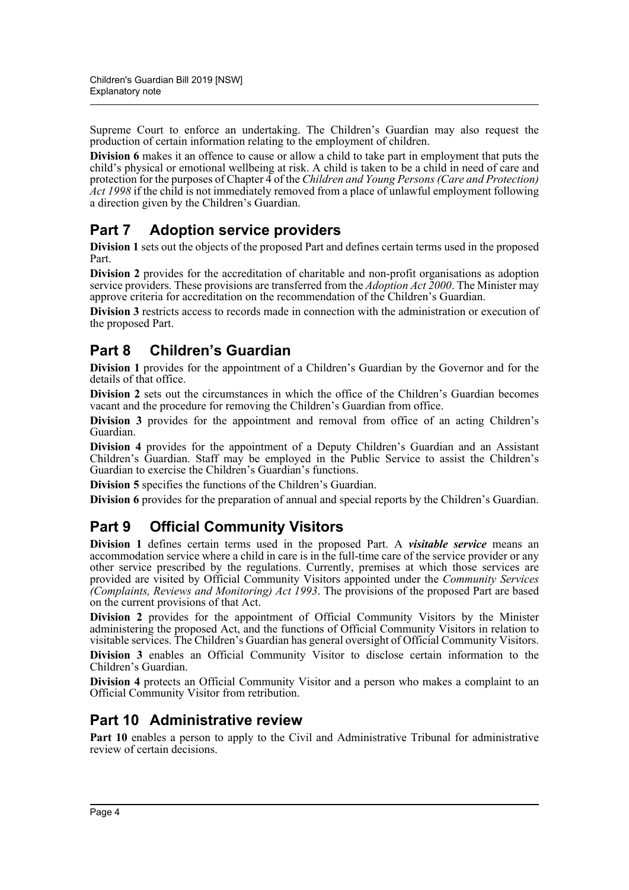Supreme Court to enforce an undertaking. The Children's Guardian may also request the production of certain information relating to the employment of children.

**Division 6** makes it an offence to cause or allow a child to take part in employment that puts the child's physical or emotional wellbeing at risk. A child is taken to be a child in need of care and protection for the purposes of Chapter 4 of the *Children and Young Persons (Care and Protection) Act 1998* if the child is not immediately removed from a place of unlawful employment following a direction given by the Children's Guardian.

## Part 7 Adoption service providers

**Division 1** sets out the objects of the proposed Part and defines certain terms used in the proposed Part.

**Division 2** provides for the accreditation of charitable and non-profit organisations as adoption service providers. These provisions are transferred from the *Adoption Act 2000*. The Minister may approve criteria for accreditation on the recommendation of the Children's Guardian.

**Division 3** restricts access to records made in connection with the administration or execution of the proposed Part.

## Part 8 Children's Guardian

**Division 1** provides for the appointment of a Children's Guardian by the Governor and for the details of that office.

**Division 2** sets out the circumstances in which the office of the Children's Guardian becomes vacant and the procedure for removing the Children's Guardian from office.

**Division 3** provides for the appointment and removal from office of an acting Children's Guardian.

**Division 4** provides for the appointment of a Deputy Children's Guardian and an Assistant Children's Guardian. Staff may be employed in the Public Service to assist the Children's Guardian to exercise the Children's Guardian's functions.

**Division 5** specifies the functions of the Children's Guardian.

**Division 6** provides for the preparation of annual and special reports by the Children's Guardian.

## Part 9 Official Community Visitors

**Division 1** defines certain terms used in the proposed Part. A ***visitable service*** means an accommodation service where a child in care is in the full-time care of the service provider or any other service prescribed by the regulations. Currently, premises at which those services are provided are visited by Official Community Visitors appointed under the *Community Services (Complaints, Reviews and Monitoring) Act 1993*. The provisions of the proposed Part are based on the current provisions of that Act.

**Division 2** provides for the appointment of Official Community Visitors by the Minister administering the proposed Act, and the functions of Official Community Visitors in relation to visitable services. The Children's Guardian has general oversight of Official Community Visitors.

**Division 3** enables an Official Community Visitor to disclose certain information to the Children's Guardian.

**Division 4** protects an Official Community Visitor and a person who makes a complaint to an Official Community Visitor from retribution.

## Part 10 Administrative review

**Part 10** enables a person to apply to the Civil and Administrative Tribunal for administrative review of certain decisions.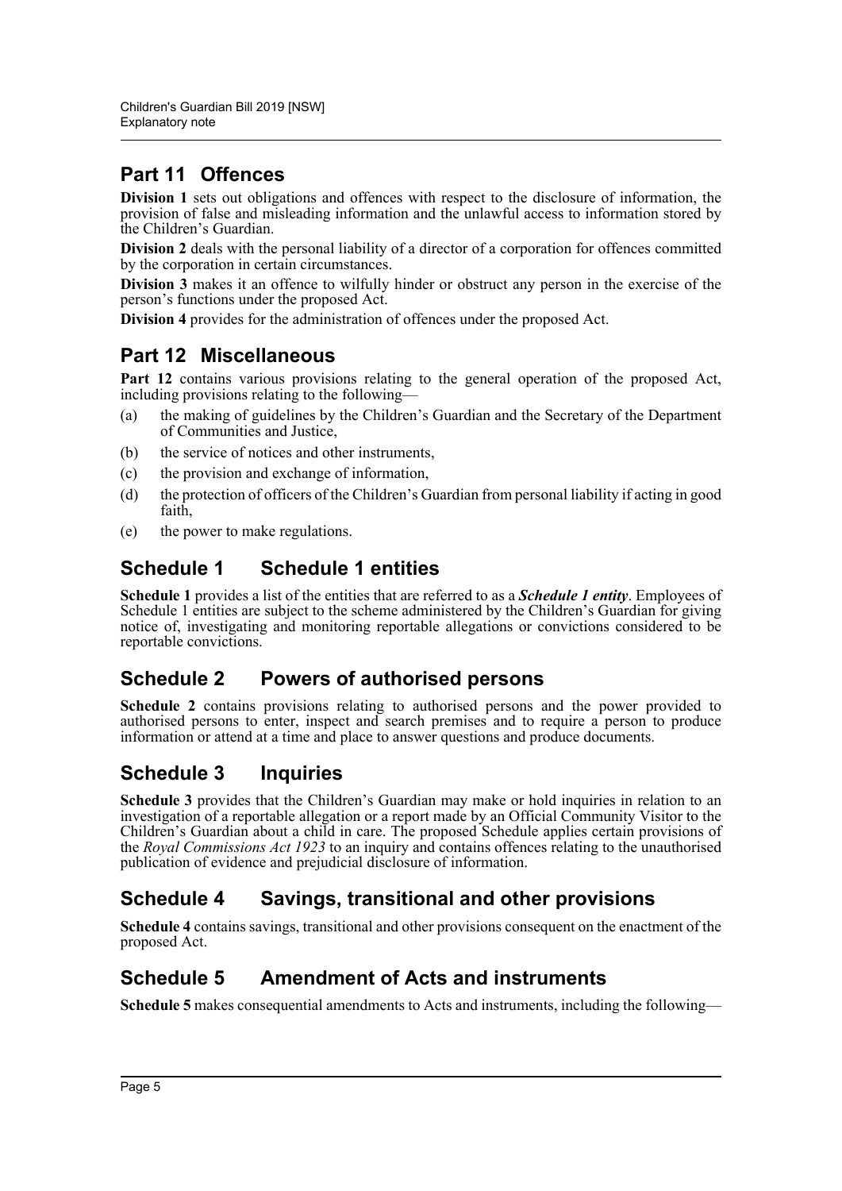## Part 11 Offences

**Division 1** sets out obligations and offences with respect to the disclosure of information, the provision of false and misleading information and the unlawful access to information stored by the Children's Guardian.

**Division 2** deals with the personal liability of a director of a corporation for offences committed by the corporation in certain circumstances.

**Division 3** makes it an offence to wilfully hinder or obstruct any person in the exercise of the person's functions under the proposed Act.

**Division 4** provides for the administration of offences under the proposed Act.

## Part 12 Miscellaneous

**Part 12** contains various provisions relating to the general operation of the proposed Act, including provisions relating to the following—

(a) the making of guidelines by the Children's Guardian and the Secretary of the Department of Communities and Justice,

(b) the service of notices and other instruments,

(c) the provision and exchange of information,

(d) the protection of officers of the Children's Guardian from personal liability if acting in good faith,

(e) the power to make regulations.

## Schedule 1 Schedule 1 entities

**Schedule 1** provides a list of the entities that are referred to as a ***Schedule 1 entity***. Employees of Schedule 1 entities are subject to the scheme administered by the Children's Guardian for giving notice of, investigating and monitoring reportable allegations or convictions considered to be reportable convictions.

## Schedule 2 Powers of authorised persons

**Schedule 2** contains provisions relating to authorised persons and the power provided to authorised persons to enter, inspect and search premises and to require a person to produce information or attend at a time and place to answer questions and produce documents.

## Schedule 3 Inquiries

**Schedule 3** provides that the Children's Guardian may make or hold inquiries in relation to an investigation of a reportable allegation or a report made by an Official Community Visitor to the Children's Guardian about a child in care. The proposed Schedule applies certain provisions of the *Royal Commissions Act 1923* to an inquiry and contains offences relating to the unauthorised publication of evidence and prejudicial disclosure of information.

## Schedule 4 Savings, transitional and other provisions

**Schedule 4** contains savings, transitional and other provisions consequent on the enactment of the proposed Act.

## Schedule 5 Amendment of Acts and instruments

**Schedule 5** makes consequential amendments to Acts and instruments, including the following—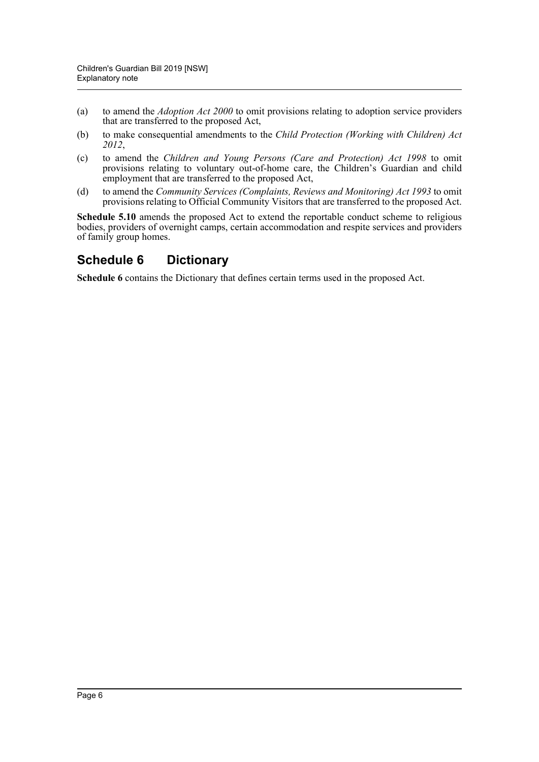(a) to amend the *Adoption Act 2000* to omit provisions relating to adoption service providers that are transferred to the proposed Act,

(b) to make consequential amendments to the *Child Protection (Working with Children) Act 2012*,

(c) to amend the *Children and Young Persons (Care and Protection) Act 1998* to omit provisions relating to voluntary out-of-home care, the Children's Guardian and child employment that are transferred to the proposed Act,

(d) to amend the *Community Services (Complaints, Reviews and Monitoring) Act 1993* to omit provisions relating to Official Community Visitors that are transferred to the proposed Act.

**Schedule 5.10** amends the proposed Act to extend the reportable conduct scheme to religious bodies, providers of overnight camps, certain accommodation and respite services and providers of family group homes.

## Schedule 6 Dictionary

**Schedule 6** contains the Dictionary that defines certain terms used in the proposed Act.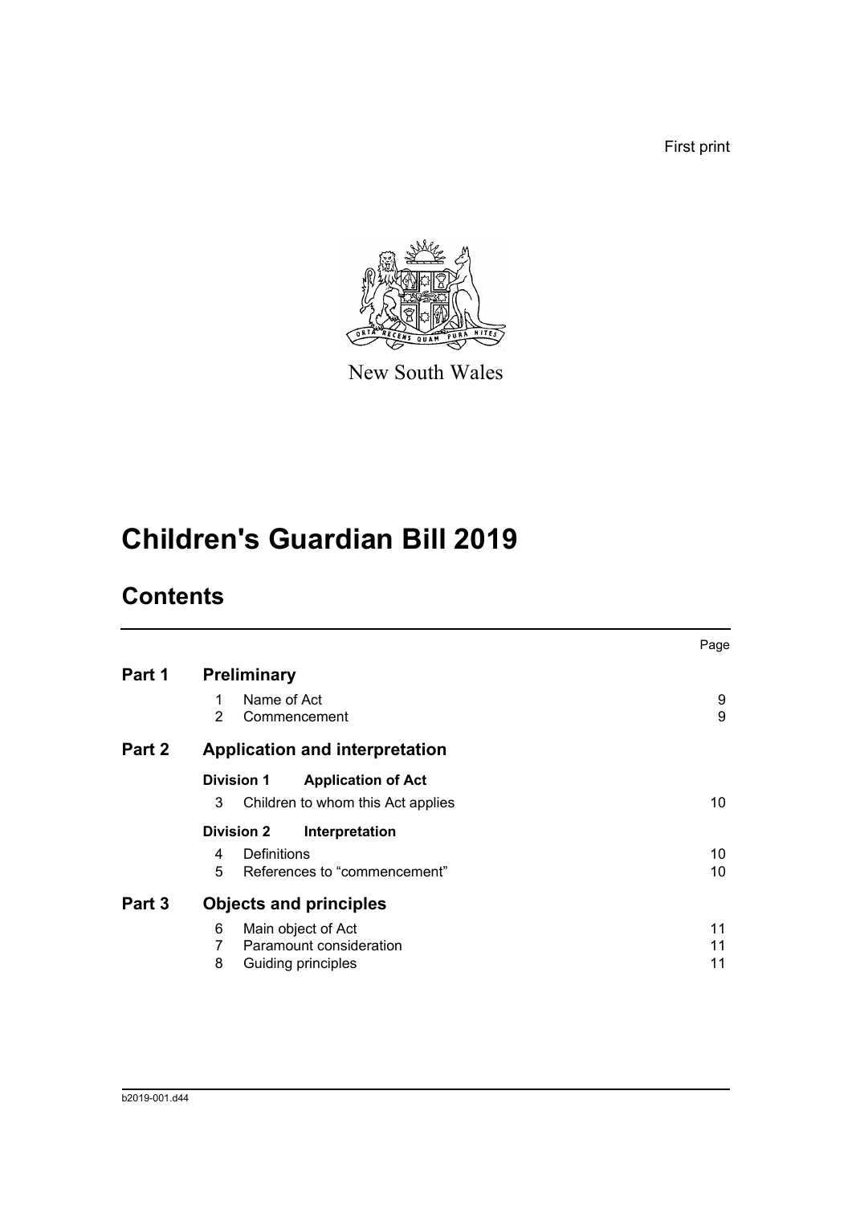First print

New South Wales

# Children's Guardian Bill 2019

## Contents

| | | Page |
|---|---|---|
| **Part 1** | **Preliminary** | |
| | 1 Name of Act | 9 |
| | 2 Commencement | 9 |
| **Part 2** | **Application and interpretation** | |
| | **Division 1 Application of Act** | |
| | 3 Children to whom this Act applies | 10 |
| | **Division 2 Interpretation** | |
| | 4 Definitions | 10 |
| | 5 References to "commencement" | 10 |
| **Part 3** | **Objects and principles** | |
| | 6 Main object of Act | 11 |
| | 7 Paramount consideration | 11 |
| | 8 Guiding principles | 11 |

b2019-001.d44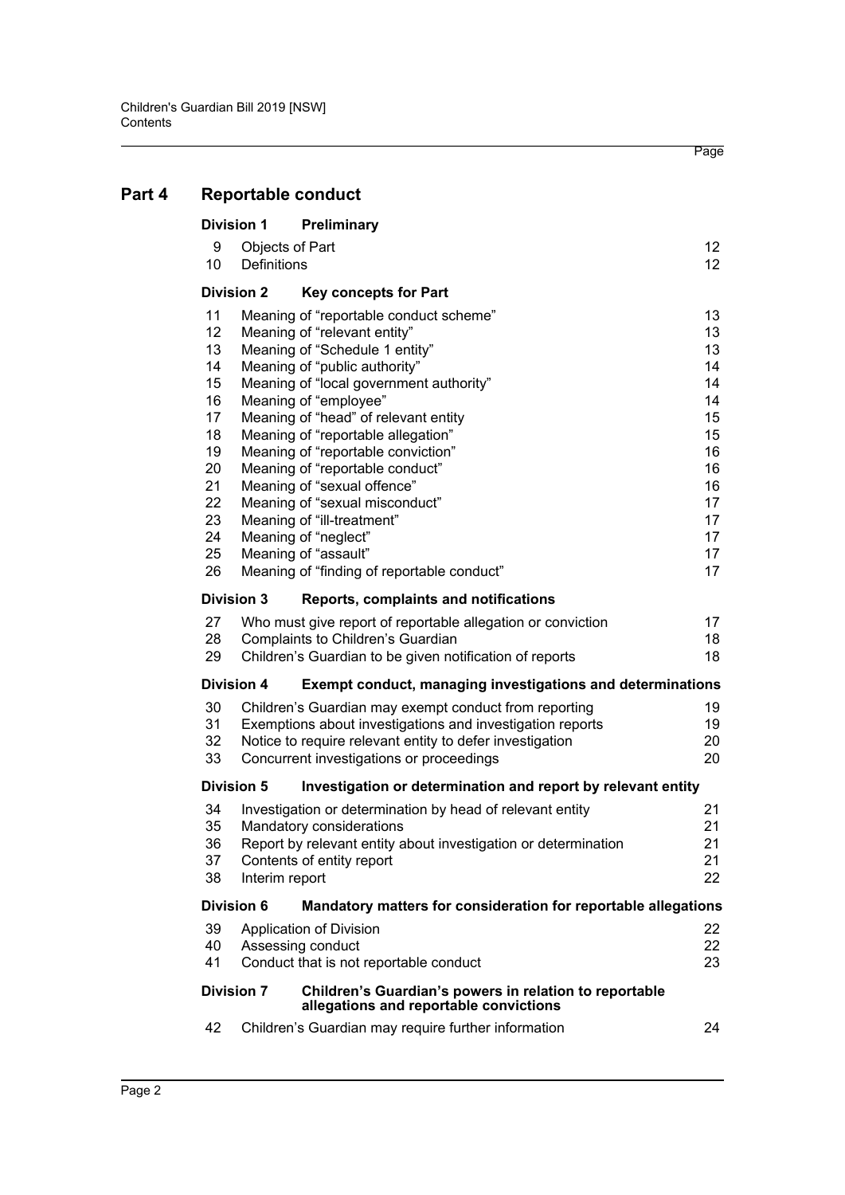## Part 4 Reportable conduct

### Division 1 Preliminary

| | | Page |
|---|---|---|
| 9 | Objects of Part | 12 |
| 10 | Definitions | 12 |

### Division 2 Key concepts for Part

| | | |
|---|---|---|
| 11 | Meaning of "reportable conduct scheme" | 13 |
| 12 | Meaning of "relevant entity" | 13 |
| 13 | Meaning of "Schedule 1 entity" | 13 |
| 14 | Meaning of "public authority" | 14 |
| 15 | Meaning of "local government authority" | 14 |
| 16 | Meaning of "employee" | 14 |
| 17 | Meaning of "head" of relevant entity | 15 |
| 18 | Meaning of "reportable allegation" | 15 |
| 19 | Meaning of "reportable conviction" | 16 |
| 20 | Meaning of "reportable conduct" | 16 |
| 21 | Meaning of "sexual offence" | 16 |
| 22 | Meaning of "sexual misconduct" | 17 |
| 23 | Meaning of "ill-treatment" | 17 |
| 24 | Meaning of "neglect" | 17 |
| 25 | Meaning of "assault" | 17 |
| 26 | Meaning of "finding of reportable conduct" | 17 |

### Division 3 Reports, complaints and notifications

| | | |
|---|---|---|
| 27 | Who must give report of reportable allegation or conviction | 17 |
| 28 | Complaints to Children's Guardian | 18 |
| 29 | Children's Guardian to be given notification of reports | 18 |

### Division 4 Exempt conduct, managing investigations and determinations

| | | |
|---|---|---|
| 30 | Children's Guardian may exempt conduct from reporting | 19 |
| 31 | Exemptions about investigations and investigation reports | 19 |
| 32 | Notice to require relevant entity to defer investigation | 20 |
| 33 | Concurrent investigations or proceedings | 20 |

### Division 5 Investigation or determination and report by relevant entity

| | | |
|---|---|---|
| 34 | Investigation or determination by head of relevant entity | 21 |
| 35 | Mandatory considerations | 21 |
| 36 | Report by relevant entity about investigation or determination | 21 |
| 37 | Contents of entity report | 21 |
| 38 | Interim report | 22 |

### Division 6 Mandatory matters for consideration for reportable allegations

| | | |
|---|---|---|
| 39 | Application of Division | 22 |
| 40 | Assessing conduct | 22 |
| 41 | Conduct that is not reportable conduct | 23 |

### Division 7 Children's Guardian's powers in relation to reportable allegations and reportable convictions

| | | |
|---|---|---|
| 42 | Children's Guardian may require further information | 24 |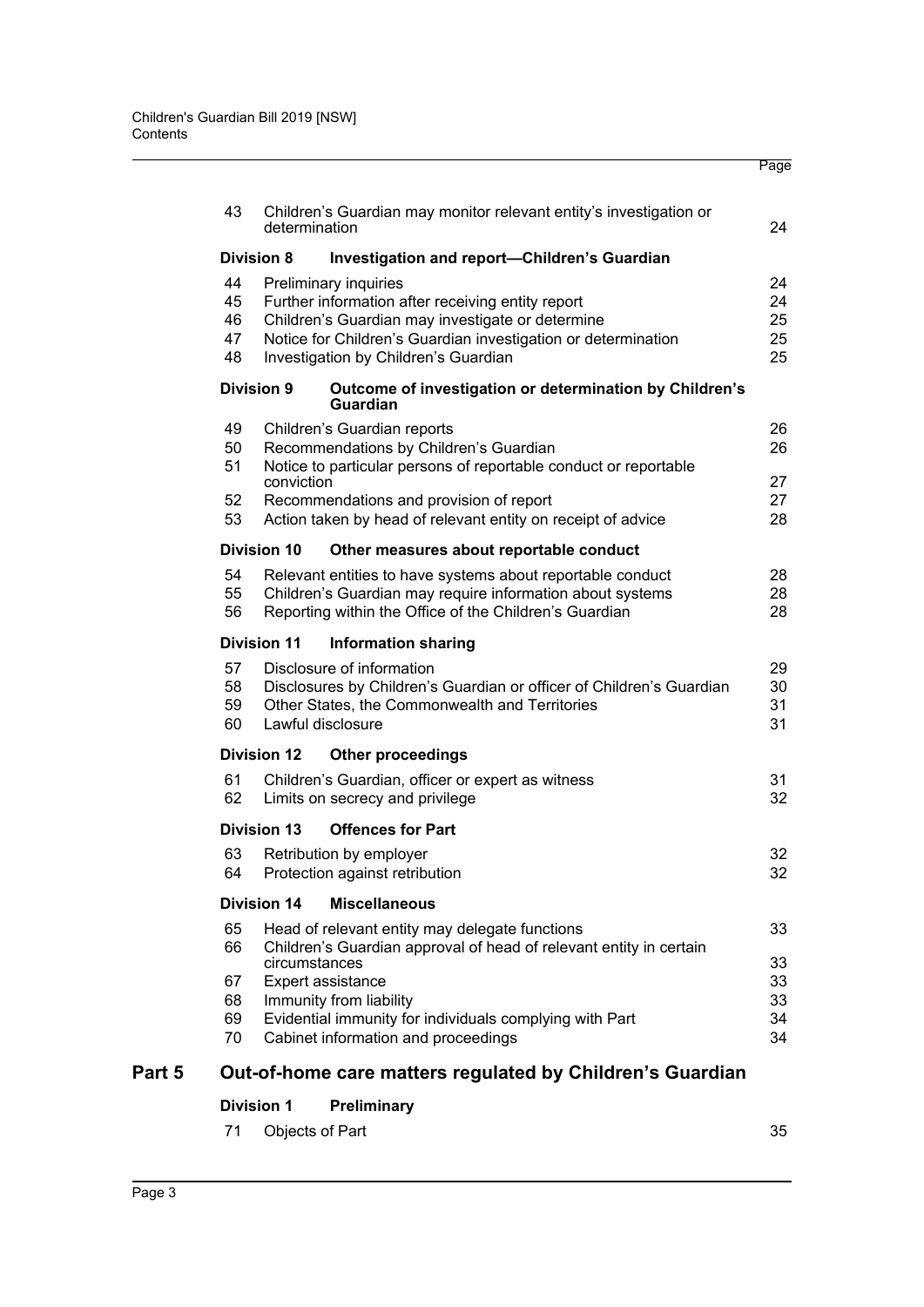| | | Page |
|---|---|---|
| 43 | Children's Guardian may monitor relevant entity's investigation or determination | 24 |
| **Division 8** | **Investigation and report—Children's Guardian** | |
| 44 | Preliminary inquiries | 24 |
| 45 | Further information after receiving entity report | 24 |
| 46 | Children's Guardian may investigate or determine | 25 |
| 47 | Notice for Children's Guardian investigation or determination | 25 |
| 48 | Investigation by Children's Guardian | 25 |
| **Division 9** | **Outcome of investigation or determination by Children's Guardian** | |
| 49 | Children's Guardian reports | 26 |
| 50 | Recommendations by Children's Guardian | 26 |
| 51 | Notice to particular persons of reportable conduct or reportable conviction | 27 |
| 52 | Recommendations and provision of report | 27 |
| 53 | Action taken by head of relevant entity on receipt of advice | 28 |
| **Division 10** | **Other measures about reportable conduct** | |
| 54 | Relevant entities to have systems about reportable conduct | 28 |
| 55 | Children's Guardian may require information about systems | 28 |
| 56 | Reporting within the Office of the Children's Guardian | 28 |
| **Division 11** | **Information sharing** | |
| 57 | Disclosure of information | 29 |
| 58 | Disclosures by Children's Guardian or officer of Children's Guardian | 30 |
| 59 | Other States, the Commonwealth and Territories | 31 |
| 60 | Lawful disclosure | 31 |
| **Division 12** | **Other proceedings** | |
| 61 | Children's Guardian, officer or expert as witness | 31 |
| 62 | Limits on secrecy and privilege | 32 |
| **Division 13** | **Offences for Part** | |
| 63 | Retribution by employer | 32 |
| 64 | Protection against retribution | 32 |
| **Division 14** | **Miscellaneous** | |
| 65 | Head of relevant entity may delegate functions | 33 |
| 66 | Children's Guardian approval of head of relevant entity in certain circumstances | 33 |
| 67 | Expert assistance | 33 |
| 68 | Immunity from liability | 33 |
| 69 | Evidential immunity for individuals complying with Part | 34 |
| 70 | Cabinet information and proceedings | 34 |

## Part 5 Out-of-home care matters regulated by Children's Guardian

| | | |
|---|---|---|
| **Division 1** | **Preliminary** | |
| 71 | Objects of Part | 35 |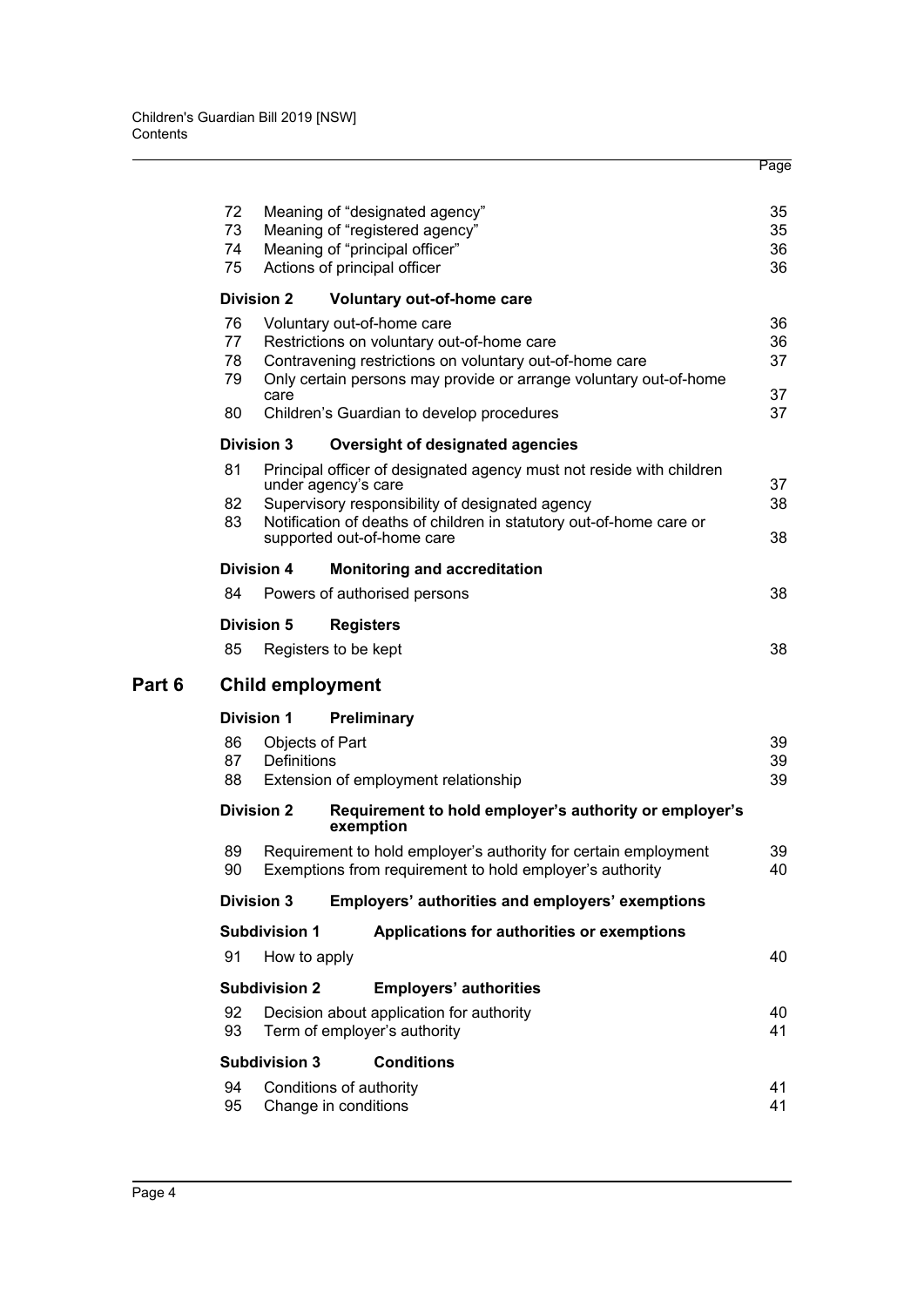| | | Page |
|---|---|---|
| 72 | Meaning of "designated agency" | 35 |
| 73 | Meaning of "registered agency" | 35 |
| 74 | Meaning of "principal officer" | 36 |
| 75 | Actions of principal officer | 36 |

**Division 2 Voluntary out-of-home care**

| | | |
|---|---|---|
| 76 | Voluntary out-of-home care | 36 |
| 77 | Restrictions on voluntary out-of-home care | 36 |
| 78 | Contravening restrictions on voluntary out-of-home care | 37 |
| 79 | Only certain persons may provide or arrange voluntary out-of-home care | 37 |
| 80 | Children's Guardian to develop procedures | 37 |

**Division 3 Oversight of designated agencies**

| | | |
|---|---|---|
| 81 | Principal officer of designated agency must not reside with children under agency's care | 37 |
| 82 | Supervisory responsibility of designated agency | 38 |
| 83 | Notification of deaths of children in statutory out-of-home care or supported out-of-home care | 38 |

**Division 4 Monitoring and accreditation**

| | | |
|---|---|---|
| 84 | Powers of authorised persons | 38 |

**Division 5 Registers**

| | | |
|---|---|---|
| 85 | Registers to be kept | 38 |

## Part 6 Child employment

**Division 1 Preliminary**

| | | |
|---|---|---|
| 86 | Objects of Part | 39 |
| 87 | Definitions | 39 |
| 88 | Extension of employment relationship | 39 |

**Division 2 Requirement to hold employer's authority or employer's exemption**

| | | |
|---|---|---|
| 89 | Requirement to hold employer's authority for certain employment | 39 |
| 90 | Exemptions from requirement to hold employer's authority | 40 |

**Division 3 Employers' authorities and employers' exemptions**

**Subdivision 1 Applications for authorities or exemptions**

| | | |
|---|---|---|
| 91 | How to apply | 40 |

**Subdivision 2 Employers' authorities**

| | | |
|---|---|---|
| 92 | Decision about application for authority | 40 |
| 93 | Term of employer's authority | 41 |

**Subdivision 3 Conditions**

| | | |
|---|---|---|
| 94 | Conditions of authority | 41 |
| 95 | Change in conditions | 41 |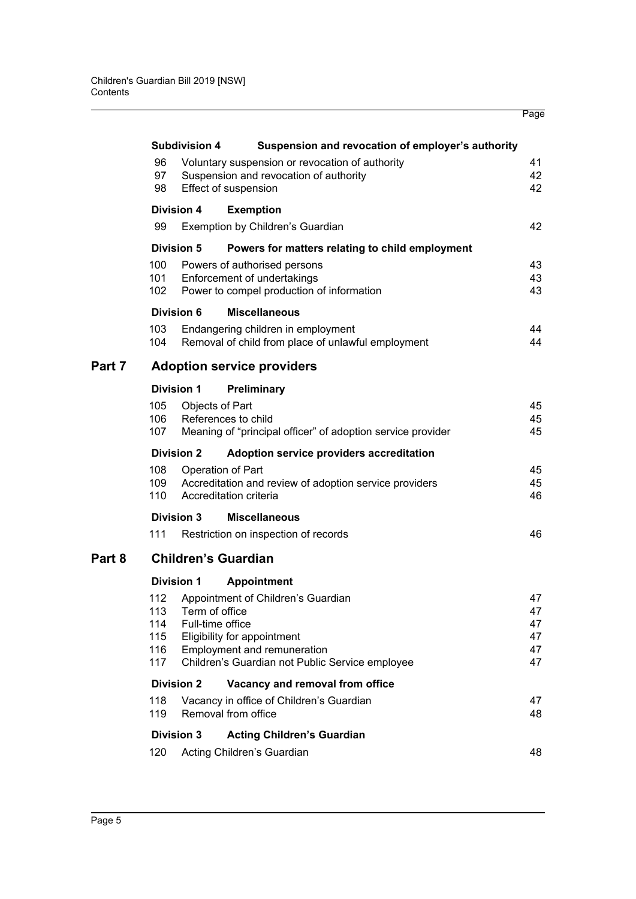| | | Page |
|---|---|---|
| **Subdivision 4** | **Suspension and revocation of employer's authority** | |
| 96 | Voluntary suspension or revocation of authority | 41 |
| 97 | Suspension and revocation of authority | 42 |
| 98 | Effect of suspension | 42 |
| **Division 4** | **Exemption** | |
| 99 | Exemption by Children's Guardian | 42 |
| **Division 5** | **Powers for matters relating to child employment** | |
| 100 | Powers of authorised persons | 43 |
| 101 | Enforcement of undertakings | 43 |
| 102 | Power to compel production of information | 43 |
| **Division 6** | **Miscellaneous** | |
| 103 | Endangering children in employment | 44 |
| 104 | Removal of child from place of unlawful employment | 44 |

## Part 7 Adoption service providers

| | | |
|---|---|---|
| **Division 1** | **Preliminary** | |
| 105 | Objects of Part | 45 |
| 106 | References to child | 45 |
| 107 | Meaning of "principal officer" of adoption service provider | 45 |
| **Division 2** | **Adoption service providers accreditation** | |
| 108 | Operation of Part | 45 |
| 109 | Accreditation and review of adoption service providers | 45 |
| 110 | Accreditation criteria | 46 |
| **Division 3** | **Miscellaneous** | |
| 111 | Restriction on inspection of records | 46 |

## Part 8 Children's Guardian

| | | |
|---|---|---|
| **Division 1** | **Appointment** | |
| 112 | Appointment of Children's Guardian | 47 |
| 113 | Term of office | 47 |
| 114 | Full-time office | 47 |
| 115 | Eligibility for appointment | 47 |
| 116 | Employment and remuneration | 47 |
| 117 | Children's Guardian not Public Service employee | 47 |
| **Division 2** | **Vacancy and removal from office** | |
| 118 | Vacancy in office of Children's Guardian | 47 |
| 119 | Removal from office | 48 |
| **Division 3** | **Acting Children's Guardian** | |
| 120 | Acting Children's Guardian | 48 |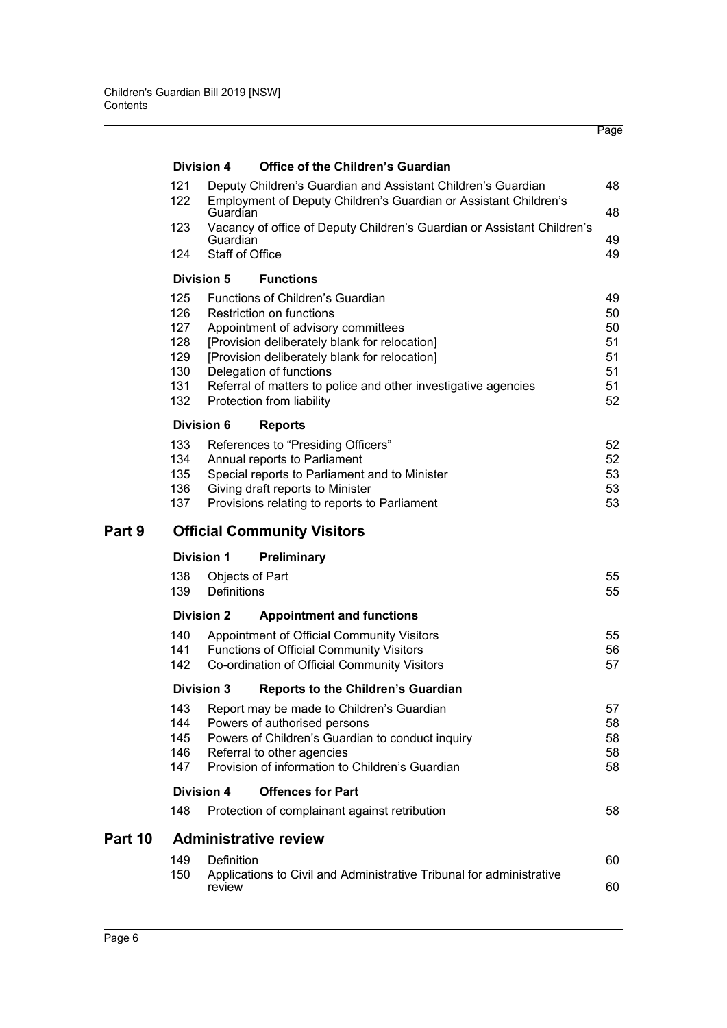Page

### Division 4 Office of the Children's Guardian

| | | |
|---|---|---|
| 121 | Deputy Children's Guardian and Assistant Children's Guardian | 48 |
| 122 | Employment of Deputy Children's Guardian or Assistant Children's Guardian | 48 |
| 123 | Vacancy of office of Deputy Children's Guardian or Assistant Children's Guardian | 49 |
| 124 | Staff of Office | 49 |

### Division 5 Functions

| | | |
|---|---|---|
| 125 | Functions of Children's Guardian | 49 |
| 126 | Restriction on functions | 50 |
| 127 | Appointment of advisory committees | 50 |
| 128 | [Provision deliberately blank for relocation] | 51 |
| 129 | [Provision deliberately blank for relocation] | 51 |
| 130 | Delegation of functions | 51 |
| 131 | Referral of matters to police and other investigative agencies | 51 |
| 132 | Protection from liability | 52 |

### Division 6 Reports

| | | |
|---|---|---|
| 133 | References to "Presiding Officers" | 52 |
| 134 | Annual reports to Parliament | 52 |
| 135 | Special reports to Parliament and to Minister | 53 |
| 136 | Giving draft reports to Minister | 53 |
| 137 | Provisions relating to reports to Parliament | 53 |

## Part 9 Official Community Visitors

### Division 1 Preliminary

| | | |
|---|---|---|
| 138 | Objects of Part | 55 |
| 139 | Definitions | 55 |

### Division 2 Appointment and functions

| | | |
|---|---|---|
| 140 | Appointment of Official Community Visitors | 55 |
| 141 | Functions of Official Community Visitors | 56 |
| 142 | Co-ordination of Official Community Visitors | 57 |

### Division 3 Reports to the Children's Guardian

| | | |
|---|---|---|
| 143 | Report may be made to Children's Guardian | 57 |
| 144 | Powers of authorised persons | 58 |
| 145 | Powers of Children's Guardian to conduct inquiry | 58 |
| 146 | Referral to other agencies | 58 |
| 147 | Provision of information to Children's Guardian | 58 |

### Division 4 Offences for Part

| | | |
|---|---|---|
| 148 | Protection of complainant against retribution | 58 |

## Part 10 Administrative review

| | | |
|---|---|---|
| 149 | Definition | 60 |
| 150 | Applications to Civil and Administrative Tribunal for administrative review | 60 |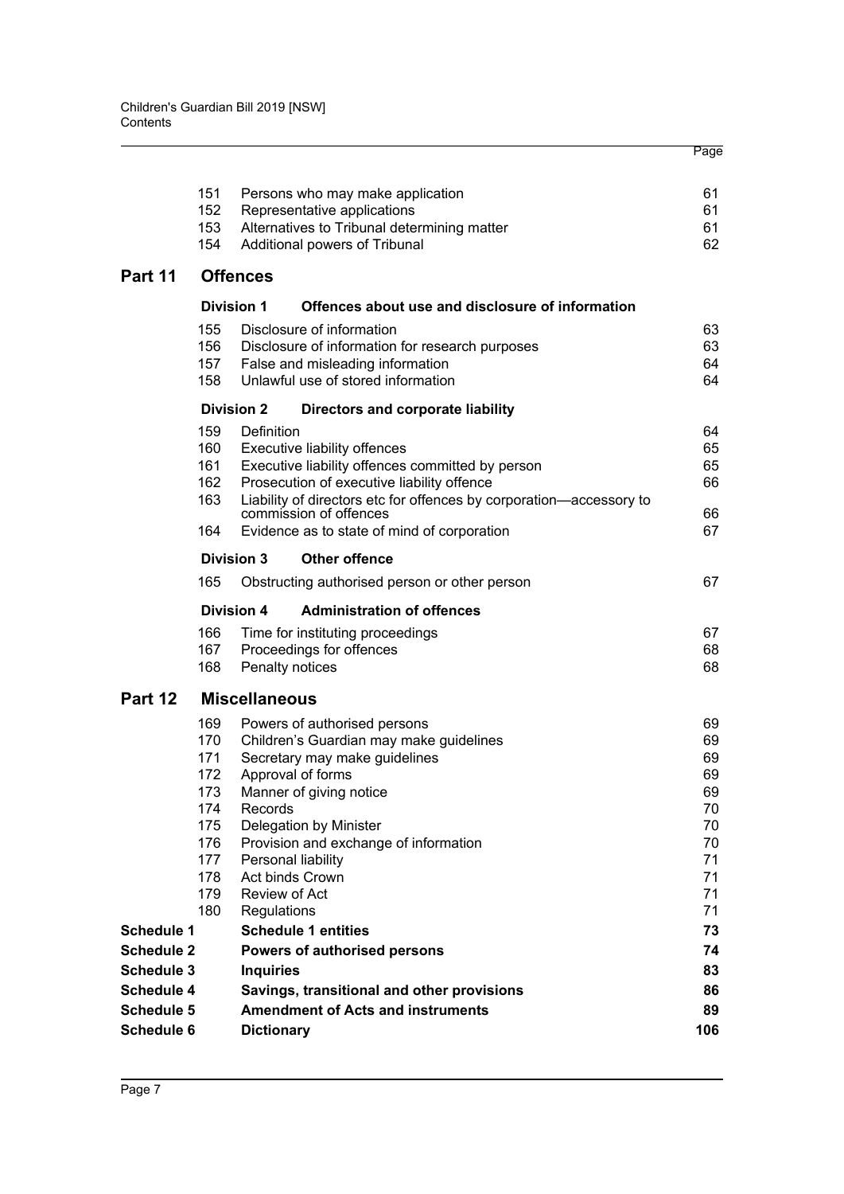| | | Page |
|---|---|---|
| 151 | Persons who may make application | 61 |
| 152 | Representative applications | 61 |
| 153 | Alternatives to Tribunal determining matter | 61 |
| 154 | Additional powers of Tribunal | 62 |

## Part 11 Offences

### Division 1 Offences about use and disclosure of information

| | | |
|---|---|---|
| 155 | Disclosure of information | 63 |
| 156 | Disclosure of information for research purposes | 63 |
| 157 | False and misleading information | 64 |
| 158 | Unlawful use of stored information | 64 |

### Division 2 Directors and corporate liability

| | | |
|---|---|---|
| 159 | Definition | 64 |
| 160 | Executive liability offences | 65 |
| 161 | Executive liability offences committed by person | 65 |
| 162 | Prosecution of executive liability offence | 66 |
| 163 | Liability of directors etc for offences by corporation—accessory to commission of offences | 66 |
| 164 | Evidence as to state of mind of corporation | 67 |

### Division 3 Other offence

| | | |
|---|---|---|
| 165 | Obstructing authorised person or other person | 67 |

### Division 4 Administration of offences

| | | |
|---|---|---|
| 166 | Time for instituting proceedings | 67 |
| 167 | Proceedings for offences | 68 |
| 168 | Penalty notices | 68 |

## Part 12 Miscellaneous

| | | |
|---|---|---|
| 169 | Powers of authorised persons | 69 |
| 170 | Children's Guardian may make guidelines | 69 |
| 171 | Secretary may make guidelines | 69 |
| 172 | Approval of forms | 69 |
| 173 | Manner of giving notice | 69 |
| 174 | Records | 70 |
| 175 | Delegation by Minister | 70 |
| 176 | Provision and exchange of information | 70 |
| 177 | Personal liability | 71 |
| 178 | Act binds Crown | 71 |
| 179 | Review of Act | 71 |
| 180 | Regulations | 71 |

| | | |
|---|---|---|
| **Schedule 1** | **Schedule 1 entities** | **73** |
| **Schedule 2** | **Powers of authorised persons** | **74** |
| **Schedule 3** | **Inquiries** | **83** |
| **Schedule 4** | **Savings, transitional and other provisions** | **86** |
| **Schedule 5** | **Amendment of Acts and instruments** | **89** |
| **Schedule 6** | **Dictionary** | **106** |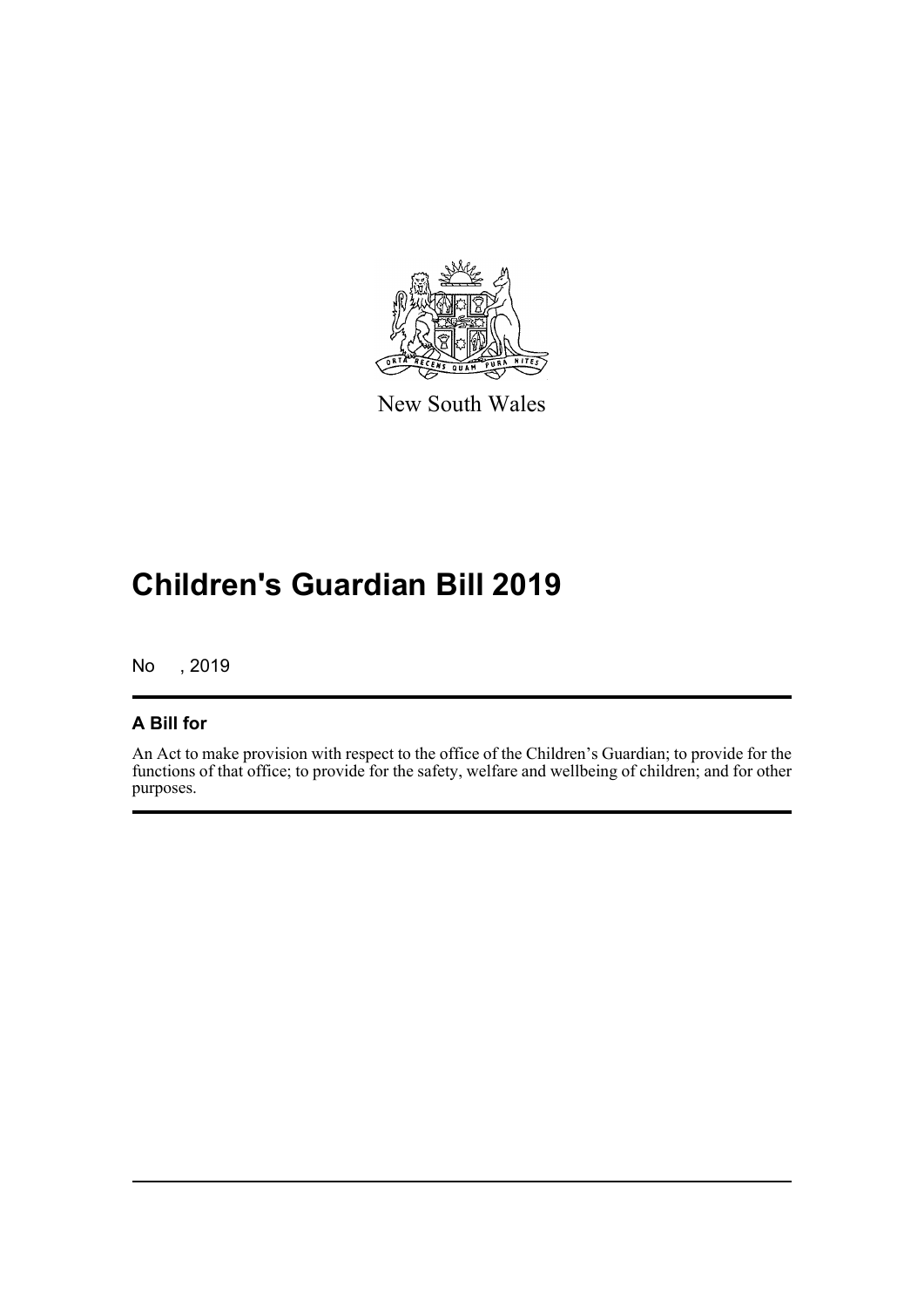New South Wales

# Children's Guardian Bill 2019

No , 2019

## A Bill for

An Act to make provision with respect to the office of the Children's Guardian; to provide for the functions of that office; to provide for the safety, welfare and wellbeing of children; and for other purposes.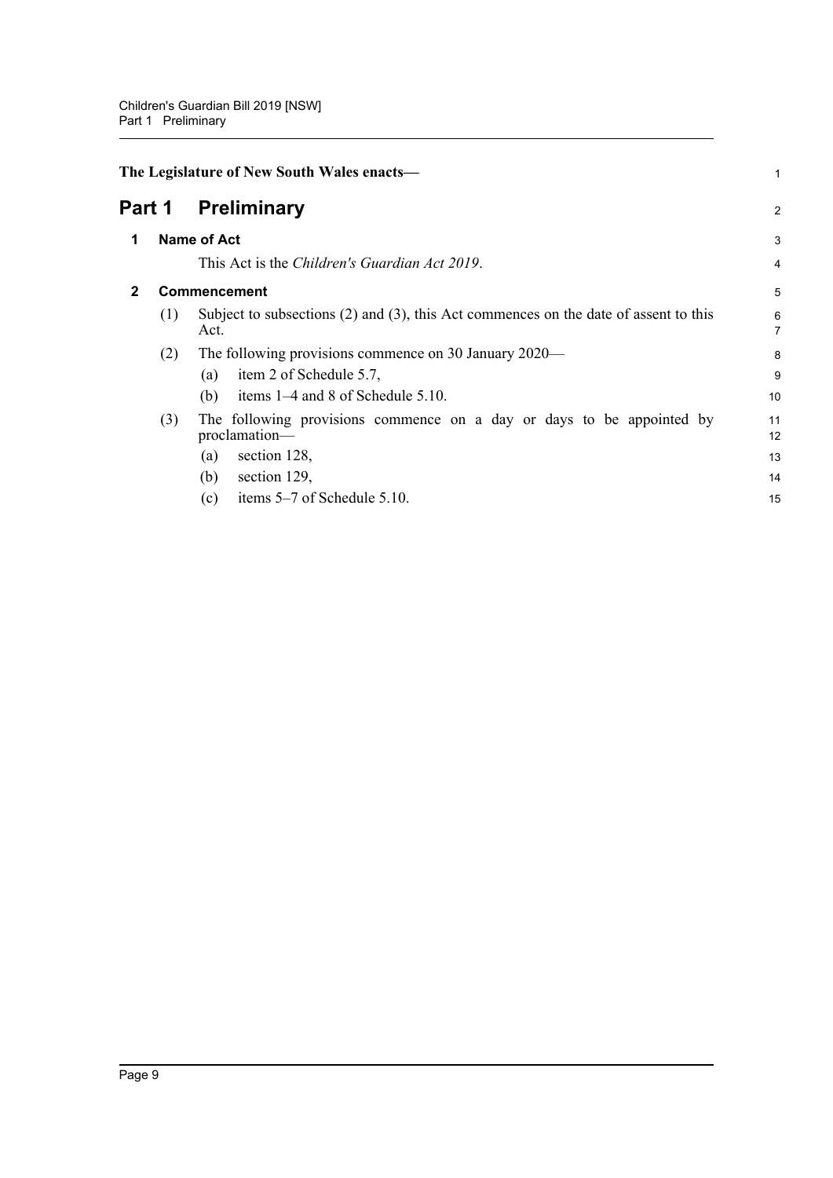**The Legislature of New South Wales enacts—**

# Part 1 Preliminary

## 1 Name of Act

This Act is the *Children's Guardian Act 2019*.

## 2 Commencement

(1) Subject to subsections (2) and (3), this Act commences on the date of assent to this Act.

(2) The following provisions commence on 30 January 2020—

- (a) item 2 of Schedule 5.7,
- (b) items 1–4 and 8 of Schedule 5.10.

(3) The following provisions commence on a day or days to be appointed by proclamation—

- (a) section 128,
- (b) section 129,
- (c) items 5–7 of Schedule 5.10.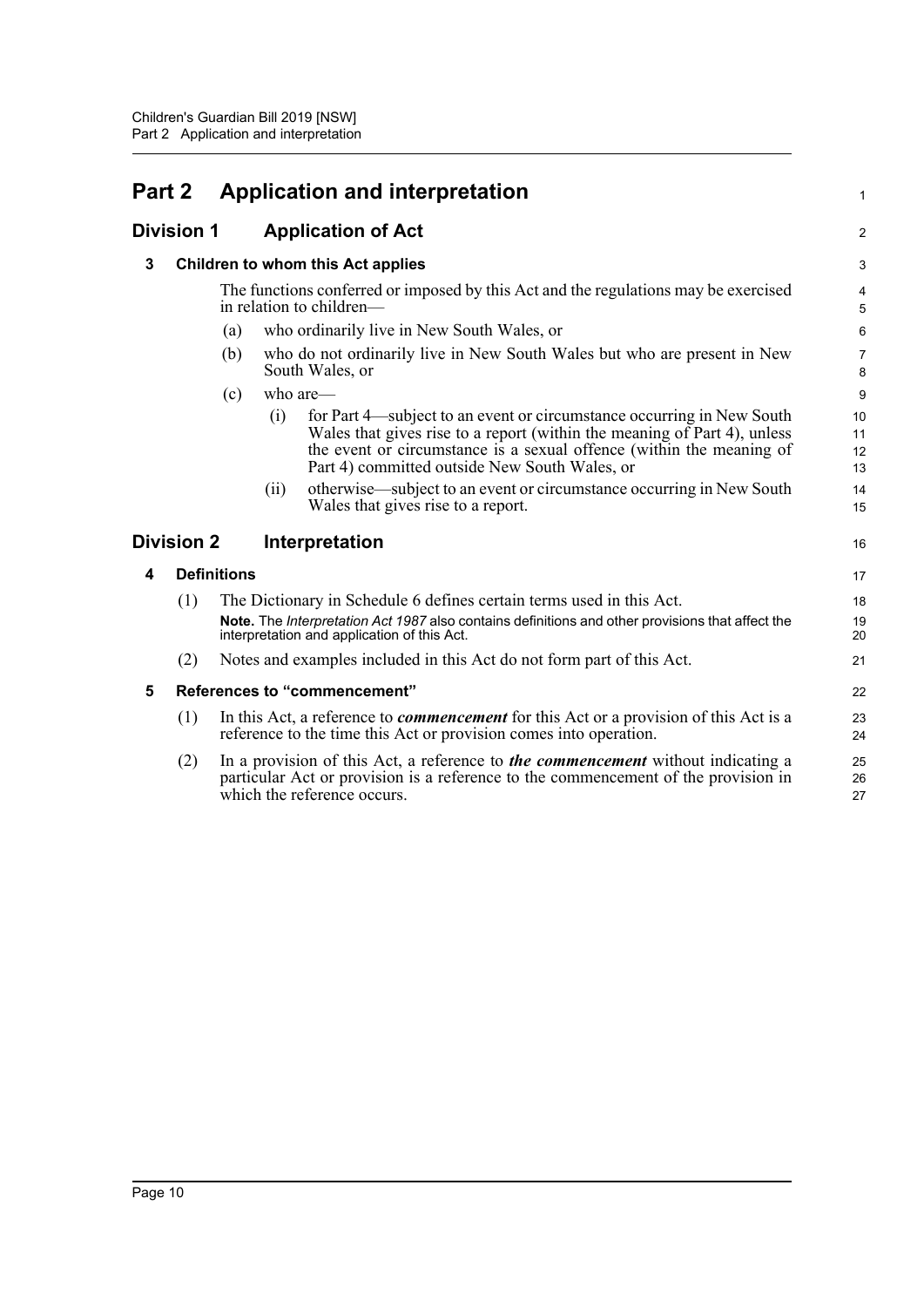# Part 2 Application and interpretation

## Division 1 Application of Act

### 3 Children to whom this Act applies

The functions conferred or imposed by this Act and the regulations may be exercised in relation to children—

(a) who ordinarily live in New South Wales, or

(b) who do not ordinarily live in New South Wales but who are present in New South Wales, or

(c) who are—

(i) for Part 4—subject to an event or circumstance occurring in New South Wales that gives rise to a report (within the meaning of Part 4), unless the event or circumstance is a sexual offence (within the meaning of Part 4) committed outside New South Wales, or

(ii) otherwise—subject to an event or circumstance occurring in New South Wales that gives rise to a report.

## Division 2 Interpretation

### 4 Definitions

(1) The Dictionary in Schedule 6 defines certain terms used in this Act.

**Note.** The *Interpretation Act 1987* also contains definitions and other provisions that affect the interpretation and application of this Act.

(2) Notes and examples included in this Act do not form part of this Act.

### 5 References to "commencement"

(1) In this Act, a reference to ***commencement*** for this Act or a provision of this Act is a reference to the time this Act or provision comes into operation.

(2) In a provision of this Act, a reference to ***the commencement*** without indicating a particular Act or provision is a reference to the commencement of the provision in which the reference occurs.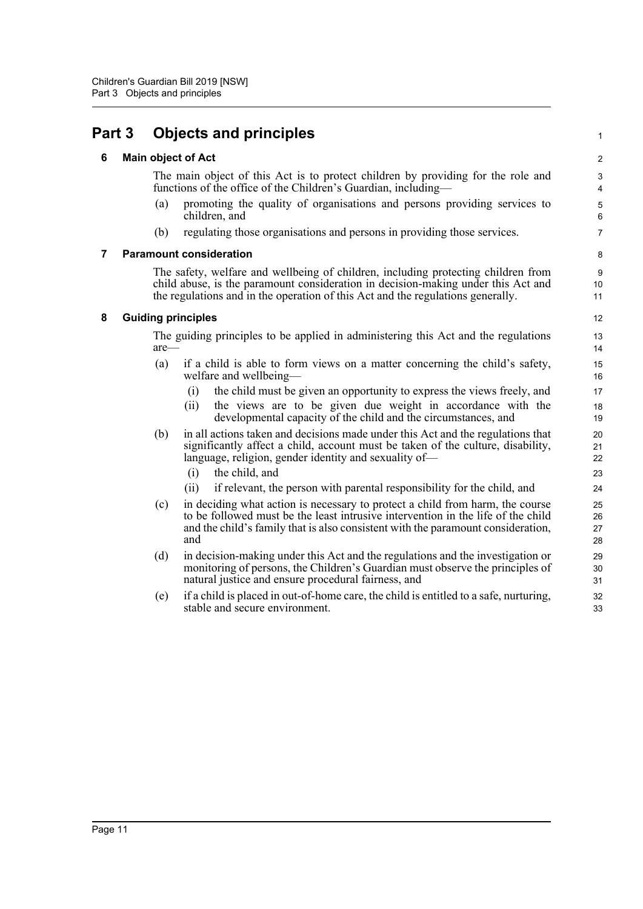# Part 3 Objects and principles

## 6 Main object of Act

The main object of this Act is to protect children by providing for the role and functions of the office of the Children's Guardian, including—

(a) promoting the quality of organisations and persons providing services to children, and

(b) regulating those organisations and persons in providing those services.

## 7 Paramount consideration

The safety, welfare and wellbeing of children, including protecting children from child abuse, is the paramount consideration in decision-making under this Act and the regulations and in the operation of this Act and the regulations generally.

## 8 Guiding principles

The guiding principles to be applied in administering this Act and the regulations are—

(a) if a child is able to form views on a matter concerning the child's safety, welfare and wellbeing—

  (i) the child must be given an opportunity to express the views freely, and

  (ii) the views are to be given due weight in accordance with the developmental capacity of the child and the circumstances, and

(b) in all actions taken and decisions made under this Act and the regulations that significantly affect a child, account must be taken of the culture, disability, language, religion, gender identity and sexuality of—

  (i) the child, and

  (ii) if relevant, the person with parental responsibility for the child, and

(c) in deciding what action is necessary to protect a child from harm, the course to be followed must be the least intrusive intervention in the life of the child and the child's family that is also consistent with the paramount consideration, and

(d) in decision-making under this Act and the regulations and the investigation or monitoring of persons, the Children's Guardian must observe the principles of natural justice and ensure procedural fairness, and

(e) if a child is placed in out-of-home care, the child is entitled to a safe, nurturing, stable and secure environment.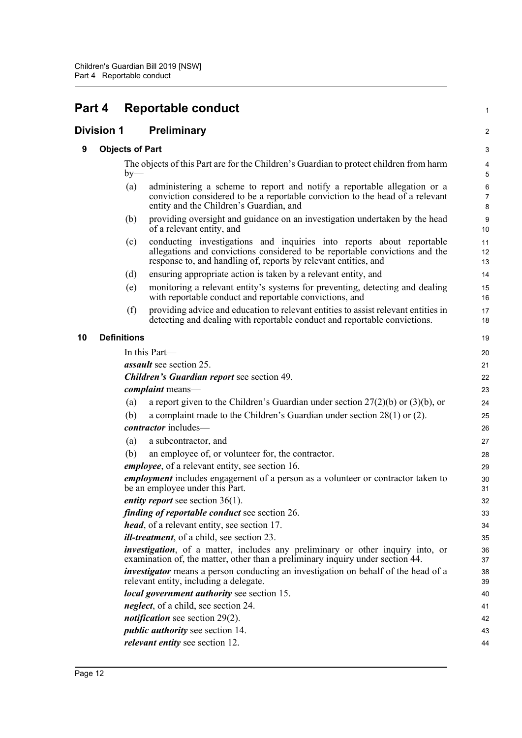# Part 4 Reportable conduct

## Division 1 Preliminary

### 9 Objects of Part

The objects of this Part are for the Children's Guardian to protect children from harm by—

(a) administering a scheme to report and notify a reportable allegation or a conviction considered to be a reportable conviction to the head of a relevant entity and the Children's Guardian, and

(b) providing oversight and guidance on an investigation undertaken by the head of a relevant entity, and

(c) conducting investigations and inquiries into reports about reportable allegations and convictions considered to be reportable convictions and the response to, and handling of, reports by relevant entities, and

(d) ensuring appropriate action is taken by a relevant entity, and

(e) monitoring a relevant entity's systems for preventing, detecting and dealing with reportable conduct and reportable convictions, and

(f) providing advice and education to relevant entities to assist relevant entities in detecting and dealing with reportable conduct and reportable convictions.

### 10 Definitions

In this Part—

***assault*** see section 25.

***Children's Guardian report*** see section 49.

***complaint*** means—

(a) a report given to the Children's Guardian under section 27(2)(b) or (3)(b), or

(b) a complaint made to the Children's Guardian under section 28(1) or (2).

***contractor*** includes—

(a) a subcontractor, and

(b) an employee of, or volunteer for, the contractor.

***employee***, of a relevant entity, see section 16.

***employment*** includes engagement of a person as a volunteer or contractor taken to be an employee under this Part.

***entity report*** see section 36(1).

***finding of reportable conduct*** see section 26.

***head***, of a relevant entity, see section 17.

***ill-treatment***, of a child, see section 23.

***investigation***, of a matter, includes any preliminary or other inquiry into, or examination of, the matter, other than a preliminary inquiry under section 44.

***investigator*** means a person conducting an investigation on behalf of the head of a relevant entity, including a delegate.

***local government authority*** see section 15.

***neglect***, of a child, see section 24.

***notification*** see section 29(2).

***public authority*** see section 14.

***relevant entity*** see section 12.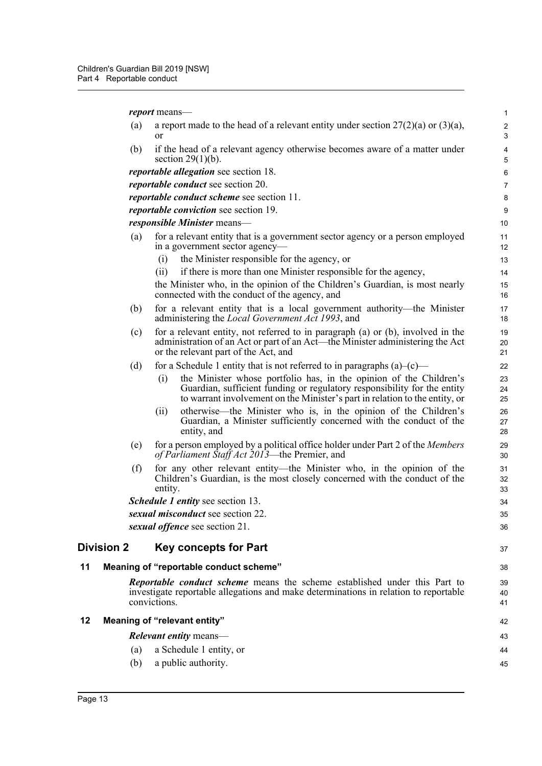***report*** means—

(a) a report made to the head of a relevant entity under section 27(2)(a) or (3)(a), or

(b) if the head of a relevant agency otherwise becomes aware of a matter under section 29(1)(b).

***reportable allegation*** see section 18.

***reportable conduct*** see section 20.

***reportable conduct scheme*** see section 11.

***reportable conviction*** see section 19.

***responsible Minister*** means—

(a) for a relevant entity that is a government sector agency or a person employed in a government sector agency—

  (i) the Minister responsible for the agency, or

  (ii) if there is more than one Minister responsible for the agency,

  the Minister who, in the opinion of the Children's Guardian, is most nearly connected with the conduct of the agency, and

(b) for a relevant entity that is a local government authority—the Minister administering the *Local Government Act 1993*, and

(c) for a relevant entity, not referred to in paragraph (a) or (b), involved in the administration of an Act or part of an Act—the Minister administering the Act or the relevant part of the Act, and

(d) for a Schedule 1 entity that is not referred to in paragraphs (a)–(c)—

  (i) the Minister whose portfolio has, in the opinion of the Children's Guardian, sufficient funding or regulatory responsibility for the entity to warrant involvement on the Minister's part in relation to the entity, or

  (ii) otherwise—the Minister who is, in the opinion of the Children's Guardian, a Minister sufficiently concerned with the conduct of the entity, and

(e) for a person employed by a political office holder under Part 2 of the *Members of Parliament Staff Act 2013*—the Premier, and

(f) for any other relevant entity—the Minister who, in the opinion of the Children's Guardian, is the most closely concerned with the conduct of the entity.

***Schedule 1 entity*** see section 13.

***sexual misconduct*** see section 22.

***sexual offence*** see section 21.

## Division 2 Key concepts for Part

### 11 Meaning of "reportable conduct scheme"

***Reportable conduct scheme*** means the scheme established under this Part to investigate reportable allegations and make determinations in relation to reportable convictions.

### 12 Meaning of "relevant entity"

***Relevant entity*** means—

(a) a Schedule 1 entity, or

(b) a public authority.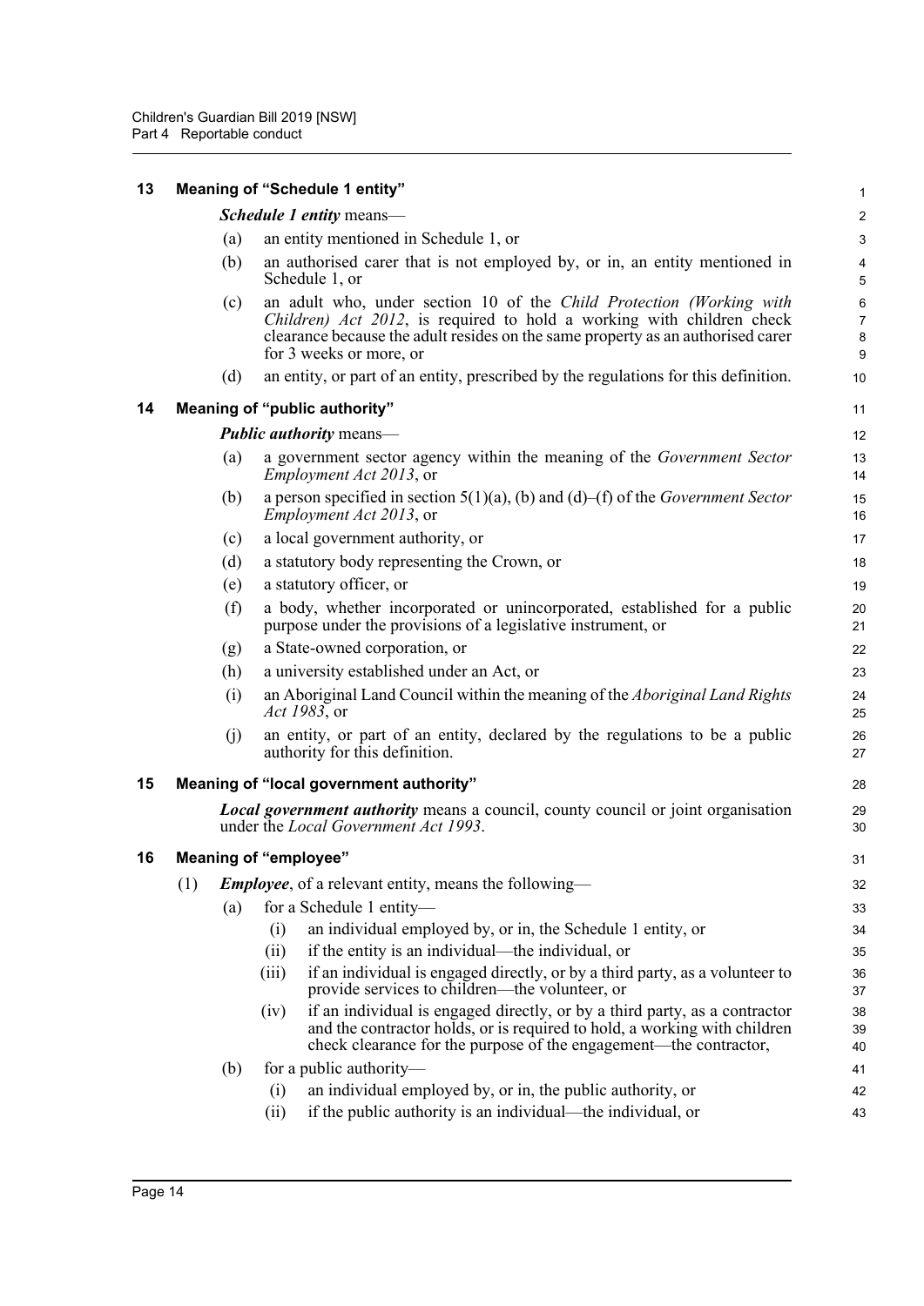## 13 Meaning of "Schedule 1 entity"

***Schedule 1 entity*** means—

(a) an entity mentioned in Schedule 1, or

(b) an authorised carer that is not employed by, or in, an entity mentioned in Schedule 1, or

(c) an adult who, under section 10 of the *Child Protection (Working with Children) Act 2012*, is required to hold a working with children check clearance because the adult resides on the same property as an authorised carer for 3 weeks or more, or

(d) an entity, or part of an entity, prescribed by the regulations for this definition.

## 14 Meaning of "public authority"

***Public authority*** means—

(a) a government sector agency within the meaning of the *Government Sector Employment Act 2013*, or

(b) a person specified in section 5(1)(a), (b) and (d)–(f) of the *Government Sector Employment Act 2013*, or

(c) a local government authority, or

(d) a statutory body representing the Crown, or

(e) a statutory officer, or

(f) a body, whether incorporated or unincorporated, established for a public purpose under the provisions of a legislative instrument, or

(g) a State-owned corporation, or

(h) a university established under an Act, or

(i) an Aboriginal Land Council within the meaning of the *Aboriginal Land Rights Act 1983*, or

(j) an entity, or part of an entity, declared by the regulations to be a public authority for this definition.

## 15 Meaning of "local government authority"

***Local government authority*** means a council, county council or joint organisation under the *Local Government Act 1993*.

## 16 Meaning of "employee"

(1) ***Employee***, of a relevant entity, means the following—

(a) for a Schedule 1 entity—

(i) an individual employed by, or in, the Schedule 1 entity, or

(ii) if the entity is an individual—the individual, or

(iii) if an individual is engaged directly, or by a third party, as a volunteer to provide services to children—the volunteer, or

(iv) if an individual is engaged directly, or by a third party, as a contractor and the contractor holds, or is required to hold, a working with children check clearance for the purpose of the engagement—the contractor,

(b) for a public authority—

(i) an individual employed by, or in, the public authority, or

(ii) if the public authority is an individual—the individual, or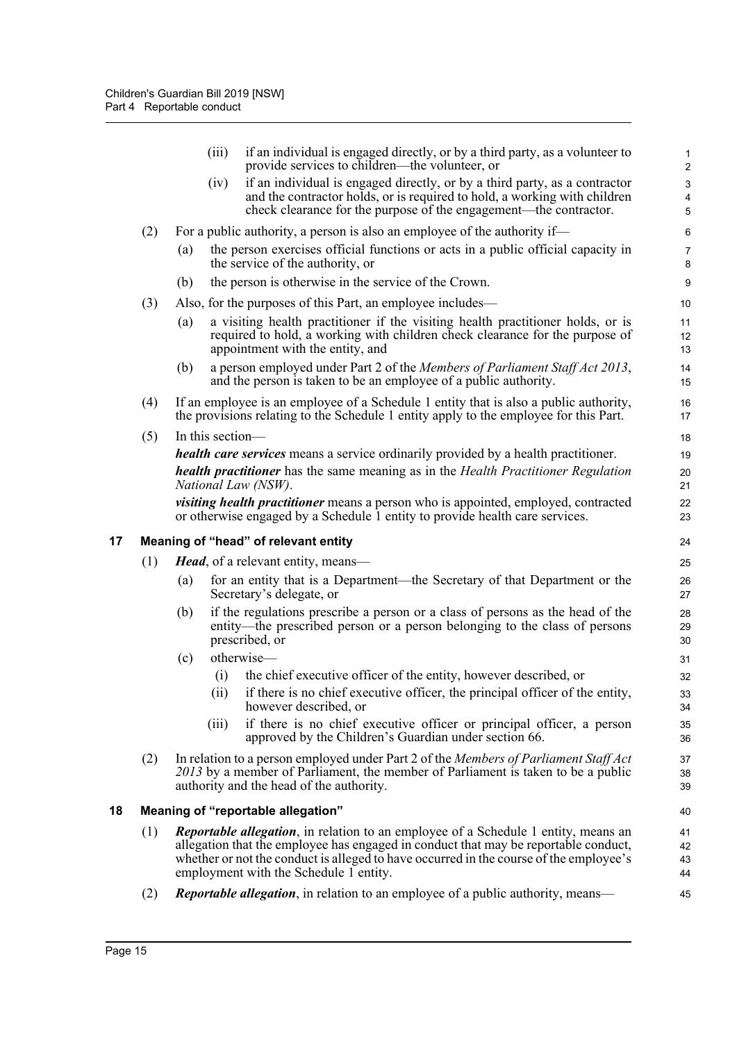(iii) if an individual is engaged directly, or by a third party, as a volunteer to provide services to children—the volunteer, or

(iv) if an individual is engaged directly, or by a third party, as a contractor and the contractor holds, or is required to hold, a working with children check clearance for the purpose of the engagement—the contractor.

(2) For a public authority, a person is also an employee of the authority if—

(a) the person exercises official functions or acts in a public official capacity in the service of the authority, or

(b) the person is otherwise in the service of the Crown.

(3) Also, for the purposes of this Part, an employee includes—

(a) a visiting health practitioner if the visiting health practitioner holds, or is required to hold, a working with children check clearance for the purpose of appointment with the entity, and

(b) a person employed under Part 2 of the *Members of Parliament Staff Act 2013*, and the person is taken to be an employee of a public authority.

(4) If an employee is an employee of a Schedule 1 entity that is also a public authority, the provisions relating to the Schedule 1 entity apply to the employee for this Part.

(5) In this section—

***health care services*** means a service ordinarily provided by a health practitioner.

***health practitioner*** has the same meaning as in the *Health Practitioner Regulation National Law (NSW)*.

***visiting health practitioner*** means a person who is appointed, employed, contracted or otherwise engaged by a Schedule 1 entity to provide health care services.

## 17 Meaning of "head" of relevant entity

(1) ***Head***, of a relevant entity, means—

(a) for an entity that is a Department—the Secretary of that Department or the Secretary's delegate, or

(b) if the regulations prescribe a person or a class of persons as the head of the entity—the prescribed person or a person belonging to the class of persons prescribed, or

(c) otherwise—

(i) the chief executive officer of the entity, however described, or

(ii) if there is no chief executive officer, the principal officer of the entity, however described, or

(iii) if there is no chief executive officer or principal officer, a person approved by the Children's Guardian under section 66.

(2) In relation to a person employed under Part 2 of the *Members of Parliament Staff Act 2013* by a member of Parliament, the member of Parliament is taken to be a public authority and the head of the authority.

## 18 Meaning of "reportable allegation"

(1) ***Reportable allegation***, in relation to an employee of a Schedule 1 entity, means an allegation that the employee has engaged in conduct that may be reportable conduct, whether or not the conduct is alleged to have occurred in the course of the employee's employment with the Schedule 1 entity.

(2) ***Reportable allegation***, in relation to an employee of a public authority, means—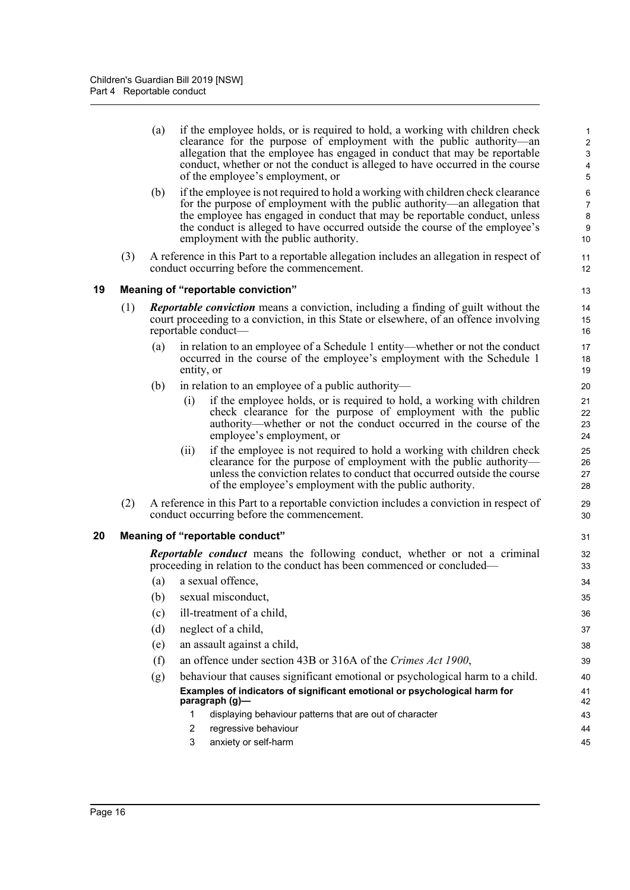(a) if the employee holds, or is required to hold, a working with children check clearance for the purpose of employment with the public authority—an allegation that the employee has engaged in conduct that may be reportable conduct, whether or not the conduct is alleged to have occurred in the course of the employee's employment, or

(b) if the employee is not required to hold a working with children check clearance for the purpose of employment with the public authority—an allegation that the employee has engaged in conduct that may be reportable conduct, unless the conduct is alleged to have occurred outside the course of the employee's employment with the public authority.

(3) A reference in this Part to a reportable allegation includes an allegation in respect of conduct occurring before the commencement.

## 19 Meaning of "reportable conviction"

(1) ***Reportable conviction*** means a conviction, including a finding of guilt without the court proceeding to a conviction, in this State or elsewhere, of an offence involving reportable conduct—

(a) in relation to an employee of a Schedule 1 entity—whether or not the conduct occurred in the course of the employee's employment with the Schedule 1 entity, or

(b) in relation to an employee of a public authority—

(i) if the employee holds, or is required to hold, a working with children check clearance for the purpose of employment with the public authority—whether or not the conduct occurred in the course of the employee's employment, or

(ii) if the employee is not required to hold a working with children check clearance for the purpose of employment with the public authority—unless the conviction relates to conduct that occurred outside the course of the employee's employment with the public authority.

(2) A reference in this Part to a reportable conviction includes a conviction in respect of conduct occurring before the commencement.

## 20 Meaning of "reportable conduct"

***Reportable conduct*** means the following conduct, whether or not a criminal proceeding in relation to the conduct has been commenced or concluded—

(a) a sexual offence,

(b) sexual misconduct,

(c) ill-treatment of a child,

(d) neglect of a child,

(e) an assault against a child,

(f) an offence under section 43B or 316A of the *Crimes Act 1900*,

(g) behaviour that causes significant emotional or psychological harm to a child.

**Examples of indicators of significant emotional or psychological harm for paragraph (g)—**

1 displaying behaviour patterns that are out of character

2 regressive behaviour

3 anxiety or self-harm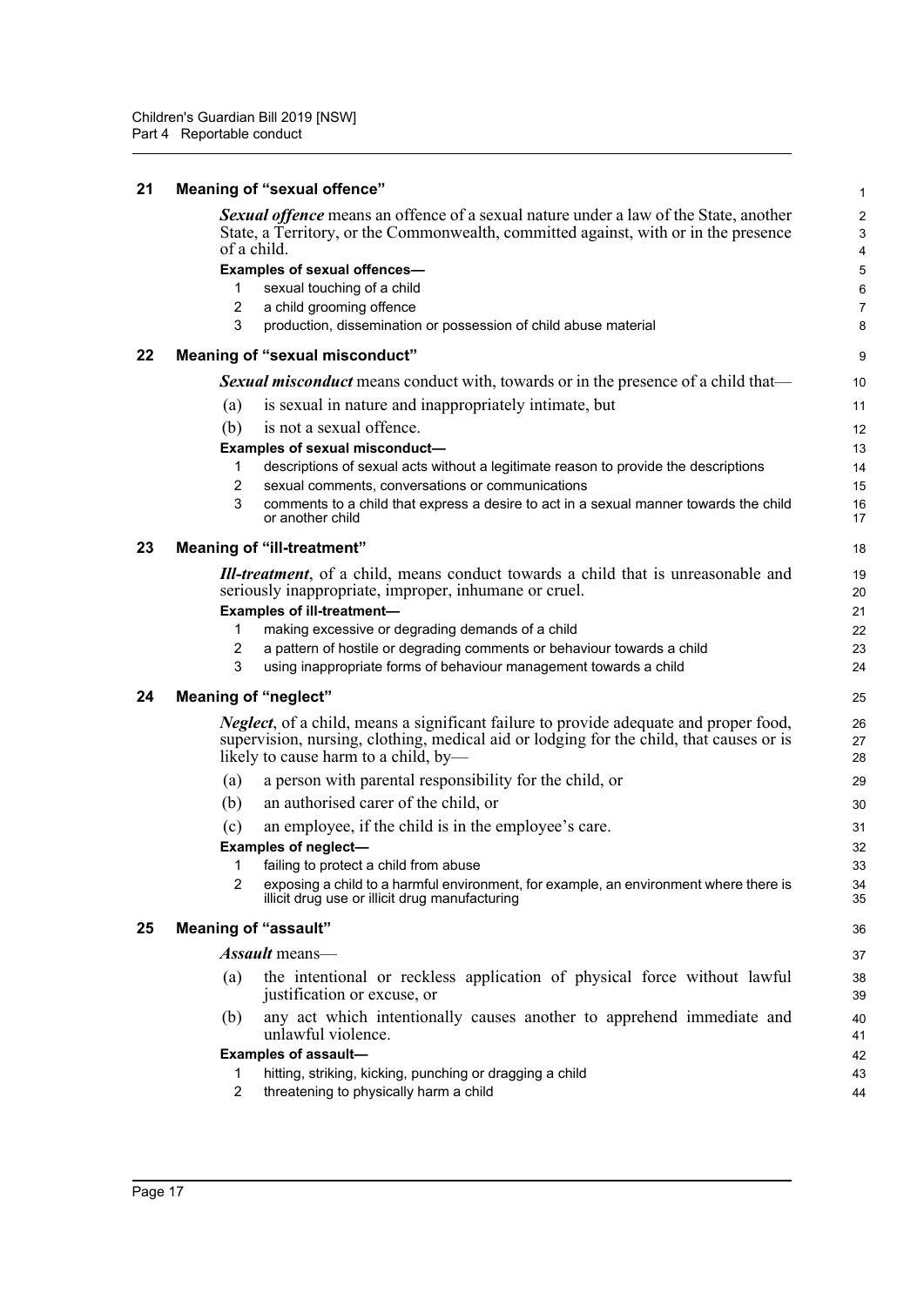## 21 Meaning of "sexual offence"

***Sexual offence*** means an offence of a sexual nature under a law of the State, another State, a Territory, or the Commonwealth, committed against, with or in the presence of a child.

**Examples of sexual offences—**

1. sexual touching of a child
2. a child grooming offence
3. production, dissemination or possession of child abuse material

## 22 Meaning of "sexual misconduct"

***Sexual misconduct*** means conduct with, towards or in the presence of a child that—

(a) is sexual in nature and inappropriately intimate, but

(b) is not a sexual offence.

**Examples of sexual misconduct—**

1. descriptions of sexual acts without a legitimate reason to provide the descriptions
2. sexual comments, conversations or communications
3. comments to a child that express a desire to act in a sexual manner towards the child or another child

## 23 Meaning of "ill-treatment"

***Ill-treatment***, of a child, means conduct towards a child that is unreasonable and seriously inappropriate, improper, inhumane or cruel.

**Examples of ill-treatment—**

1. making excessive or degrading demands of a child
2. a pattern of hostile or degrading comments or behaviour towards a child
3. using inappropriate forms of behaviour management towards a child

## 24 Meaning of "neglect"

***Neglect***, of a child, means a significant failure to provide adequate and proper food, supervision, nursing, clothing, medical aid or lodging for the child, that causes or is likely to cause harm to a child, by—

(a) a person with parental responsibility for the child, or

(b) an authorised carer of the child, or

(c) an employee, if the child is in the employee's care.

**Examples of neglect—**

1. failing to protect a child from abuse
2. exposing a child to a harmful environment, for example, an environment where there is illicit drug use or illicit drug manufacturing

## 25 Meaning of "assault"

***Assault*** means—

(a) the intentional or reckless application of physical force without lawful justification or excuse, or

(b) any act which intentionally causes another to apprehend immediate and unlawful violence.

**Examples of assault—**

1. hitting, striking, kicking, punching or dragging a child
2. threatening to physically harm a child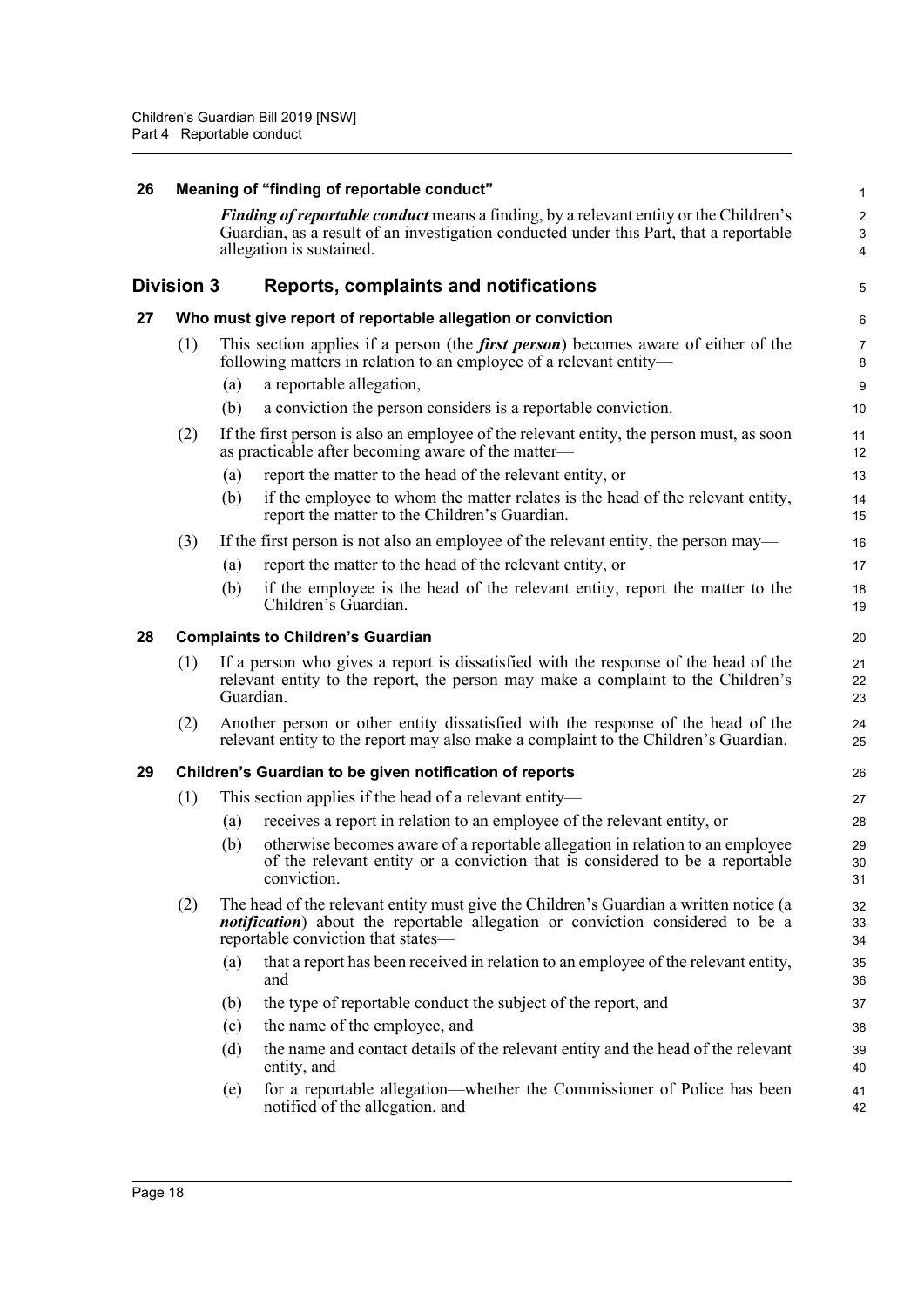### 26 Meaning of "finding of reportable conduct"

***Finding of reportable conduct*** means a finding, by a relevant entity or the Children's Guardian, as a result of an investigation conducted under this Part, that a reportable allegation is sustained.

## Division 3 Reports, complaints and notifications

### 27 Who must give report of reportable allegation or conviction

(1) This section applies if a person (the ***first person***) becomes aware of either of the following matters in relation to an employee of a relevant entity—

(a) a reportable allegation,

(b) a conviction the person considers is a reportable conviction.

(2) If the first person is also an employee of the relevant entity, the person must, as soon as practicable after becoming aware of the matter—

(a) report the matter to the head of the relevant entity, or

(b) if the employee to whom the matter relates is the head of the relevant entity, report the matter to the Children's Guardian.

(3) If the first person is not also an employee of the relevant entity, the person may—

(a) report the matter to the head of the relevant entity, or

(b) if the employee is the head of the relevant entity, report the matter to the Children's Guardian.

### 28 Complaints to Children's Guardian

(1) If a person who gives a report is dissatisfied with the response of the head of the relevant entity to the report, the person may make a complaint to the Children's Guardian.

(2) Another person or other entity dissatisfied with the response of the head of the relevant entity to the report may also make a complaint to the Children's Guardian.

### 29 Children's Guardian to be given notification of reports

(1) This section applies if the head of a relevant entity—

(a) receives a report in relation to an employee of the relevant entity, or

(b) otherwise becomes aware of a reportable allegation in relation to an employee of the relevant entity or a conviction that is considered to be a reportable conviction.

(2) The head of the relevant entity must give the Children's Guardian a written notice (a ***notification***) about the reportable allegation or conviction considered to be a reportable conviction that states—

(a) that a report has been received in relation to an employee of the relevant entity, and

(b) the type of reportable conduct the subject of the report, and

(c) the name of the employee, and

(d) the name and contact details of the relevant entity and the head of the relevant entity, and

(e) for a reportable allegation—whether the Commissioner of Police has been notified of the allegation, and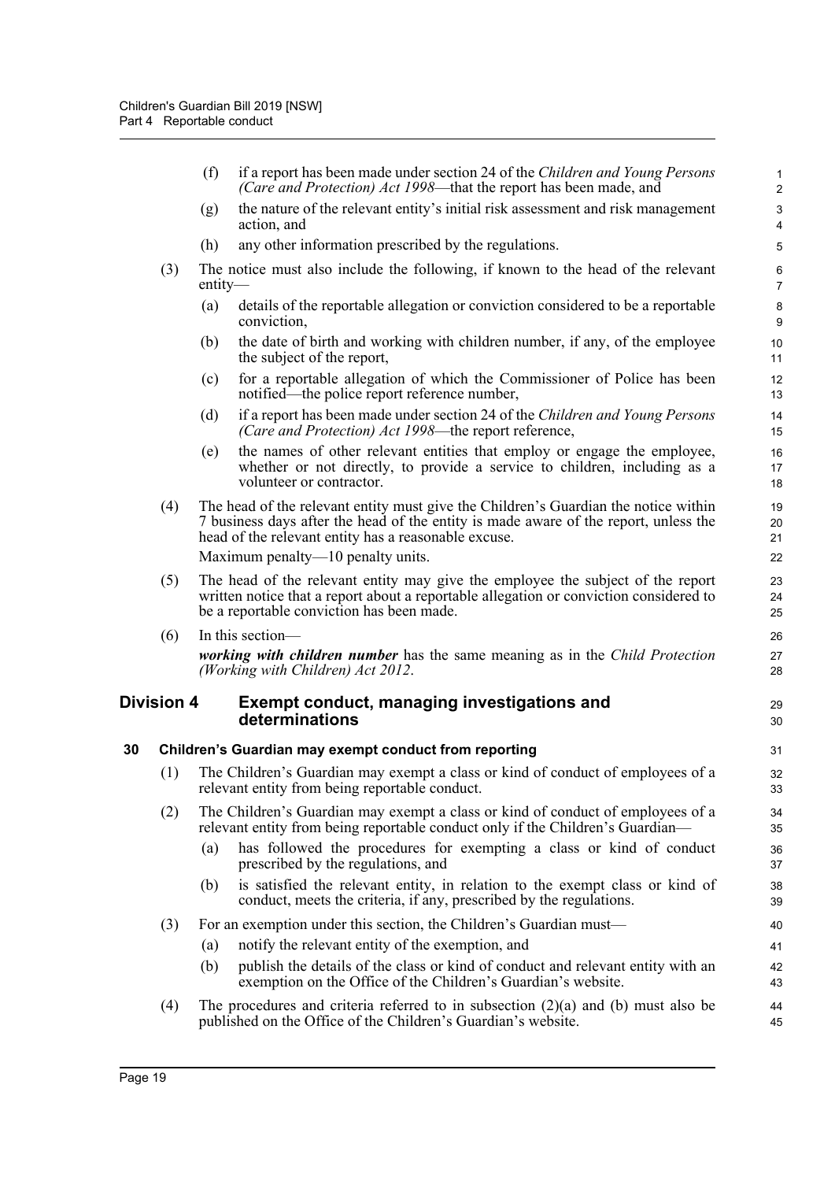(f) if a report has been made under section 24 of the *Children and Young Persons (Care and Protection) Act 1998*—that the report has been made, and

(g) the nature of the relevant entity's initial risk assessment and risk management action, and

(h) any other information prescribed by the regulations.

(3) The notice must also include the following, if known to the head of the relevant entity—

(a) details of the reportable allegation or conviction considered to be a reportable conviction,

(b) the date of birth and working with children number, if any, of the employee the subject of the report,

(c) for a reportable allegation of which the Commissioner of Police has been notified—the police report reference number,

(d) if a report has been made under section 24 of the *Children and Young Persons (Care and Protection) Act 1998*—the report reference,

(e) the names of other relevant entities that employ or engage the employee, whether or not directly, to provide a service to children, including as a volunteer or contractor.

(4) The head of the relevant entity must give the Children's Guardian the notice within 7 business days after the head of the entity is made aware of the report, unless the head of the relevant entity has a reasonable excuse.

Maximum penalty—10 penalty units.

(5) The head of the relevant entity may give the employee the subject of the report written notice that a report about a reportable allegation or conviction considered to be a reportable conviction has been made.

(6) In this section—

***working with children number*** has the same meaning as in the *Child Protection (Working with Children) Act 2012*.

## Division 4 Exempt conduct, managing investigations and determinations

### 30 Children's Guardian may exempt conduct from reporting

(1) The Children's Guardian may exempt a class or kind of conduct of employees of a relevant entity from being reportable conduct.

(2) The Children's Guardian may exempt a class or kind of conduct of employees of a relevant entity from being reportable conduct only if the Children's Guardian—

(a) has followed the procedures for exempting a class or kind of conduct prescribed by the regulations, and

(b) is satisfied the relevant entity, in relation to the exempt class or kind of conduct, meets the criteria, if any, prescribed by the regulations.

(3) For an exemption under this section, the Children's Guardian must—

(a) notify the relevant entity of the exemption, and

(b) publish the details of the class or kind of conduct and relevant entity with an exemption on the Office of the Children's Guardian's website.

(4) The procedures and criteria referred to in subsection (2)(a) and (b) must also be published on the Office of the Children's Guardian's website.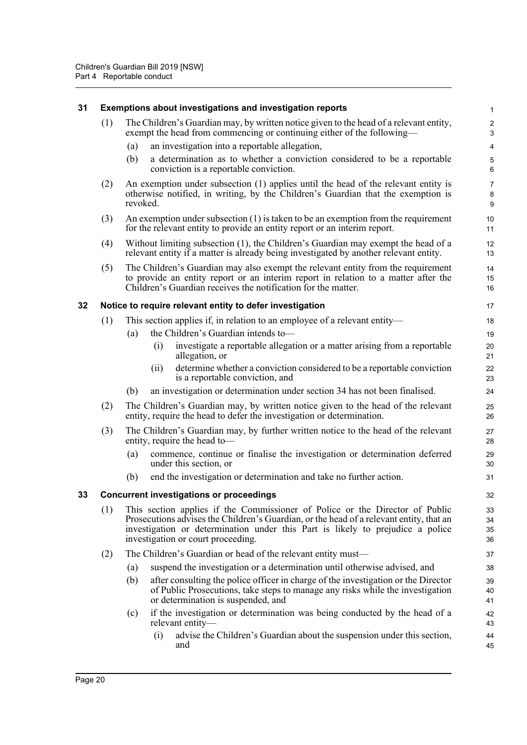## 31 Exemptions about investigations and investigation reports

(1) The Children's Guardian may, by written notice given to the head of a relevant entity, exempt the head from commencing or continuing either of the following—

(a) an investigation into a reportable allegation,

(b) a determination as to whether a conviction considered to be a reportable conviction is a reportable conviction.

(2) An exemption under subsection (1) applies until the head of the relevant entity is otherwise notified, in writing, by the Children's Guardian that the exemption is revoked.

(3) An exemption under subsection (1) is taken to be an exemption from the requirement for the relevant entity to provide an entity report or an interim report.

(4) Without limiting subsection (1), the Children's Guardian may exempt the head of a relevant entity if a matter is already being investigated by another relevant entity.

(5) The Children's Guardian may also exempt the relevant entity from the requirement to provide an entity report or an interim report in relation to a matter after the Children's Guardian receives the notification for the matter.

## 32 Notice to require relevant entity to defer investigation

(1) This section applies if, in relation to an employee of a relevant entity—

(a) the Children's Guardian intends to—

(i) investigate a reportable allegation or a matter arising from a reportable allegation, or

(ii) determine whether a conviction considered to be a reportable conviction is a reportable conviction, and

(b) an investigation or determination under section 34 has not been finalised.

(2) The Children's Guardian may, by written notice given to the head of the relevant entity, require the head to defer the investigation or determination.

(3) The Children's Guardian may, by further written notice to the head of the relevant entity, require the head to—

(a) commence, continue or finalise the investigation or determination deferred under this section, or

(b) end the investigation or determination and take no further action.

## 33 Concurrent investigations or proceedings

(1) This section applies if the Commissioner of Police or the Director of Public Prosecutions advises the Children's Guardian, or the head of a relevant entity, that an investigation or determination under this Part is likely to prejudice a police investigation or court proceeding.

(2) The Children's Guardian or head of the relevant entity must—

(a) suspend the investigation or a determination until otherwise advised, and

(b) after consulting the police officer in charge of the investigation or the Director of Public Prosecutions, take steps to manage any risks while the investigation or determination is suspended, and

(c) if the investigation or determination was being conducted by the head of a relevant entity—

(i) advise the Children's Guardian about the suspension under this section, and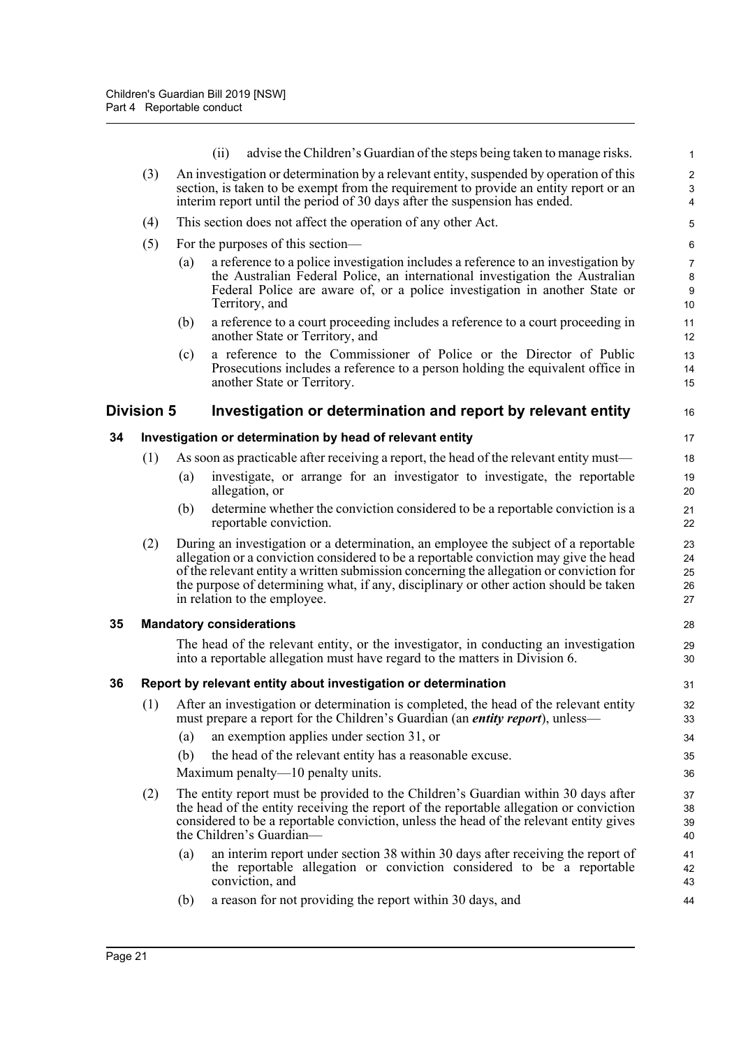(ii) advise the Children's Guardian of the steps being taken to manage risks.

(3) An investigation or determination by a relevant entity, suspended by operation of this section, is taken to be exempt from the requirement to provide an entity report or an interim report until the period of 30 days after the suspension has ended.

(4) This section does not affect the operation of any other Act.

(5) For the purposes of this section—

(a) a reference to a police investigation includes a reference to an investigation by the Australian Federal Police, an international investigation the Australian Federal Police are aware of, or a police investigation in another State or Territory, and

(b) a reference to a court proceeding includes a reference to a court proceeding in another State or Territory, and

(c) a reference to the Commissioner of Police or the Director of Public Prosecutions includes a reference to a person holding the equivalent office in another State or Territory.

## Division 5 Investigation or determination and report by relevant entity

### 34 Investigation or determination by head of relevant entity

(1) As soon as practicable after receiving a report, the head of the relevant entity must—

(a) investigate, or arrange for an investigator to investigate, the reportable allegation, or

(b) determine whether the conviction considered to be a reportable conviction is a reportable conviction.

(2) During an investigation or a determination, an employee the subject of a reportable allegation or a conviction considered to be a reportable conviction may give the head of the relevant entity a written submission concerning the allegation or conviction for the purpose of determining what, if any, disciplinary or other action should be taken in relation to the employee.

### 35 Mandatory considerations

The head of the relevant entity, or the investigator, in conducting an investigation into a reportable allegation must have regard to the matters in Division 6.

### 36 Report by relevant entity about investigation or determination

(1) After an investigation or determination is completed, the head of the relevant entity must prepare a report for the Children's Guardian (an ***entity report***), unless—

(a) an exemption applies under section 31, or

(b) the head of the relevant entity has a reasonable excuse.

Maximum penalty—10 penalty units.

(2) The entity report must be provided to the Children's Guardian within 30 days after the head of the entity receiving the report of the reportable allegation or conviction considered to be a reportable conviction, unless the head of the relevant entity gives the Children's Guardian—

(a) an interim report under section 38 within 30 days after receiving the report of the reportable allegation or conviction considered to be a reportable conviction, and

(b) a reason for not providing the report within 30 days, and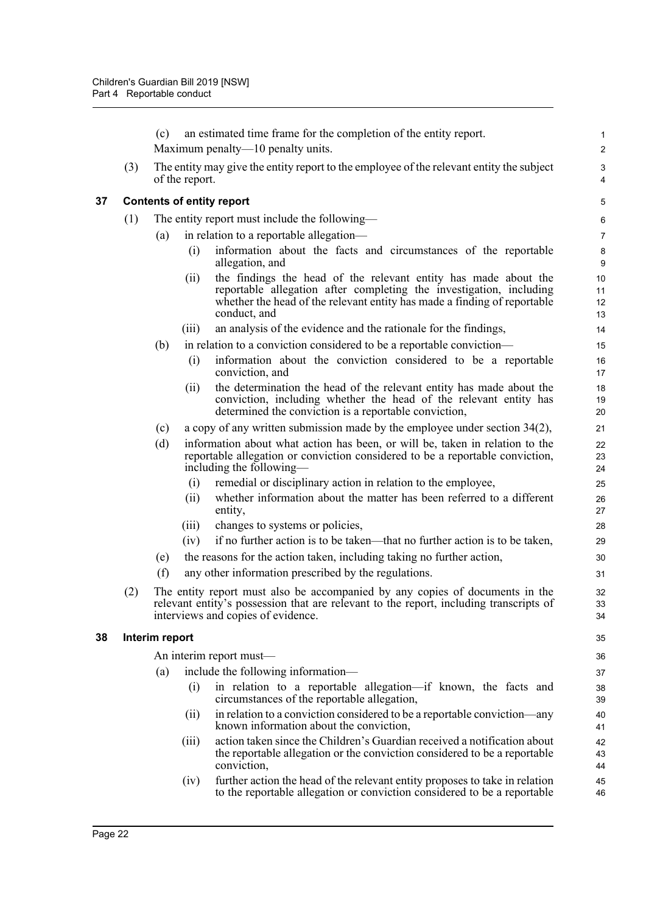(c) an estimated time frame for the completion of the entity report.

Maximum penalty—10 penalty units.

(3) The entity may give the entity report to the employee of the relevant entity the subject of the report.

### 37 Contents of entity report

(1) The entity report must include the following—

(a) in relation to a reportable allegation—

(i) information about the facts and circumstances of the reportable allegation, and

(ii) the findings the head of the relevant entity has made about the reportable allegation after completing the investigation, including whether the head of the relevant entity has made a finding of reportable conduct, and

(iii) an analysis of the evidence and the rationale for the findings,

(b) in relation to a conviction considered to be a reportable conviction—

(i) information about the conviction considered to be a reportable conviction, and

(ii) the determination the head of the relevant entity has made about the conviction, including whether the head of the relevant entity has determined the conviction is a reportable conviction,

(c) a copy of any written submission made by the employee under section 34(2),

(d) information about what action has been, or will be, taken in relation to the reportable allegation or conviction considered to be a reportable conviction, including the following—

(i) remedial or disciplinary action in relation to the employee,

(ii) whether information about the matter has been referred to a different entity,

(iii) changes to systems or policies,

(iv) if no further action is to be taken—that no further action is to be taken,

(e) the reasons for the action taken, including taking no further action,

(f) any other information prescribed by the regulations.

(2) The entity report must also be accompanied by any copies of documents in the relevant entity's possession that are relevant to the report, including transcripts of interviews and copies of evidence.

### 38 Interim report

An interim report must—

(a) include the following information—

(i) in relation to a reportable allegation—if known, the facts and circumstances of the reportable allegation,

(ii) in relation to a conviction considered to be a reportable conviction—any known information about the conviction,

(iii) action taken since the Children's Guardian received a notification about the reportable allegation or the conviction considered to be a reportable conviction,

(iv) further action the head of the relevant entity proposes to take in relation to the reportable allegation or conviction considered to be a reportable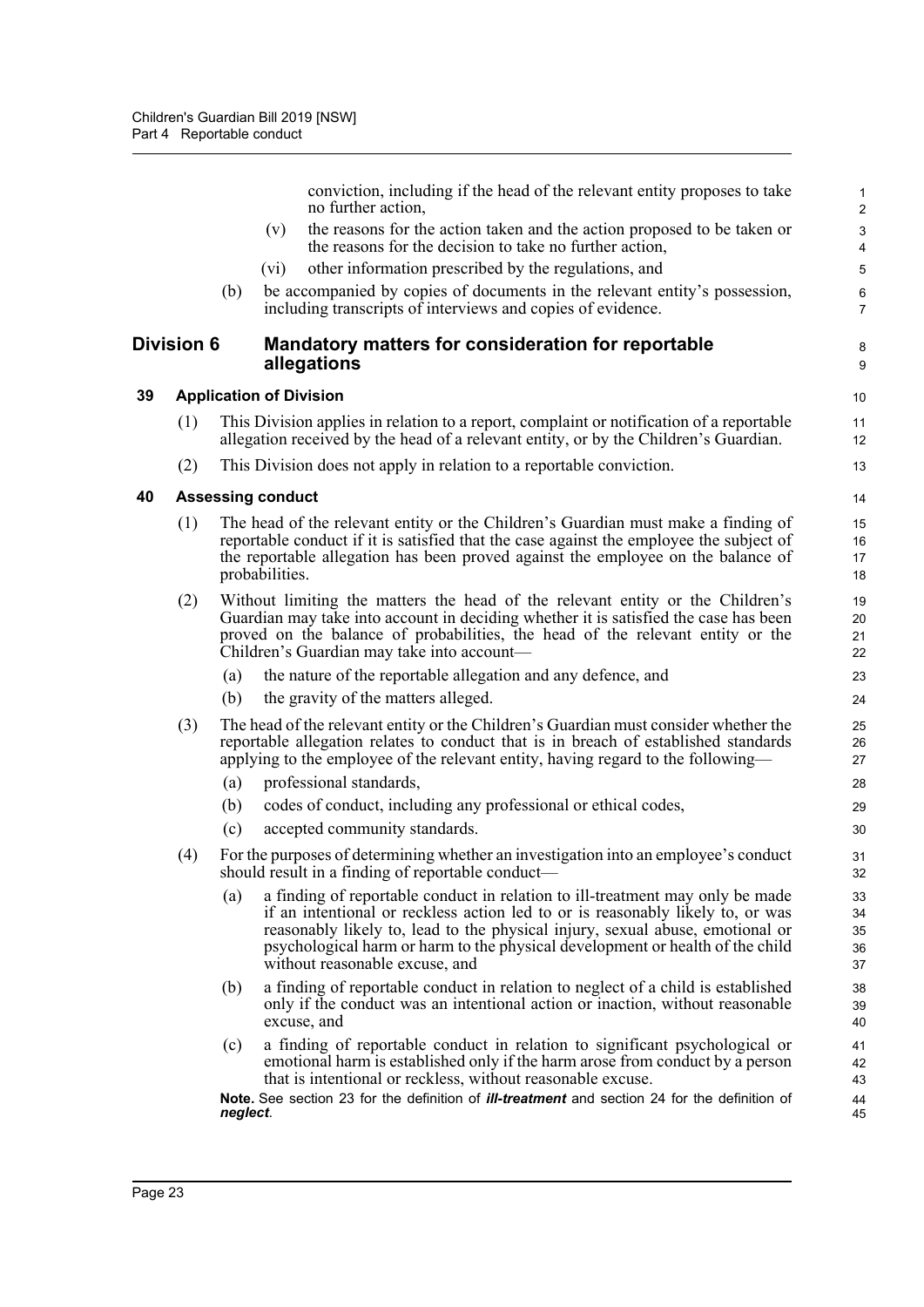conviction, including if the head of the relevant entity proposes to take no further action,

(v) the reasons for the action taken and the action proposed to be taken or the reasons for the decision to take no further action,

(vi) other information prescribed by the regulations, and

(b) be accompanied by copies of documents in the relevant entity's possession, including transcripts of interviews and copies of evidence.

## Division 6 Mandatory matters for consideration for reportable allegations

### 39 Application of Division

(1) This Division applies in relation to a report, complaint or notification of a reportable allegation received by the head of a relevant entity, or by the Children's Guardian.

(2) This Division does not apply in relation to a reportable conviction.

### 40 Assessing conduct

(1) The head of the relevant entity or the Children's Guardian must make a finding of reportable conduct if it is satisfied that the case against the employee the subject of the reportable allegation has been proved against the employee on the balance of probabilities.

(2) Without limiting the matters the head of the relevant entity or the Children's Guardian may take into account in deciding whether it is satisfied the case has been proved on the balance of probabilities, the head of the relevant entity or the Children's Guardian may take into account—

(a) the nature of the reportable allegation and any defence, and

(b) the gravity of the matters alleged.

(3) The head of the relevant entity or the Children's Guardian must consider whether the reportable allegation relates to conduct that is in breach of established standards applying to the employee of the relevant entity, having regard to the following—

(a) professional standards,

(b) codes of conduct, including any professional or ethical codes,

(c) accepted community standards.

(4) For the purposes of determining whether an investigation into an employee's conduct should result in a finding of reportable conduct—

(a) a finding of reportable conduct in relation to ill-treatment may only be made if an intentional or reckless action led to or is reasonably likely to, or was reasonably likely to, lead to the physical injury, sexual abuse, emotional or psychological harm or harm to the physical development or health of the child without reasonable excuse, and

(b) a finding of reportable conduct in relation to neglect of a child is established only if the conduct was an intentional action or inaction, without reasonable excuse, and

(c) a finding of reportable conduct in relation to significant psychological or emotional harm is established only if the harm arose from conduct by a person that is intentional or reckless, without reasonable excuse.

**Note.** See section 23 for the definition of ***ill-treatment*** and section 24 for the definition of ***neglect***.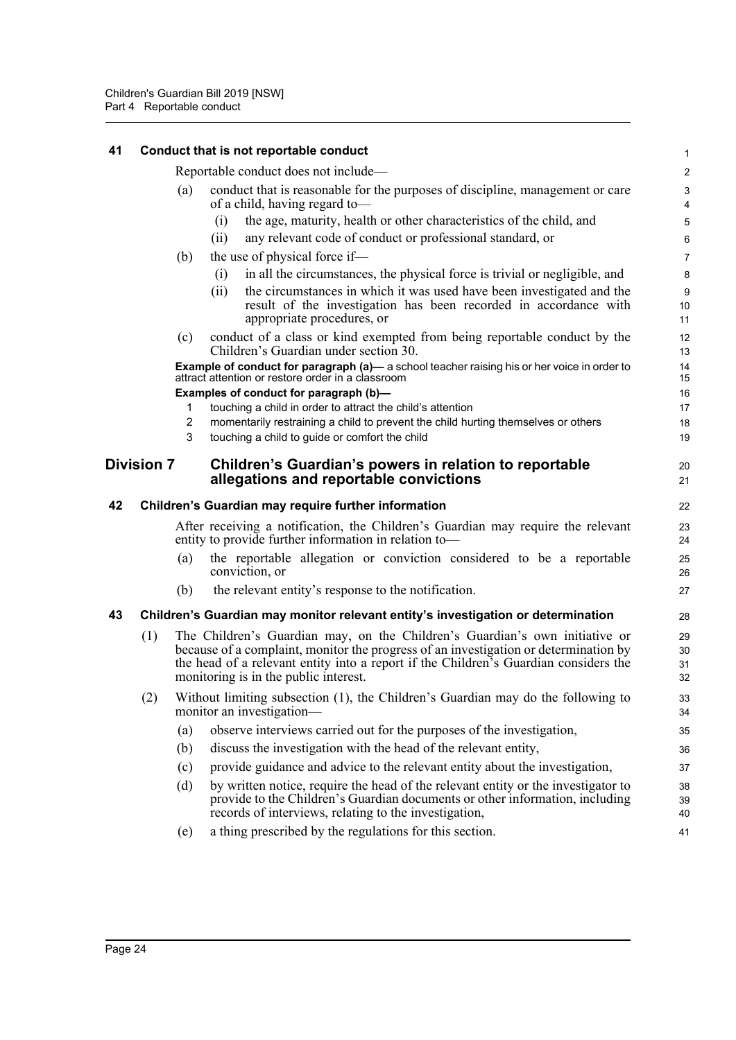### 41 Conduct that is not reportable conduct

Reportable conduct does not include—

(a) conduct that is reasonable for the purposes of discipline, management or care of a child, having regard to—

(i) the age, maturity, health or other characteristics of the child, and

(ii) any relevant code of conduct or professional standard, or

(b) the use of physical force if—

(i) in all the circumstances, the physical force is trivial or negligible, and

(ii) the circumstances in which it was used have been investigated and the result of the investigation has been recorded in accordance with appropriate procedures, or

(c) conduct of a class or kind exempted from being reportable conduct by the Children's Guardian under section 30.

**Example of conduct for paragraph (a)—** a school teacher raising his or her voice in order to attract attention or restore order in a classroom

**Examples of conduct for paragraph (b)—**

1 touching a child in order to attract the child's attention

2 momentarily restraining a child to prevent the child hurting themselves or others

3 touching a child to guide or comfort the child

## Division 7 Children's Guardian's powers in relation to reportable allegations and reportable convictions

### 42 Children's Guardian may require further information

After receiving a notification, the Children's Guardian may require the relevant entity to provide further information in relation to—

(a) the reportable allegation or conviction considered to be a reportable conviction, or

(b) the relevant entity's response to the notification.

### 43 Children's Guardian may monitor relevant entity's investigation or determination

(1) The Children's Guardian may, on the Children's Guardian's own initiative or because of a complaint, monitor the progress of an investigation or determination by the head of a relevant entity into a report if the Children's Guardian considers the monitoring is in the public interest.

(2) Without limiting subsection (1), the Children's Guardian may do the following to monitor an investigation—

(a) observe interviews carried out for the purposes of the investigation,

(b) discuss the investigation with the head of the relevant entity,

(c) provide guidance and advice to the relevant entity about the investigation,

(d) by written notice, require the head of the relevant entity or the investigator to provide to the Children's Guardian documents or other information, including records of interviews, relating to the investigation,

(e) a thing prescribed by the regulations for this section.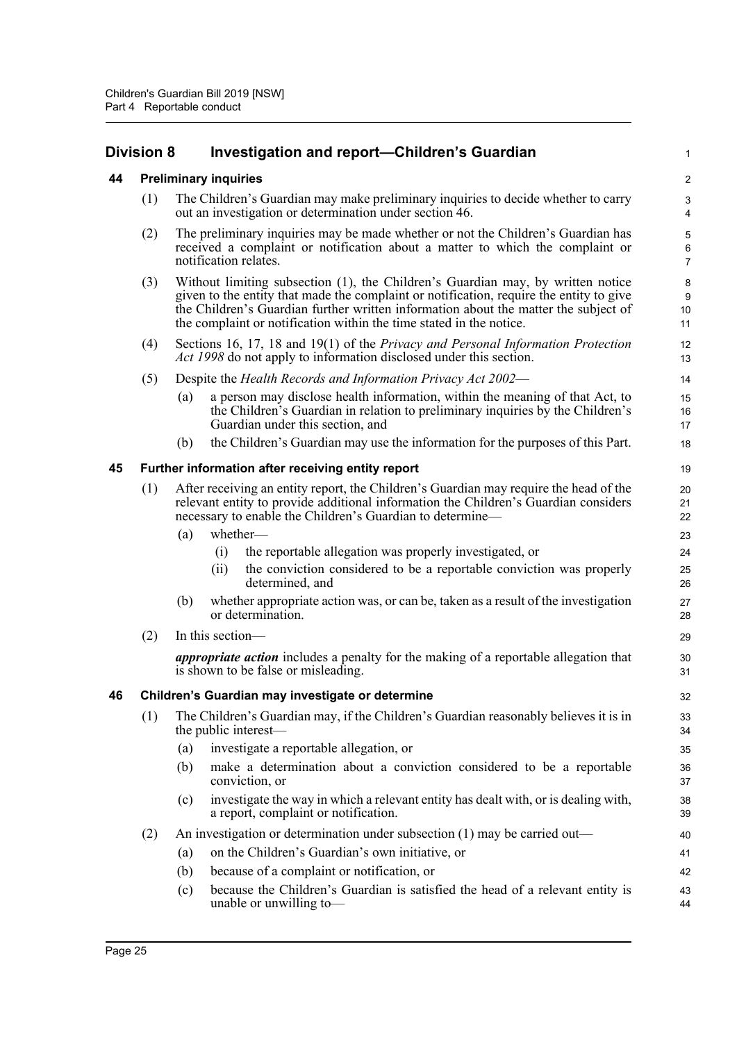## Division 8 Investigation and report—Children's Guardian

### 44 Preliminary inquiries

(1) The Children's Guardian may make preliminary inquiries to decide whether to carry out an investigation or determination under section 46.

(2) The preliminary inquiries may be made whether or not the Children's Guardian has received a complaint or notification about a matter to which the complaint or notification relates.

(3) Without limiting subsection (1), the Children's Guardian may, by written notice given to the entity that made the complaint or notification, require the entity to give the Children's Guardian further written information about the matter the subject of the complaint or notification within the time stated in the notice.

(4) Sections 16, 17, 18 and 19(1) of the *Privacy and Personal Information Protection Act 1998* do not apply to information disclosed under this section.

(5) Despite the *Health Records and Information Privacy Act 2002*—

(a) a person may disclose health information, within the meaning of that Act, to the Children's Guardian in relation to preliminary inquiries by the Children's Guardian under this section, and

(b) the Children's Guardian may use the information for the purposes of this Part.

### 45 Further information after receiving entity report

(1) After receiving an entity report, the Children's Guardian may require the head of the relevant entity to provide additional information the Children's Guardian considers necessary to enable the Children's Guardian to determine—

(a) whether—

(i) the reportable allegation was properly investigated, or

(ii) the conviction considered to be a reportable conviction was properly determined, and

(b) whether appropriate action was, or can be, taken as a result of the investigation or determination.

(2) In this section—

***appropriate action*** includes a penalty for the making of a reportable allegation that is shown to be false or misleading.

### 46 Children's Guardian may investigate or determine

(1) The Children's Guardian may, if the Children's Guardian reasonably believes it is in the public interest—

(a) investigate a reportable allegation, or

(b) make a determination about a conviction considered to be a reportable conviction, or

(c) investigate the way in which a relevant entity has dealt with, or is dealing with, a report, complaint or notification.

(2) An investigation or determination under subsection (1) may be carried out—

(a) on the Children's Guardian's own initiative, or

(b) because of a complaint or notification, or

(c) because the Children's Guardian is satisfied the head of a relevant entity is unable or unwilling to—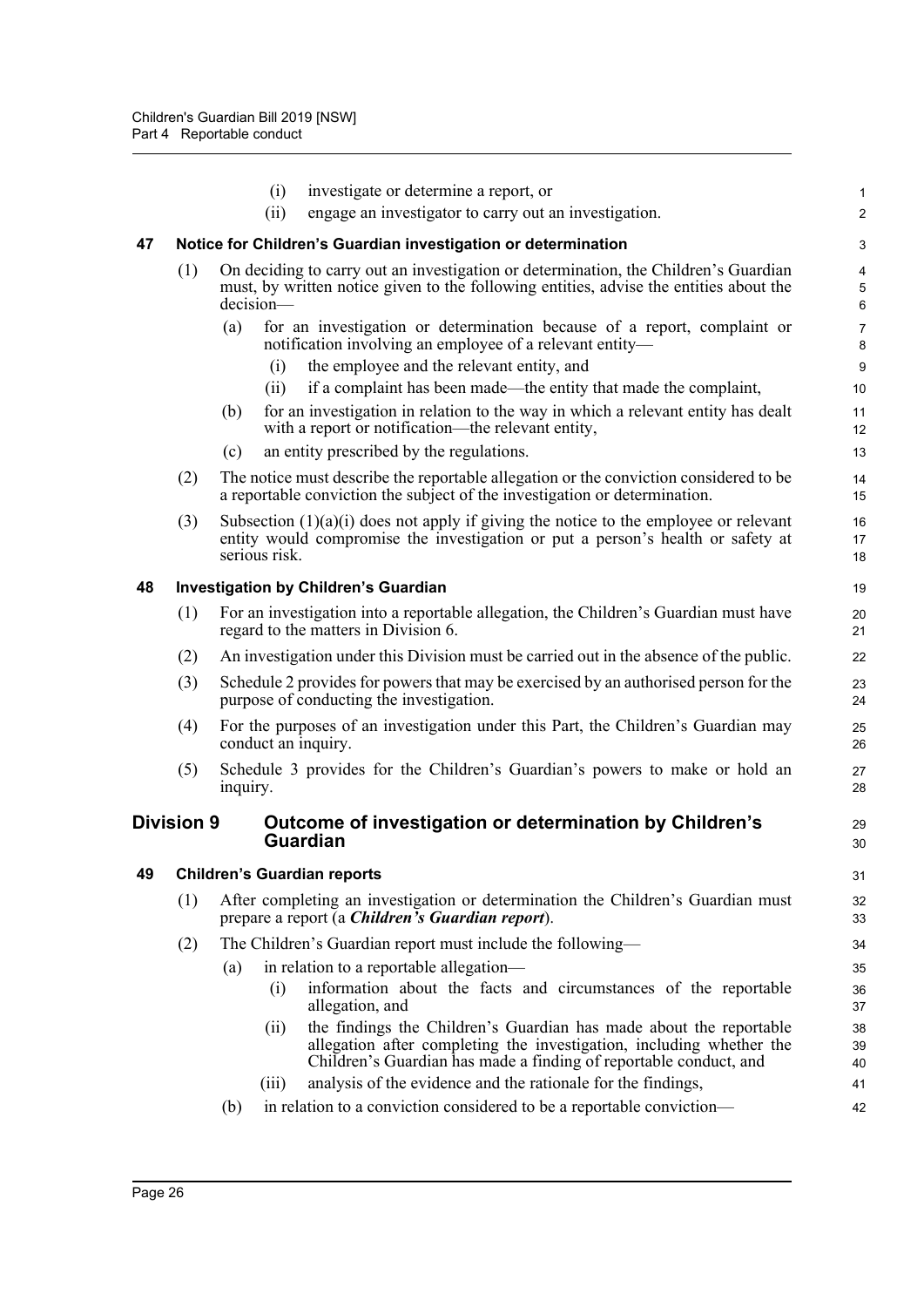(i) investigate or determine a report, or

(ii) engage an investigator to carry out an investigation.

### 47 Notice for Children's Guardian investigation or determination

(1) On deciding to carry out an investigation or determination, the Children's Guardian must, by written notice given to the following entities, advise the entities about the decision—

(a) for an investigation or determination because of a report, complaint or notification involving an employee of a relevant entity—

(i) the employee and the relevant entity, and

(ii) if a complaint has been made—the entity that made the complaint,

(b) for an investigation in relation to the way in which a relevant entity has dealt with a report or notification—the relevant entity,

(c) an entity prescribed by the regulations.

(2) The notice must describe the reportable allegation or the conviction considered to be a reportable conviction the subject of the investigation or determination.

(3) Subsection (1)(a)(i) does not apply if giving the notice to the employee or relevant entity would compromise the investigation or put a person's health or safety at serious risk.

### 48 Investigation by Children's Guardian

(1) For an investigation into a reportable allegation, the Children's Guardian must have regard to the matters in Division 6.

(2) An investigation under this Division must be carried out in the absence of the public.

(3) Schedule 2 provides for powers that may be exercised by an authorised person for the purpose of conducting the investigation.

(4) For the purposes of an investigation under this Part, the Children's Guardian may conduct an inquiry.

(5) Schedule 3 provides for the Children's Guardian's powers to make or hold an inquiry.

## Division 9 Outcome of investigation or determination by Children's Guardian

### 49 Children's Guardian reports

(1) After completing an investigation or determination the Children's Guardian must prepare a report (a ***Children's Guardian report***).

(2) The Children's Guardian report must include the following—

(a) in relation to a reportable allegation—

(i) information about the facts and circumstances of the reportable allegation, and

(ii) the findings the Children's Guardian has made about the reportable allegation after completing the investigation, including whether the Children's Guardian has made a finding of reportable conduct, and

(iii) analysis of the evidence and the rationale for the findings,

(b) in relation to a conviction considered to be a reportable conviction—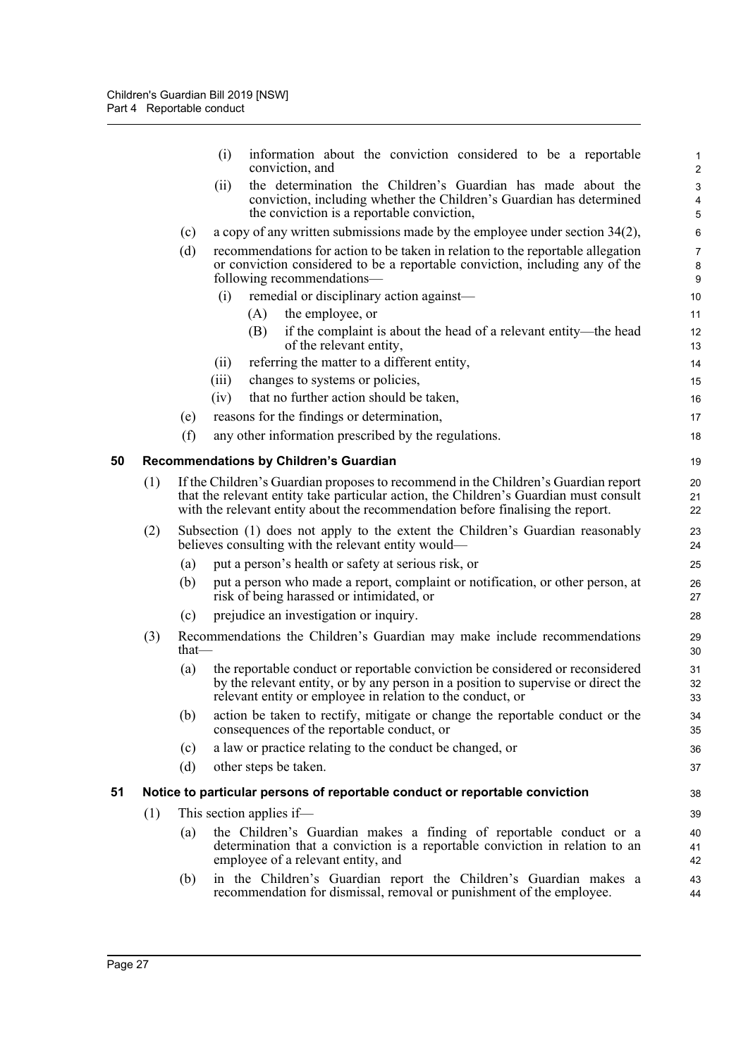(i) information about the conviction considered to be a reportable conviction, and

(ii) the determination the Children's Guardian has made about the conviction, including whether the Children's Guardian has determined the conviction is a reportable conviction,

(c) a copy of any written submissions made by the employee under section 34(2),

(d) recommendations for action to be taken in relation to the reportable allegation or conviction considered to be a reportable conviction, including any of the following recommendations—

(i) remedial or disciplinary action against—

(A) the employee, or

(B) if the complaint is about the head of a relevant entity—the head of the relevant entity,

(ii) referring the matter to a different entity,

(iii) changes to systems or policies,

(iv) that no further action should be taken,

(e) reasons for the findings or determination,

(f) any other information prescribed by the regulations.

### 50 Recommendations by Children's Guardian

(1) If the Children's Guardian proposes to recommend in the Children's Guardian report that the relevant entity take particular action, the Children's Guardian must consult with the relevant entity about the recommendation before finalising the report.

(2) Subsection (1) does not apply to the extent the Children's Guardian reasonably believes consulting with the relevant entity would—

(a) put a person's health or safety at serious risk, or

(b) put a person who made a report, complaint or notification, or other person, at risk of being harassed or intimidated, or

(c) prejudice an investigation or inquiry.

(3) Recommendations the Children's Guardian may make include recommendations that—

(a) the reportable conduct or reportable conviction be considered or reconsidered by the relevant entity, or by any person in a position to supervise or direct the relevant entity or employee in relation to the conduct, or

(b) action be taken to rectify, mitigate or change the reportable conduct or the consequences of the reportable conduct, or

(c) a law or practice relating to the conduct be changed, or

(d) other steps be taken.

### 51 Notice to particular persons of reportable conduct or reportable conviction

(1) This section applies if—

(a) the Children's Guardian makes a finding of reportable conduct or a determination that a conviction is a reportable conviction in relation to an employee of a relevant entity, and

(b) in the Children's Guardian report the Children's Guardian makes a recommendation for dismissal, removal or punishment of the employee.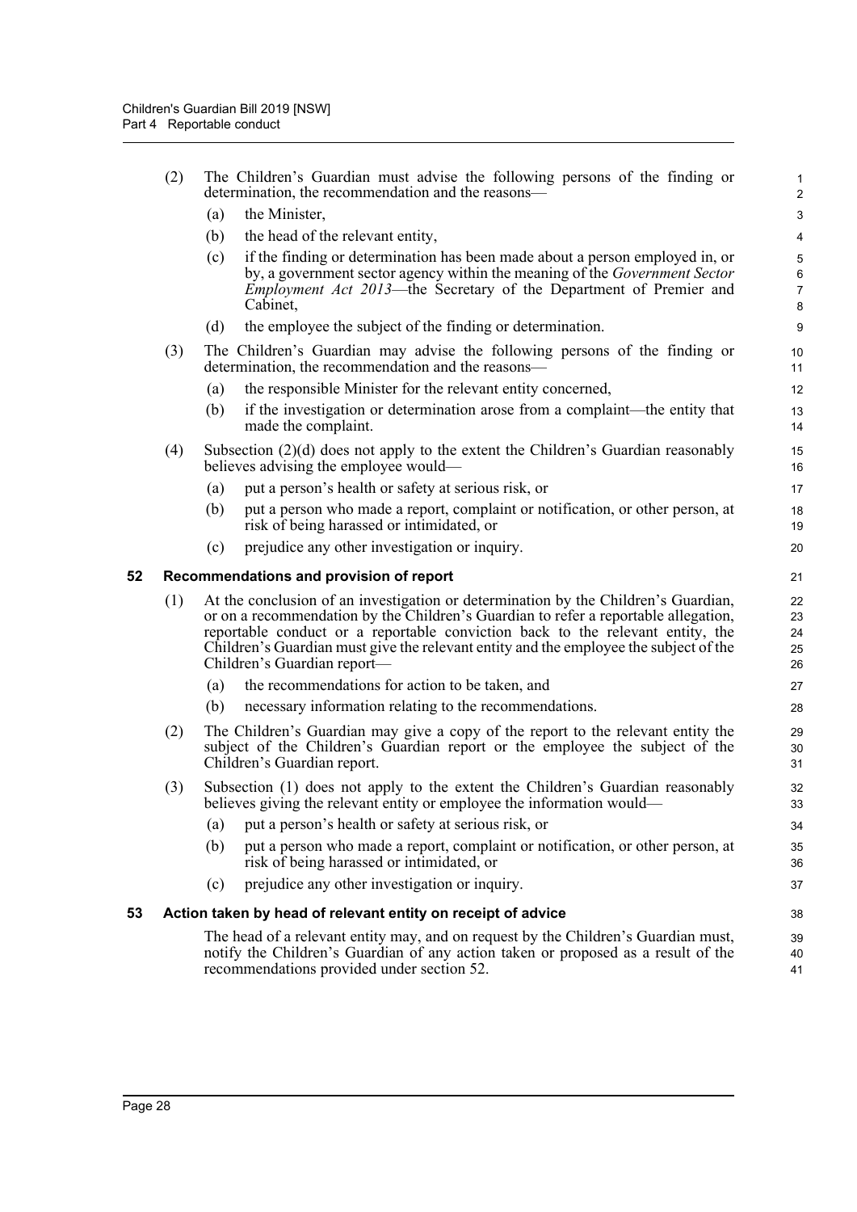(2) The Children's Guardian must advise the following persons of the finding or determination, the recommendation and the reasons—

(a) the Minister,

(b) the head of the relevant entity,

(c) if the finding or determination has been made about a person employed in, or by, a government sector agency within the meaning of the *Government Sector Employment Act 2013*—the Secretary of the Department of Premier and Cabinet,

(d) the employee the subject of the finding or determination.

(3) The Children's Guardian may advise the following persons of the finding or determination, the recommendation and the reasons—

(a) the responsible Minister for the relevant entity concerned,

(b) if the investigation or determination arose from a complaint—the entity that made the complaint.

(4) Subsection (2)(d) does not apply to the extent the Children's Guardian reasonably believes advising the employee would—

(a) put a person's health or safety at serious risk, or

(b) put a person who made a report, complaint or notification, or other person, at risk of being harassed or intimidated, or

(c) prejudice any other investigation or inquiry.

## 52 Recommendations and provision of report

(1) At the conclusion of an investigation or determination by the Children's Guardian, or on a recommendation by the Children's Guardian to refer a reportable allegation, reportable conduct or a reportable conviction back to the relevant entity, the Children's Guardian must give the relevant entity and the employee the subject of the Children's Guardian report—

(a) the recommendations for action to be taken, and

(b) necessary information relating to the recommendations.

(2) The Children's Guardian may give a copy of the report to the relevant entity the subject of the Children's Guardian report or the employee the subject of the Children's Guardian report.

(3) Subsection (1) does not apply to the extent the Children's Guardian reasonably believes giving the relevant entity or employee the information would—

(a) put a person's health or safety at serious risk, or

(b) put a person who made a report, complaint or notification, or other person, at risk of being harassed or intimidated, or

(c) prejudice any other investigation or inquiry.

## 53 Action taken by head of relevant entity on receipt of advice

The head of a relevant entity may, and on request by the Children's Guardian must, notify the Children's Guardian of any action taken or proposed as a result of the recommendations provided under section 52.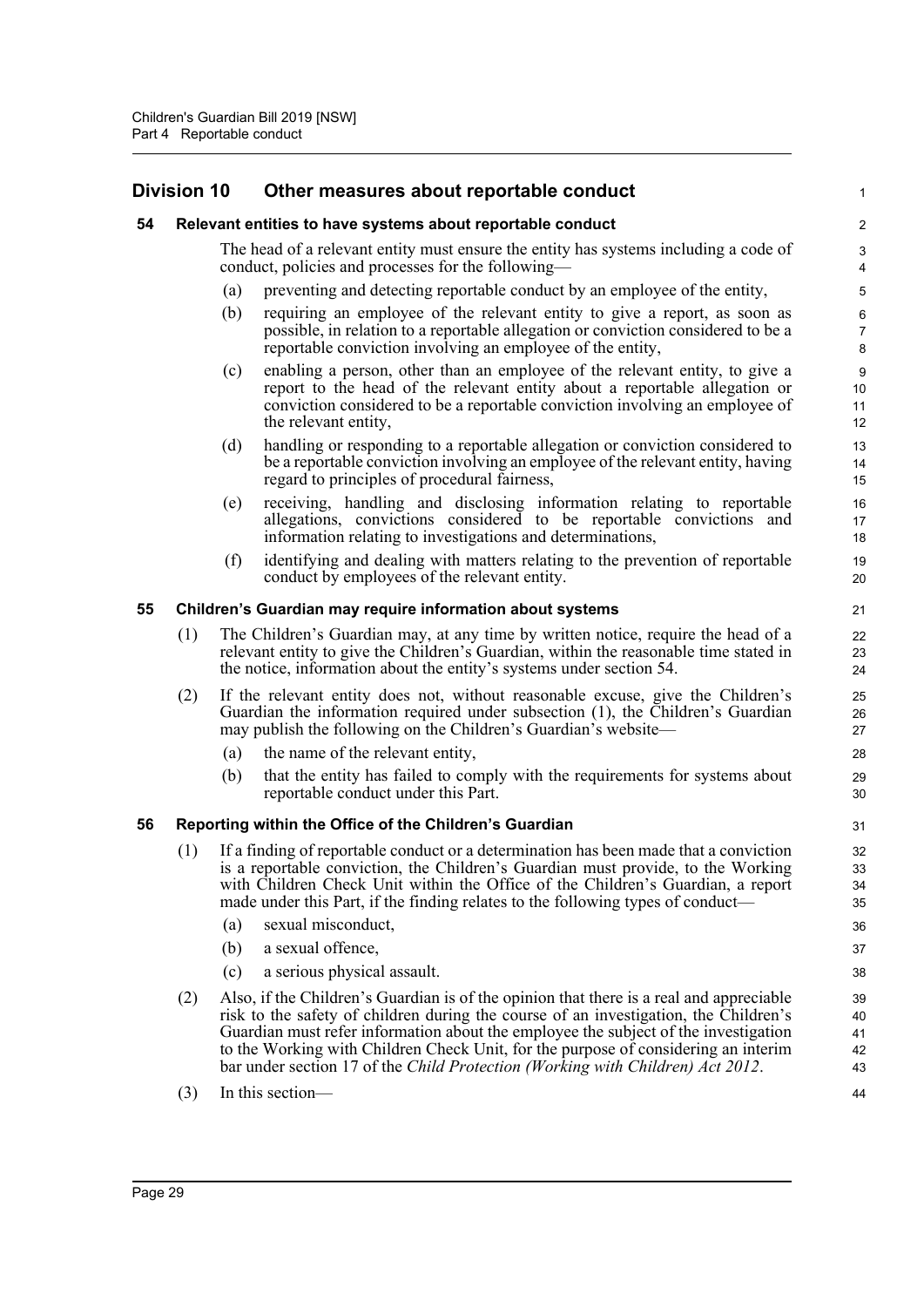## Division 10 Other measures about reportable conduct

### 54 Relevant entities to have systems about reportable conduct

The head of a relevant entity must ensure the entity has systems including a code of conduct, policies and processes for the following—

(a) preventing and detecting reportable conduct by an employee of the entity,

(b) requiring an employee of the relevant entity to give a report, as soon as possible, in relation to a reportable allegation or conviction considered to be a reportable conviction involving an employee of the entity,

(c) enabling a person, other than an employee of the relevant entity, to give a report to the head of the relevant entity about a reportable allegation or conviction considered to be a reportable conviction involving an employee of the relevant entity,

(d) handling or responding to a reportable allegation or conviction considered to be a reportable conviction involving an employee of the relevant entity, having regard to principles of procedural fairness,

(e) receiving, handling and disclosing information relating to reportable allegations, convictions considered to be reportable convictions and information relating to investigations and determinations,

(f) identifying and dealing with matters relating to the prevention of reportable conduct by employees of the relevant entity.

### 55 Children's Guardian may require information about systems

(1) The Children's Guardian may, at any time by written notice, require the head of a relevant entity to give the Children's Guardian, within the reasonable time stated in the notice, information about the entity's systems under section 54.

(2) If the relevant entity does not, without reasonable excuse, give the Children's Guardian the information required under subsection (1), the Children's Guardian may publish the following on the Children's Guardian's website—

(a) the name of the relevant entity,

(b) that the entity has failed to comply with the requirements for systems about reportable conduct under this Part.

### 56 Reporting within the Office of the Children's Guardian

(1) If a finding of reportable conduct or a determination has been made that a conviction is a reportable conviction, the Children's Guardian must provide, to the Working with Children Check Unit within the Office of the Children's Guardian, a report made under this Part, if the finding relates to the following types of conduct—

(a) sexual misconduct,

(b) a sexual offence,

(c) a serious physical assault.

(2) Also, if the Children's Guardian is of the opinion that there is a real and appreciable risk to the safety of children during the course of an investigation, the Children's Guardian must refer information about the employee the subject of the investigation to the Working with Children Check Unit, for the purpose of considering an interim bar under section 17 of the *Child Protection (Working with Children) Act 2012*.

(3) In this section—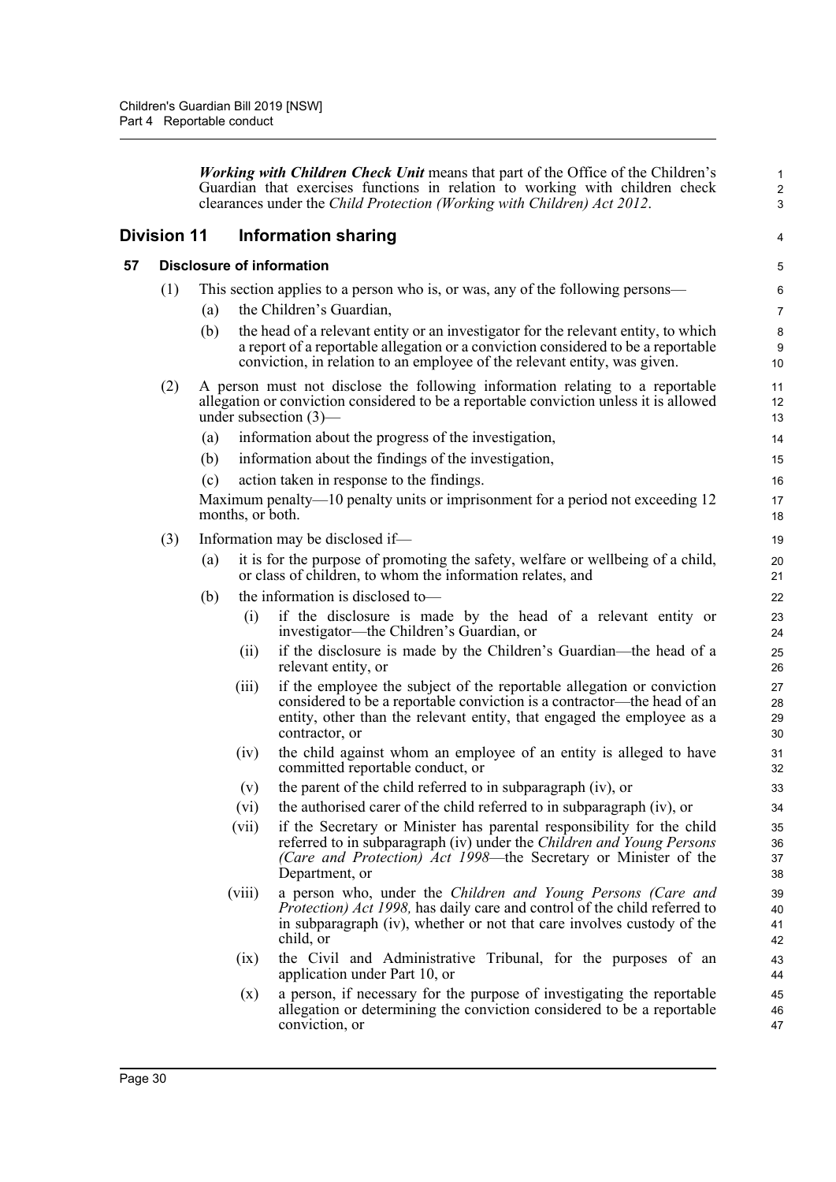***Working with Children Check Unit*** means that part of the Office of the Children's Guardian that exercises functions in relation to working with children check clearances under the *Child Protection (Working with Children) Act 2012*.

## Division 11 Information sharing

### 57 Disclosure of information

(1) This section applies to a person who is, or was, any of the following persons—

(a) the Children's Guardian,

(b) the head of a relevant entity or an investigator for the relevant entity, to which a report of a reportable allegation or a conviction considered to be a reportable conviction, in relation to an employee of the relevant entity, was given.

(2) A person must not disclose the following information relating to a reportable allegation or conviction considered to be a reportable conviction unless it is allowed under subsection (3)—

(a) information about the progress of the investigation,

(b) information about the findings of the investigation,

(c) action taken in response to the findings.

Maximum penalty—10 penalty units or imprisonment for a period not exceeding 12 months, or both.

(3) Information may be disclosed if—

(a) it is for the purpose of promoting the safety, welfare or wellbeing of a child, or class of children, to whom the information relates, and

(b) the information is disclosed to—

(i) if the disclosure is made by the head of a relevant entity or investigator—the Children's Guardian, or

(ii) if the disclosure is made by the Children's Guardian—the head of a relevant entity, or

(iii) if the employee the subject of the reportable allegation or conviction considered to be a reportable conviction is a contractor—the head of an entity, other than the relevant entity, that engaged the employee as a contractor, or

(iv) the child against whom an employee of an entity is alleged to have committed reportable conduct, or

(v) the parent of the child referred to in subparagraph (iv), or

(vi) the authorised carer of the child referred to in subparagraph (iv), or

(vii) if the Secretary or Minister has parental responsibility for the child referred to in subparagraph (iv) under the *Children and Young Persons (Care and Protection) Act 1998*—the Secretary or Minister of the Department, or

(viii) a person who, under the *Children and Young Persons (Care and Protection) Act 1998,* has daily care and control of the child referred to in subparagraph (iv), whether or not that care involves custody of the child, or

(ix) the Civil and Administrative Tribunal, for the purposes of an application under Part 10, or

(x) a person, if necessary for the purpose of investigating the reportable allegation or determining the conviction considered to be a reportable conviction, or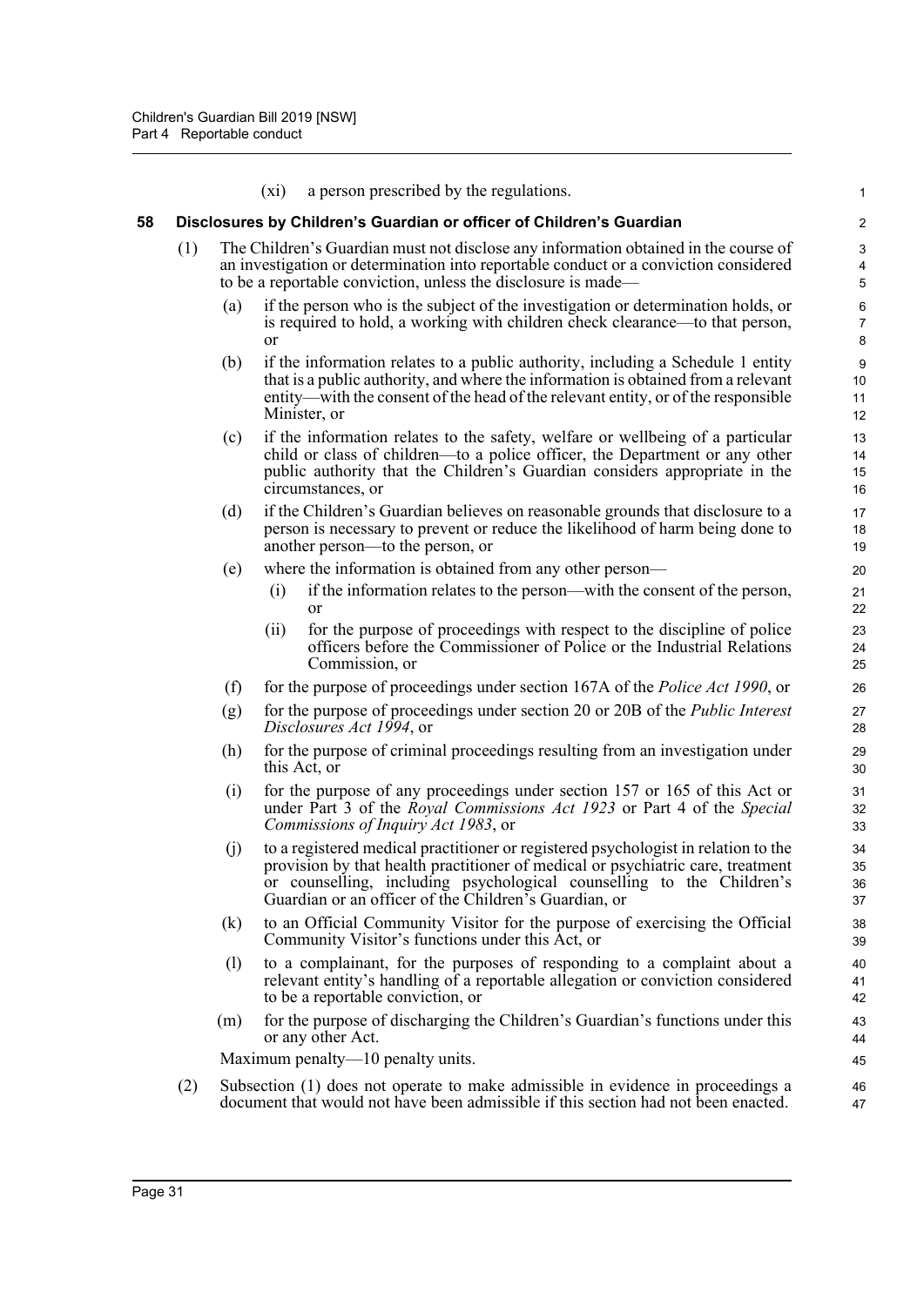(xi) a person prescribed by the regulations.

### 58 Disclosures by Children's Guardian or officer of Children's Guardian

(1) The Children's Guardian must not disclose any information obtained in the course of an investigation or determination into reportable conduct or a conviction considered to be a reportable conviction, unless the disclosure is made—

(a) if the person who is the subject of the investigation or determination holds, or is required to hold, a working with children check clearance—to that person, or

(b) if the information relates to a public authority, including a Schedule 1 entity that is a public authority, and where the information is obtained from a relevant entity—with the consent of the head of the relevant entity, or of the responsible Minister, or

(c) if the information relates to the safety, welfare or wellbeing of a particular child or class of children—to a police officer, the Department or any other public authority that the Children's Guardian considers appropriate in the circumstances, or

(d) if the Children's Guardian believes on reasonable grounds that disclosure to a person is necessary to prevent or reduce the likelihood of harm being done to another person—to the person, or

(e) where the information is obtained from any other person—

(i) if the information relates to the person—with the consent of the person, or

(ii) for the purpose of proceedings with respect to the discipline of police officers before the Commissioner of Police or the Industrial Relations Commission, or

(f) for the purpose of proceedings under section 167A of the *Police Act 1990*, or

(g) for the purpose of proceedings under section 20 or 20B of the *Public Interest Disclosures Act 1994*, or

(h) for the purpose of criminal proceedings resulting from an investigation under this Act, or

(i) for the purpose of any proceedings under section 157 or 165 of this Act or under Part 3 of the *Royal Commissions Act 1923* or Part 4 of the *Special Commissions of Inquiry Act 1983*, or

(j) to a registered medical practitioner or registered psychologist in relation to the provision by that health practitioner of medical or psychiatric care, treatment or counselling, including psychological counselling to the Children's Guardian or an officer of the Children's Guardian, or

(k) to an Official Community Visitor for the purpose of exercising the Official Community Visitor's functions under this Act, or

(l) to a complainant, for the purposes of responding to a complaint about a relevant entity's handling of a reportable allegation or conviction considered to be a reportable conviction, or

(m) for the purpose of discharging the Children's Guardian's functions under this or any other Act.

Maximum penalty—10 penalty units.

(2) Subsection (1) does not operate to make admissible in evidence in proceedings a document that would not have been admissible if this section had not been enacted.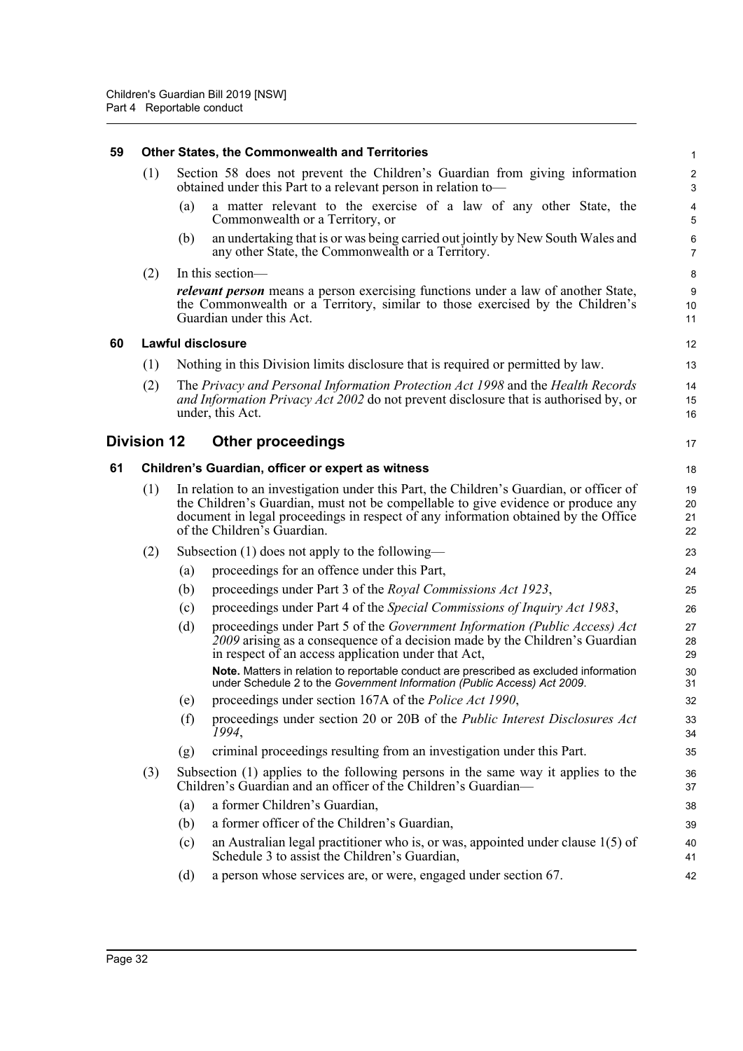### 59 Other States, the Commonwealth and Territories

(1) Section 58 does not prevent the Children's Guardian from giving information obtained under this Part to a relevant person in relation to—

(a) a matter relevant to the exercise of a law of any other State, the Commonwealth or a Territory, or

(b) an undertaking that is or was being carried out jointly by New South Wales and any other State, the Commonwealth or a Territory.

(2) In this section—

***relevant person*** means a person exercising functions under a law of another State, the Commonwealth or a Territory, similar to those exercised by the Children's Guardian under this Act.

### 60 Lawful disclosure

(1) Nothing in this Division limits disclosure that is required or permitted by law.

(2) The *Privacy and Personal Information Protection Act 1998* and the *Health Records and Information Privacy Act 2002* do not prevent disclosure that is authorised by, or under, this Act.

## Division 12 Other proceedings

### 61 Children's Guardian, officer or expert as witness

(1) In relation to an investigation under this Part, the Children's Guardian, or officer of the Children's Guardian, must not be compellable to give evidence or produce any document in legal proceedings in respect of any information obtained by the Office of the Children's Guardian.

(2) Subsection (1) does not apply to the following—

(a) proceedings for an offence under this Part,

(b) proceedings under Part 3 of the *Royal Commissions Act 1923*,

(c) proceedings under Part 4 of the *Special Commissions of Inquiry Act 1983*,

(d) proceedings under Part 5 of the *Government Information (Public Access) Act 2009* arising as a consequence of a decision made by the Children's Guardian in respect of an access application under that Act,

**Note.** Matters in relation to reportable conduct are prescribed as excluded information under Schedule 2 to the *Government Information (Public Access) Act 2009*.

(e) proceedings under section 167A of the *Police Act 1990*,

(f) proceedings under section 20 or 20B of the *Public Interest Disclosures Act 1994*,

(g) criminal proceedings resulting from an investigation under this Part.

(3) Subsection (1) applies to the following persons in the same way it applies to the Children's Guardian and an officer of the Children's Guardian—

(a) a former Children's Guardian,

(b) a former officer of the Children's Guardian,

(c) an Australian legal practitioner who is, or was, appointed under clause 1(5) of Schedule 3 to assist the Children's Guardian,

(d) a person whose services are, or were, engaged under section 67.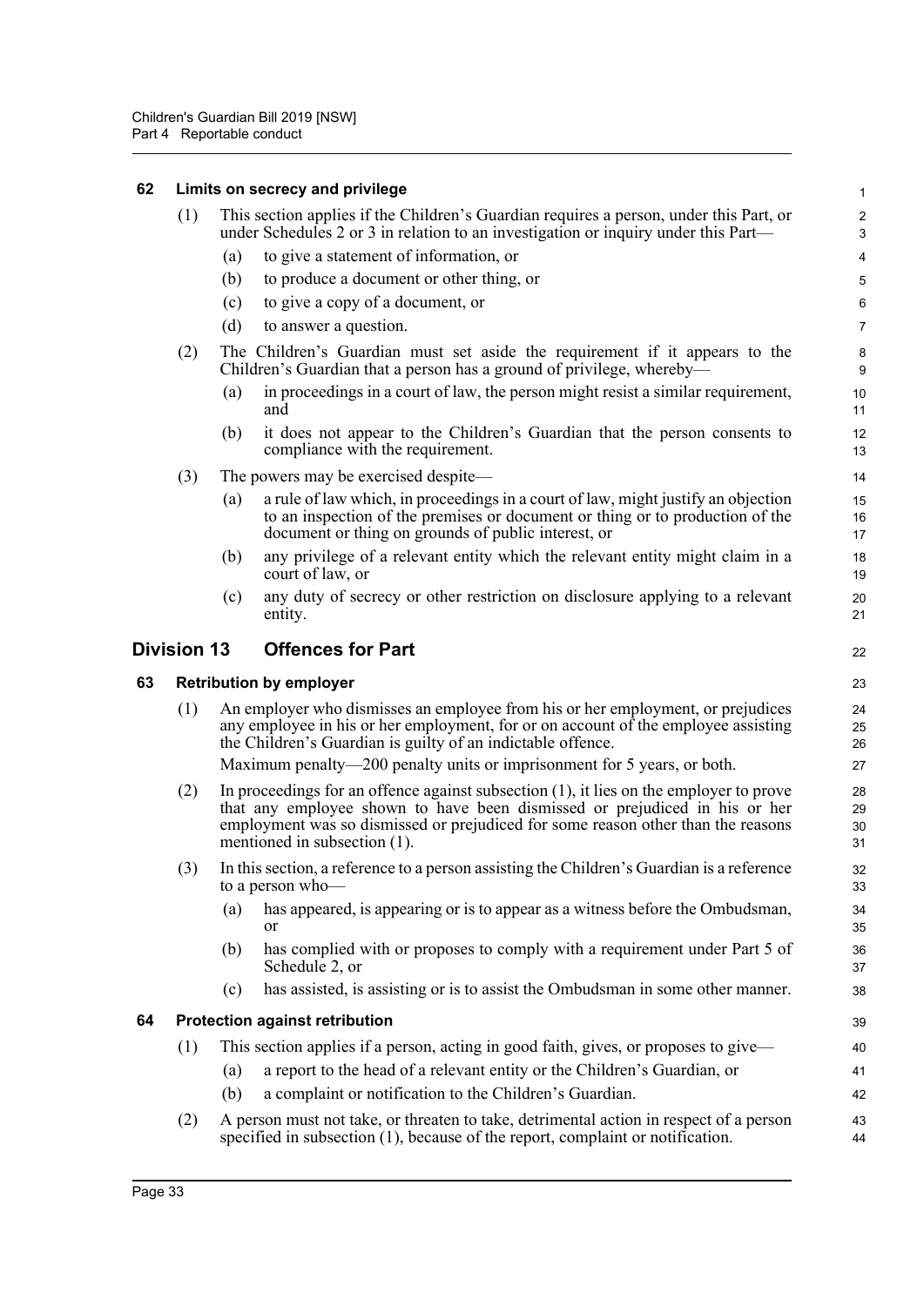### 62 Limits on secrecy and privilege

(1) This section applies if the Children's Guardian requires a person, under this Part, or under Schedules 2 or 3 in relation to an investigation or inquiry under this Part—

(a) to give a statement of information, or

(b) to produce a document or other thing, or

(c) to give a copy of a document, or

(d) to answer a question.

(2) The Children's Guardian must set aside the requirement if it appears to the Children's Guardian that a person has a ground of privilege, whereby—

(a) in proceedings in a court of law, the person might resist a similar requirement, and

(b) it does not appear to the Children's Guardian that the person consents to compliance with the requirement.

(3) The powers may be exercised despite—

(a) a rule of law which, in proceedings in a court of law, might justify an objection to an inspection of the premises or document or thing or to production of the document or thing on grounds of public interest, or

(b) any privilege of a relevant entity which the relevant entity might claim in a court of law, or

(c) any duty of secrecy or other restriction on disclosure applying to a relevant entity.

## Division 13 Offences for Part

### 63 Retribution by employer

(1) An employer who dismisses an employee from his or her employment, or prejudices any employee in his or her employment, for or on account of the employee assisting the Children's Guardian is guilty of an indictable offence.

Maximum penalty—200 penalty units or imprisonment for 5 years, or both.

(2) In proceedings for an offence against subsection (1), it lies on the employer to prove that any employee shown to have been dismissed or prejudiced in his or her employment was so dismissed or prejudiced for some reason other than the reasons mentioned in subsection (1).

(3) In this section, a reference to a person assisting the Children's Guardian is a reference to a person who—

(a) has appeared, is appearing or is to appear as a witness before the Ombudsman, or

(b) has complied with or proposes to comply with a requirement under Part 5 of Schedule 2, or

(c) has assisted, is assisting or is to assist the Ombudsman in some other manner.

### 64 Protection against retribution

(1) This section applies if a person, acting in good faith, gives, or proposes to give—

(a) a report to the head of a relevant entity or the Children's Guardian, or

(b) a complaint or notification to the Children's Guardian.

(2) A person must not take, or threaten to take, detrimental action in respect of a person specified in subsection (1), because of the report, complaint or notification.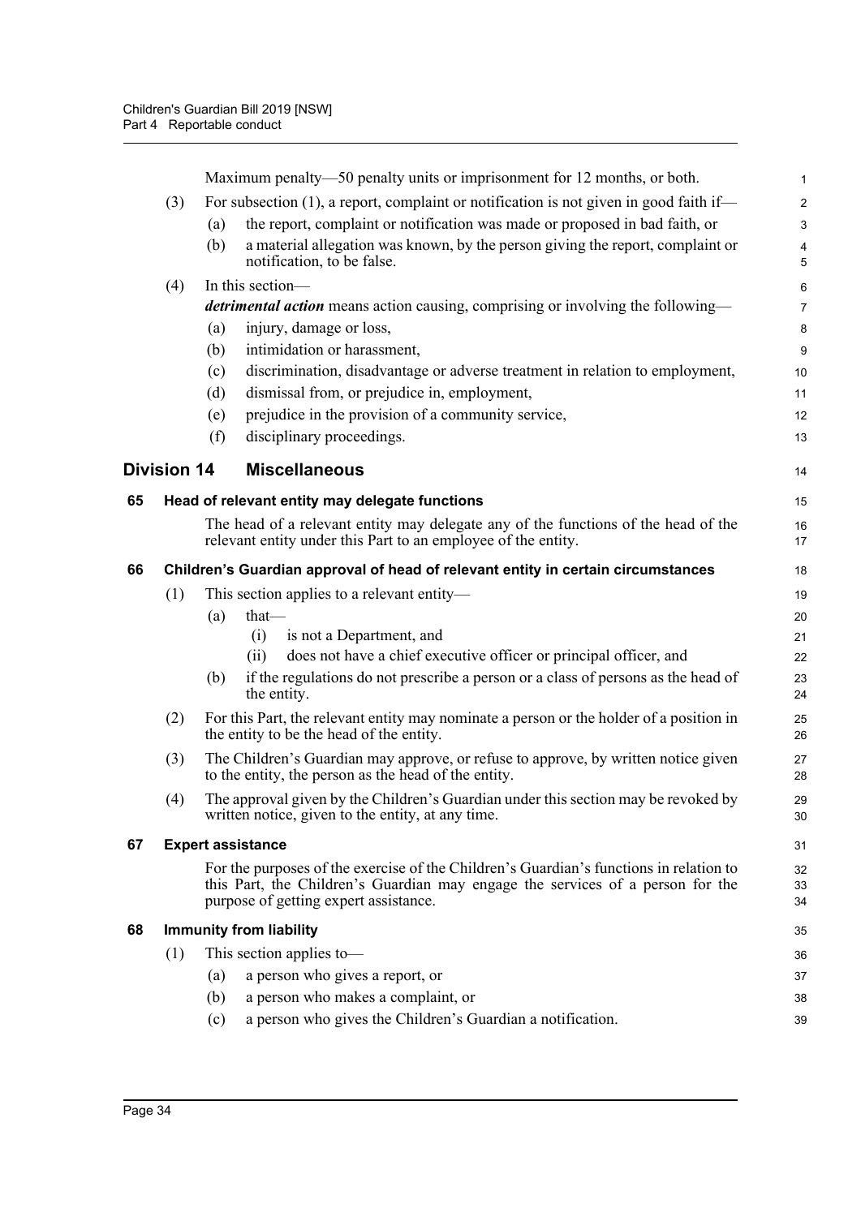Maximum penalty—50 penalty units or imprisonment for 12 months, or both.

(3) For subsection (1), a report, complaint or notification is not given in good faith if—

(a) the report, complaint or notification was made or proposed in bad faith, or

(b) a material allegation was known, by the person giving the report, complaint or notification, to be false.

(4) In this section—

***detrimental action*** means action causing, comprising or involving the following—

(a) injury, damage or loss,

(b) intimidation or harassment,

(c) discrimination, disadvantage or adverse treatment in relation to employment,

(d) dismissal from, or prejudice in, employment,

(e) prejudice in the provision of a community service,

(f) disciplinary proceedings.

## Division 14 Miscellaneous

### 65 Head of relevant entity may delegate functions

The head of a relevant entity may delegate any of the functions of the head of the relevant entity under this Part to an employee of the entity.

### 66 Children's Guardian approval of head of relevant entity in certain circumstances

(1) This section applies to a relevant entity—

(a) that—

(i) is not a Department, and

(ii) does not have a chief executive officer or principal officer, and

(b) if the regulations do not prescribe a person or a class of persons as the head of the entity.

(2) For this Part, the relevant entity may nominate a person or the holder of a position in the entity to be the head of the entity.

(3) The Children's Guardian may approve, or refuse to approve, by written notice given to the entity, the person as the head of the entity.

(4) The approval given by the Children's Guardian under this section may be revoked by written notice, given to the entity, at any time.

### 67 Expert assistance

For the purposes of the exercise of the Children's Guardian's functions in relation to this Part, the Children's Guardian may engage the services of a person for the purpose of getting expert assistance.

### 68 Immunity from liability

(1) This section applies to—

(a) a person who gives a report, or

(b) a person who makes a complaint, or

(c) a person who gives the Children's Guardian a notification.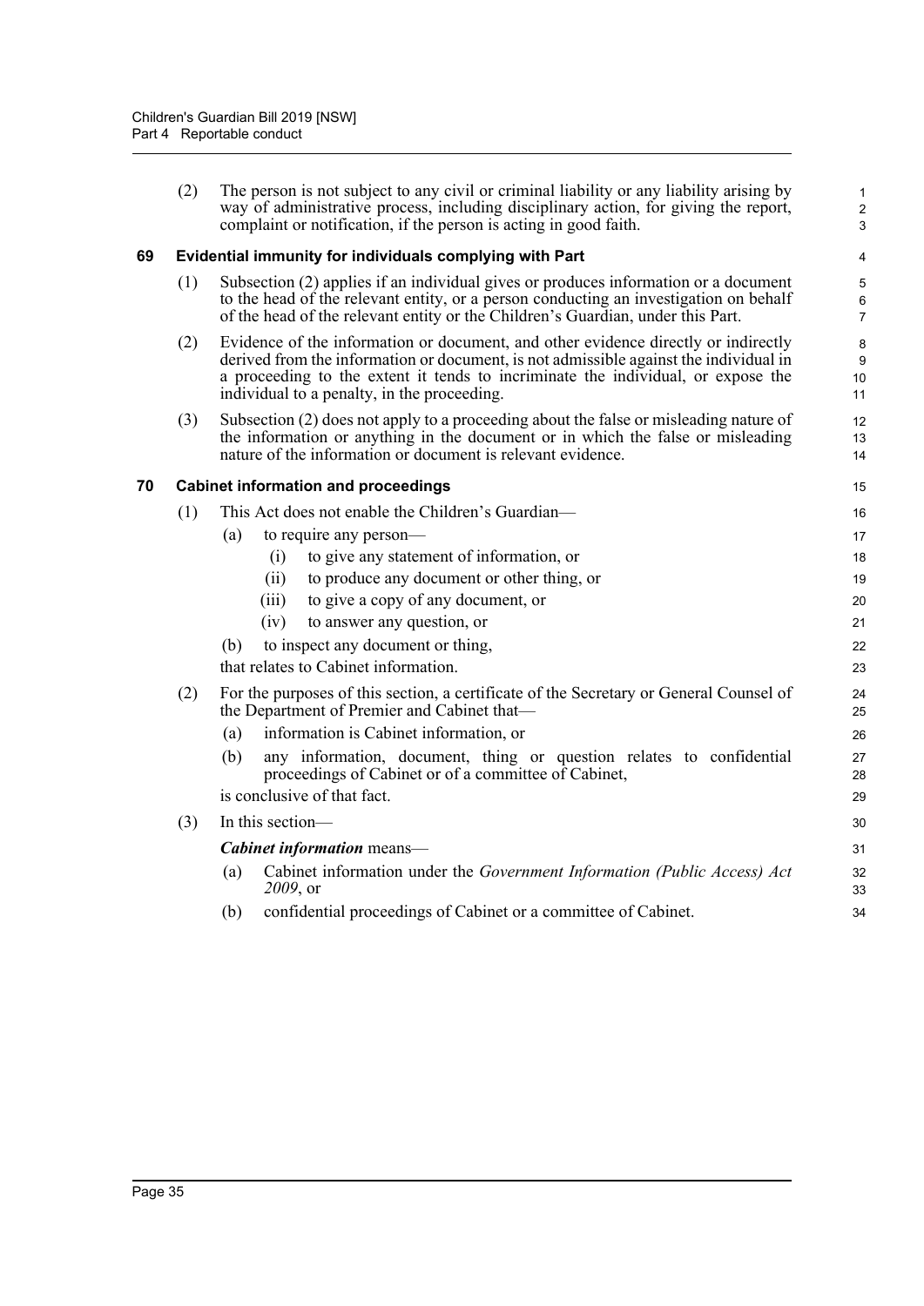(2) The person is not subject to any civil or criminal liability or any liability arising by way of administrative process, including disciplinary action, for giving the report, complaint or notification, if the person is acting in good faith.

### 69 Evidential immunity for individuals complying with Part

(1) Subsection (2) applies if an individual gives or produces information or a document to the head of the relevant entity, or a person conducting an investigation on behalf of the head of the relevant entity or the Children's Guardian, under this Part.

(2) Evidence of the information or document, and other evidence directly or indirectly derived from the information or document, is not admissible against the individual in a proceeding to the extent it tends to incriminate the individual, or expose the individual to a penalty, in the proceeding.

(3) Subsection (2) does not apply to a proceeding about the false or misleading nature of the information or anything in the document or in which the false or misleading nature of the information or document is relevant evidence.

### 70 Cabinet information and proceedings

(1) This Act does not enable the Children's Guardian—

- (a) to require any person—
  - (i) to give any statement of information, or
  - (ii) to produce any document or other thing, or
  - (iii) to give a copy of any document, or
  - (iv) to answer any question, or
- (b) to inspect any document or thing,

that relates to Cabinet information.

(2) For the purposes of this section, a certificate of the Secretary or General Counsel of the Department of Premier and Cabinet that—

- (a) information is Cabinet information, or
- (b) any information, document, thing or question relates to confidential proceedings of Cabinet or of a committee of Cabinet,

is conclusive of that fact.

(3) In this section—

***Cabinet information*** means—

- (a) Cabinet information under the *Government Information (Public Access) Act 2009*, or
- (b) confidential proceedings of Cabinet or a committee of Cabinet.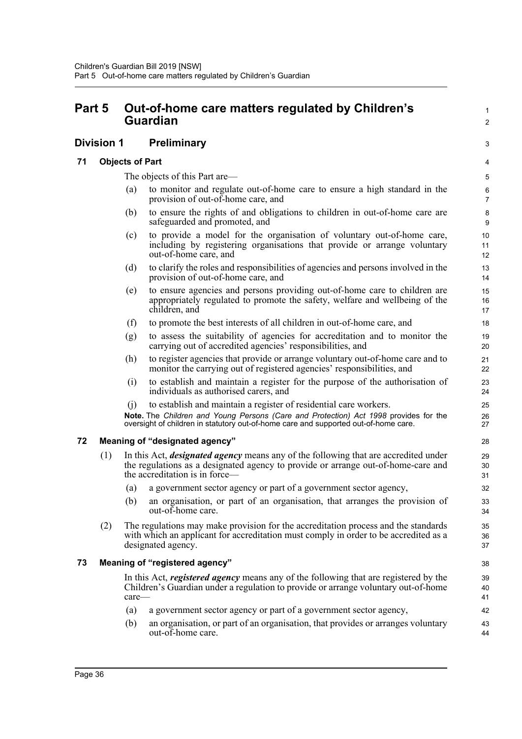# Part 5 Out-of-home care matters regulated by Children's Guardian

## Division 1 Preliminary

### 71 Objects of Part

The objects of this Part are—

(a) to monitor and regulate out-of-home care to ensure a high standard in the provision of out-of-home care, and

(b) to ensure the rights of and obligations to children in out-of-home care are safeguarded and promoted, and

(c) to provide a model for the organisation of voluntary out-of-home care, including by registering organisations that provide or arrange voluntary out-of-home care, and

(d) to clarify the roles and responsibilities of agencies and persons involved in the provision of out-of-home care, and

(e) to ensure agencies and persons providing out-of-home care to children are appropriately regulated to promote the safety, welfare and wellbeing of the children, and

(f) to promote the best interests of all children in out-of-home care, and

(g) to assess the suitability of agencies for accreditation and to monitor the carrying out of accredited agencies' responsibilities, and

(h) to register agencies that provide or arrange voluntary out-of-home care and to monitor the carrying out of registered agencies' responsibilities, and

(i) to establish and maintain a register for the purpose of the authorisation of individuals as authorised carers, and

(j) to establish and maintain a register of residential care workers.

**Note.** The *Children and Young Persons (Care and Protection) Act 1998* provides for the oversight of children in statutory out-of-home care and supported out-of-home care.

### 72 Meaning of "designated agency"

(1) In this Act, ***designated agency*** means any of the following that are accredited under the regulations as a designated agency to provide or arrange out-of-home-care and the accreditation is in force—

(a) a government sector agency or part of a government sector agency,

(b) an organisation, or part of an organisation, that arranges the provision of out-of-home care.

(2) The regulations may make provision for the accreditation process and the standards with which an applicant for accreditation must comply in order to be accredited as a designated agency.

### 73 Meaning of "registered agency"

In this Act, ***registered agency*** means any of the following that are registered by the Children's Guardian under a regulation to provide or arrange voluntary out-of-home care—

(a) a government sector agency or part of a government sector agency,

(b) an organisation, or part of an organisation, that provides or arranges voluntary out-of-home care.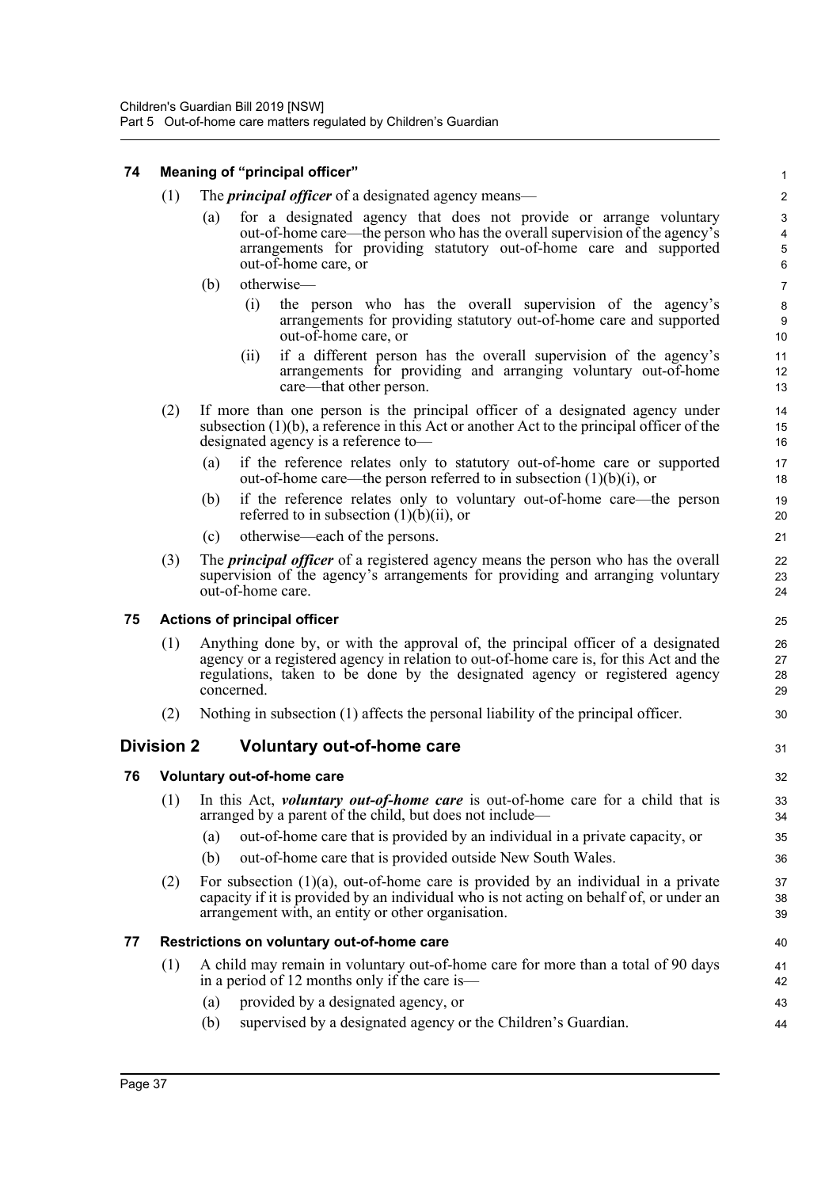### 74 Meaning of "principal officer"

(1) The ***principal officer*** of a designated agency means—

(a) for a designated agency that does not provide or arrange voluntary out-of-home care—the person who has the overall supervision of the agency's arrangements for providing statutory out-of-home care and supported out-of-home care, or

(b) otherwise—

(i) the person who has the overall supervision of the agency's arrangements for providing statutory out-of-home care and supported out-of-home care, or

(ii) if a different person has the overall supervision of the agency's arrangements for providing and arranging voluntary out-of-home care—that other person.

(2) If more than one person is the principal officer of a designated agency under subsection (1)(b), a reference in this Act or another Act to the principal officer of the designated agency is a reference to—

(a) if the reference relates only to statutory out-of-home care or supported out-of-home care—the person referred to in subsection (1)(b)(i), or

(b) if the reference relates only to voluntary out-of-home care—the person referred to in subsection (1)(b)(ii), or

(c) otherwise—each of the persons.

(3) The ***principal officer*** of a registered agency means the person who has the overall supervision of the agency's arrangements for providing and arranging voluntary out-of-home care.

### 75 Actions of principal officer

(1) Anything done by, or with the approval of, the principal officer of a designated agency or a registered agency in relation to out-of-home care is, for this Act and the regulations, taken to be done by the designated agency or registered agency concerned.

(2) Nothing in subsection (1) affects the personal liability of the principal officer.

## Division 2 Voluntary out-of-home care

### 76 Voluntary out-of-home care

(1) In this Act, ***voluntary out-of-home care*** is out-of-home care for a child that is arranged by a parent of the child, but does not include—

(a) out-of-home care that is provided by an individual in a private capacity, or

(b) out-of-home care that is provided outside New South Wales.

(2) For subsection (1)(a), out-of-home care is provided by an individual in a private capacity if it is provided by an individual who is not acting on behalf of, or under an arrangement with, an entity or other organisation.

### 77 Restrictions on voluntary out-of-home care

(1) A child may remain in voluntary out-of-home care for more than a total of 90 days in a period of 12 months only if the care is—

(a) provided by a designated agency, or

(b) supervised by a designated agency or the Children's Guardian.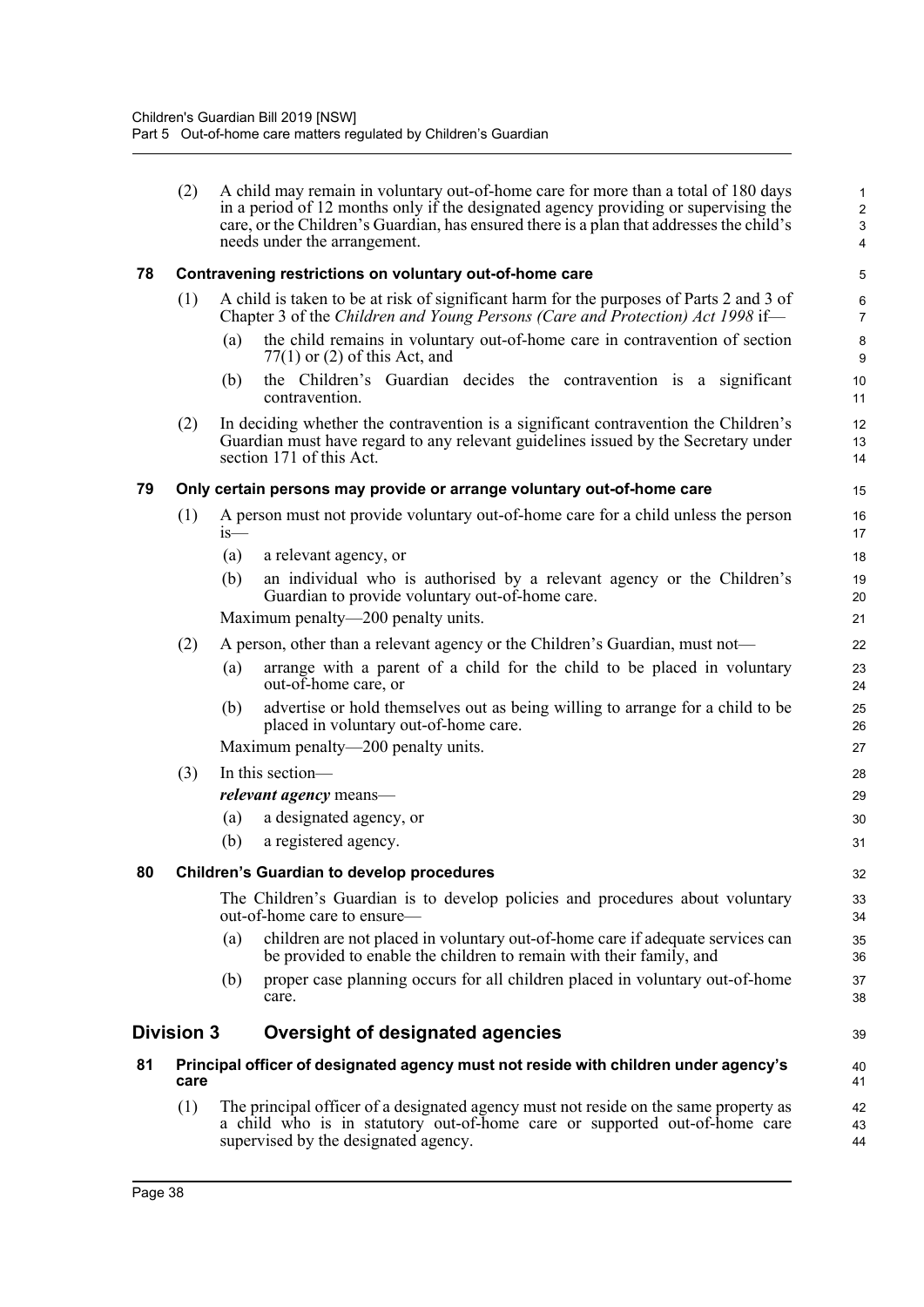(2) A child may remain in voluntary out-of-home care for more than a total of 180 days in a period of 12 months only if the designated agency providing or supervising the care, or the Children's Guardian, has ensured there is a plan that addresses the child's needs under the arrangement.

### 78 Contravening restrictions on voluntary out-of-home care

(1) A child is taken to be at risk of significant harm for the purposes of Parts 2 and 3 of Chapter 3 of the *Children and Young Persons (Care and Protection) Act 1998* if—

(a) the child remains in voluntary out-of-home care in contravention of section 77(1) or (2) of this Act, and

(b) the Children's Guardian decides the contravention is a significant contravention.

(2) In deciding whether the contravention is a significant contravention the Children's Guardian must have regard to any relevant guidelines issued by the Secretary under section 171 of this Act.

### 79 Only certain persons may provide or arrange voluntary out-of-home care

(1) A person must not provide voluntary out-of-home care for a child unless the person is—

(a) a relevant agency, or

(b) an individual who is authorised by a relevant agency or the Children's Guardian to provide voluntary out-of-home care.

Maximum penalty—200 penalty units.

(2) A person, other than a relevant agency or the Children's Guardian, must not—

(a) arrange with a parent of a child for the child to be placed in voluntary out-of-home care, or

(b) advertise or hold themselves out as being willing to arrange for a child to be placed in voluntary out-of-home care.

Maximum penalty—200 penalty units.

(3) In this section—

***relevant agency*** means—

(a) a designated agency, or

(b) a registered agency.

### 80 Children's Guardian to develop procedures

The Children's Guardian is to develop policies and procedures about voluntary out-of-home care to ensure—

(a) children are not placed in voluntary out-of-home care if adequate services can be provided to enable the children to remain with their family, and

(b) proper case planning occurs for all children placed in voluntary out-of-home care.

## Division 3 Oversight of designated agencies

### 81 Principal officer of designated agency must not reside with children under agency's care

(1) The principal officer of a designated agency must not reside on the same property as a child who is in statutory out-of-home care or supported out-of-home care supervised by the designated agency.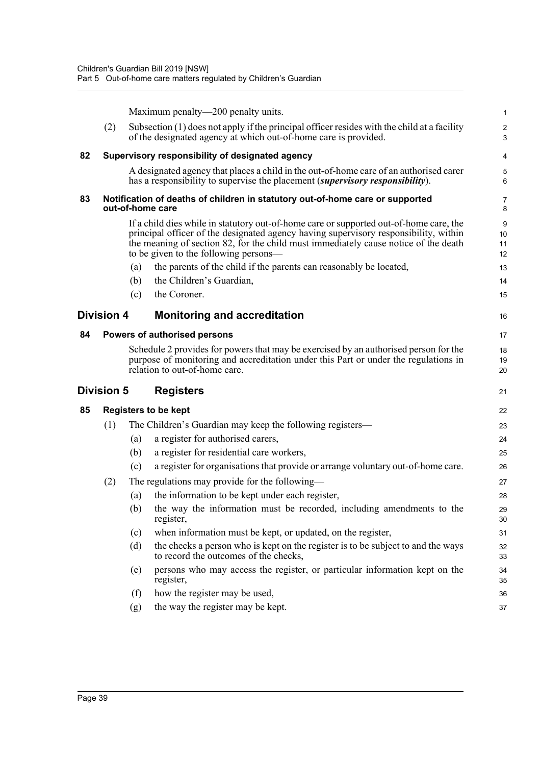Maximum penalty—200 penalty units.

(2) Subsection (1) does not apply if the principal officer resides with the child at a facility of the designated agency at which out-of-home care is provided.

### 82 Supervisory responsibility of designated agency

A designated agency that places a child in the out-of-home care of an authorised carer has a responsibility to supervise the placement (***supervisory responsibility***).

### 83 Notification of deaths of children in statutory out-of-home care or supported out-of-home care

If a child dies while in statutory out-of-home care or supported out-of-home care, the principal officer of the designated agency having supervisory responsibility, within the meaning of section 82, for the child must immediately cause notice of the death to be given to the following persons—

(a) the parents of the child if the parents can reasonably be located,

(b) the Children's Guardian,

(c) the Coroner.

## Division 4 Monitoring and accreditation

### 84 Powers of authorised persons

Schedule 2 provides for powers that may be exercised by an authorised person for the purpose of monitoring and accreditation under this Part or under the regulations in relation to out-of-home care.

## Division 5 Registers

### 85 Registers to be kept

(1) The Children's Guardian may keep the following registers—

(a) a register for authorised carers,

(b) a register for residential care workers,

(c) a register for organisations that provide or arrange voluntary out-of-home care.

(2) The regulations may provide for the following—

(a) the information to be kept under each register,

(b) the way the information must be recorded, including amendments to the register,

(c) when information must be kept, or updated, on the register,

(d) the checks a person who is kept on the register is to be subject to and the ways to record the outcomes of the checks,

(e) persons who may access the register, or particular information kept on the register,

(f) how the register may be used,

(g) the way the register may be kept.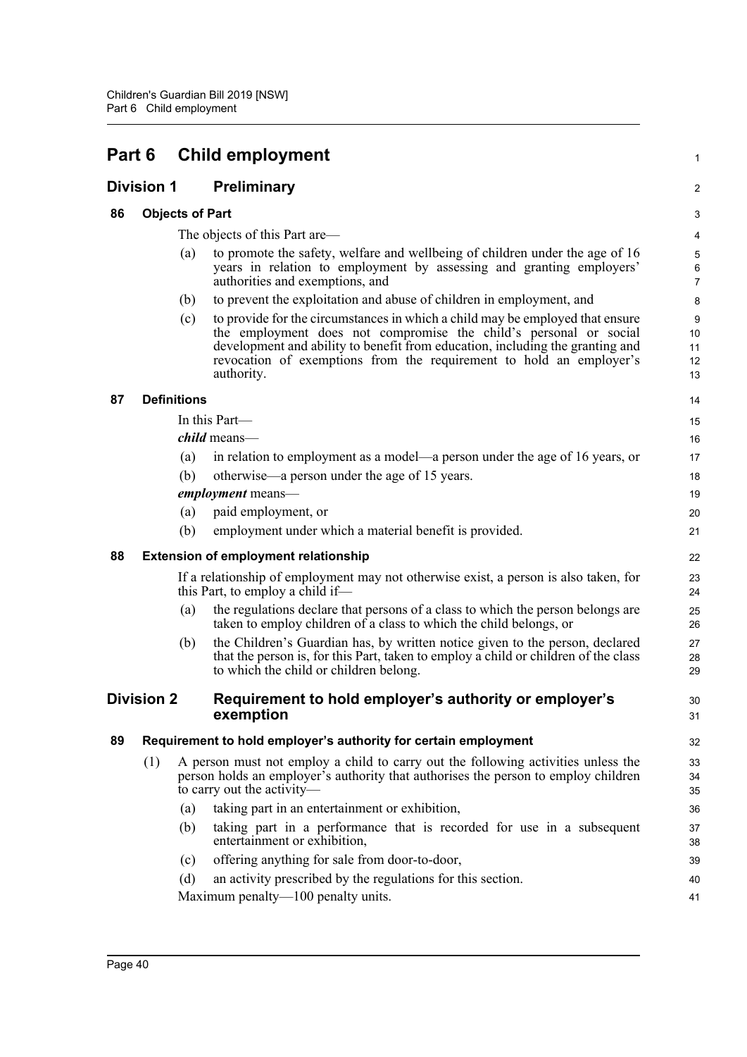# Part 6 Child employment

## Division 1 Preliminary

### 86 Objects of Part

The objects of this Part are—

(a) to promote the safety, welfare and wellbeing of children under the age of 16 years in relation to employment by assessing and granting employers' authorities and exemptions, and

(b) to prevent the exploitation and abuse of children in employment, and

(c) to provide for the circumstances in which a child may be employed that ensure the employment does not compromise the child's personal or social development and ability to benefit from education, including the granting and revocation of exemptions from the requirement to hold an employer's authority.

### 87 Definitions

In this Part—

***child*** means—

(a) in relation to employment as a model—a person under the age of 16 years, or

(b) otherwise—a person under the age of 15 years.

***employment*** means—

(a) paid employment, or

(b) employment under which a material benefit is provided.

### 88 Extension of employment relationship

If a relationship of employment may not otherwise exist, a person is also taken, for this Part, to employ a child if—

(a) the regulations declare that persons of a class to which the person belongs are taken to employ children of a class to which the child belongs, or

(b) the Children's Guardian has, by written notice given to the person, declared that the person is, for this Part, taken to employ a child or children of the class to which the child or children belong.

## Division 2 Requirement to hold employer's authority or employer's exemption

### 89 Requirement to hold employer's authority for certain employment

(1) A person must not employ a child to carry out the following activities unless the person holds an employer's authority that authorises the person to employ children to carry out the activity—

(a) taking part in an entertainment or exhibition,

(b) taking part in a performance that is recorded for use in a subsequent entertainment or exhibition,

(c) offering anything for sale from door-to-door,

(d) an activity prescribed by the regulations for this section.

Maximum penalty—100 penalty units.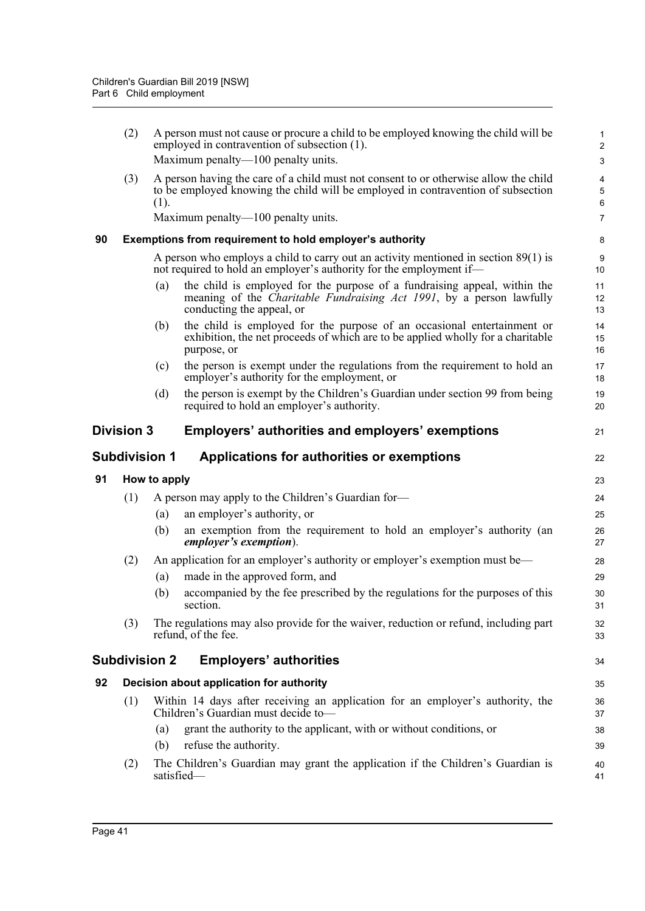(2) A person must not cause or procure a child to be employed knowing the child will be employed in contravention of subsection (1).

Maximum penalty—100 penalty units.

(3) A person having the care of a child must not consent to or otherwise allow the child to be employed knowing the child will be employed in contravention of subsection (1).

Maximum penalty—100 penalty units.

### 90 Exemptions from requirement to hold employer's authority

A person who employs a child to carry out an activity mentioned in section 89(1) is not required to hold an employer's authority for the employment if—

(a) the child is employed for the purpose of a fundraising appeal, within the meaning of the *Charitable Fundraising Act 1991*, by a person lawfully conducting the appeal, or

(b) the child is employed for the purpose of an occasional entertainment or exhibition, the net proceeds of which are to be applied wholly for a charitable purpose, or

(c) the person is exempt under the regulations from the requirement to hold an employer's authority for the employment, or

(d) the person is exempt by the Children's Guardian under section 99 from being required to hold an employer's authority.

## Division 3 Employers' authorities and employers' exemptions

## Subdivision 1 Applications for authorities or exemptions

### 91 How to apply

(1) A person may apply to the Children's Guardian for—

(a) an employer's authority, or

(b) an exemption from the requirement to hold an employer's authority (an ***employer's exemption***).

(2) An application for an employer's authority or employer's exemption must be—

(a) made in the approved form, and

(b) accompanied by the fee prescribed by the regulations for the purposes of this section.

(3) The regulations may also provide for the waiver, reduction or refund, including part refund, of the fee.

## Subdivision 2 Employers' authorities

### 92 Decision about application for authority

(1) Within 14 days after receiving an application for an employer's authority, the Children's Guardian must decide to—

(a) grant the authority to the applicant, with or without conditions, or

(b) refuse the authority.

(2) The Children's Guardian may grant the application if the Children's Guardian is satisfied—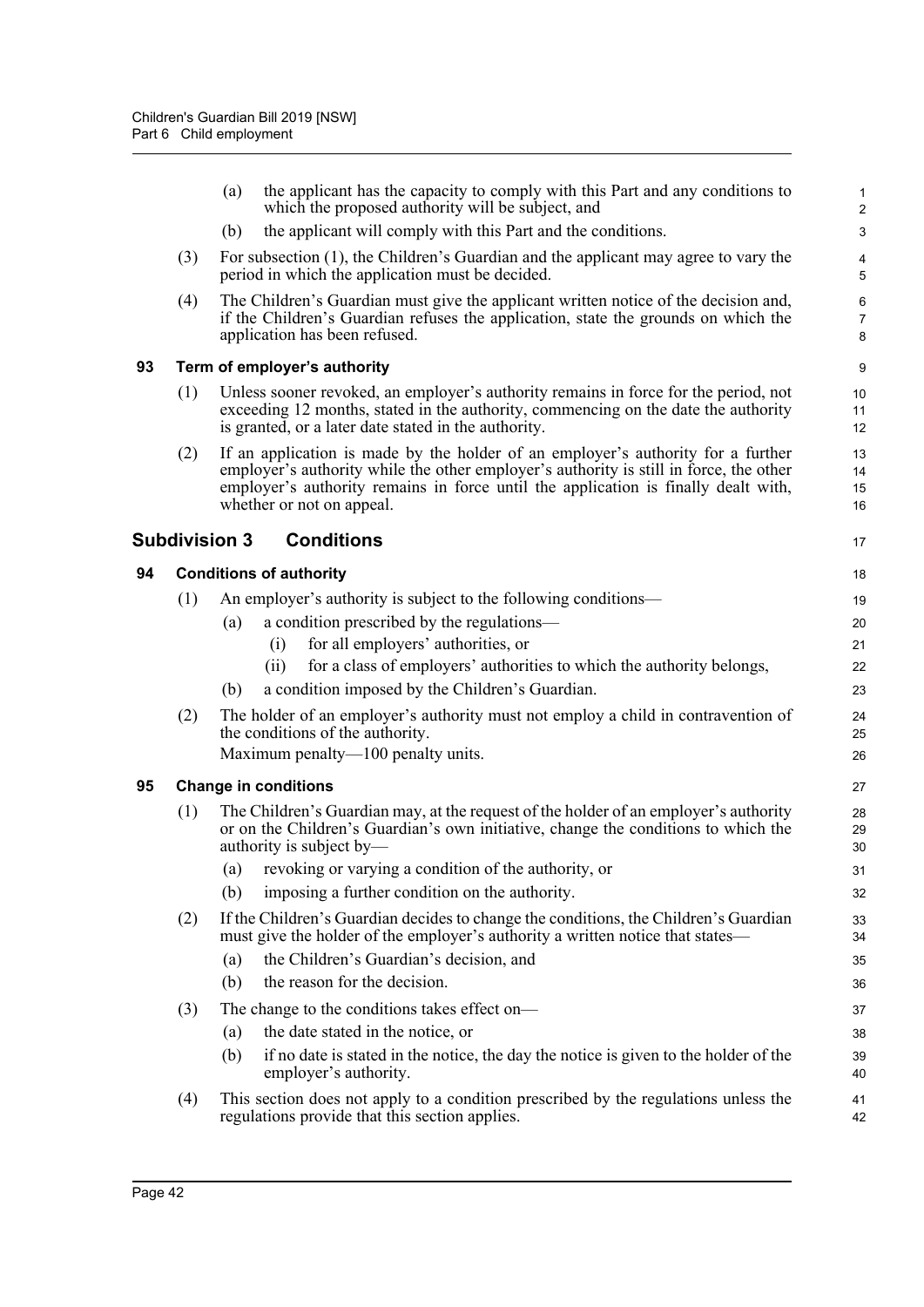(a) the applicant has the capacity to comply with this Part and any conditions to which the proposed authority will be subject, and

(b) the applicant will comply with this Part and the conditions.

(3) For subsection (1), the Children's Guardian and the applicant may agree to vary the period in which the application must be decided.

(4) The Children's Guardian must give the applicant written notice of the decision and, if the Children's Guardian refuses the application, state the grounds on which the application has been refused.

### 93 Term of employer's authority

(1) Unless sooner revoked, an employer's authority remains in force for the period, not exceeding 12 months, stated in the authority, commencing on the date the authority is granted, or a later date stated in the authority.

(2) If an application is made by the holder of an employer's authority for a further employer's authority while the other employer's authority is still in force, the other employer's authority remains in force until the application is finally dealt with, whether or not on appeal.

## Subdivision 3 Conditions

### 94 Conditions of authority

(1) An employer's authority is subject to the following conditions—

(a) a condition prescribed by the regulations—

(i) for all employers' authorities, or

(ii) for a class of employers' authorities to which the authority belongs,

(b) a condition imposed by the Children's Guardian.

(2) The holder of an employer's authority must not employ a child in contravention of the conditions of the authority.

Maximum penalty—100 penalty units.

### 95 Change in conditions

(1) The Children's Guardian may, at the request of the holder of an employer's authority or on the Children's Guardian's own initiative, change the conditions to which the authority is subject by—

(a) revoking or varying a condition of the authority, or

(b) imposing a further condition on the authority.

(2) If the Children's Guardian decides to change the conditions, the Children's Guardian must give the holder of the employer's authority a written notice that states—

(a) the Children's Guardian's decision, and

(b) the reason for the decision.

(3) The change to the conditions takes effect on—

(a) the date stated in the notice, or

(b) if no date is stated in the notice, the day the notice is given to the holder of the employer's authority.

(4) This section does not apply to a condition prescribed by the regulations unless the regulations provide that this section applies.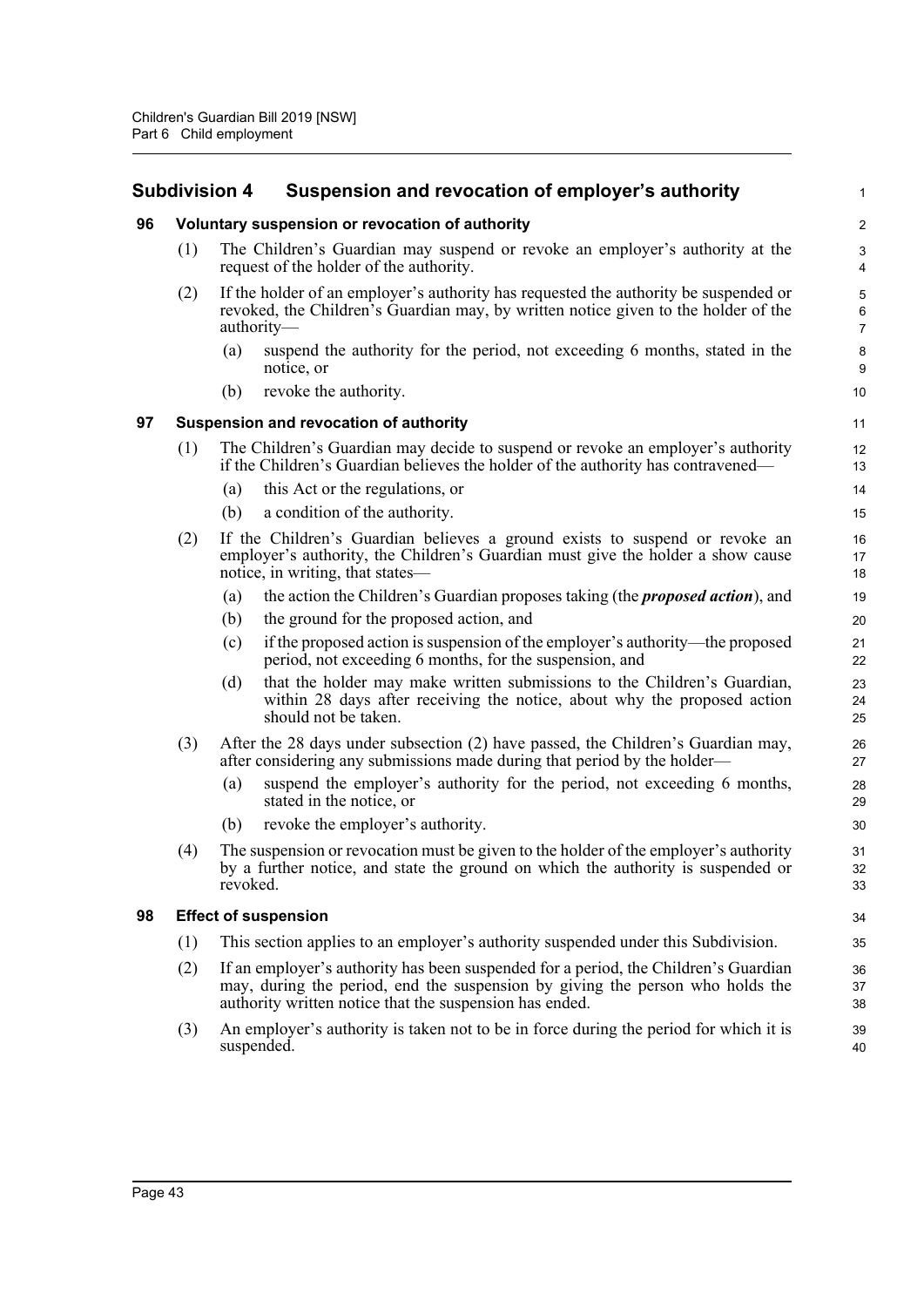## Subdivision 4 Suspension and revocation of employer's authority

### 96 Voluntary suspension or revocation of authority

(1) The Children's Guardian may suspend or revoke an employer's authority at the request of the holder of the authority.

(2) If the holder of an employer's authority has requested the authority be suspended or revoked, the Children's Guardian may, by written notice given to the holder of the authority—

(a) suspend the authority for the period, not exceeding 6 months, stated in the notice, or

(b) revoke the authority.

### 97 Suspension and revocation of authority

(1) The Children's Guardian may decide to suspend or revoke an employer's authority if the Children's Guardian believes the holder of the authority has contravened—

(a) this Act or the regulations, or

(b) a condition of the authority.

(2) If the Children's Guardian believes a ground exists to suspend or revoke an employer's authority, the Children's Guardian must give the holder a show cause notice, in writing, that states—

(a) the action the Children's Guardian proposes taking (the ***proposed action***), and

(b) the ground for the proposed action, and

(c) if the proposed action is suspension of the employer's authority—the proposed period, not exceeding 6 months, for the suspension, and

(d) that the holder may make written submissions to the Children's Guardian, within 28 days after receiving the notice, about why the proposed action should not be taken.

(3) After the 28 days under subsection (2) have passed, the Children's Guardian may, after considering any submissions made during that period by the holder—

(a) suspend the employer's authority for the period, not exceeding 6 months, stated in the notice, or

(b) revoke the employer's authority.

(4) The suspension or revocation must be given to the holder of the employer's authority by a further notice, and state the ground on which the authority is suspended or revoked.

### 98 Effect of suspension

(1) This section applies to an employer's authority suspended under this Subdivision.

(2) If an employer's authority has been suspended for a period, the Children's Guardian may, during the period, end the suspension by giving the person who holds the authority written notice that the suspension has ended.

(3) An employer's authority is taken not to be in force during the period for which it is suspended.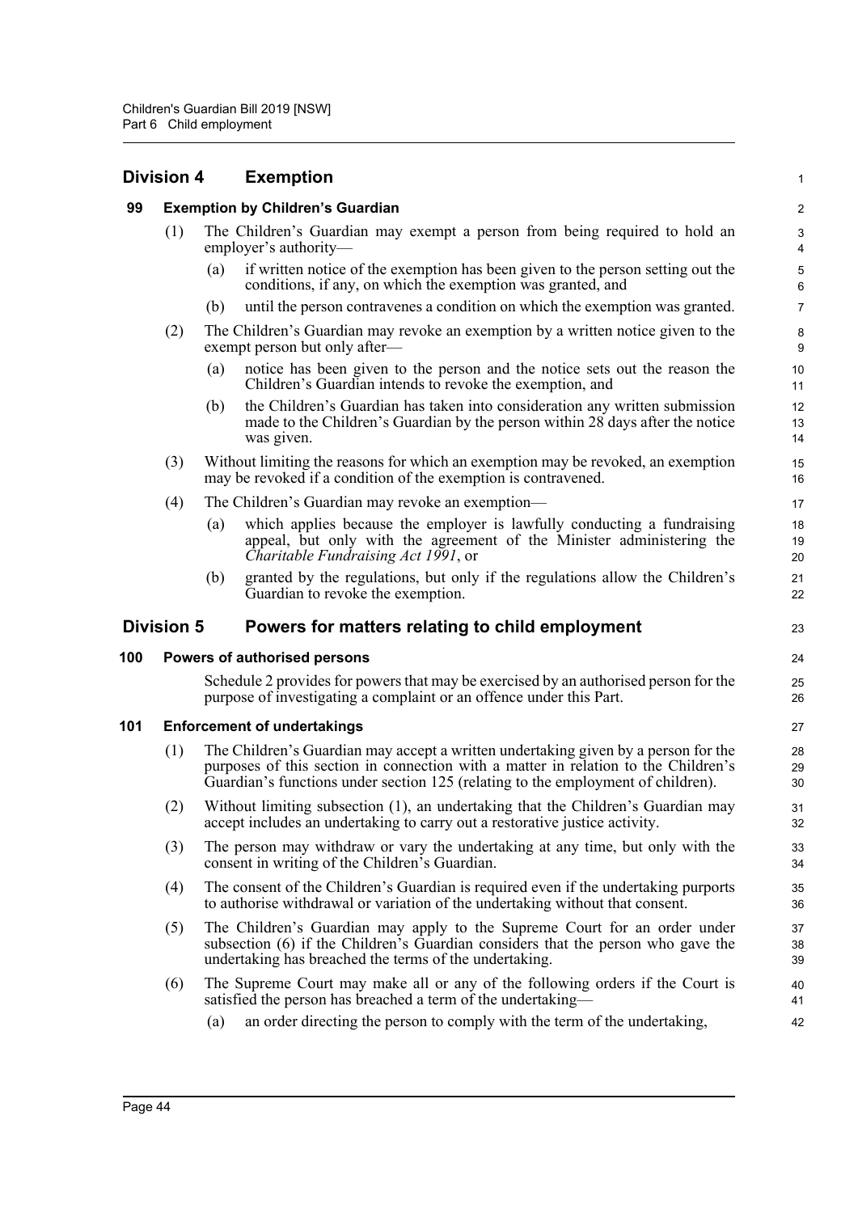## Division 4 Exemption

### 99 Exemption by Children's Guardian

(1) The Children's Guardian may exempt a person from being required to hold an employer's authority—

(a) if written notice of the exemption has been given to the person setting out the conditions, if any, on which the exemption was granted, and

(b) until the person contravenes a condition on which the exemption was granted.

(2) The Children's Guardian may revoke an exemption by a written notice given to the exempt person but only after—

(a) notice has been given to the person and the notice sets out the reason the Children's Guardian intends to revoke the exemption, and

(b) the Children's Guardian has taken into consideration any written submission made to the Children's Guardian by the person within 28 days after the notice was given.

(3) Without limiting the reasons for which an exemption may be revoked, an exemption may be revoked if a condition of the exemption is contravened.

(4) The Children's Guardian may revoke an exemption—

(a) which applies because the employer is lawfully conducting a fundraising appeal, but only with the agreement of the Minister administering the *Charitable Fundraising Act 1991*, or

(b) granted by the regulations, but only if the regulations allow the Children's Guardian to revoke the exemption.

## Division 5 Powers for matters relating to child employment

### 100 Powers of authorised persons

Schedule 2 provides for powers that may be exercised by an authorised person for the purpose of investigating a complaint or an offence under this Part.

### 101 Enforcement of undertakings

(1) The Children's Guardian may accept a written undertaking given by a person for the purposes of this section in connection with a matter in relation to the Children's Guardian's functions under section 125 (relating to the employment of children).

(2) Without limiting subsection (1), an undertaking that the Children's Guardian may accept includes an undertaking to carry out a restorative justice activity.

(3) The person may withdraw or vary the undertaking at any time, but only with the consent in writing of the Children's Guardian.

(4) The consent of the Children's Guardian is required even if the undertaking purports to authorise withdrawal or variation of the undertaking without that consent.

(5) The Children's Guardian may apply to the Supreme Court for an order under subsection (6) if the Children's Guardian considers that the person who gave the undertaking has breached the terms of the undertaking.

(6) The Supreme Court may make all or any of the following orders if the Court is satisfied the person has breached a term of the undertaking—

(a) an order directing the person to comply with the term of the undertaking,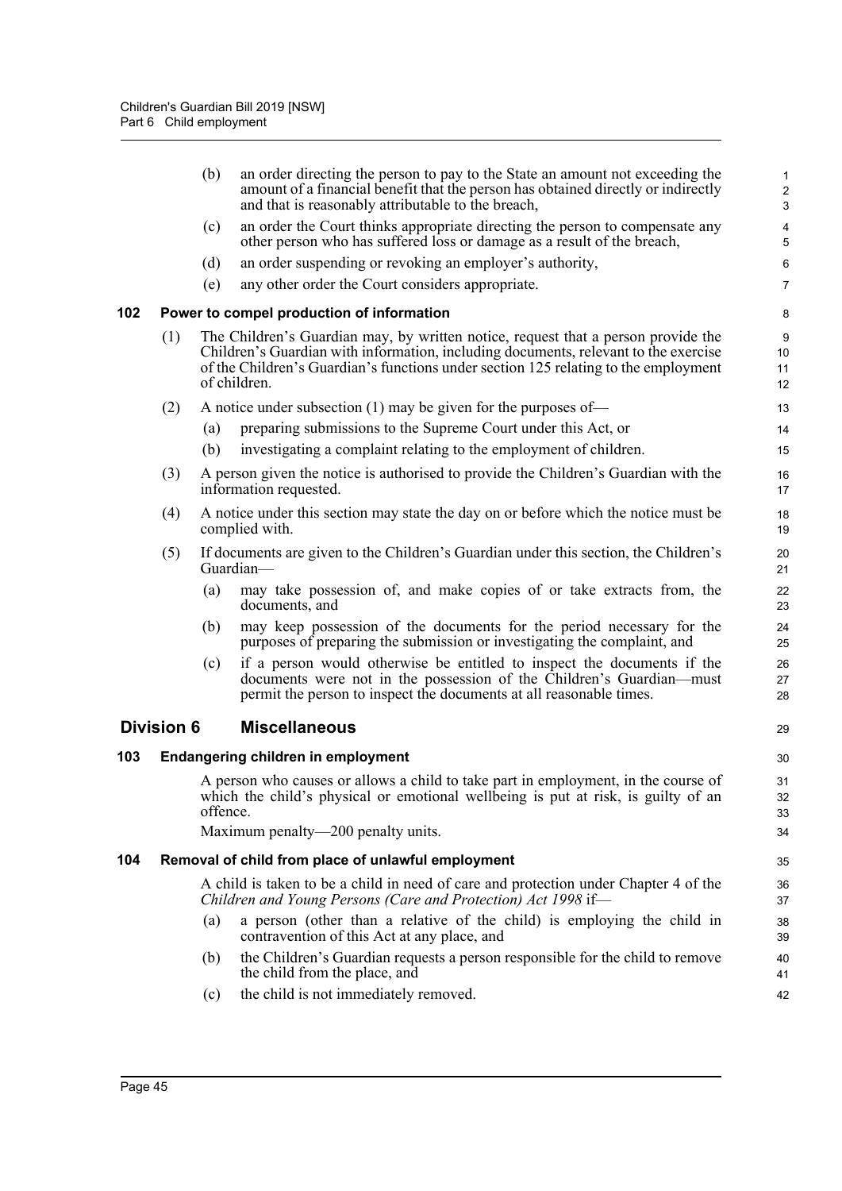(b) an order directing the person to pay to the State an amount not exceeding the amount of a financial benefit that the person has obtained directly or indirectly and that is reasonably attributable to the breach,

(c) an order the Court thinks appropriate directing the person to compensate any other person who has suffered loss or damage as a result of the breach,

(d) an order suspending or revoking an employer's authority,

(e) any other order the Court considers appropriate.

### 102 Power to compel production of information

(1) The Children's Guardian may, by written notice, request that a person provide the Children's Guardian with information, including documents, relevant to the exercise of the Children's Guardian's functions under section 125 relating to the employment of children.

(2) A notice under subsection (1) may be given for the purposes of—

(a) preparing submissions to the Supreme Court under this Act, or

(b) investigating a complaint relating to the employment of children.

(3) A person given the notice is authorised to provide the Children's Guardian with the information requested.

(4) A notice under this section may state the day on or before which the notice must be complied with.

(5) If documents are given to the Children's Guardian under this section, the Children's Guardian—

(a) may take possession of, and make copies of or take extracts from, the documents, and

(b) may keep possession of the documents for the period necessary for the purposes of preparing the submission or investigating the complaint, and

(c) if a person would otherwise be entitled to inspect the documents if the documents were not in the possession of the Children's Guardian—must permit the person to inspect the documents at all reasonable times.

## Division 6 Miscellaneous

### 103 Endangering children in employment

A person who causes or allows a child to take part in employment, in the course of which the child's physical or emotional wellbeing is put at risk, is guilty of an offence.

Maximum penalty—200 penalty units.

### 104 Removal of child from place of unlawful employment

A child is taken to be a child in need of care and protection under Chapter 4 of the *Children and Young Persons (Care and Protection) Act 1998* if—

(a) a person (other than a relative of the child) is employing the child in contravention of this Act at any place, and

(b) the Children's Guardian requests a person responsible for the child to remove the child from the place, and

(c) the child is not immediately removed.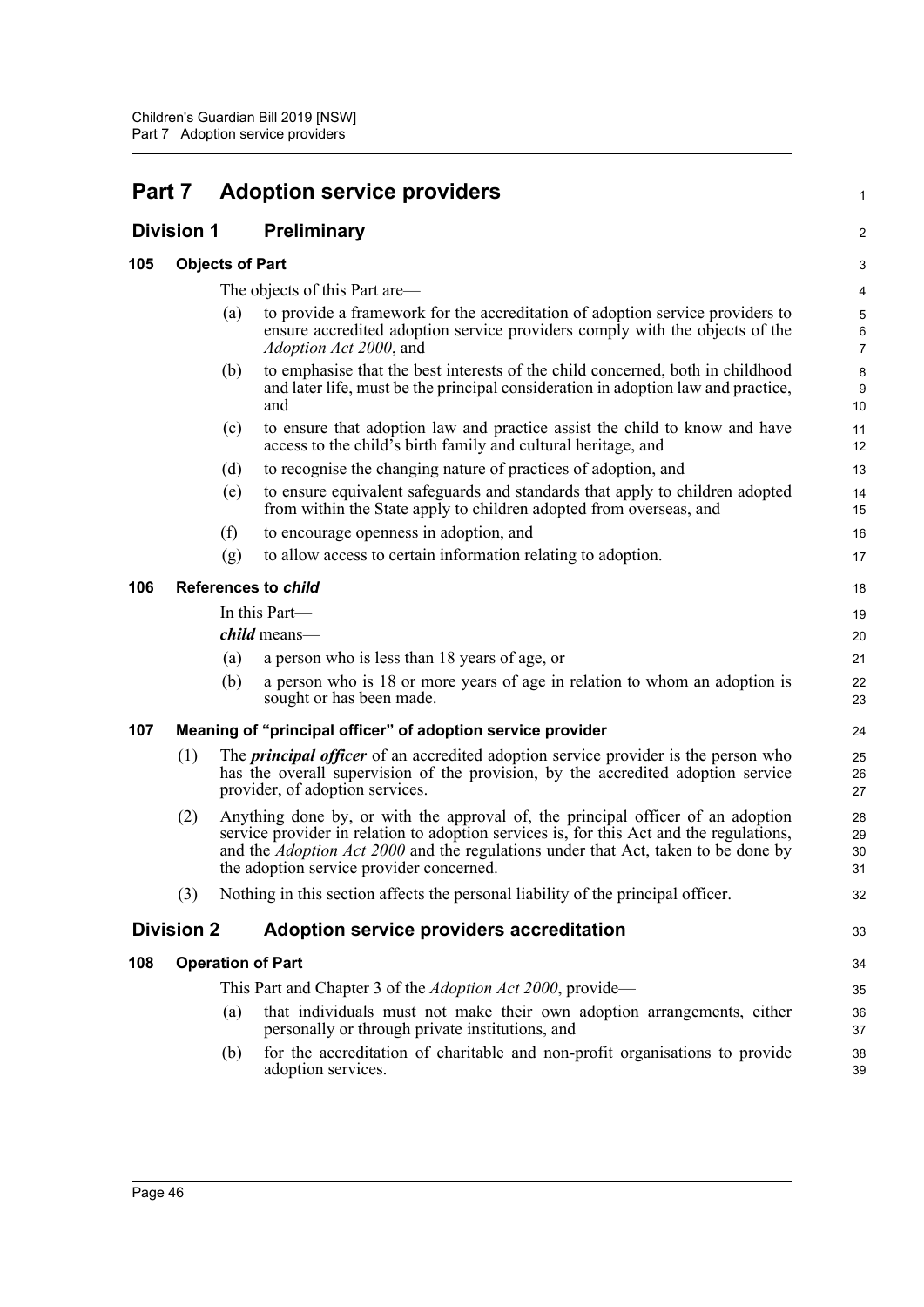# Part 7 Adoption service providers

## Division 1 Preliminary

### 105 Objects of Part

The objects of this Part are—

(a) to provide a framework for the accreditation of adoption service providers to ensure accredited adoption service providers comply with the objects of the *Adoption Act 2000*, and

(b) to emphasise that the best interests of the child concerned, both in childhood and later life, must be the principal consideration in adoption law and practice, and

(c) to ensure that adoption law and practice assist the child to know and have access to the child's birth family and cultural heritage, and

(d) to recognise the changing nature of practices of adoption, and

(e) to ensure equivalent safeguards and standards that apply to children adopted from within the State apply to children adopted from overseas, and

(f) to encourage openness in adoption, and

(g) to allow access to certain information relating to adoption.

### 106 References to *child*

In this Part—

***child*** means—

(a) a person who is less than 18 years of age, or

(b) a person who is 18 or more years of age in relation to whom an adoption is sought or has been made.

### 107 Meaning of "principal officer" of adoption service provider

(1) The ***principal officer*** of an accredited adoption service provider is the person who has the overall supervision of the provision, by the accredited adoption service provider, of adoption services.

(2) Anything done by, or with the approval of, the principal officer of an adoption service provider in relation to adoption services is, for this Act and the regulations, and the *Adoption Act 2000* and the regulations under that Act, taken to be done by the adoption service provider concerned.

(3) Nothing in this section affects the personal liability of the principal officer.

## Division 2 Adoption service providers accreditation

### 108 Operation of Part

This Part and Chapter 3 of the *Adoption Act 2000*, provide—

(a) that individuals must not make their own adoption arrangements, either personally or through private institutions, and

(b) for the accreditation of charitable and non-profit organisations to provide adoption services.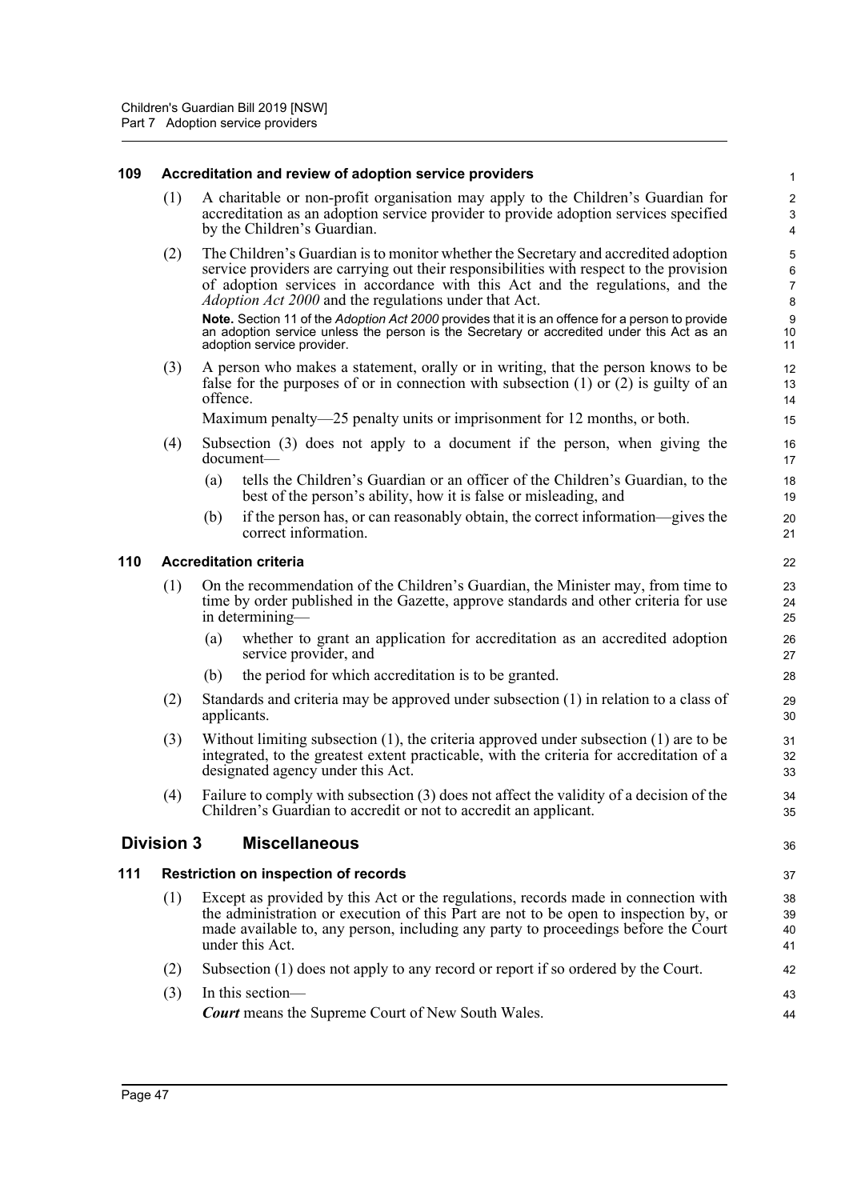### 109 Accreditation and review of adoption service providers

(1) A charitable or non-profit organisation may apply to the Children's Guardian for accreditation as an adoption service provider to provide adoption services specified by the Children's Guardian.

(2) The Children's Guardian is to monitor whether the Secretary and accredited adoption service providers are carrying out their responsibilities with respect to the provision of adoption services in accordance with this Act and the regulations, and the *Adoption Act 2000* and the regulations under that Act.

**Note.** Section 11 of the *Adoption Act 2000* provides that it is an offence for a person to provide an adoption service unless the person is the Secretary or accredited under this Act as an adoption service provider.

(3) A person who makes a statement, orally or in writing, that the person knows to be false for the purposes of or in connection with subsection (1) or (2) is guilty of an offence.

Maximum penalty—25 penalty units or imprisonment for 12 months, or both.

(4) Subsection (3) does not apply to a document if the person, when giving the document—

(a) tells the Children's Guardian or an officer of the Children's Guardian, to the best of the person's ability, how it is false or misleading, and

(b) if the person has, or can reasonably obtain, the correct information—gives the correct information.

### 110 Accreditation criteria

(1) On the recommendation of the Children's Guardian, the Minister may, from time to time by order published in the Gazette, approve standards and other criteria for use in determining—

(a) whether to grant an application for accreditation as an accredited adoption service provider, and

(b) the period for which accreditation is to be granted.

(2) Standards and criteria may be approved under subsection (1) in relation to a class of applicants.

(3) Without limiting subsection (1), the criteria approved under subsection (1) are to be integrated, to the greatest extent practicable, with the criteria for accreditation of a designated agency under this Act.

(4) Failure to comply with subsection (3) does not affect the validity of a decision of the Children's Guardian to accredit or not to accredit an applicant.

## Division 3 Miscellaneous

### 111 Restriction on inspection of records

(1) Except as provided by this Act or the regulations, records made in connection with the administration or execution of this Part are not to be open to inspection by, or made available to, any person, including any party to proceedings before the Court under this Act.

(2) Subsection (1) does not apply to any record or report if so ordered by the Court.

(3) In this section—

***Court*** means the Supreme Court of New South Wales.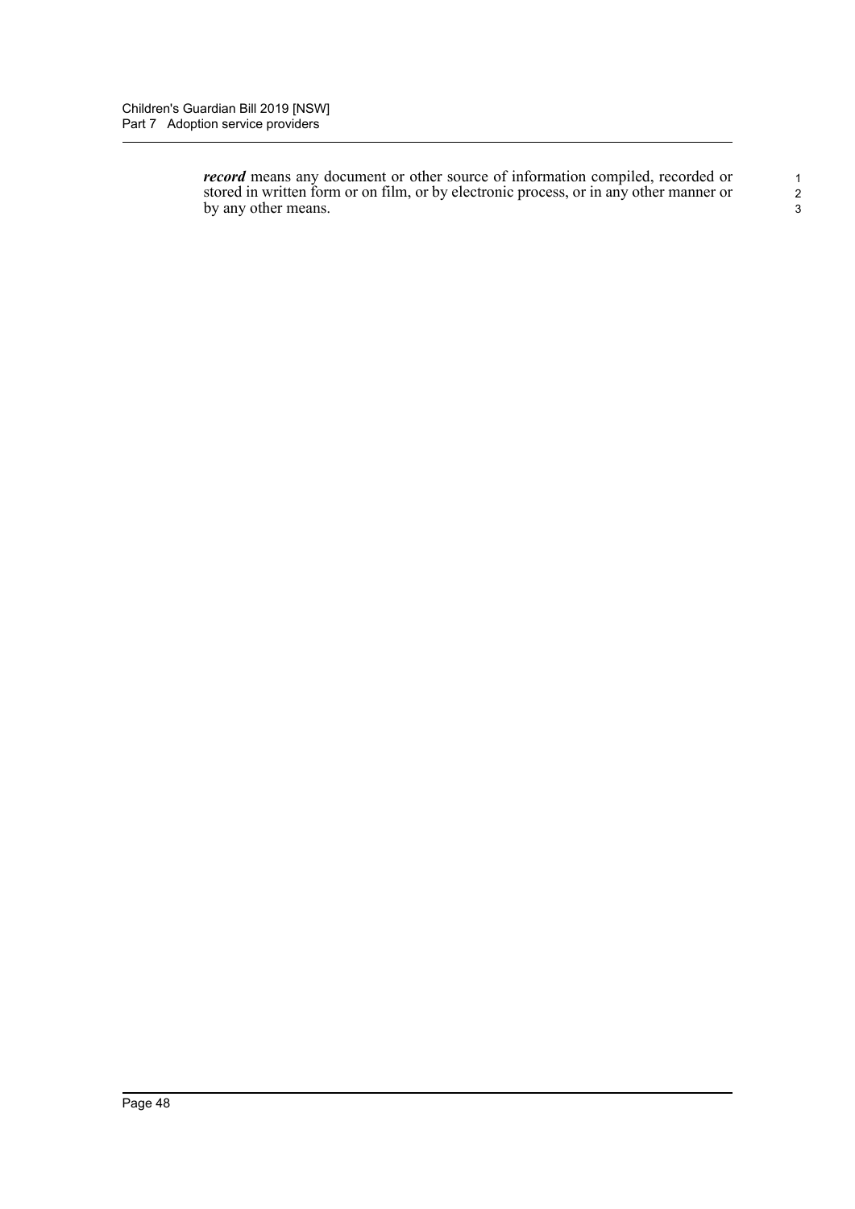***record*** means any document or other source of information compiled, recorded or stored in written form or on film, or by electronic process, or in any other manner or by any other means.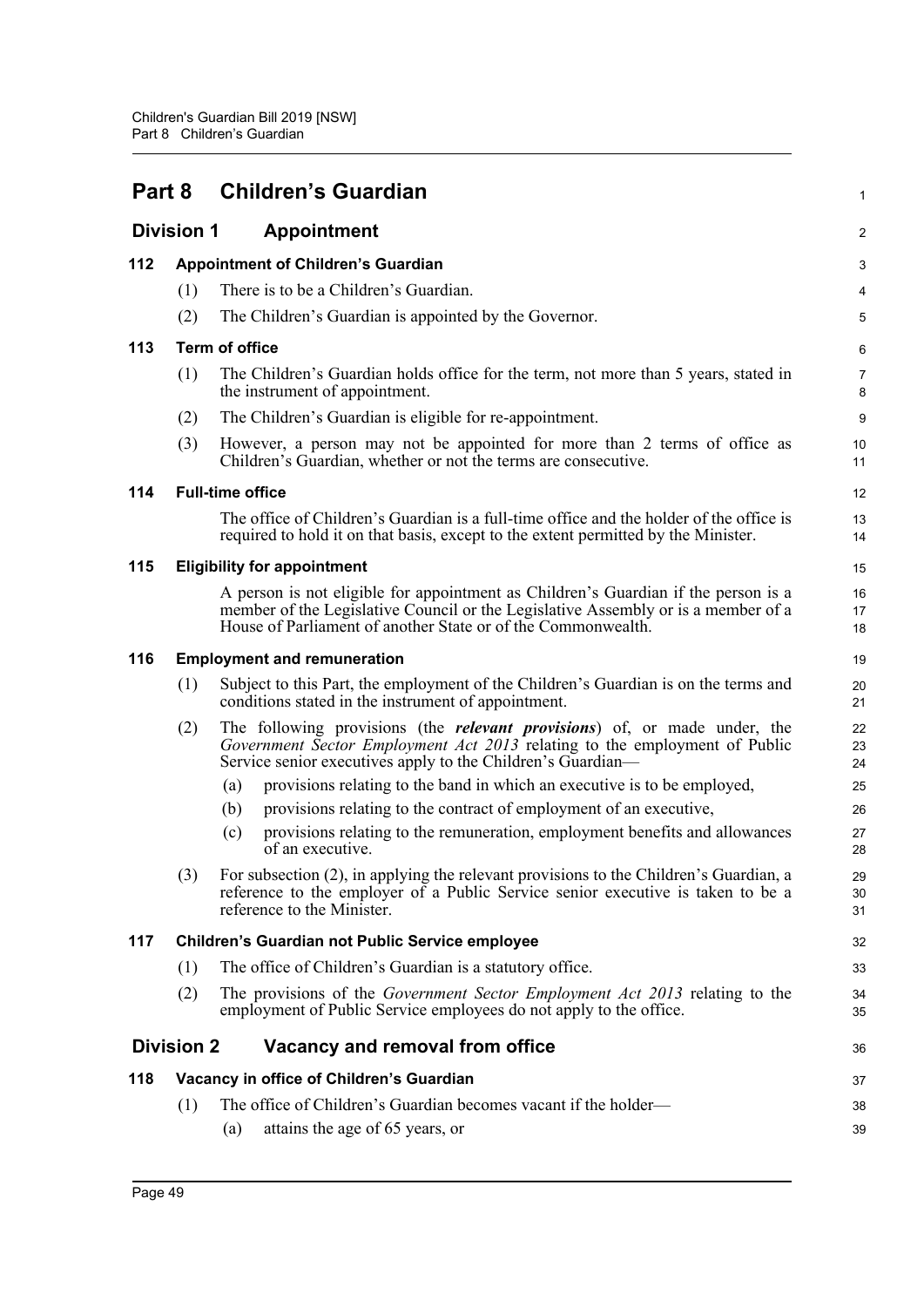# Part 8 Children's Guardian

## Division 1 Appointment

### 112 Appointment of Children's Guardian

(1) There is to be a Children's Guardian.

(2) The Children's Guardian is appointed by the Governor.

### 113 Term of office

(1) The Children's Guardian holds office for the term, not more than 5 years, stated in the instrument of appointment.

(2) The Children's Guardian is eligible for re-appointment.

(3) However, a person may not be appointed for more than 2 terms of office as Children's Guardian, whether or not the terms are consecutive.

### 114 Full-time office

The office of Children's Guardian is a full-time office and the holder of the office is required to hold it on that basis, except to the extent permitted by the Minister.

### 115 Eligibility for appointment

A person is not eligible for appointment as Children's Guardian if the person is a member of the Legislative Council or the Legislative Assembly or is a member of a House of Parliament of another State or of the Commonwealth.

### 116 Employment and remuneration

(1) Subject to this Part, the employment of the Children's Guardian is on the terms and conditions stated in the instrument of appointment.

(2) The following provisions (the ***relevant provisions***) of, or made under, the *Government Sector Employment Act 2013* relating to the employment of Public Service senior executives apply to the Children's Guardian—

- (a) provisions relating to the band in which an executive is to be employed,
- (b) provisions relating to the contract of employment of an executive,
- (c) provisions relating to the remuneration, employment benefits and allowances of an executive.

(3) For subsection (2), in applying the relevant provisions to the Children's Guardian, a reference to the employer of a Public Service senior executive is taken to be a reference to the Minister.

### 117 Children's Guardian not Public Service employee

(1) The office of Children's Guardian is a statutory office.

(2) The provisions of the *Government Sector Employment Act 2013* relating to the employment of Public Service employees do not apply to the office.

## Division 2 Vacancy and removal from office

### 118 Vacancy in office of Children's Guardian

(1) The office of Children's Guardian becomes vacant if the holder—

- (a) attains the age of 65 years, or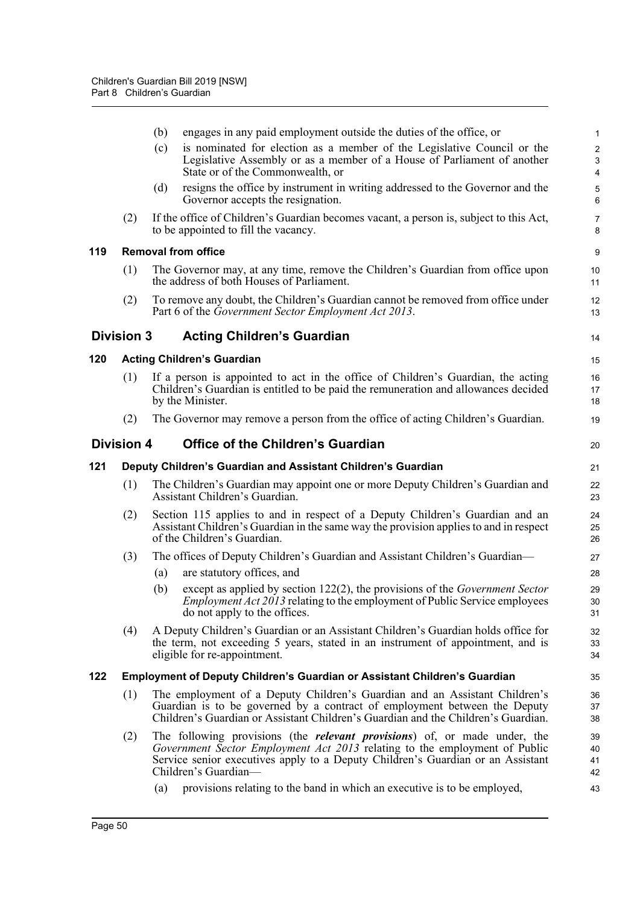(b) engages in any paid employment outside the duties of the office, or

(c) is nominated for election as a member of the Legislative Council or the Legislative Assembly or as a member of a House of Parliament of another State or of the Commonwealth, or

(d) resigns the office by instrument in writing addressed to the Governor and the Governor accepts the resignation.

(2) If the office of Children's Guardian becomes vacant, a person is, subject to this Act, to be appointed to fill the vacancy.

#### 119 Removal from office

(1) The Governor may, at any time, remove the Children's Guardian from office upon the address of both Houses of Parliament.

(2) To remove any doubt, the Children's Guardian cannot be removed from office under Part 6 of the *Government Sector Employment Act 2013*.

### Division 3 Acting Children's Guardian

#### 120 Acting Children's Guardian

(1) If a person is appointed to act in the office of Children's Guardian, the acting Children's Guardian is entitled to be paid the remuneration and allowances decided by the Minister.

(2) The Governor may remove a person from the office of acting Children's Guardian.

### Division 4 Office of the Children's Guardian

#### 121 Deputy Children's Guardian and Assistant Children's Guardian

(1) The Children's Guardian may appoint one or more Deputy Children's Guardian and Assistant Children's Guardian.

(2) Section 115 applies to and in respect of a Deputy Children's Guardian and an Assistant Children's Guardian in the same way the provision applies to and in respect of the Children's Guardian.

(3) The offices of Deputy Children's Guardian and Assistant Children's Guardian—

(a) are statutory offices, and

(b) except as applied by section 122(2), the provisions of the *Government Sector Employment Act 2013* relating to the employment of Public Service employees do not apply to the offices.

(4) A Deputy Children's Guardian or an Assistant Children's Guardian holds office for the term, not exceeding 5 years, stated in an instrument of appointment, and is eligible for re-appointment.

#### 122 Employment of Deputy Children's Guardian or Assistant Children's Guardian

(1) The employment of a Deputy Children's Guardian and an Assistant Children's Guardian is to be governed by a contract of employment between the Deputy Children's Guardian or Assistant Children's Guardian and the Children's Guardian.

(2) The following provisions (the ***relevant provisions***) of, or made under, the *Government Sector Employment Act 2013* relating to the employment of Public Service senior executives apply to a Deputy Children's Guardian or an Assistant Children's Guardian—

(a) provisions relating to the band in which an executive is to be employed,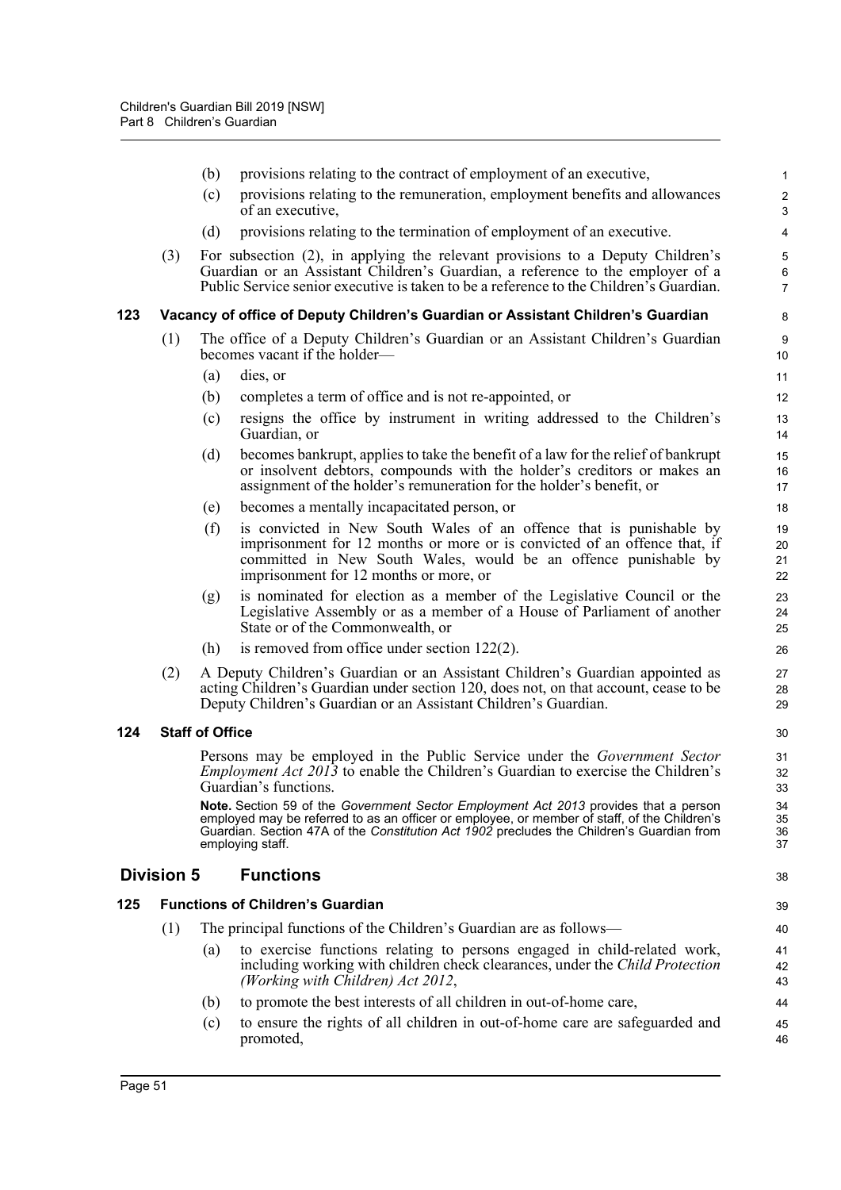(b) provisions relating to the contract of employment of an executive,

(c) provisions relating to the remuneration, employment benefits and allowances of an executive,

(d) provisions relating to the termination of employment of an executive.

(3) For subsection (2), in applying the relevant provisions to a Deputy Children's Guardian or an Assistant Children's Guardian, a reference to the employer of a Public Service senior executive is taken to be a reference to the Children's Guardian.

### 123 Vacancy of office of Deputy Children's Guardian or Assistant Children's Guardian

(1) The office of a Deputy Children's Guardian or an Assistant Children's Guardian becomes vacant if the holder—

(a) dies, or

(b) completes a term of office and is not re-appointed, or

(c) resigns the office by instrument in writing addressed to the Children's Guardian, or

(d) becomes bankrupt, applies to take the benefit of a law for the relief of bankrupt or insolvent debtors, compounds with the holder's creditors or makes an assignment of the holder's remuneration for the holder's benefit, or

(e) becomes a mentally incapacitated person, or

(f) is convicted in New South Wales of an offence that is punishable by imprisonment for 12 months or more or is convicted of an offence that, if committed in New South Wales, would be an offence punishable by imprisonment for 12 months or more, or

(g) is nominated for election as a member of the Legislative Council or the Legislative Assembly or as a member of a House of Parliament of another State or of the Commonwealth, or

(h) is removed from office under section 122(2).

(2) A Deputy Children's Guardian or an Assistant Children's Guardian appointed as acting Children's Guardian under section 120, does not, on that account, cease to be Deputy Children's Guardian or an Assistant Children's Guardian.

### 124 Staff of Office

Persons may be employed in the Public Service under the *Government Sector Employment Act 2013* to enable the Children's Guardian to exercise the Children's Guardian's functions.

**Note.** Section 59 of the *Government Sector Employment Act 2013* provides that a person employed may be referred to as an officer or employee, or member of staff, of the Children's Guardian. Section 47A of the *Constitution Act 1902* precludes the Children's Guardian from employing staff.

## Division 5 Functions

### 125 Functions of Children's Guardian

(1) The principal functions of the Children's Guardian are as follows—

(a) to exercise functions relating to persons engaged in child-related work, including working with children check clearances, under the *Child Protection (Working with Children) Act 2012*,

(b) to promote the best interests of all children in out-of-home care,

(c) to ensure the rights of all children in out-of-home care are safeguarded and promoted,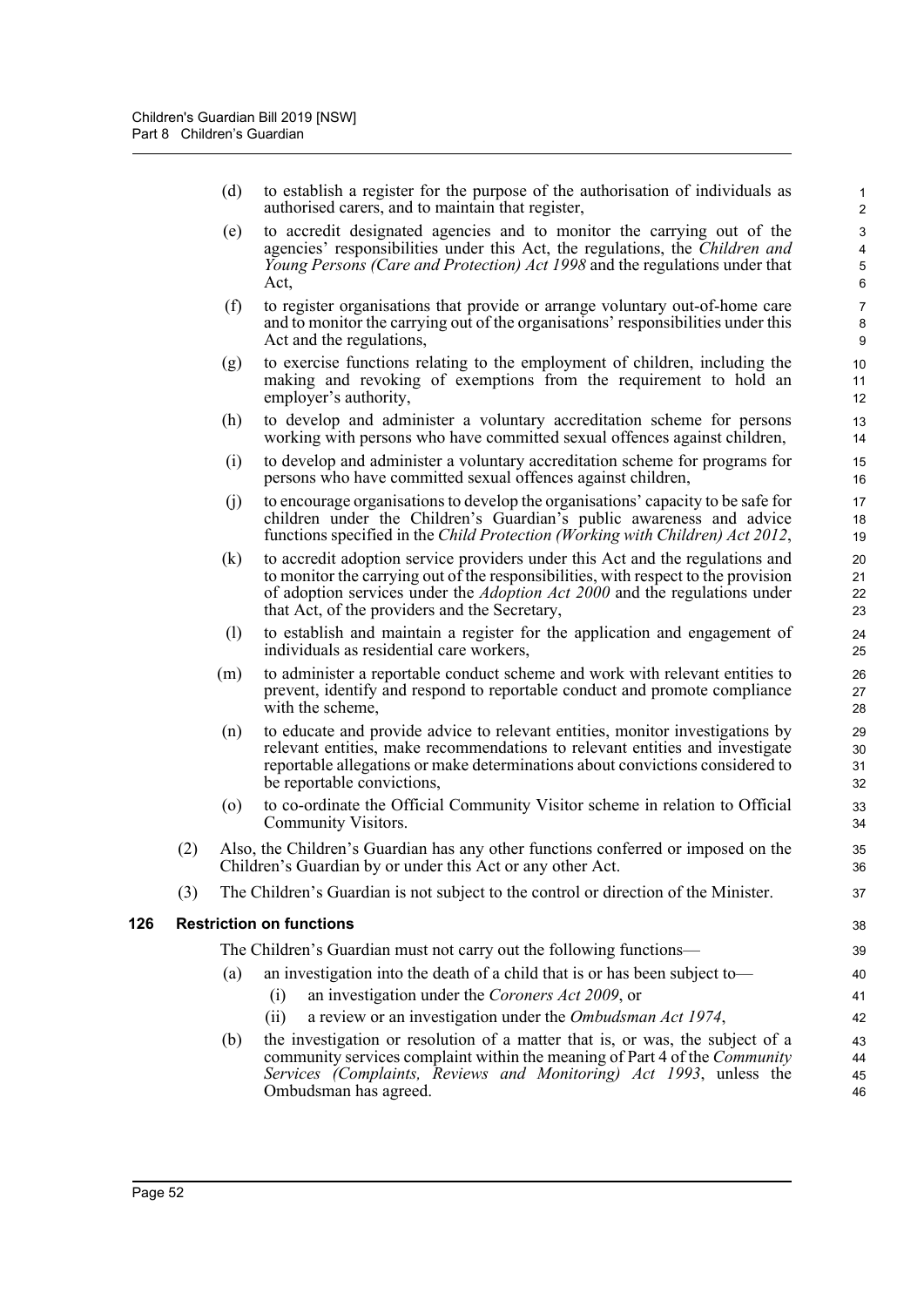(d) to establish a register for the purpose of the authorisation of individuals as authorised carers, and to maintain that register,

(e) to accredit designated agencies and to monitor the carrying out of the agencies' responsibilities under this Act, the regulations, the *Children and Young Persons (Care and Protection) Act 1998* and the regulations under that Act,

(f) to register organisations that provide or arrange voluntary out-of-home care and to monitor the carrying out of the organisations' responsibilities under this Act and the regulations,

(g) to exercise functions relating to the employment of children, including the making and revoking of exemptions from the requirement to hold an employer's authority,

(h) to develop and administer a voluntary accreditation scheme for persons working with persons who have committed sexual offences against children,

(i) to develop and administer a voluntary accreditation scheme for programs for persons who have committed sexual offences against children,

(j) to encourage organisations to develop the organisations' capacity to be safe for children under the Children's Guardian's public awareness and advice functions specified in the *Child Protection (Working with Children) Act 2012*,

(k) to accredit adoption service providers under this Act and the regulations and to monitor the carrying out of the responsibilities, with respect to the provision of adoption services under the *Adoption Act 2000* and the regulations under that Act, of the providers and the Secretary,

(l) to establish and maintain a register for the application and engagement of individuals as residential care workers,

(m) to administer a reportable conduct scheme and work with relevant entities to prevent, identify and respond to reportable conduct and promote compliance with the scheme,

(n) to educate and provide advice to relevant entities, monitor investigations by relevant entities, make recommendations to relevant entities and investigate reportable allegations or make determinations about convictions considered to be reportable convictions,

(o) to co-ordinate the Official Community Visitor scheme in relation to Official Community Visitors.

(2) Also, the Children's Guardian has any other functions conferred or imposed on the Children's Guardian by or under this Act or any other Act.

(3) The Children's Guardian is not subject to the control or direction of the Minister.

### 126 Restriction on functions

The Children's Guardian must not carry out the following functions—

(a) an investigation into the death of a child that is or has been subject to—

(i) an investigation under the *Coroners Act 2009*, or

(ii) a review or an investigation under the *Ombudsman Act 1974*,

(b) the investigation or resolution of a matter that is, or was, the subject of a community services complaint within the meaning of Part 4 of the *Community Services (Complaints, Reviews and Monitoring) Act 1993*, unless the Ombudsman has agreed.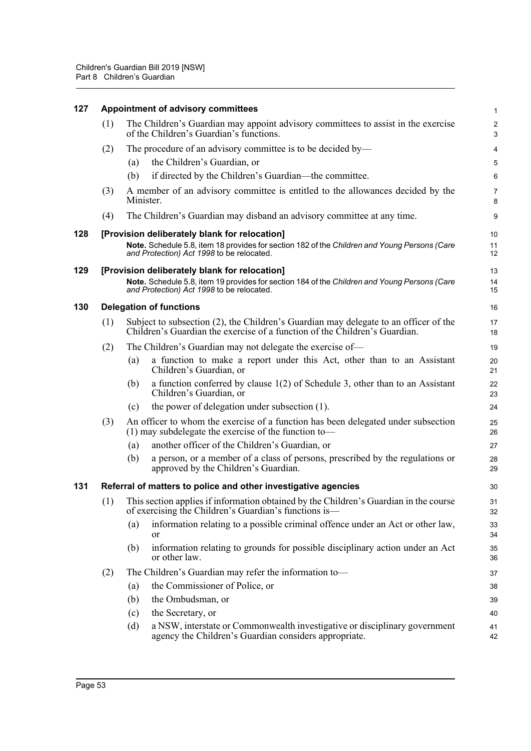### 127 Appointment of advisory committees

(1) The Children's Guardian may appoint advisory committees to assist in the exercise of the Children's Guardian's functions.

(2) The procedure of an advisory committee is to be decided by—

(a) the Children's Guardian, or

(b) if directed by the Children's Guardian—the committee.

(3) A member of an advisory committee is entitled to the allowances decided by the Minister.

(4) The Children's Guardian may disband an advisory committee at any time.

### 128 [Provision deliberately blank for relocation]

**Note.** Schedule 5.8, item 18 provides for section 182 of the *Children and Young Persons (Care and Protection) Act 1998* to be relocated.

### 129 [Provision deliberately blank for relocation]

**Note.** Schedule 5.8, item 19 provides for section 184 of the *Children and Young Persons (Care and Protection) Act 1998* to be relocated.

### 130 Delegation of functions

(1) Subject to subsection (2), the Children's Guardian may delegate to an officer of the Children's Guardian the exercise of a function of the Children's Guardian.

(2) The Children's Guardian may not delegate the exercise of—

(a) a function to make a report under this Act, other than to an Assistant Children's Guardian, or

(b) a function conferred by clause 1(2) of Schedule 3, other than to an Assistant Children's Guardian, or

(c) the power of delegation under subsection (1).

(3) An officer to whom the exercise of a function has been delegated under subsection (1) may subdelegate the exercise of the function to—

(a) another officer of the Children's Guardian, or

(b) a person, or a member of a class of persons, prescribed by the regulations or approved by the Children's Guardian.

### 131 Referral of matters to police and other investigative agencies

(1) This section applies if information obtained by the Children's Guardian in the course of exercising the Children's Guardian's functions is—

(a) information relating to a possible criminal offence under an Act or other law, or

(b) information relating to grounds for possible disciplinary action under an Act or other law.

(2) The Children's Guardian may refer the information to—

(a) the Commissioner of Police, or

(b) the Ombudsman, or

(c) the Secretary, or

(d) a NSW, interstate or Commonwealth investigative or disciplinary government agency the Children's Guardian considers appropriate.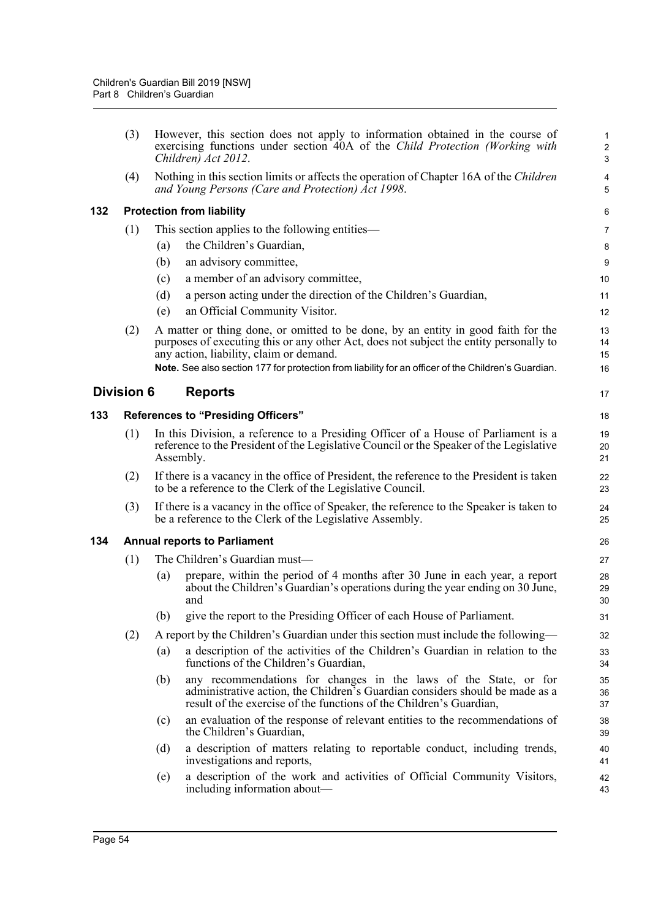(3) However, this section does not apply to information obtained in the course of exercising functions under section 40A of the *Child Protection (Working with Children) Act 2012*.

(4) Nothing in this section limits or affects the operation of Chapter 16A of the *Children and Young Persons (Care and Protection) Act 1998*.

### 132 Protection from liability

(1) This section applies to the following entities—

(a) the Children's Guardian,

(b) an advisory committee,

(c) a member of an advisory committee,

(d) a person acting under the direction of the Children's Guardian,

(e) an Official Community Visitor.

(2) A matter or thing done, or omitted to be done, by an entity in good faith for the purposes of executing this or any other Act, does not subject the entity personally to any action, liability, claim or demand.

**Note.** See also section 177 for protection from liability for an officer of the Children's Guardian.

## Division 6 Reports

### 133 References to "Presiding Officers"

(1) In this Division, a reference to a Presiding Officer of a House of Parliament is a reference to the President of the Legislative Council or the Speaker of the Legislative Assembly.

(2) If there is a vacancy in the office of President, the reference to the President is taken to be a reference to the Clerk of the Legislative Council.

(3) If there is a vacancy in the office of Speaker, the reference to the Speaker is taken to be a reference to the Clerk of the Legislative Assembly.

### 134 Annual reports to Parliament

(1) The Children's Guardian must—

(a) prepare, within the period of 4 months after 30 June in each year, a report about the Children's Guardian's operations during the year ending on 30 June, and

(b) give the report to the Presiding Officer of each House of Parliament.

(2) A report by the Children's Guardian under this section must include the following—

(a) a description of the activities of the Children's Guardian in relation to the functions of the Children's Guardian,

(b) any recommendations for changes in the laws of the State, or for administrative action, the Children's Guardian considers should be made as a result of the exercise of the functions of the Children's Guardian,

(c) an evaluation of the response of relevant entities to the recommendations of the Children's Guardian,

(d) a description of matters relating to reportable conduct, including trends, investigations and reports,

(e) a description of the work and activities of Official Community Visitors, including information about—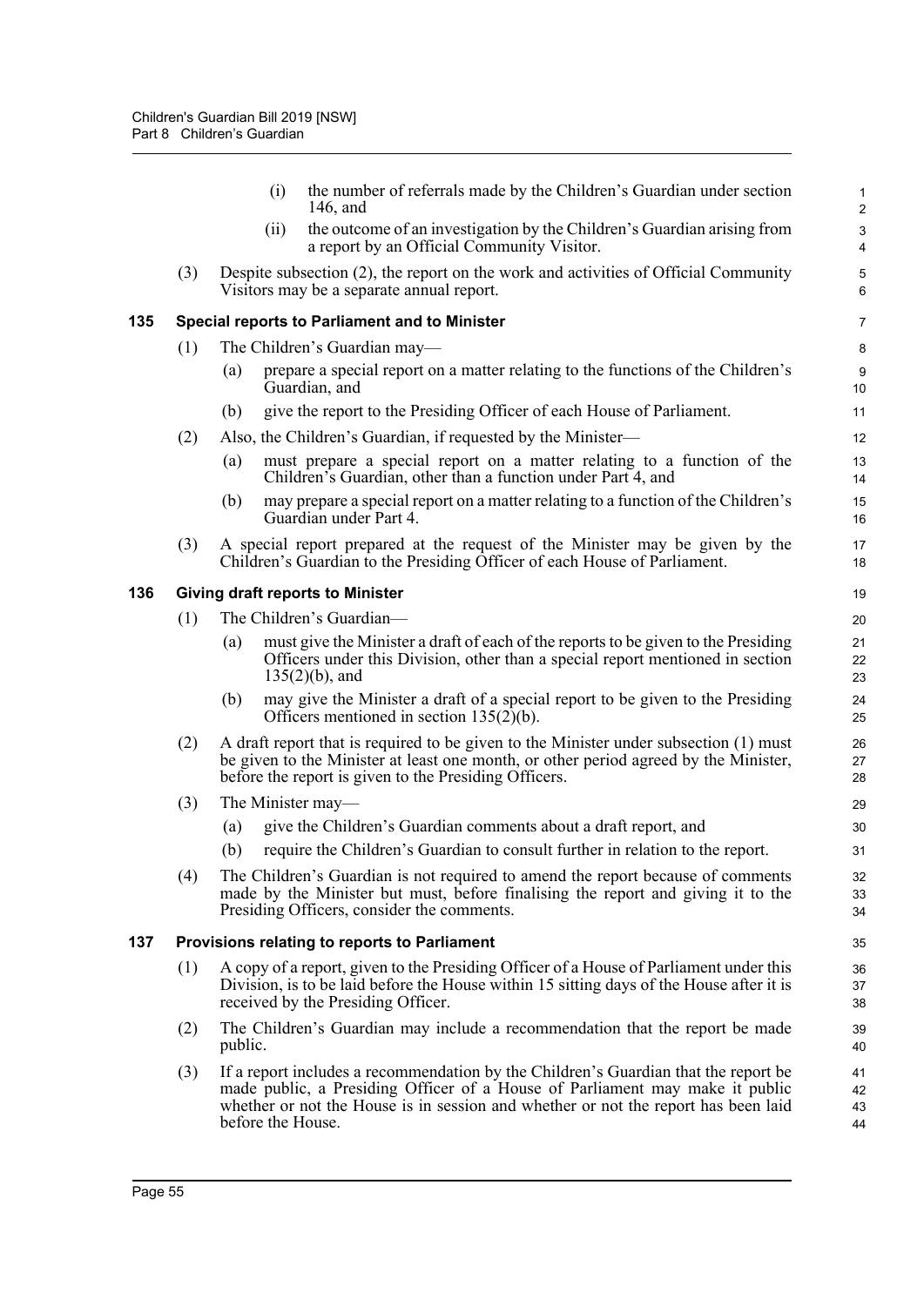(i) the number of referrals made by the Children's Guardian under section 146, and

(ii) the outcome of an investigation by the Children's Guardian arising from a report by an Official Community Visitor.

(3) Despite subsection (2), the report on the work and activities of Official Community Visitors may be a separate annual report.

### 135 Special reports to Parliament and to Minister

(1) The Children's Guardian may—

(a) prepare a special report on a matter relating to the functions of the Children's Guardian, and

(b) give the report to the Presiding Officer of each House of Parliament.

(2) Also, the Children's Guardian, if requested by the Minister—

(a) must prepare a special report on a matter relating to a function of the Children's Guardian, other than a function under Part 4, and

(b) may prepare a special report on a matter relating to a function of the Children's Guardian under Part 4.

(3) A special report prepared at the request of the Minister may be given by the Children's Guardian to the Presiding Officer of each House of Parliament.

### 136 Giving draft reports to Minister

(1) The Children's Guardian—

(a) must give the Minister a draft of each of the reports to be given to the Presiding Officers under this Division, other than a special report mentioned in section 135(2)(b), and

(b) may give the Minister a draft of a special report to be given to the Presiding Officers mentioned in section 135(2)(b).

(2) A draft report that is required to be given to the Minister under subsection (1) must be given to the Minister at least one month, or other period agreed by the Minister, before the report is given to the Presiding Officers.

(3) The Minister may—

(a) give the Children's Guardian comments about a draft report, and

(b) require the Children's Guardian to consult further in relation to the report.

(4) The Children's Guardian is not required to amend the report because of comments made by the Minister but must, before finalising the report and giving it to the Presiding Officers, consider the comments.

### 137 Provisions relating to reports to Parliament

(1) A copy of a report, given to the Presiding Officer of a House of Parliament under this Division, is to be laid before the House within 15 sitting days of the House after it is received by the Presiding Officer.

(2) The Children's Guardian may include a recommendation that the report be made public.

(3) If a report includes a recommendation by the Children's Guardian that the report be made public, a Presiding Officer of a House of Parliament may make it public whether or not the House is in session and whether or not the report has been laid before the House.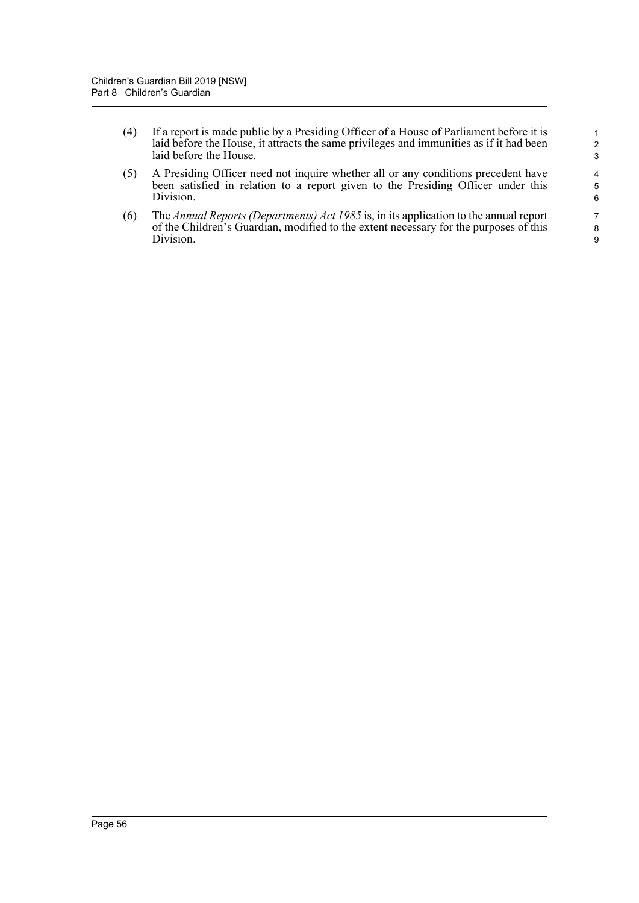(4) If a report is made public by a Presiding Officer of a House of Parliament before it is laid before the House, it attracts the same privileges and immunities as if it had been laid before the House.

(5) A Presiding Officer need not inquire whether all or any conditions precedent have been satisfied in relation to a report given to the Presiding Officer under this Division.

(6) The *Annual Reports (Departments) Act 1985* is, in its application to the annual report of the Children's Guardian, modified to the extent necessary for the purposes of this Division.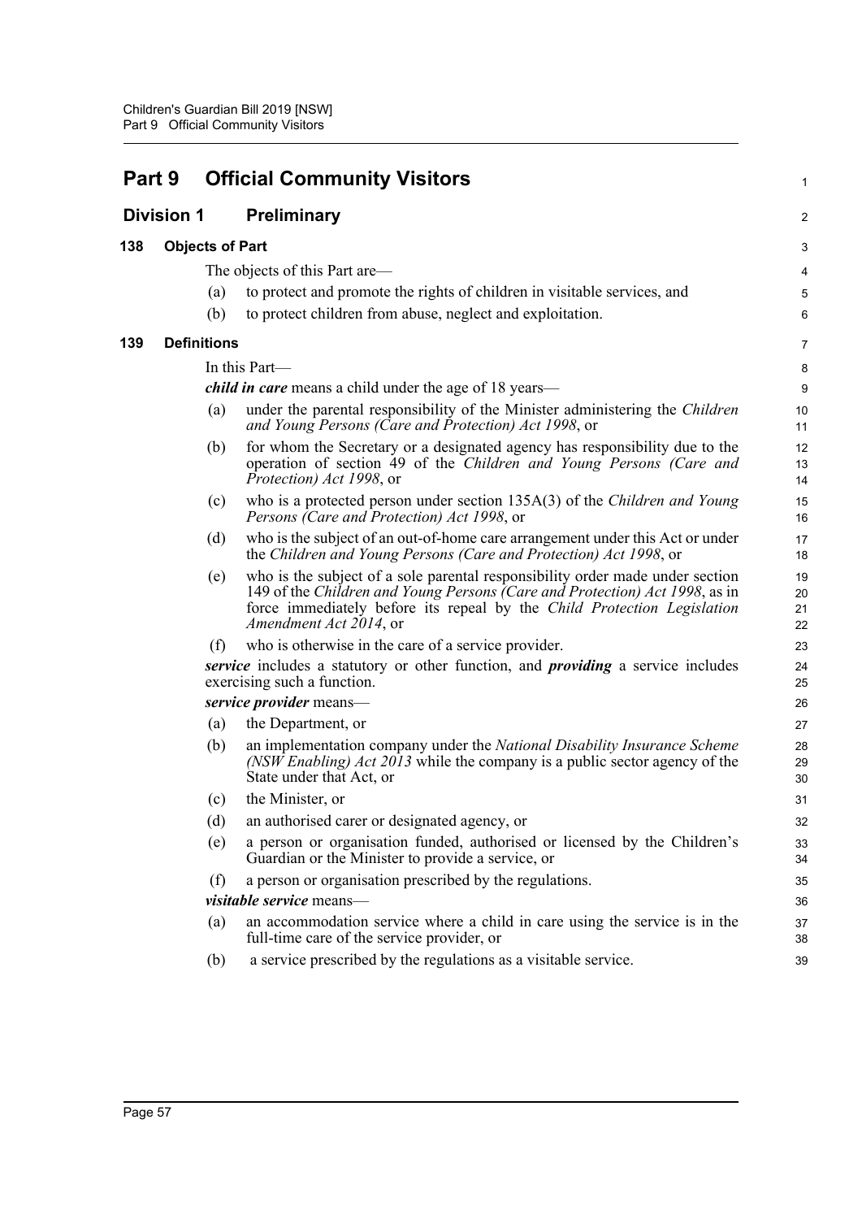# Part 9 Official Community Visitors

## Division 1 Preliminary

### 138 Objects of Part

The objects of this Part are—

(a) to protect and promote the rights of children in visitable services, and

(b) to protect children from abuse, neglect and exploitation.

### 139 Definitions

In this Part—

***child in care*** means a child under the age of 18 years—

(a) under the parental responsibility of the Minister administering the *Children and Young Persons (Care and Protection) Act 1998*, or

(b) for whom the Secretary or a designated agency has responsibility due to the operation of section 49 of the *Children and Young Persons (Care and Protection) Act 1998*, or

(c) who is a protected person under section 135A(3) of the *Children and Young Persons (Care and Protection) Act 1998*, or

(d) who is the subject of an out-of-home care arrangement under this Act or under the *Children and Young Persons (Care and Protection) Act 1998*, or

(e) who is the subject of a sole parental responsibility order made under section 149 of the *Children and Young Persons (Care and Protection) Act 1998*, as in force immediately before its repeal by the *Child Protection Legislation Amendment Act 2014*, or

(f) who is otherwise in the care of a service provider.

***service*** includes a statutory or other function, and ***providing*** a service includes exercising such a function.

***service provider*** means—

(a) the Department, or

(b) an implementation company under the *National Disability Insurance Scheme (NSW Enabling) Act 2013* while the company is a public sector agency of the State under that Act, or

(c) the Minister, or

(d) an authorised carer or designated agency, or

(e) a person or organisation funded, authorised or licensed by the Children's Guardian or the Minister to provide a service, or

(f) a person or organisation prescribed by the regulations.

***visitable service*** means—

(a) an accommodation service where a child in care using the service is in the full-time care of the service provider, or

(b) a service prescribed by the regulations as a visitable service.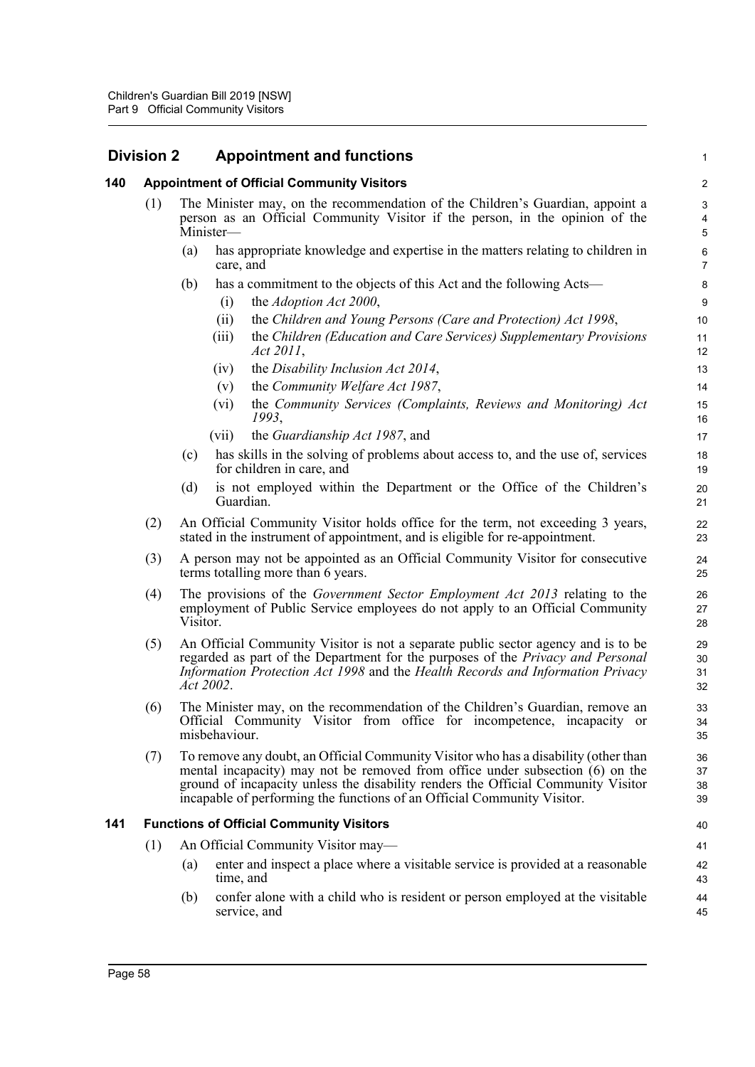## Division 2 Appointment and functions

### 140 Appointment of Official Community Visitors

(1) The Minister may, on the recommendation of the Children's Guardian, appoint a person as an Official Community Visitor if the person, in the opinion of the Minister—

(a) has appropriate knowledge and expertise in the matters relating to children in care, and

(b) has a commitment to the objects of this Act and the following Acts—

(i) the *Adoption Act 2000*,

(ii) the *Children and Young Persons (Care and Protection) Act 1998*,

(iii) the *Children (Education and Care Services) Supplementary Provisions Act 2011*,

(iv) the *Disability Inclusion Act 2014*,

(v) the *Community Welfare Act 1987*,

(vi) the *Community Services (Complaints, Reviews and Monitoring) Act 1993*,

(vii) the *Guardianship Act 1987*, and

(c) has skills in the solving of problems about access to, and the use of, services for children in care, and

(d) is not employed within the Department or the Office of the Children's Guardian.

(2) An Official Community Visitor holds office for the term, not exceeding 3 years, stated in the instrument of appointment, and is eligible for re-appointment.

(3) A person may not be appointed as an Official Community Visitor for consecutive terms totalling more than 6 years.

(4) The provisions of the *Government Sector Employment Act 2013* relating to the employment of Public Service employees do not apply to an Official Community Visitor.

(5) An Official Community Visitor is not a separate public sector agency and is to be regarded as part of the Department for the purposes of the *Privacy and Personal Information Protection Act 1998* and the *Health Records and Information Privacy Act 2002*.

(6) The Minister may, on the recommendation of the Children's Guardian, remove an Official Community Visitor from office for incompetence, incapacity or misbehaviour.

(7) To remove any doubt, an Official Community Visitor who has a disability (other than mental incapacity) may not be removed from office under subsection (6) on the ground of incapacity unless the disability renders the Official Community Visitor incapable of performing the functions of an Official Community Visitor.

### 141 Functions of Official Community Visitors

(1) An Official Community Visitor may—

(a) enter and inspect a place where a visitable service is provided at a reasonable time, and

(b) confer alone with a child who is resident or person employed at the visitable service, and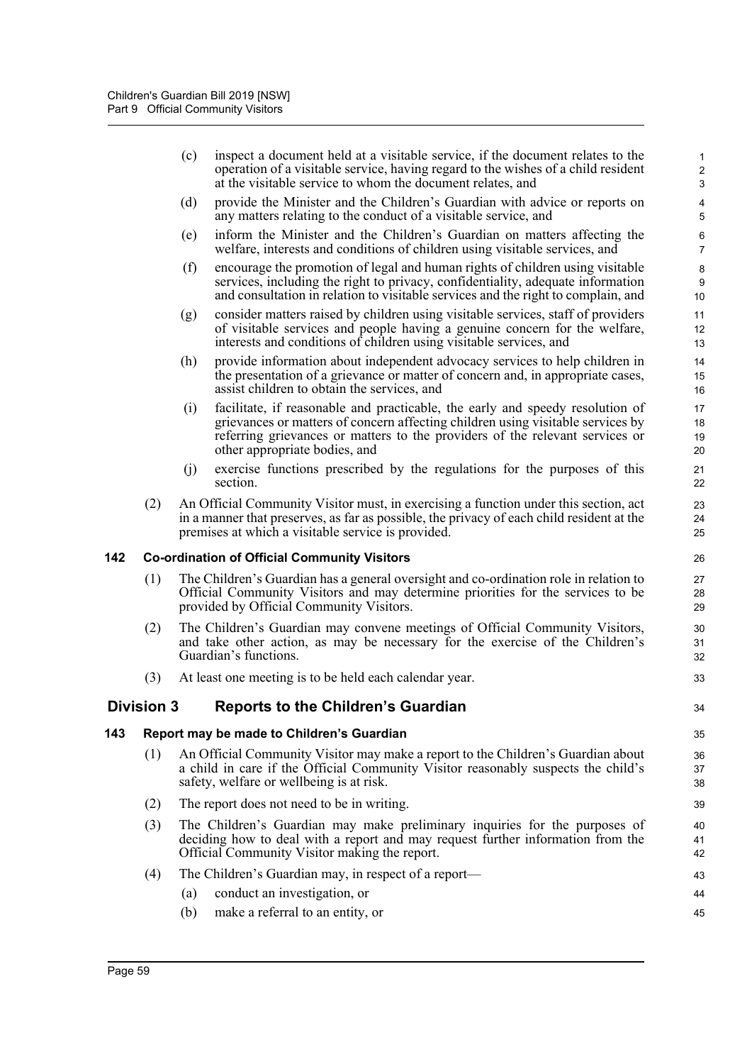(c) inspect a document held at a visitable service, if the document relates to the operation of a visitable service, having regard to the wishes of a child resident at the visitable service to whom the document relates, and

(d) provide the Minister and the Children's Guardian with advice or reports on any matters relating to the conduct of a visitable service, and

(e) inform the Minister and the Children's Guardian on matters affecting the welfare, interests and conditions of children using visitable services, and

(f) encourage the promotion of legal and human rights of children using visitable services, including the right to privacy, confidentiality, adequate information and consultation in relation to visitable services and the right to complain, and

(g) consider matters raised by children using visitable services, staff of providers of visitable services and people having a genuine concern for the welfare, interests and conditions of children using visitable services, and

(h) provide information about independent advocacy services to help children in the presentation of a grievance or matter of concern and, in appropriate cases, assist children to obtain the services, and

(i) facilitate, if reasonable and practicable, the early and speedy resolution of grievances or matters of concern affecting children using visitable services by referring grievances or matters to the providers of the relevant services or other appropriate bodies, and

(j) exercise functions prescribed by the regulations for the purposes of this section.

(2) An Official Community Visitor must, in exercising a function under this section, act in a manner that preserves, as far as possible, the privacy of each child resident at the premises at which a visitable service is provided.

### 142 Co-ordination of Official Community Visitors

(1) The Children's Guardian has a general oversight and co-ordination role in relation to Official Community Visitors and may determine priorities for the services to be provided by Official Community Visitors.

(2) The Children's Guardian may convene meetings of Official Community Visitors, and take other action, as may be necessary for the exercise of the Children's Guardian's functions.

(3) At least one meeting is to be held each calendar year.

## Division 3 Reports to the Children's Guardian

### 143 Report may be made to Children's Guardian

(1) An Official Community Visitor may make a report to the Children's Guardian about a child in care if the Official Community Visitor reasonably suspects the child's safety, welfare or wellbeing is at risk.

(2) The report does not need to be in writing.

(3) The Children's Guardian may make preliminary inquiries for the purposes of deciding how to deal with a report and may request further information from the Official Community Visitor making the report.

(4) The Children's Guardian may, in respect of a report—

(a) conduct an investigation, or

(b) make a referral to an entity, or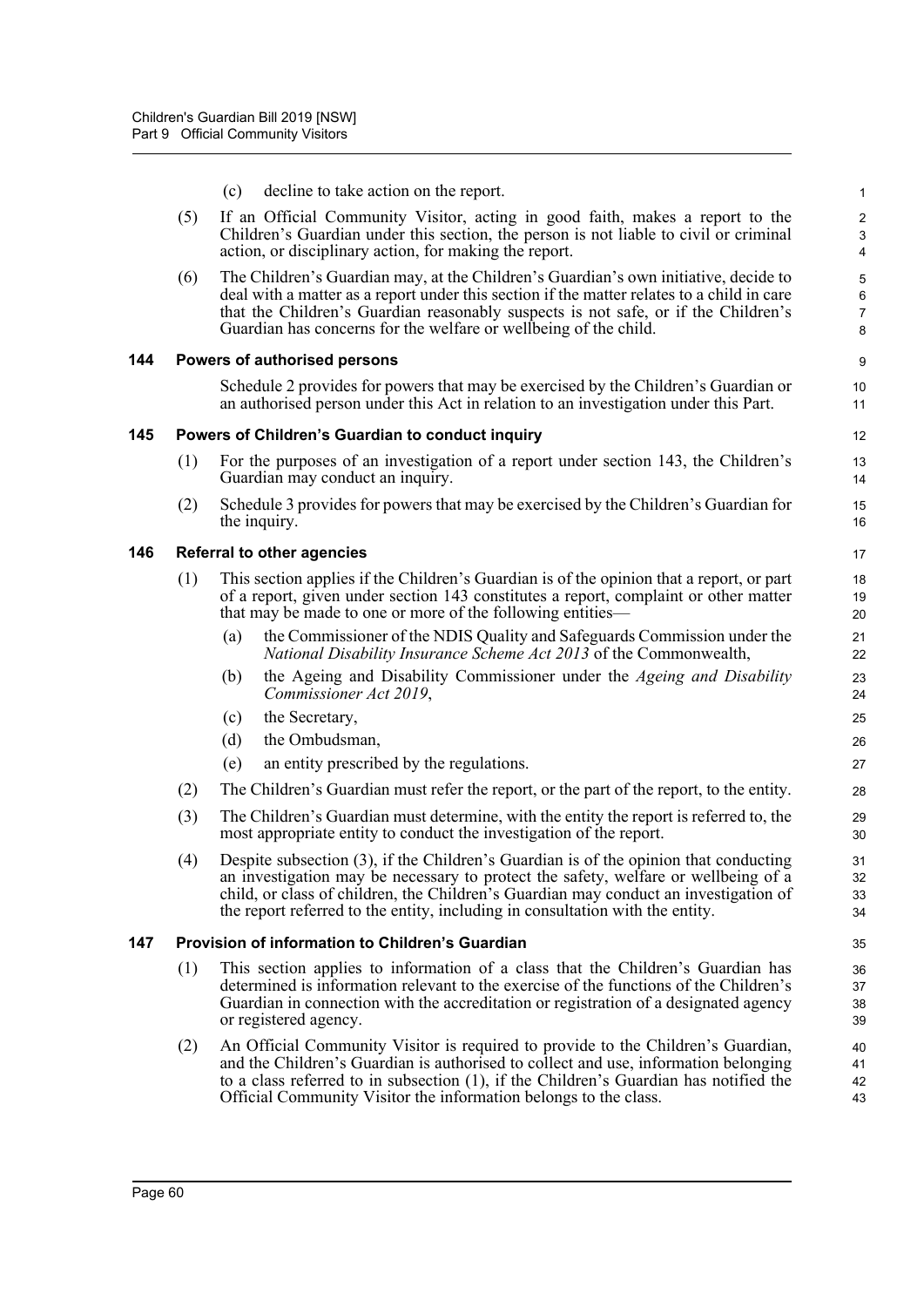(c) decline to take action on the report.

(5) If an Official Community Visitor, acting in good faith, makes a report to the Children's Guardian under this section, the person is not liable to civil or criminal action, or disciplinary action, for making the report.

(6) The Children's Guardian may, at the Children's Guardian's own initiative, decide to deal with a matter as a report under this section if the matter relates to a child in care that the Children's Guardian reasonably suspects is not safe, or if the Children's Guardian has concerns for the welfare or wellbeing of the child.

### 144 Powers of authorised persons

Schedule 2 provides for powers that may be exercised by the Children's Guardian or an authorised person under this Act in relation to an investigation under this Part.

### 145 Powers of Children's Guardian to conduct inquiry

(1) For the purposes of an investigation of a report under section 143, the Children's Guardian may conduct an inquiry.

(2) Schedule 3 provides for powers that may be exercised by the Children's Guardian for the inquiry.

### 146 Referral to other agencies

(1) This section applies if the Children's Guardian is of the opinion that a report, or part of a report, given under section 143 constitutes a report, complaint or other matter that may be made to one or more of the following entities—

(a) the Commissioner of the NDIS Quality and Safeguards Commission under the *National Disability Insurance Scheme Act 2013* of the Commonwealth,

(b) the Ageing and Disability Commissioner under the *Ageing and Disability Commissioner Act 2019*,

(c) the Secretary,

(d) the Ombudsman,

(e) an entity prescribed by the regulations.

(2) The Children's Guardian must refer the report, or the part of the report, to the entity.

(3) The Children's Guardian must determine, with the entity the report is referred to, the most appropriate entity to conduct the investigation of the report.

(4) Despite subsection (3), if the Children's Guardian is of the opinion that conducting an investigation may be necessary to protect the safety, welfare or wellbeing of a child, or class of children, the Children's Guardian may conduct an investigation of the report referred to the entity, including in consultation with the entity.

### 147 Provision of information to Children's Guardian

(1) This section applies to information of a class that the Children's Guardian has determined is information relevant to the exercise of the functions of the Children's Guardian in connection with the accreditation or registration of a designated agency or registered agency.

(2) An Official Community Visitor is required to provide to the Children's Guardian, and the Children's Guardian is authorised to collect and use, information belonging to a class referred to in subsection (1), if the Children's Guardian has notified the Official Community Visitor the information belongs to the class.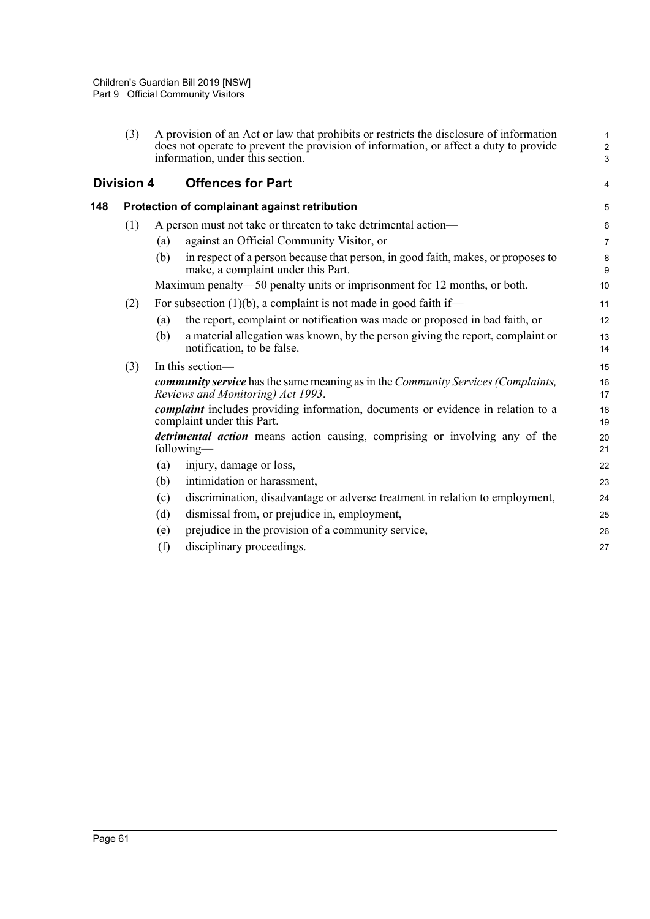(3) A provision of an Act or law that prohibits or restricts the disclosure of information does not operate to prevent the provision of information, or affect a duty to provide information, under this section.

## Division 4 Offences for Part

### 148 Protection of complainant against retribution

(1) A person must not take or threaten to take detrimental action—

(a) against an Official Community Visitor, or

(b) in respect of a person because that person, in good faith, makes, or proposes to make, a complaint under this Part.

Maximum penalty—50 penalty units or imprisonment for 12 months, or both.

(2) For subsection (1)(b), a complaint is not made in good faith if—

(a) the report, complaint or notification was made or proposed in bad faith, or

(b) a material allegation was known, by the person giving the report, complaint or notification, to be false.

(3) In this section—

***community service*** has the same meaning as in the *Community Services (Complaints, Reviews and Monitoring) Act 1993*.

***complaint*** includes providing information, documents or evidence in relation to a complaint under this Part.

***detrimental action*** means action causing, comprising or involving any of the following—

(a) injury, damage or loss,

(b) intimidation or harassment,

(c) discrimination, disadvantage or adverse treatment in relation to employment,

(d) dismissal from, or prejudice in, employment,

(e) prejudice in the provision of a community service,

(f) disciplinary proceedings.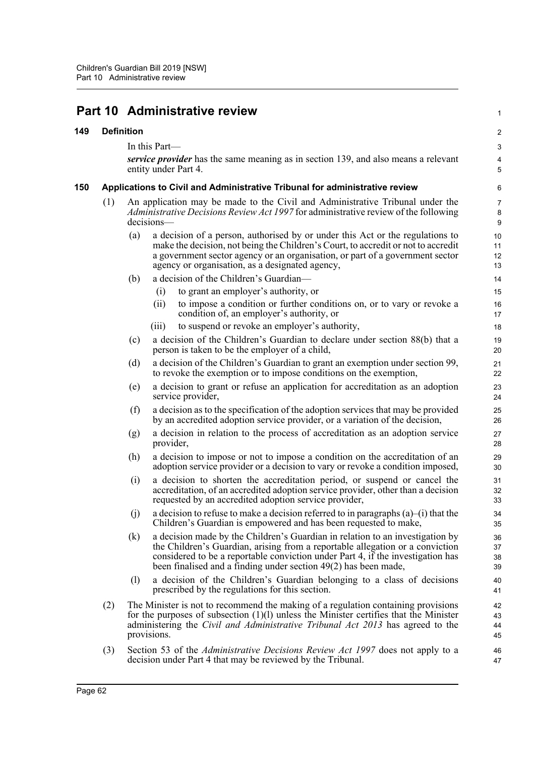# Part 10 Administrative review

## 149 Definition

In this Part—

***service provider*** has the same meaning as in section 139, and also means a relevant entity under Part 4.

## 150 Applications to Civil and Administrative Tribunal for administrative review

(1) An application may be made to the Civil and Administrative Tribunal under the *Administrative Decisions Review Act 1997* for administrative review of the following decisions—

(a) a decision of a person, authorised by or under this Act or the regulations to make the decision, not being the Children's Court, to accredit or not to accredit a government sector agency or an organisation, or part of a government sector agency or organisation, as a designated agency,

(b) a decision of the Children's Guardian—

(i) to grant an employer's authority, or

(ii) to impose a condition or further conditions on, or to vary or revoke a condition of, an employer's authority, or

(iii) to suspend or revoke an employer's authority,

(c) a decision of the Children's Guardian to declare under section 88(b) that a person is taken to be the employer of a child,

(d) a decision of the Children's Guardian to grant an exemption under section 99, to revoke the exemption or to impose conditions on the exemption,

(e) a decision to grant or refuse an application for accreditation as an adoption service provider,

(f) a decision as to the specification of the adoption services that may be provided by an accredited adoption service provider, or a variation of the decision,

(g) a decision in relation to the process of accreditation as an adoption service provider,

(h) a decision to impose or not to impose a condition on the accreditation of an adoption service provider or a decision to vary or revoke a condition imposed,

(i) a decision to shorten the accreditation period, or suspend or cancel the accreditation, of an accredited adoption service provider, other than a decision requested by an accredited adoption service provider,

(j) a decision to refuse to make a decision referred to in paragraphs (a)–(i) that the Children's Guardian is empowered and has been requested to make,

(k) a decision made by the Children's Guardian in relation to an investigation by the Children's Guardian, arising from a reportable allegation or a conviction considered to be a reportable conviction under Part 4, if the investigation has been finalised and a finding under section 49(2) has been made,

(l) a decision of the Children's Guardian belonging to a class of decisions prescribed by the regulations for this section.

(2) The Minister is not to recommend the making of a regulation containing provisions for the purposes of subsection (1)(l) unless the Minister certifies that the Minister administering the *Civil and Administrative Tribunal Act 2013* has agreed to the provisions.

(3) Section 53 of the *Administrative Decisions Review Act 1997* does not apply to a decision under Part 4 that may be reviewed by the Tribunal.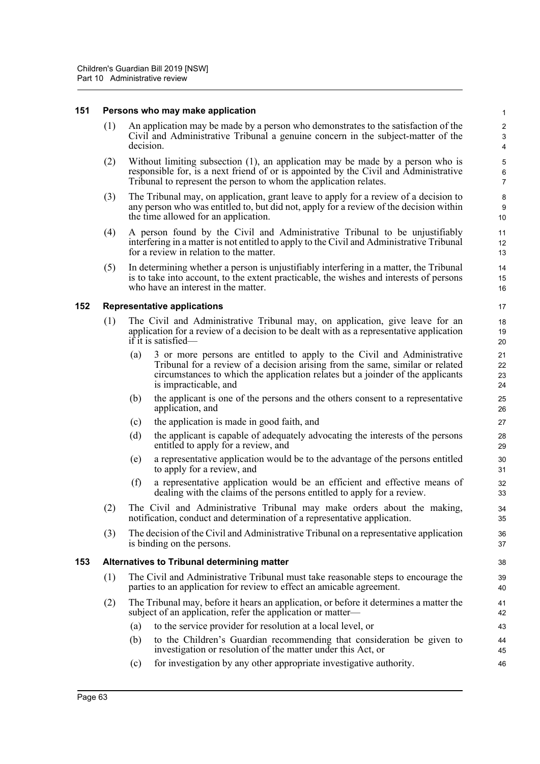### 151 Persons who may make application

(1) An application may be made by a person who demonstrates to the satisfaction of the Civil and Administrative Tribunal a genuine concern in the subject-matter of the decision.

(2) Without limiting subsection (1), an application may be made by a person who is responsible for, is a next friend of or is appointed by the Civil and Administrative Tribunal to represent the person to whom the application relates.

(3) The Tribunal may, on application, grant leave to apply for a review of a decision to any person who was entitled to, but did not, apply for a review of the decision within the time allowed for an application.

(4) A person found by the Civil and Administrative Tribunal to be unjustifiably interfering in a matter is not entitled to apply to the Civil and Administrative Tribunal for a review in relation to the matter.

(5) In determining whether a person is unjustifiably interfering in a matter, the Tribunal is to take into account, to the extent practicable, the wishes and interests of persons who have an interest in the matter.

### 152 Representative applications

(1) The Civil and Administrative Tribunal may, on application, give leave for an application for a review of a decision to be dealt with as a representative application if it is satisfied—

(a) 3 or more persons are entitled to apply to the Civil and Administrative Tribunal for a review of a decision arising from the same, similar or related circumstances to which the application relates but a joinder of the applicants is impracticable, and

(b) the applicant is one of the persons and the others consent to a representative application, and

(c) the application is made in good faith, and

(d) the applicant is capable of adequately advocating the interests of the persons entitled to apply for a review, and

(e) a representative application would be to the advantage of the persons entitled to apply for a review, and

(f) a representative application would be an efficient and effective means of dealing with the claims of the persons entitled to apply for a review.

(2) The Civil and Administrative Tribunal may make orders about the making, notification, conduct and determination of a representative application.

(3) The decision of the Civil and Administrative Tribunal on a representative application is binding on the persons.

### 153 Alternatives to Tribunal determining matter

(1) The Civil and Administrative Tribunal must take reasonable steps to encourage the parties to an application for review to effect an amicable agreement.

(2) The Tribunal may, before it hears an application, or before it determines a matter the subject of an application, refer the application or matter—

(a) to the service provider for resolution at a local level, or

(b) to the Children's Guardian recommending that consideration be given to investigation or resolution of the matter under this Act, or

(c) for investigation by any other appropriate investigative authority.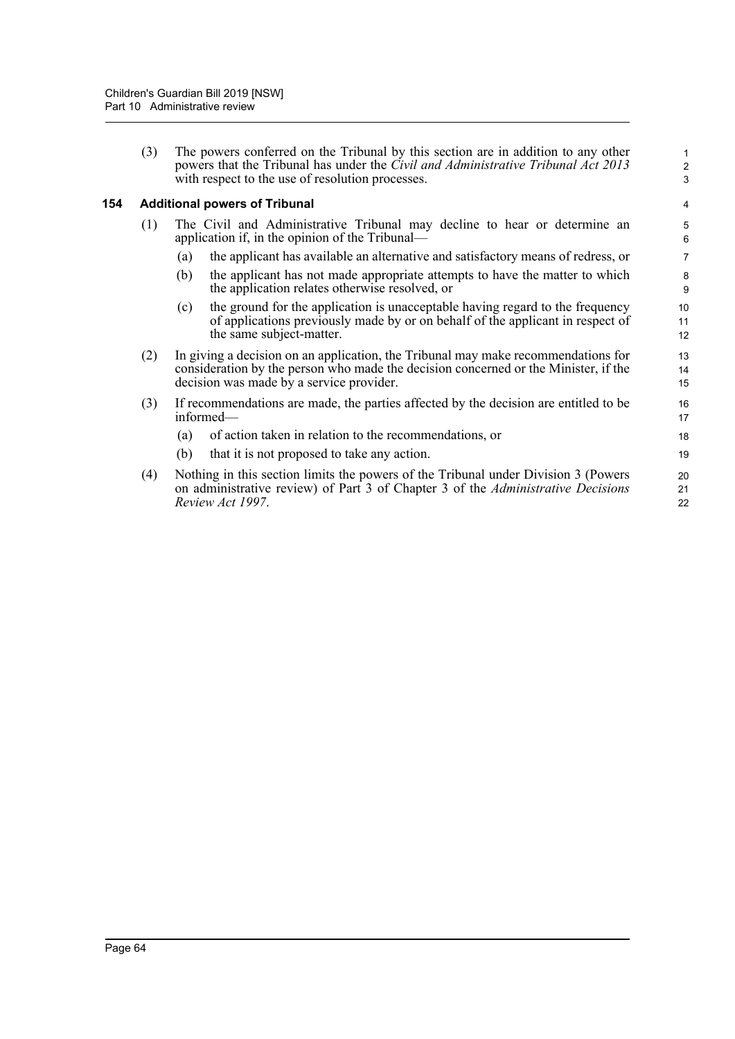(3) The powers conferred on the Tribunal by this section are in addition to any other powers that the Tribunal has under the *Civil and Administrative Tribunal Act 2013* with respect to the use of resolution processes.

### 154 Additional powers of Tribunal

(1) The Civil and Administrative Tribunal may decline to hear or determine an application if, in the opinion of the Tribunal—

- (a) the applicant has available an alternative and satisfactory means of redress, or
- (b) the applicant has not made appropriate attempts to have the matter to which the application relates otherwise resolved, or
- (c) the ground for the application is unacceptable having regard to the frequency of applications previously made by or on behalf of the applicant in respect of the same subject-matter.

(2) In giving a decision on an application, the Tribunal may make recommendations for consideration by the person who made the decision concerned or the Minister, if the decision was made by a service provider.

(3) If recommendations are made, the parties affected by the decision are entitled to be informed—

- (a) of action taken in relation to the recommendations, or
- (b) that it is not proposed to take any action.

(4) Nothing in this section limits the powers of the Tribunal under Division 3 (Powers on administrative review) of Part 3 of Chapter 3 of the *Administrative Decisions Review Act 1997*.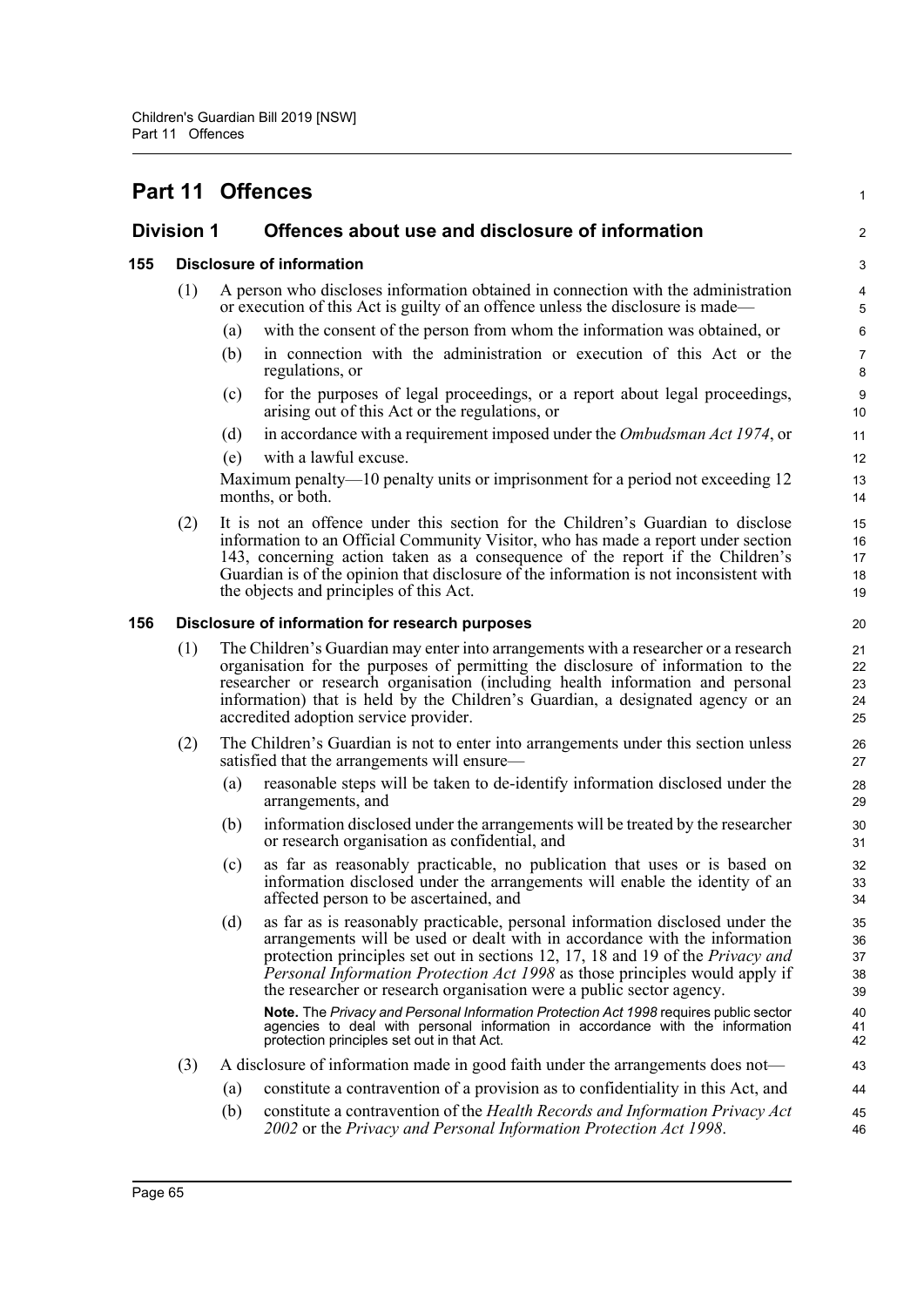# Part 11 Offences

## Division 1 Offences about use and disclosure of information

### 155 Disclosure of information

(1) A person who discloses information obtained in connection with the administration or execution of this Act is guilty of an offence unless the disclosure is made—

(a) with the consent of the person from whom the information was obtained, or

(b) in connection with the administration or execution of this Act or the regulations, or

(c) for the purposes of legal proceedings, or a report about legal proceedings, arising out of this Act or the regulations, or

(d) in accordance with a requirement imposed under the *Ombudsman Act 1974*, or

(e) with a lawful excuse.

Maximum penalty—10 penalty units or imprisonment for a period not exceeding 12 months, or both.

(2) It is not an offence under this section for the Children's Guardian to disclose information to an Official Community Visitor, who has made a report under section 143, concerning action taken as a consequence of the report if the Children's Guardian is of the opinion that disclosure of the information is not inconsistent with the objects and principles of this Act.

### 156 Disclosure of information for research purposes

(1) The Children's Guardian may enter into arrangements with a researcher or a research organisation for the purposes of permitting the disclosure of information to the researcher or research organisation (including health information and personal information) that is held by the Children's Guardian, a designated agency or an accredited adoption service provider.

(2) The Children's Guardian is not to enter into arrangements under this section unless satisfied that the arrangements will ensure—

(a) reasonable steps will be taken to de-identify information disclosed under the arrangements, and

(b) information disclosed under the arrangements will be treated by the researcher or research organisation as confidential, and

(c) as far as reasonably practicable, no publication that uses or is based on information disclosed under the arrangements will enable the identity of an affected person to be ascertained, and

(d) as far as is reasonably practicable, personal information disclosed under the arrangements will be used or dealt with in accordance with the information protection principles set out in sections 12, 17, 18 and 19 of the *Privacy and Personal Information Protection Act 1998* as those principles would apply if the researcher or research organisation were a public sector agency.

**Note.** The *Privacy and Personal Information Protection Act 1998* requires public sector agencies to deal with personal information in accordance with the information protection principles set out in that Act.

(3) A disclosure of information made in good faith under the arrangements does not—

(a) constitute a contravention of a provision as to confidentiality in this Act, and

(b) constitute a contravention of the *Health Records and Information Privacy Act 2002* or the *Privacy and Personal Information Protection Act 1998*.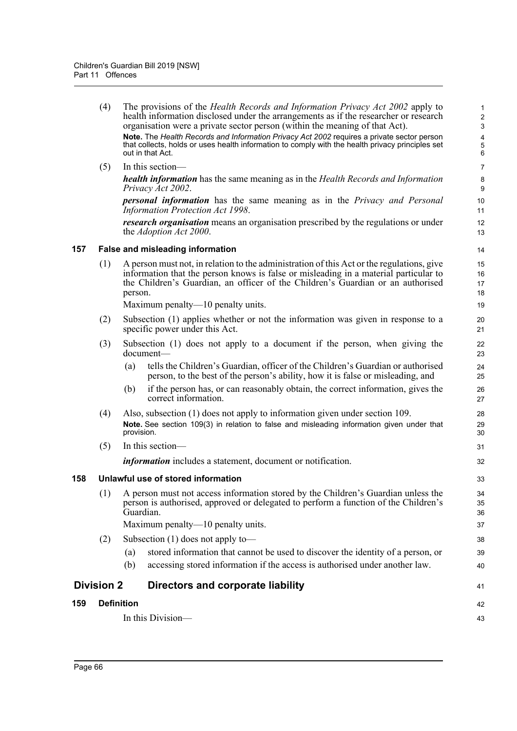(4) The provisions of the *Health Records and Information Privacy Act 2002* apply to health information disclosed under the arrangements as if the researcher or research organisation were a private sector person (within the meaning of that Act).

**Note.** The *Health Records and Information Privacy Act 2002* requires a private sector person that collects, holds or uses health information to comply with the health privacy principles set out in that Act.

(5) In this section—

***health information*** has the same meaning as in the *Health Records and Information Privacy Act 2002*.

***personal information*** has the same meaning as in the *Privacy and Personal Information Protection Act 1998*.

***research organisation*** means an organisation prescribed by the regulations or under the *Adoption Act 2000*.

### 157 False and misleading information

(1) A person must not, in relation to the administration of this Act or the regulations, give information that the person knows is false or misleading in a material particular to the Children's Guardian, an officer of the Children's Guardian or an authorised person.

Maximum penalty—10 penalty units.

(2) Subsection (1) applies whether or not the information was given in response to a specific power under this Act.

(3) Subsection (1) does not apply to a document if the person, when giving the document—

(a) tells the Children's Guardian, officer of the Children's Guardian or authorised person, to the best of the person's ability, how it is false or misleading, and

(b) if the person has, or can reasonably obtain, the correct information, gives the correct information.

(4) Also, subsection (1) does not apply to information given under section 109.

**Note.** See section 109(3) in relation to false and misleading information given under that provision.

(5) In this section—

***information*** includes a statement, document or notification.

### 158 Unlawful use of stored information

(1) A person must not access information stored by the Children's Guardian unless the person is authorised, approved or delegated to perform a function of the Children's Guardian.

Maximum penalty—10 penalty units.

(2) Subsection (1) does not apply to—

(a) stored information that cannot be used to discover the identity of a person, or

(b) accessing stored information if the access is authorised under another law.

## Division 2 Directors and corporate liability

### 159 Definition

In this Division—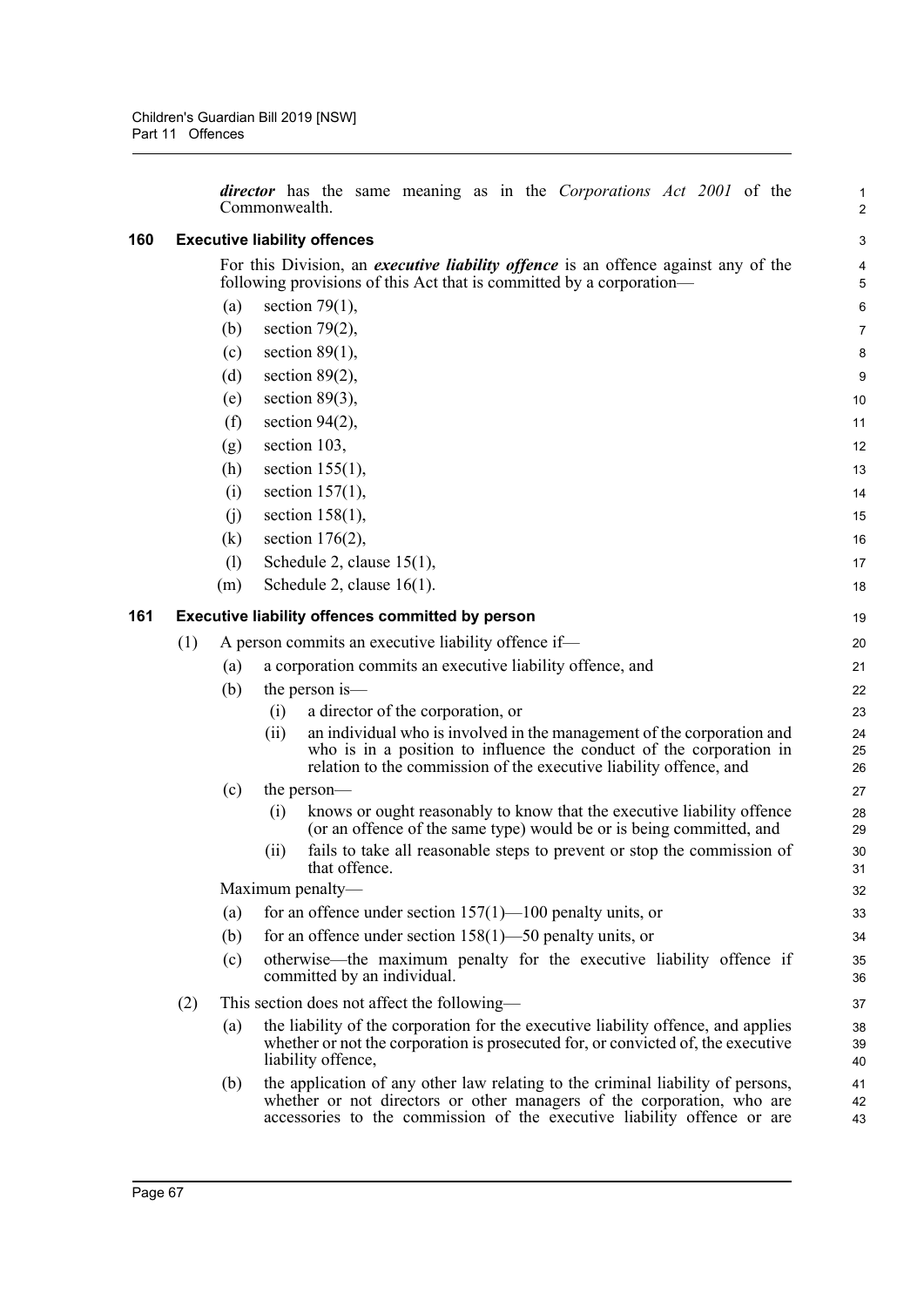***director*** has the same meaning as in the *Corporations Act 2001* of the Commonwealth.

### 160 Executive liability offences

For this Division, an ***executive liability offence*** is an offence against any of the following provisions of this Act that is committed by a corporation—

(a) section 79(1),

(b) section 79(2),

(c) section 89(1),

(d) section 89(2),

(e) section 89(3),

(f) section 94(2),

(g) section 103,

(h) section 155(1),

(i) section 157(1),

(j) section 158(1),

(k) section 176(2),

(l) Schedule 2, clause 15(1),

(m) Schedule 2, clause 16(1).

### 161 Executive liability offences committed by person

(1) A person commits an executive liability offence if—

(a) a corporation commits an executive liability offence, and

(b) the person is—

(i) a director of the corporation, or

(ii) an individual who is involved in the management of the corporation and who is in a position to influence the conduct of the corporation in relation to the commission of the executive liability offence, and

(c) the person—

(i) knows or ought reasonably to know that the executive liability offence (or an offence of the same type) would be or is being committed, and

(ii) fails to take all reasonable steps to prevent or stop the commission of that offence.

Maximum penalty—

(a) for an offence under section 157(1)—100 penalty units, or

(b) for an offence under section 158(1)—50 penalty units, or

(c) otherwise—the maximum penalty for the executive liability offence if committed by an individual.

(2) This section does not affect the following—

(a) the liability of the corporation for the executive liability offence, and applies whether or not the corporation is prosecuted for, or convicted of, the executive liability offence,

(b) the application of any other law relating to the criminal liability of persons, whether or not directors or other managers of the corporation, who are accessories to the commission of the executive liability offence or are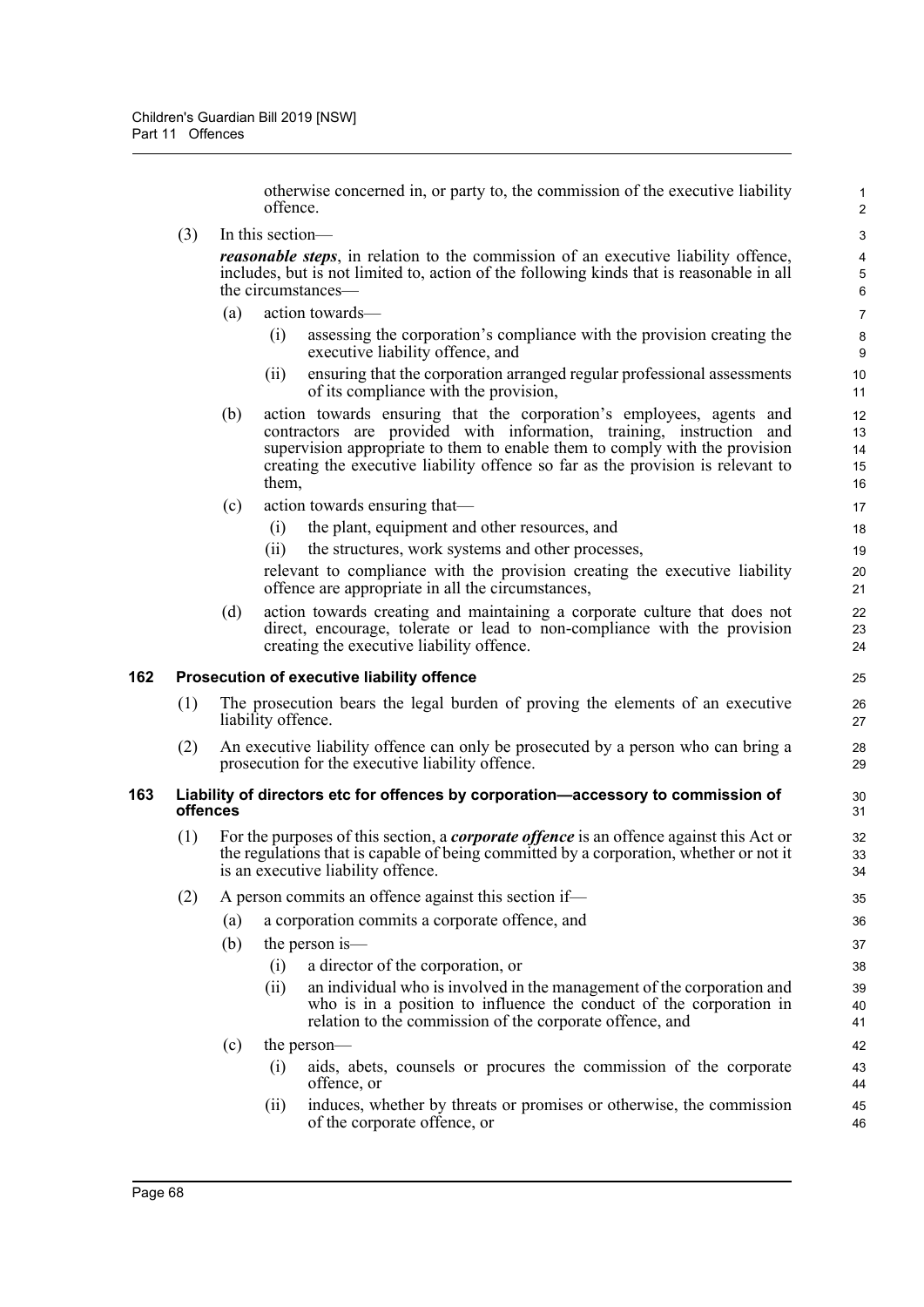otherwise concerned in, or party to, the commission of the executive liability offence.

(3) In this section—

***reasonable steps***, in relation to the commission of an executive liability offence, includes, but is not limited to, action of the following kinds that is reasonable in all the circumstances—

(a) action towards—

(i) assessing the corporation's compliance with the provision creating the executive liability offence, and

(ii) ensuring that the corporation arranged regular professional assessments of its compliance with the provision,

(b) action towards ensuring that the corporation's employees, agents and contractors are provided with information, training, instruction and supervision appropriate to them to enable them to comply with the provision creating the executive liability offence so far as the provision is relevant to them,

(c) action towards ensuring that—

(i) the plant, equipment and other resources, and

(ii) the structures, work systems and other processes,

relevant to compliance with the provision creating the executive liability offence are appropriate in all the circumstances,

(d) action towards creating and maintaining a corporate culture that does not direct, encourage, tolerate or lead to non-compliance with the provision creating the executive liability offence.

### 162 Prosecution of executive liability offence

(1) The prosecution bears the legal burden of proving the elements of an executive liability offence.

(2) An executive liability offence can only be prosecuted by a person who can bring a prosecution for the executive liability offence.

### 163 Liability of directors etc for offences by corporation—accessory to commission of offences

(1) For the purposes of this section, a ***corporate offence*** is an offence against this Act or the regulations that is capable of being committed by a corporation, whether or not it is an executive liability offence.

(2) A person commits an offence against this section if—

(a) a corporation commits a corporate offence, and

(b) the person is—

(i) a director of the corporation, or

(ii) an individual who is involved in the management of the corporation and who is in a position to influence the conduct of the corporation in relation to the commission of the corporate offence, and

(c) the person—

(i) aids, abets, counsels or procures the commission of the corporate offence, or

(ii) induces, whether by threats or promises or otherwise, the commission of the corporate offence, or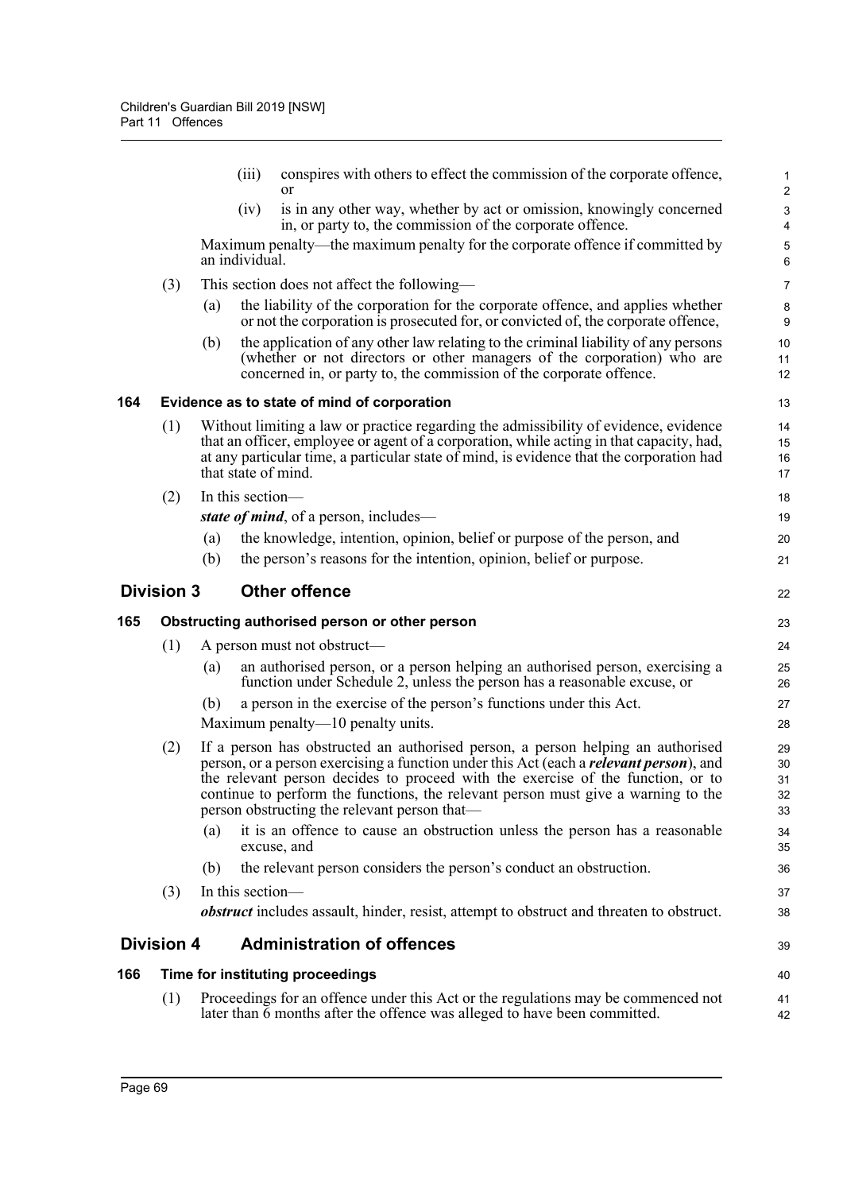(iii) conspires with others to effect the commission of the corporate offence, or

(iv) is in any other way, whether by act or omission, knowingly concerned in, or party to, the commission of the corporate offence.

Maximum penalty—the maximum penalty for the corporate offence if committed by an individual.

(3) This section does not affect the following—

(a) the liability of the corporation for the corporate offence, and applies whether or not the corporation is prosecuted for, or convicted of, the corporate offence,

(b) the application of any other law relating to the criminal liability of any persons (whether or not directors or other managers of the corporation) who are concerned in, or party to, the commission of the corporate offence.

### 164 Evidence as to state of mind of corporation

(1) Without limiting a law or practice regarding the admissibility of evidence, evidence that an officer, employee or agent of a corporation, while acting in that capacity, had, at any particular time, a particular state of mind, is evidence that the corporation had that state of mind.

(2) In this section—

***state of mind***, of a person, includes—

(a) the knowledge, intention, opinion, belief or purpose of the person, and

(b) the person's reasons for the intention, opinion, belief or purpose.

## Division 3 Other offence

### 165 Obstructing authorised person or other person

(1) A person must not obstruct—

(a) an authorised person, or a person helping an authorised person, exercising a function under Schedule 2, unless the person has a reasonable excuse, or

(b) a person in the exercise of the person's functions under this Act.

Maximum penalty—10 penalty units.

(2) If a person has obstructed an authorised person, a person helping an authorised person, or a person exercising a function under this Act (each a ***relevant person***), and the relevant person decides to proceed with the exercise of the function, or to continue to perform the functions, the relevant person must give a warning to the person obstructing the relevant person that—

(a) it is an offence to cause an obstruction unless the person has a reasonable excuse, and

(b) the relevant person considers the person's conduct an obstruction.

(3) In this section—

***obstruct*** includes assault, hinder, resist, attempt to obstruct and threaten to obstruct.

## Division 4 Administration of offences

### 166 Time for instituting proceedings

(1) Proceedings for an offence under this Act or the regulations may be commenced not later than 6 months after the offence was alleged to have been committed.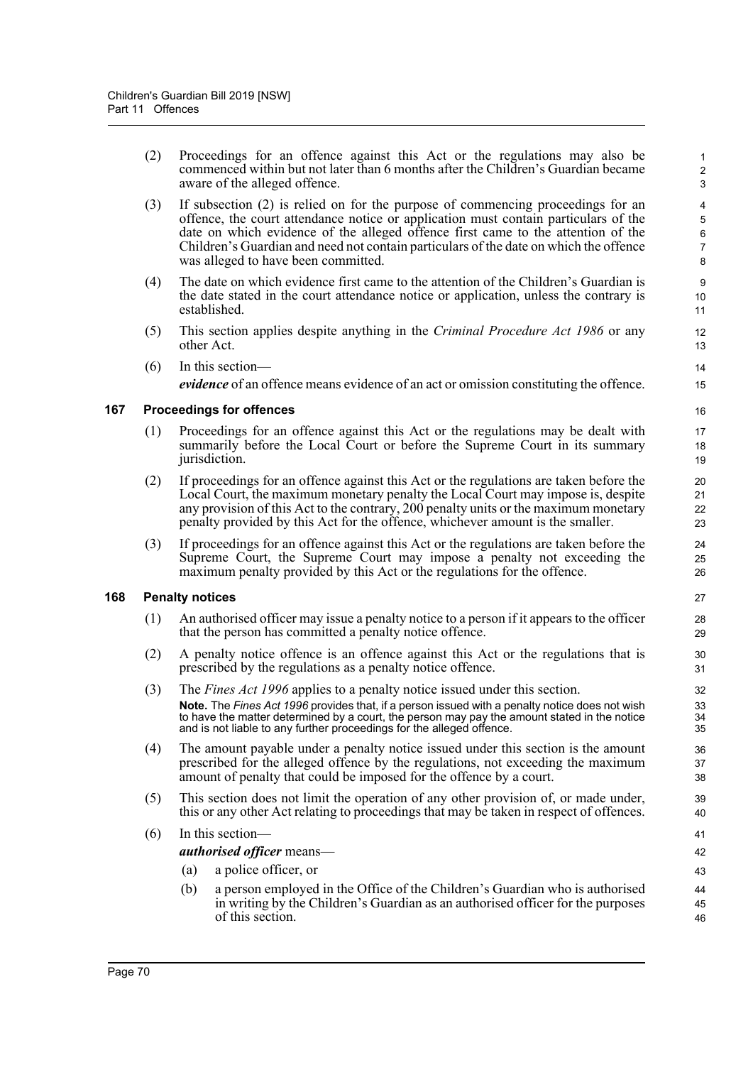(2) Proceedings for an offence against this Act or the regulations may also be commenced within but not later than 6 months after the Children's Guardian became aware of the alleged offence.

(3) If subsection (2) is relied on for the purpose of commencing proceedings for an offence, the court attendance notice or application must contain particulars of the date on which evidence of the alleged offence first came to the attention of the Children's Guardian and need not contain particulars of the date on which the offence was alleged to have been committed.

(4) The date on which evidence first came to the attention of the Children's Guardian is the date stated in the court attendance notice or application, unless the contrary is established.

(5) This section applies despite anything in the *Criminal Procedure Act 1986* or any other Act.

(6) In this section—

***evidence*** of an offence means evidence of an act or omission constituting the offence.

### 167 Proceedings for offences

(1) Proceedings for an offence against this Act or the regulations may be dealt with summarily before the Local Court or before the Supreme Court in its summary jurisdiction.

(2) If proceedings for an offence against this Act or the regulations are taken before the Local Court, the maximum monetary penalty the Local Court may impose is, despite any provision of this Act to the contrary, 200 penalty units or the maximum monetary penalty provided by this Act for the offence, whichever amount is the smaller.

(3) If proceedings for an offence against this Act or the regulations are taken before the Supreme Court, the Supreme Court may impose a penalty not exceeding the maximum penalty provided by this Act or the regulations for the offence.

### 168 Penalty notices

(1) An authorised officer may issue a penalty notice to a person if it appears to the officer that the person has committed a penalty notice offence.

(2) A penalty notice offence is an offence against this Act or the regulations that is prescribed by the regulations as a penalty notice offence.

(3) The *Fines Act 1996* applies to a penalty notice issued under this section.

**Note.** The *Fines Act 1996* provides that, if a person issued with a penalty notice does not wish to have the matter determined by a court, the person may pay the amount stated in the notice and is not liable to any further proceedings for the alleged offence.

(4) The amount payable under a penalty notice issued under this section is the amount prescribed for the alleged offence by the regulations, not exceeding the maximum amount of penalty that could be imposed for the offence by a court.

(5) This section does not limit the operation of any other provision of, or made under, this or any other Act relating to proceedings that may be taken in respect of offences.

(6) In this section—

***authorised officer*** means—

(a) a police officer, or

(b) a person employed in the Office of the Children's Guardian who is authorised in writing by the Children's Guardian as an authorised officer for the purposes of this section.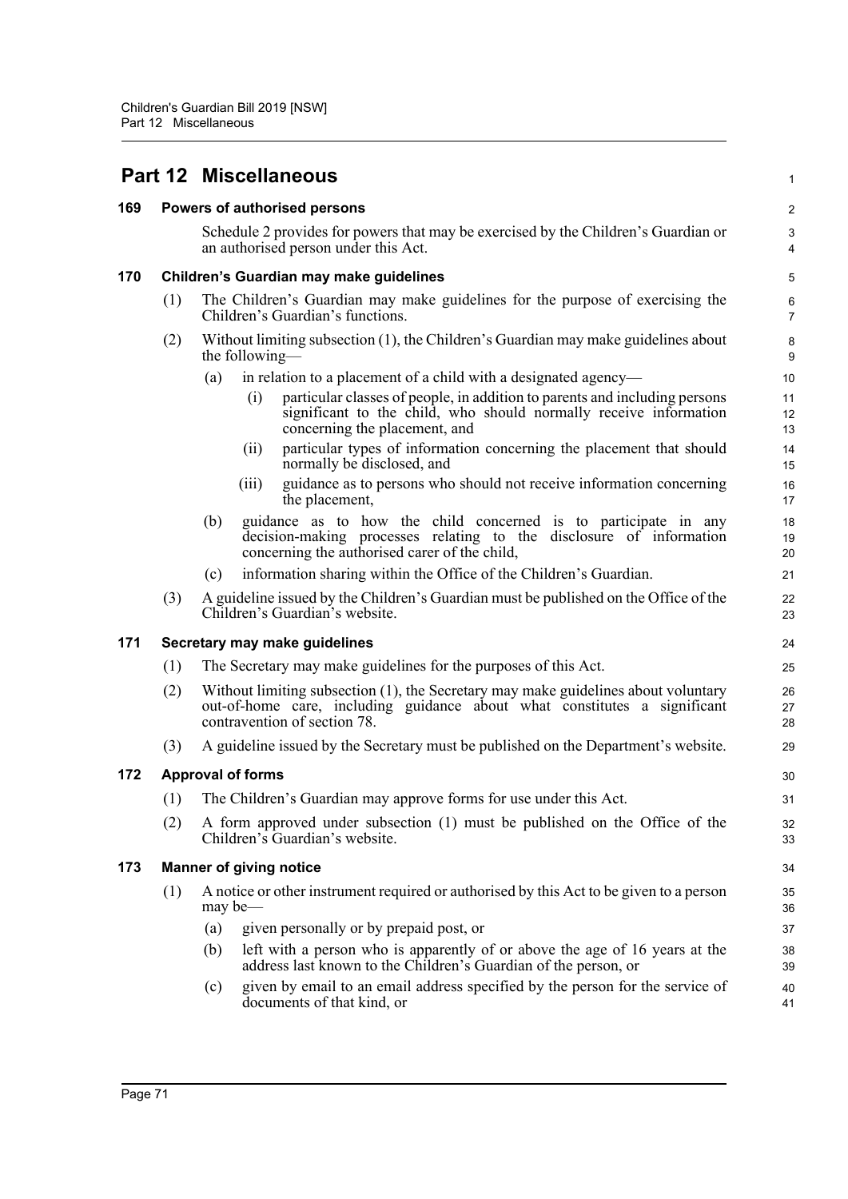# Part 12 Miscellaneous

## 169 Powers of authorised persons

Schedule 2 provides for powers that may be exercised by the Children's Guardian or an authorised person under this Act.

## 170 Children's Guardian may make guidelines

(1) The Children's Guardian may make guidelines for the purpose of exercising the Children's Guardian's functions.

(2) Without limiting subsection (1), the Children's Guardian may make guidelines about the following—

- (a) in relation to a placement of a child with a designated agency—
  - (i) particular classes of people, in addition to parents and including persons significant to the child, who should normally receive information concerning the placement, and
  - (ii) particular types of information concerning the placement that should normally be disclosed, and
  - (iii) guidance as to persons who should not receive information concerning the placement,
- (b) guidance as to how the child concerned is to participate in any decision-making processes relating to the disclosure of information concerning the authorised carer of the child,
- (c) information sharing within the Office of the Children's Guardian.

(3) A guideline issued by the Children's Guardian must be published on the Office of the Children's Guardian's website.

## 171 Secretary may make guidelines

(1) The Secretary may make guidelines for the purposes of this Act.

(2) Without limiting subsection (1), the Secretary may make guidelines about voluntary out-of-home care, including guidance about what constitutes a significant contravention of section 78.

(3) A guideline issued by the Secretary must be published on the Department's website.

## 172 Approval of forms

(1) The Children's Guardian may approve forms for use under this Act.

(2) A form approved under subsection (1) must be published on the Office of the Children's Guardian's website.

## 173 Manner of giving notice

(1) A notice or other instrument required or authorised by this Act to be given to a person may be—

- (a) given personally or by prepaid post, or
- (b) left with a person who is apparently of or above the age of 16 years at the address last known to the Children's Guardian of the person, or
- (c) given by email to an email address specified by the person for the service of documents of that kind, or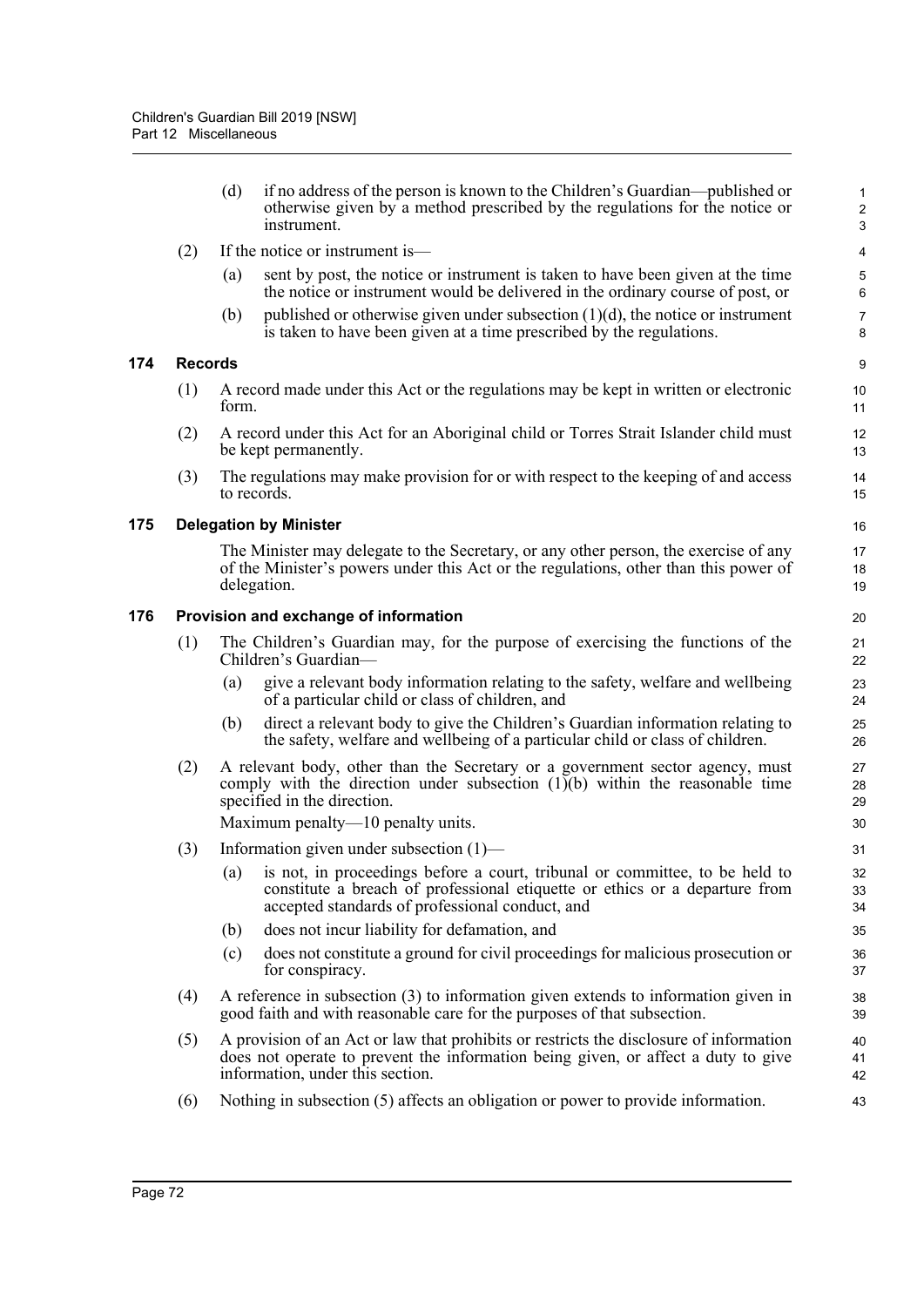(d) if no address of the person is known to the Children's Guardian—published or otherwise given by a method prescribed by the regulations for the notice or instrument.

(2) If the notice or instrument is—

(a) sent by post, the notice or instrument is taken to have been given at the time the notice or instrument would be delivered in the ordinary course of post, or

(b) published or otherwise given under subsection (1)(d), the notice or instrument is taken to have been given at a time prescribed by the regulations.

### 174 Records

(1) A record made under this Act or the regulations may be kept in written or electronic form.

(2) A record under this Act for an Aboriginal child or Torres Strait Islander child must be kept permanently.

(3) The regulations may make provision for or with respect to the keeping of and access to records.

### 175 Delegation by Minister

The Minister may delegate to the Secretary, or any other person, the exercise of any of the Minister's powers under this Act or the regulations, other than this power of delegation.

### 176 Provision and exchange of information

(1) The Children's Guardian may, for the purpose of exercising the functions of the Children's Guardian—

(a) give a relevant body information relating to the safety, welfare and wellbeing of a particular child or class of children, and

(b) direct a relevant body to give the Children's Guardian information relating to the safety, welfare and wellbeing of a particular child or class of children.

(2) A relevant body, other than the Secretary or a government sector agency, must comply with the direction under subsection (1)(b) within the reasonable time specified in the direction.

Maximum penalty—10 penalty units.

(3) Information given under subsection (1)—

(a) is not, in proceedings before a court, tribunal or committee, to be held to constitute a breach of professional etiquette or ethics or a departure from accepted standards of professional conduct, and

(b) does not incur liability for defamation, and

(c) does not constitute a ground for civil proceedings for malicious prosecution or for conspiracy.

(4) A reference in subsection (3) to information given extends to information given in good faith and with reasonable care for the purposes of that subsection.

(5) A provision of an Act or law that prohibits or restricts the disclosure of information does not operate to prevent the information being given, or affect a duty to give information, under this section.

(6) Nothing in subsection (5) affects an obligation or power to provide information.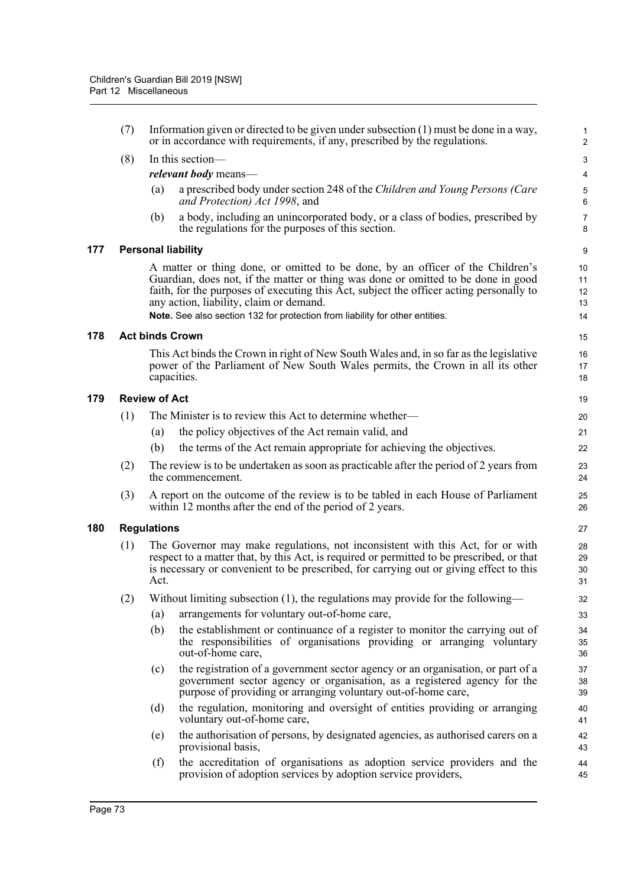(7) Information given or directed to be given under subsection (1) must be done in a way, or in accordance with requirements, if any, prescribed by the regulations.

(8) In this section—

***relevant body*** means—

(a) a prescribed body under section 248 of the *Children and Young Persons (Care and Protection) Act 1998*, and

(b) a body, including an unincorporated body, or a class of bodies, prescribed by the regulations for the purposes of this section.

### 177 Personal liability

A matter or thing done, or omitted to be done, by an officer of the Children's Guardian, does not, if the matter or thing was done or omitted to be done in good faith, for the purposes of executing this Act, subject the officer acting personally to any action, liability, claim or demand.

**Note.** See also section 132 for protection from liability for other entities.

### 178 Act binds Crown

This Act binds the Crown in right of New South Wales and, in so far as the legislative power of the Parliament of New South Wales permits, the Crown in all its other capacities.

### 179 Review of Act

(1) The Minister is to review this Act to determine whether—

(a) the policy objectives of the Act remain valid, and

(b) the terms of the Act remain appropriate for achieving the objectives.

(2) The review is to be undertaken as soon as practicable after the period of 2 years from the commencement.

(3) A report on the outcome of the review is to be tabled in each House of Parliament within 12 months after the end of the period of 2 years.

### 180 Regulations

(1) The Governor may make regulations, not inconsistent with this Act, for or with respect to a matter that, by this Act, is required or permitted to be prescribed, or that is necessary or convenient to be prescribed, for carrying out or giving effect to this Act.

(2) Without limiting subsection (1), the regulations may provide for the following—

(a) arrangements for voluntary out-of-home care,

(b) the establishment or continuance of a register to monitor the carrying out of the responsibilities of organisations providing or arranging voluntary out-of-home care,

(c) the registration of a government sector agency or an organisation, or part of a government sector agency or organisation, as a registered agency for the purpose of providing or arranging voluntary out-of-home care,

(d) the regulation, monitoring and oversight of entities providing or arranging voluntary out-of-home care,

(e) the authorisation of persons, by designated agencies, as authorised carers on a provisional basis,

(f) the accreditation of organisations as adoption service providers and the provision of adoption services by adoption service providers,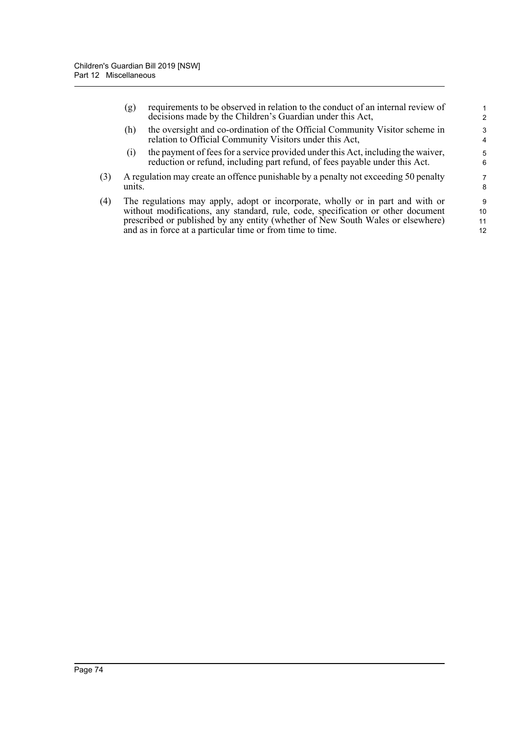(g) requirements to be observed in relation to the conduct of an internal review of decisions made by the Children's Guardian under this Act,

(h) the oversight and co-ordination of the Official Community Visitor scheme in relation to Official Community Visitors under this Act,

(i) the payment of fees for a service provided under this Act, including the waiver, reduction or refund, including part refund, of fees payable under this Act.

(3) A regulation may create an offence punishable by a penalty not exceeding 50 penalty units.

(4) The regulations may apply, adopt or incorporate, wholly or in part and with or without modifications, any standard, rule, code, specification or other document prescribed or published by any entity (whether of New South Wales or elsewhere) and as in force at a particular time or from time to time.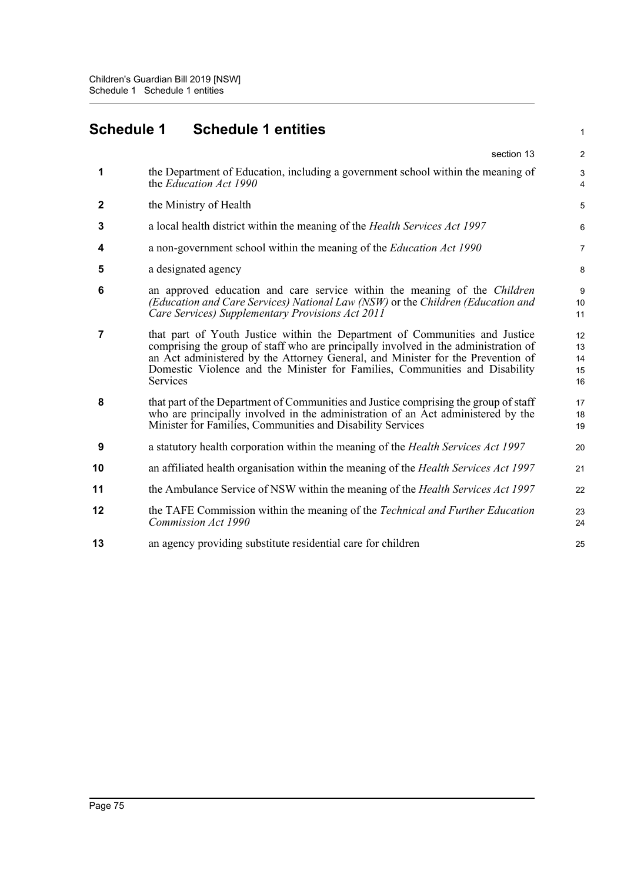# Schedule 1 Schedule 1 entities

section 13

**1** the Department of Education, including a government school within the meaning of the *Education Act 1990*

**2** the Ministry of Health

**3** a local health district within the meaning of the *Health Services Act 1997*

**4** a non-government school within the meaning of the *Education Act 1990*

**5** a designated agency

**6** an approved education and care service within the meaning of the *Children (Education and Care Services) National Law (NSW)* or the *Children (Education and Care Services) Supplementary Provisions Act 2011*

**7** that part of Youth Justice within the Department of Communities and Justice comprising the group of staff who are principally involved in the administration of an Act administered by the Attorney General, and Minister for the Prevention of Domestic Violence and the Minister for Families, Communities and Disability Services

**8** that part of the Department of Communities and Justice comprising the group of staff who are principally involved in the administration of an Act administered by the Minister for Families, Communities and Disability Services

**9** a statutory health corporation within the meaning of the *Health Services Act 1997*

**10** an affiliated health organisation within the meaning of the *Health Services Act 1997*

**11** the Ambulance Service of NSW within the meaning of the *Health Services Act 1997*

**12** the TAFE Commission within the meaning of the *Technical and Further Education Commission Act 1990*

**13** an agency providing substitute residential care for children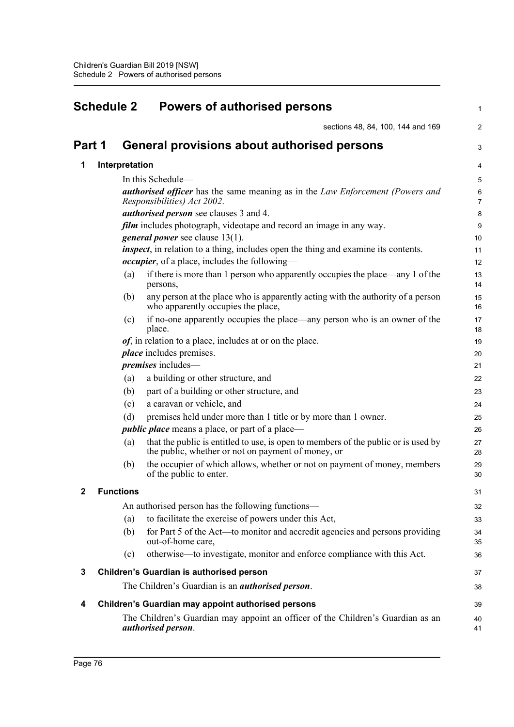# Schedule 2 Powers of authorised persons

sections 48, 84, 100, 144 and 169

## Part 1 General provisions about authorised persons

### 1 Interpretation

In this Schedule—

***authorised officer*** has the same meaning as in the *Law Enforcement (Powers and Responsibilities) Act 2002*.

***authorised person*** see clauses 3 and 4.

***film*** includes photograph, videotape and record an image in any way.

***general power*** see clause 13(1).

***inspect***, in relation to a thing, includes open the thing and examine its contents.

***occupier***, of a place, includes the following—

(a) if there is more than 1 person who apparently occupies the place—any 1 of the persons,

(b) any person at the place who is apparently acting with the authority of a person who apparently occupies the place,

(c) if no-one apparently occupies the place—any person who is an owner of the place.

***of***, in relation to a place, includes at or on the place.

***place*** includes premises.

***premises*** includes—

(a) a building or other structure, and

(b) part of a building or other structure, and

(c) a caravan or vehicle, and

(d) premises held under more than 1 title or by more than 1 owner.

***public place*** means a place, or part of a place—

(a) that the public is entitled to use, is open to members of the public or is used by the public, whether or not on payment of money, or

(b) the occupier of which allows, whether or not on payment of money, members of the public to enter.

### 2 Functions

An authorised person has the following functions—

(a) to facilitate the exercise of powers under this Act,

(b) for Part 5 of the Act—to monitor and accredit agencies and persons providing out-of-home care,

(c) otherwise—to investigate, monitor and enforce compliance with this Act.

### 3 Children's Guardian is authorised person

The Children's Guardian is an ***authorised person***.

### 4 Children's Guardian may appoint authorised persons

The Children's Guardian may appoint an officer of the Children's Guardian as an ***authorised person***.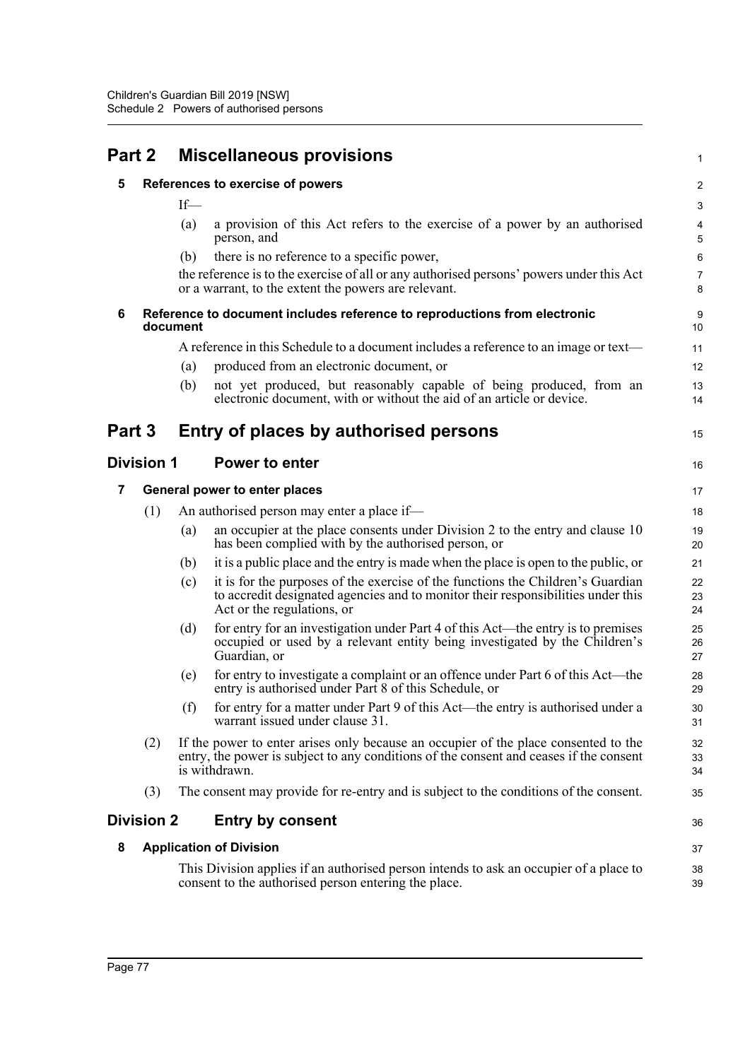## Part 2 Miscellaneous provisions

### 5 References to exercise of powers

If—

(a) a provision of this Act refers to the exercise of a power by an authorised person, and

(b) there is no reference to a specific power,

the reference is to the exercise of all or any authorised persons' powers under this Act or a warrant, to the extent the powers are relevant.

### 6 Reference to document includes reference to reproductions from electronic document

A reference in this Schedule to a document includes a reference to an image or text—

(a) produced from an electronic document, or

(b) not yet produced, but reasonably capable of being produced, from an electronic document, with or without the aid of an article or device.

## Part 3 Entry of places by authorised persons

### Division 1 Power to enter

### 7 General power to enter places

(1) An authorised person may enter a place if—

(a) an occupier at the place consents under Division 2 to the entry and clause 10 has been complied with by the authorised person, or

(b) it is a public place and the entry is made when the place is open to the public, or

(c) it is for the purposes of the exercise of the functions the Children's Guardian to accredit designated agencies and to monitor their responsibilities under this Act or the regulations, or

(d) for entry for an investigation under Part 4 of this Act—the entry is to premises occupied or used by a relevant entity being investigated by the Children's Guardian, or

(e) for entry to investigate a complaint or an offence under Part 6 of this Act—the entry is authorised under Part 8 of this Schedule, or

(f) for entry for a matter under Part 9 of this Act—the entry is authorised under a warrant issued under clause 31.

(2) If the power to enter arises only because an occupier of the place consented to the entry, the power is subject to any conditions of the consent and ceases if the consent is withdrawn.

(3) The consent may provide for re-entry and is subject to the conditions of the consent.

### Division 2 Entry by consent

### 8 Application of Division

This Division applies if an authorised person intends to ask an occupier of a place to consent to the authorised person entering the place.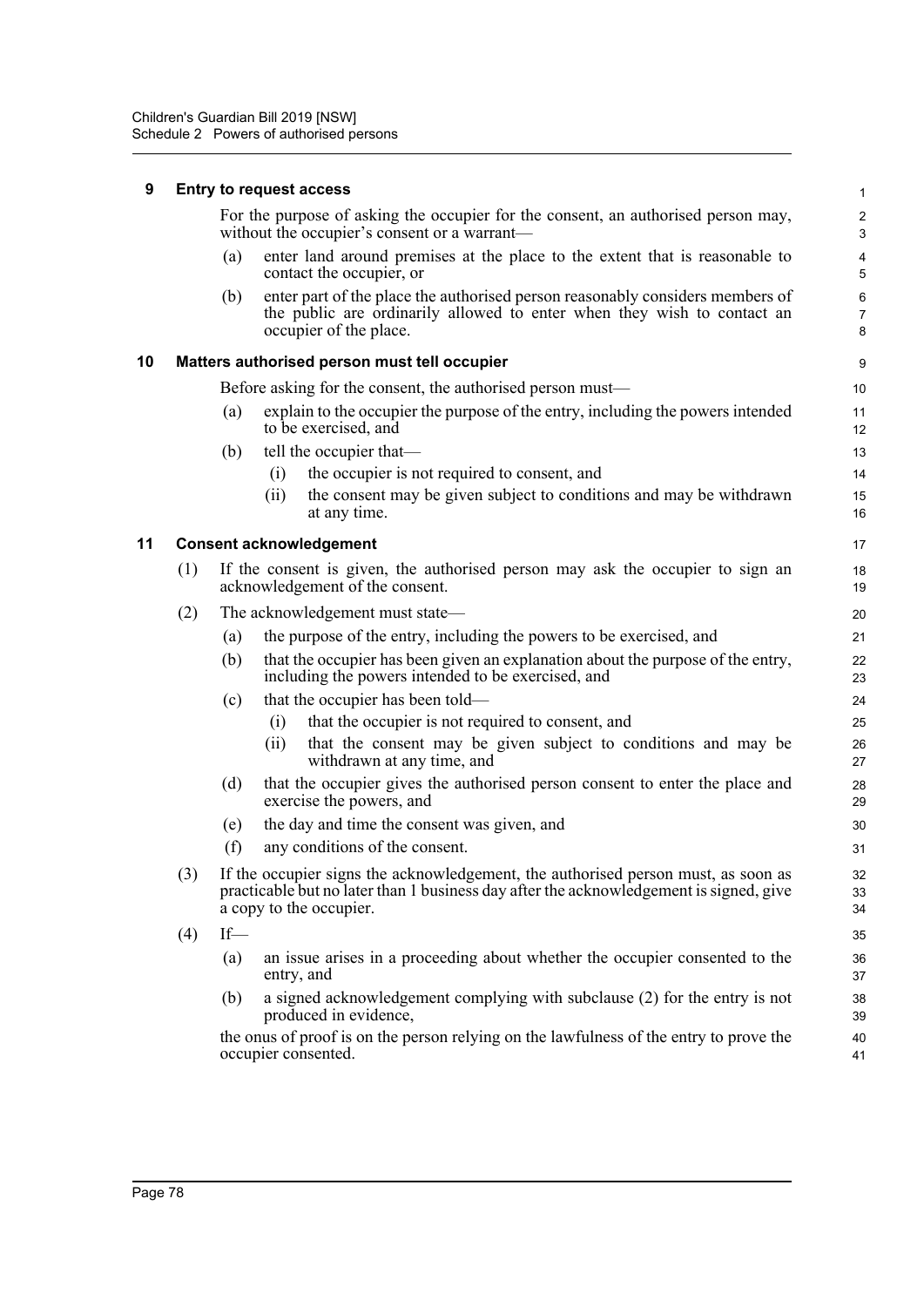### 9 Entry to request access

For the purpose of asking the occupier for the consent, an authorised person may, without the occupier's consent or a warrant—

(a) enter land around premises at the place to the extent that is reasonable to contact the occupier, or

(b) enter part of the place the authorised person reasonably considers members of the public are ordinarily allowed to enter when they wish to contact an occupier of the place.

### 10 Matters authorised person must tell occupier

Before asking for the consent, the authorised person must—

(a) explain to the occupier the purpose of the entry, including the powers intended to be exercised, and

(b) tell the occupier that—

(i) the occupier is not required to consent, and

(ii) the consent may be given subject to conditions and may be withdrawn at any time.

### 11 Consent acknowledgement

(1) If the consent is given, the authorised person may ask the occupier to sign an acknowledgement of the consent.

(2) The acknowledgement must state—

(a) the purpose of the entry, including the powers to be exercised, and

(b) that the occupier has been given an explanation about the purpose of the entry, including the powers intended to be exercised, and

(c) that the occupier has been told—

(i) that the occupier is not required to consent, and

(ii) that the consent may be given subject to conditions and may be withdrawn at any time, and

(d) that the occupier gives the authorised person consent to enter the place and exercise the powers, and

(e) the day and time the consent was given, and

(f) any conditions of the consent.

(3) If the occupier signs the acknowledgement, the authorised person must, as soon as practicable but no later than 1 business day after the acknowledgement is signed, give a copy to the occupier.

(4) If—

(a) an issue arises in a proceeding about whether the occupier consented to the entry, and

(b) a signed acknowledgement complying with subclause (2) for the entry is not produced in evidence,

the onus of proof is on the person relying on the lawfulness of the entry to prove the occupier consented.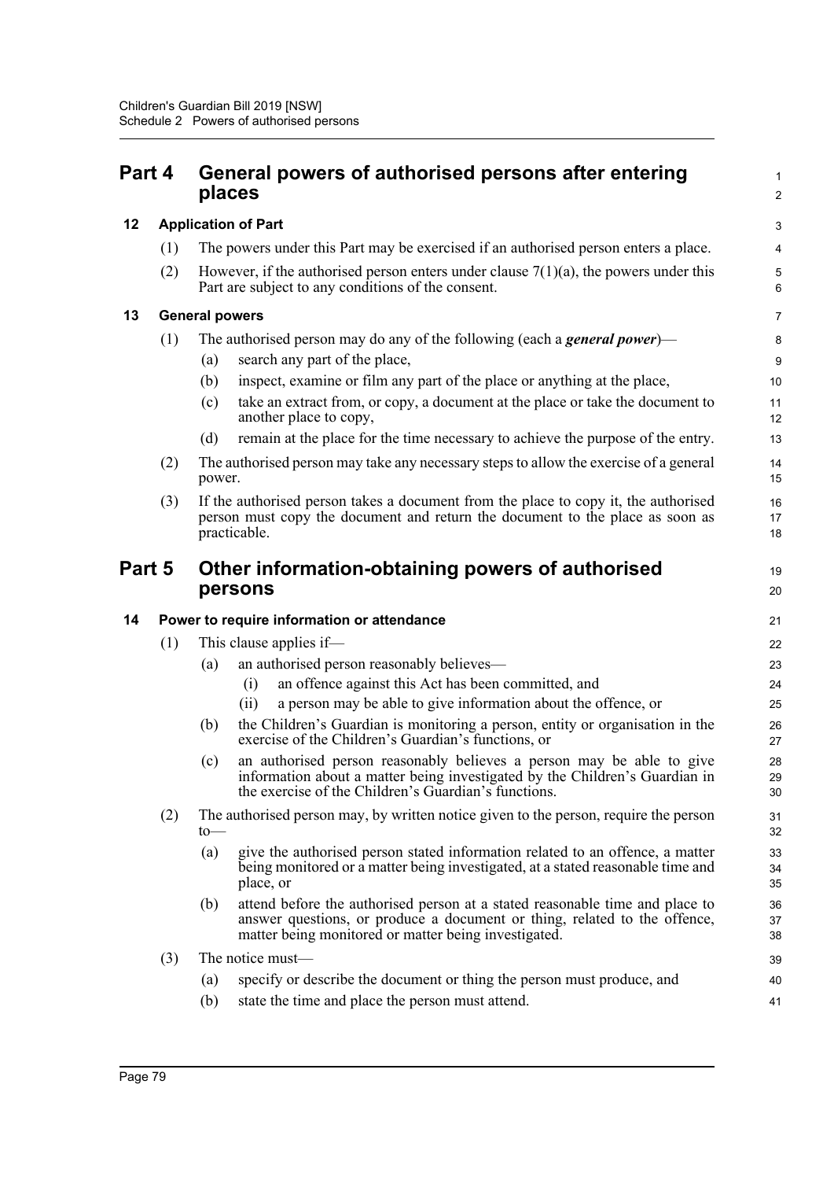## Part 4 General powers of authorised persons after entering places

### 12 Application of Part

(1) The powers under this Part may be exercised if an authorised person enters a place.

(2) However, if the authorised person enters under clause 7(1)(a), the powers under this Part are subject to any conditions of the consent.

### 13 General powers

(1) The authorised person may do any of the following (each a ***general power***)—

- (a) search any part of the place,
- (b) inspect, examine or film any part of the place or anything at the place,
- (c) take an extract from, or copy, a document at the place or take the document to another place to copy,
- (d) remain at the place for the time necessary to achieve the purpose of the entry.

(2) The authorised person may take any necessary steps to allow the exercise of a general power.

(3) If the authorised person takes a document from the place to copy it, the authorised person must copy the document and return the document to the place as soon as practicable.

## Part 5 Other information-obtaining powers of authorised persons

### 14 Power to require information or attendance

(1) This clause applies if—

- (a) an authorised person reasonably believes—
  - (i) an offence against this Act has been committed, and
  - (ii) a person may be able to give information about the offence, or
- (b) the Children's Guardian is monitoring a person, entity or organisation in the exercise of the Children's Guardian's functions, or
- (c) an authorised person reasonably believes a person may be able to give information about a matter being investigated by the Children's Guardian in the exercise of the Children's Guardian's functions.

(2) The authorised person may, by written notice given to the person, require the person to—

- (a) give the authorised person stated information related to an offence, a matter being monitored or a matter being investigated, at a stated reasonable time and place, or
- (b) attend before the authorised person at a stated reasonable time and place to answer questions, or produce a document or thing, related to the offence, matter being monitored or matter being investigated.

(3) The notice must—

- (a) specify or describe the document or thing the person must produce, and
- (b) state the time and place the person must attend.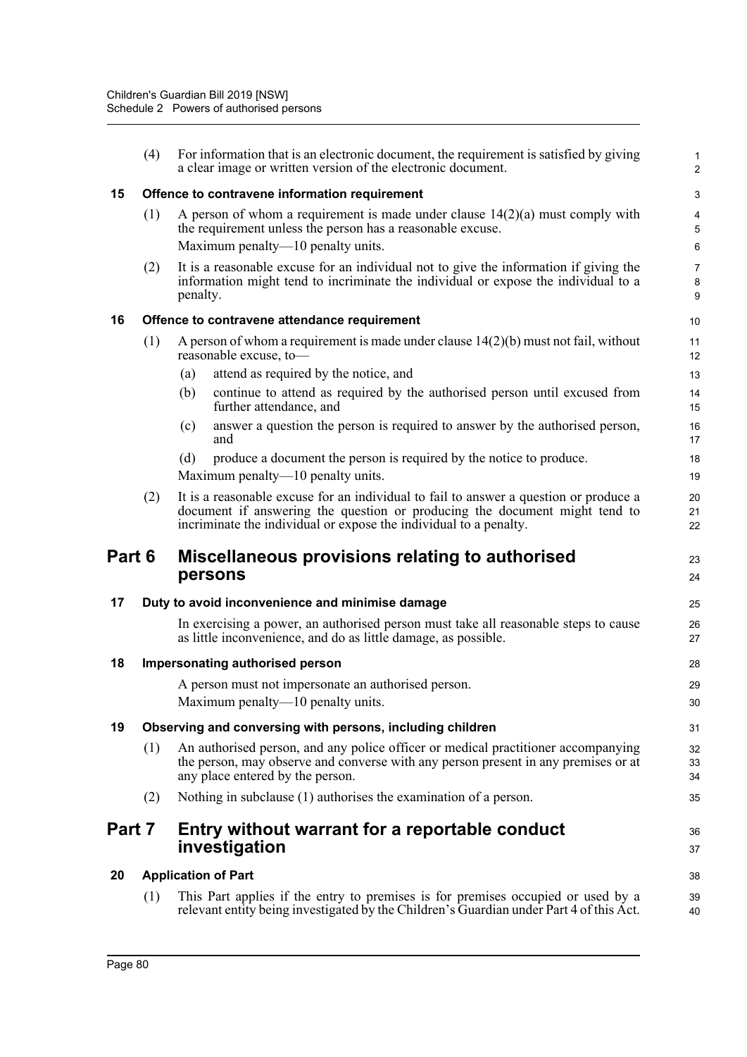(4) For information that is an electronic document, the requirement is satisfied by giving a clear image or written version of the electronic document.

### 15 Offence to contravene information requirement

(1) A person of whom a requirement is made under clause 14(2)(a) must comply with the requirement unless the person has a reasonable excuse.

Maximum penalty—10 penalty units.

(2) It is a reasonable excuse for an individual not to give the information if giving the information might tend to incriminate the individual or expose the individual to a penalty.

### 16 Offence to contravene attendance requirement

(1) A person of whom a requirement is made under clause 14(2)(b) must not fail, without reasonable excuse, to—

- (a) attend as required by the notice, and
- (b) continue to attend as required by the authorised person until excused from further attendance, and
- (c) answer a question the person is required to answer by the authorised person, and
- (d) produce a document the person is required by the notice to produce.

Maximum penalty—10 penalty units.

(2) It is a reasonable excuse for an individual to fail to answer a question or produce a document if answering the question or producing the document might tend to incriminate the individual or expose the individual to a penalty.

## Part 6 Miscellaneous provisions relating to authorised persons

### 17 Duty to avoid inconvenience and minimise damage

In exercising a power, an authorised person must take all reasonable steps to cause as little inconvenience, and do as little damage, as possible.

### 18 Impersonating authorised person

A person must not impersonate an authorised person.

Maximum penalty—10 penalty units.

### 19 Observing and conversing with persons, including children

(1) An authorised person, and any police officer or medical practitioner accompanying the person, may observe and converse with any person present in any premises or at any place entered by the person.

(2) Nothing in subclause (1) authorises the examination of a person.

## Part 7 Entry without warrant for a reportable conduct investigation

### 20 Application of Part

(1) This Part applies if the entry to premises is for premises occupied or used by a relevant entity being investigated by the Children's Guardian under Part 4 of this Act.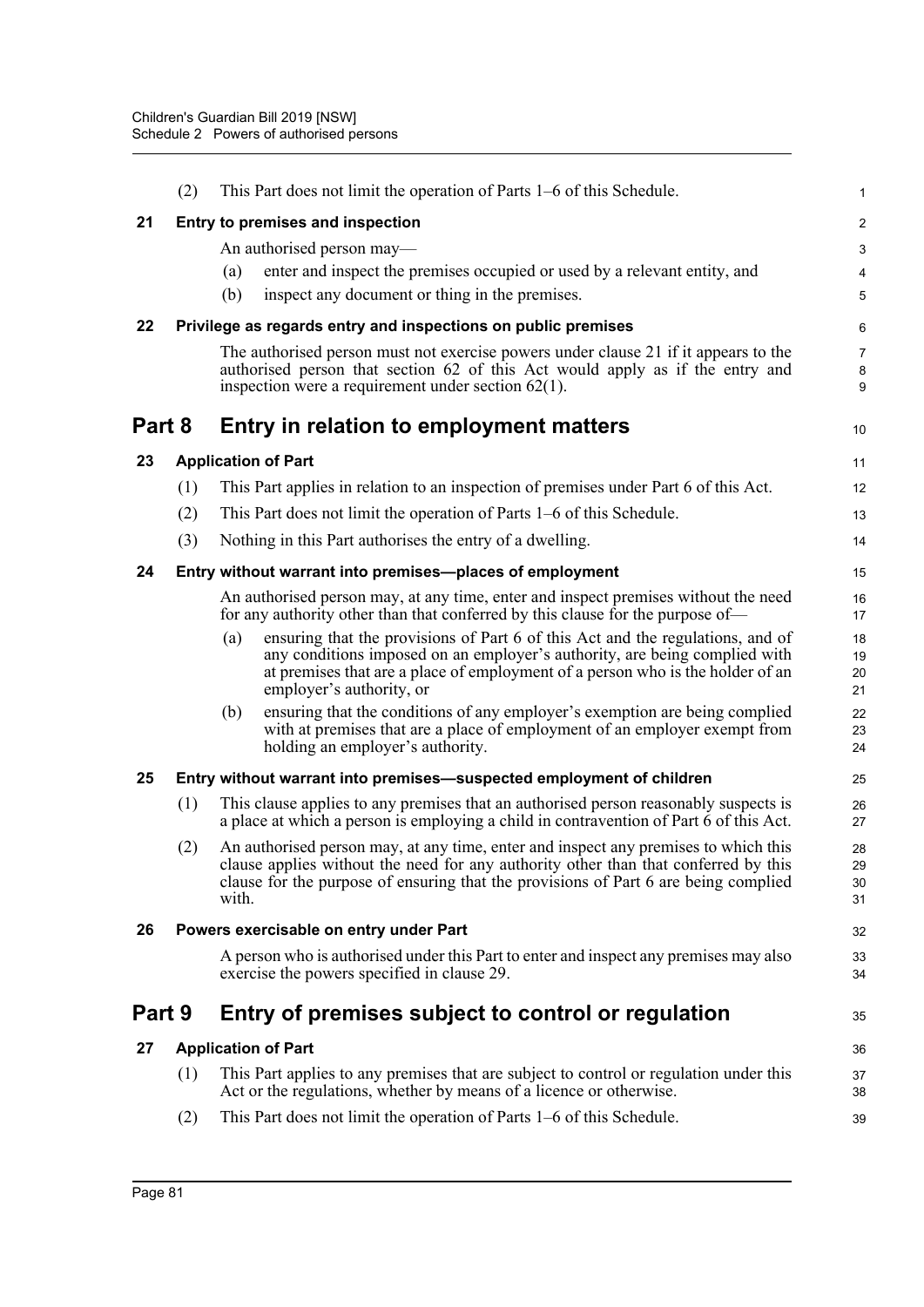(2) This Part does not limit the operation of Parts 1–6 of this Schedule.

### 21 Entry to premises and inspection

An authorised person may—

(a) enter and inspect the premises occupied or used by a relevant entity, and

(b) inspect any document or thing in the premises.

### 22 Privilege as regards entry and inspections on public premises

The authorised person must not exercise powers under clause 21 if it appears to the authorised person that section 62 of this Act would apply as if the entry and inspection were a requirement under section 62(1).

## Part 8 Entry in relation to employment matters

### 23 Application of Part

(1) This Part applies in relation to an inspection of premises under Part 6 of this Act.

(2) This Part does not limit the operation of Parts 1–6 of this Schedule.

(3) Nothing in this Part authorises the entry of a dwelling.

### 24 Entry without warrant into premises—places of employment

An authorised person may, at any time, enter and inspect premises without the need for any authority other than that conferred by this clause for the purpose of—

(a) ensuring that the provisions of Part 6 of this Act and the regulations, and of any conditions imposed on an employer's authority, are being complied with at premises that are a place of employment of a person who is the holder of an employer's authority, or

(b) ensuring that the conditions of any employer's exemption are being complied with at premises that are a place of employment of an employer exempt from holding an employer's authority.

### 25 Entry without warrant into premises—suspected employment of children

(1) This clause applies to any premises that an authorised person reasonably suspects is a place at which a person is employing a child in contravention of Part 6 of this Act.

(2) An authorised person may, at any time, enter and inspect any premises to which this clause applies without the need for any authority other than that conferred by this clause for the purpose of ensuring that the provisions of Part 6 are being complied with.

### 26 Powers exercisable on entry under Part

A person who is authorised under this Part to enter and inspect any premises may also exercise the powers specified in clause 29.

## Part 9 Entry of premises subject to control or regulation

### 27 Application of Part

(1) This Part applies to any premises that are subject to control or regulation under this Act or the regulations, whether by means of a licence or otherwise.

(2) This Part does not limit the operation of Parts 1–6 of this Schedule.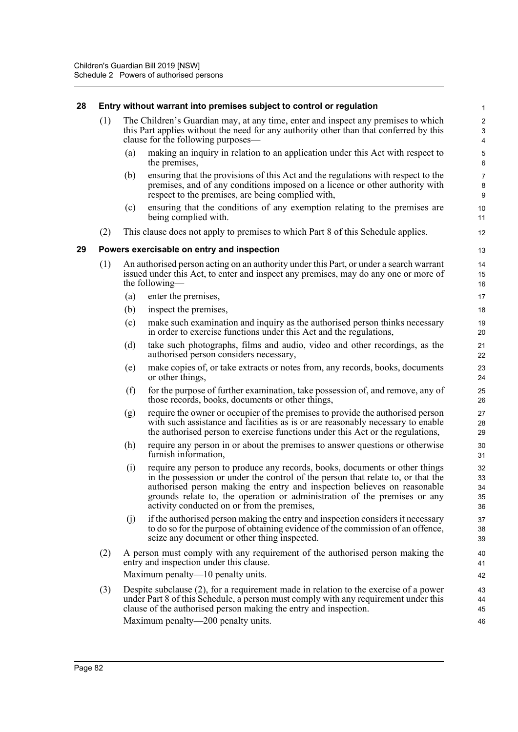### 28 Entry without warrant into premises subject to control or regulation

(1) The Children's Guardian may, at any time, enter and inspect any premises to which this Part applies without the need for any authority other than that conferred by this clause for the following purposes—

(a) making an inquiry in relation to an application under this Act with respect to the premises,

(b) ensuring that the provisions of this Act and the regulations with respect to the premises, and of any conditions imposed on a licence or other authority with respect to the premises, are being complied with,

(c) ensuring that the conditions of any exemption relating to the premises are being complied with.

(2) This clause does not apply to premises to which Part 8 of this Schedule applies.

### 29 Powers exercisable on entry and inspection

(1) An authorised person acting on an authority under this Part, or under a search warrant issued under this Act, to enter and inspect any premises, may do any one or more of the following—

(a) enter the premises,

(b) inspect the premises,

(c) make such examination and inquiry as the authorised person thinks necessary in order to exercise functions under this Act and the regulations,

(d) take such photographs, films and audio, video and other recordings, as the authorised person considers necessary,

(e) make copies of, or take extracts or notes from, any records, books, documents or other things,

(f) for the purpose of further examination, take possession of, and remove, any of those records, books, documents or other things,

(g) require the owner or occupier of the premises to provide the authorised person with such assistance and facilities as is or are reasonably necessary to enable the authorised person to exercise functions under this Act or the regulations,

(h) require any person in or about the premises to answer questions or otherwise furnish information,

(i) require any person to produce any records, books, documents or other things in the possession or under the control of the person that relate to, or that the authorised person making the entry and inspection believes on reasonable grounds relate to, the operation or administration of the premises or any activity conducted on or from the premises,

(j) if the authorised person making the entry and inspection considers it necessary to do so for the purpose of obtaining evidence of the commission of an offence, seize any document or other thing inspected.

(2) A person must comply with any requirement of the authorised person making the entry and inspection under this clause.

Maximum penalty—10 penalty units.

(3) Despite subclause (2), for a requirement made in relation to the exercise of a power under Part 8 of this Schedule, a person must comply with any requirement under this clause of the authorised person making the entry and inspection.

Maximum penalty—200 penalty units.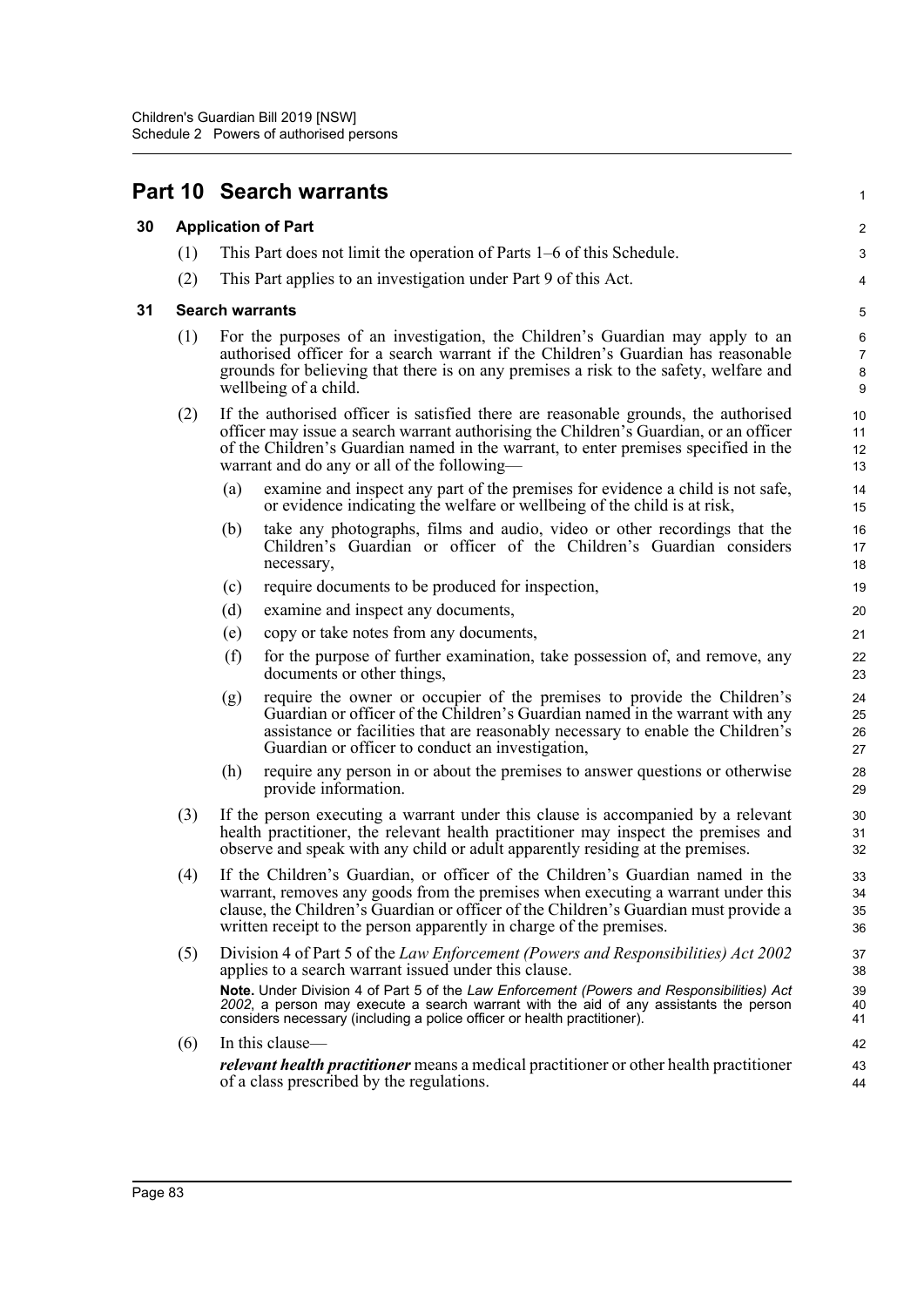## Part 10 Search warrants

### 30 Application of Part

(1) This Part does not limit the operation of Parts 1–6 of this Schedule.

(2) This Part applies to an investigation under Part 9 of this Act.

### 31 Search warrants

(1) For the purposes of an investigation, the Children's Guardian may apply to an authorised officer for a search warrant if the Children's Guardian has reasonable grounds for believing that there is on any premises a risk to the safety, welfare and wellbeing of a child.

(2) If the authorised officer is satisfied there are reasonable grounds, the authorised officer may issue a search warrant authorising the Children's Guardian, or an officer of the Children's Guardian named in the warrant, to enter premises specified in the warrant and do any or all of the following—

(a) examine and inspect any part of the premises for evidence a child is not safe, or evidence indicating the welfare or wellbeing of the child is at risk,

(b) take any photographs, films and audio, video or other recordings that the Children's Guardian or officer of the Children's Guardian considers necessary,

(c) require documents to be produced for inspection,

(d) examine and inspect any documents,

(e) copy or take notes from any documents,

(f) for the purpose of further examination, take possession of, and remove, any documents or other things,

(g) require the owner or occupier of the premises to provide the Children's Guardian or officer of the Children's Guardian named in the warrant with any assistance or facilities that are reasonably necessary to enable the Children's Guardian or officer to conduct an investigation,

(h) require any person in or about the premises to answer questions or otherwise provide information.

(3) If the person executing a warrant under this clause is accompanied by a relevant health practitioner, the relevant health practitioner may inspect the premises and observe and speak with any child or adult apparently residing at the premises.

(4) If the Children's Guardian, or officer of the Children's Guardian named in the warrant, removes any goods from the premises when executing a warrant under this clause, the Children's Guardian or officer of the Children's Guardian must provide a written receipt to the person apparently in charge of the premises.

(5) Division 4 of Part 5 of the *Law Enforcement (Powers and Responsibilities) Act 2002* applies to a search warrant issued under this clause.

**Note.** Under Division 4 of Part 5 of the *Law Enforcement (Powers and Responsibilities) Act 2002*, a person may execute a search warrant with the aid of any assistants the person considers necessary (including a police officer or health practitioner).

(6) In this clause—

***relevant health practitioner*** means a medical practitioner or other health practitioner of a class prescribed by the regulations.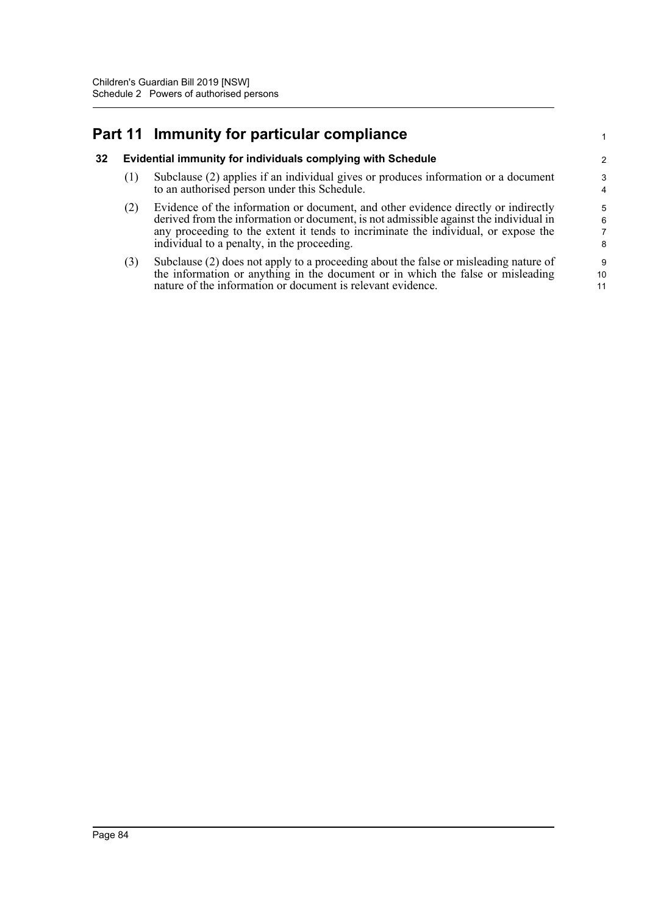## Part 11 Immunity for particular compliance

### 32 Evidential immunity for individuals complying with Schedule

(1) Subclause (2) applies if an individual gives or produces information or a document to an authorised person under this Schedule.

(2) Evidence of the information or document, and other evidence directly or indirectly derived from the information or document, is not admissible against the individual in any proceeding to the extent it tends to incriminate the individual, or expose the individual to a penalty, in the proceeding.

(3) Subclause (2) does not apply to a proceeding about the false or misleading nature of the information or anything in the document or in which the false or misleading nature of the information or document is relevant evidence.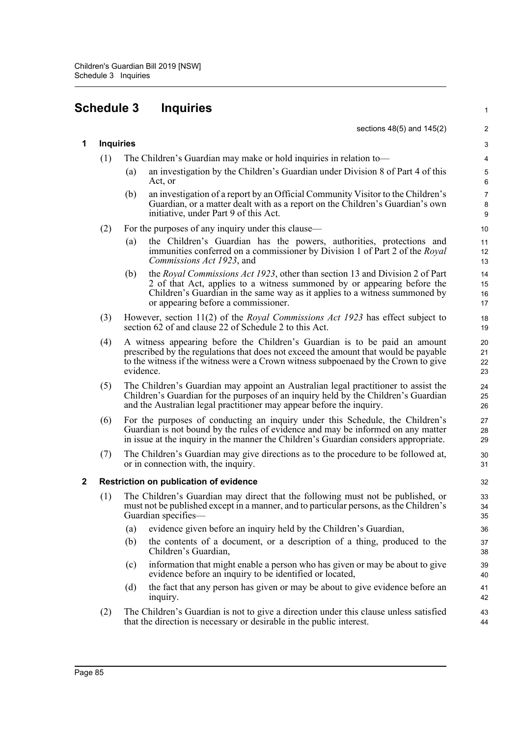# Schedule 3 Inquiries

sections 48(5) and 145(2)

## 1 Inquiries

(1) The Children's Guardian may make or hold inquiries in relation to—

(a) an investigation by the Children's Guardian under Division 8 of Part 4 of this Act, or

(b) an investigation of a report by an Official Community Visitor to the Children's Guardian, or a matter dealt with as a report on the Children's Guardian's own initiative, under Part 9 of this Act.

(2) For the purposes of any inquiry under this clause—

(a) the Children's Guardian has the powers, authorities, protections and immunities conferred on a commissioner by Division 1 of Part 2 of the *Royal Commissions Act 1923*, and

(b) the *Royal Commissions Act 1923*, other than section 13 and Division 2 of Part 2 of that Act, applies to a witness summoned by or appearing before the Children's Guardian in the same way as it applies to a witness summoned by or appearing before a commissioner.

(3) However, section 11(2) of the *Royal Commissions Act 1923* has effect subject to section 62 of and clause 22 of Schedule 2 to this Act.

(4) A witness appearing before the Children's Guardian is to be paid an amount prescribed by the regulations that does not exceed the amount that would be payable to the witness if the witness were a Crown witness subpoenaed by the Crown to give evidence.

(5) The Children's Guardian may appoint an Australian legal practitioner to assist the Children's Guardian for the purposes of an inquiry held by the Children's Guardian and the Australian legal practitioner may appear before the inquiry.

(6) For the purposes of conducting an inquiry under this Schedule, the Children's Guardian is not bound by the rules of evidence and may be informed on any matter in issue at the inquiry in the manner the Children's Guardian considers appropriate.

(7) The Children's Guardian may give directions as to the procedure to be followed at, or in connection with, the inquiry.

## 2 Restriction on publication of evidence

(1) The Children's Guardian may direct that the following must not be published, or must not be published except in a manner, and to particular persons, as the Children's Guardian specifies—

(a) evidence given before an inquiry held by the Children's Guardian,

(b) the contents of a document, or a description of a thing, produced to the Children's Guardian,

(c) information that might enable a person who has given or may be about to give evidence before an inquiry to be identified or located,

(d) the fact that any person has given or may be about to give evidence before an inquiry.

(2) The Children's Guardian is not to give a direction under this clause unless satisfied that the direction is necessary or desirable in the public interest.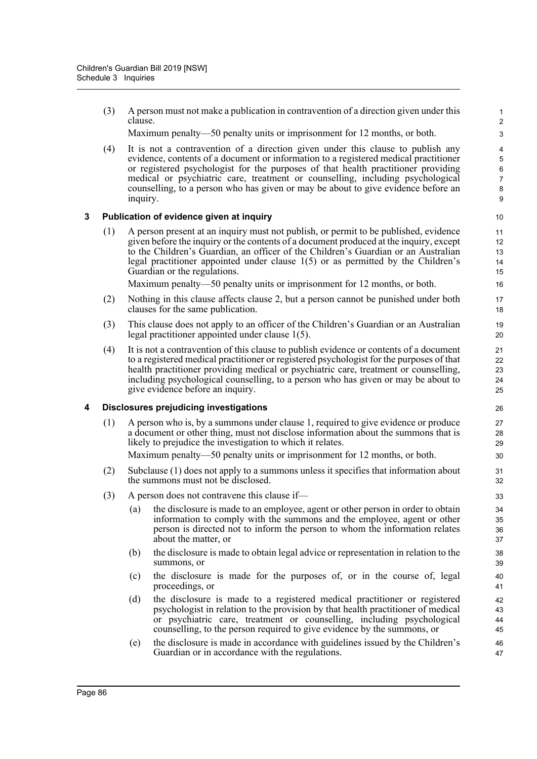(3) A person must not make a publication in contravention of a direction given under this clause.

Maximum penalty—50 penalty units or imprisonment for 12 months, or both.

(4) It is not a contravention of a direction given under this clause to publish any evidence, contents of a document or information to a registered medical practitioner or registered psychologist for the purposes of that health practitioner providing medical or psychiatric care, treatment or counselling, including psychological counselling, to a person who has given or may be about to give evidence before an inquiry.

### 3 Publication of evidence given at inquiry

(1) A person present at an inquiry must not publish, or permit to be published, evidence given before the inquiry or the contents of a document produced at the inquiry, except to the Children's Guardian, an officer of the Children's Guardian or an Australian legal practitioner appointed under clause 1(5) or as permitted by the Children's Guardian or the regulations.

Maximum penalty—50 penalty units or imprisonment for 12 months, or both.

(2) Nothing in this clause affects clause 2, but a person cannot be punished under both clauses for the same publication.

(3) This clause does not apply to an officer of the Children's Guardian or an Australian legal practitioner appointed under clause 1(5).

(4) It is not a contravention of this clause to publish evidence or contents of a document to a registered medical practitioner or registered psychologist for the purposes of that health practitioner providing medical or psychiatric care, treatment or counselling, including psychological counselling, to a person who has given or may be about to give evidence before an inquiry.

### 4 Disclosures prejudicing investigations

(1) A person who is, by a summons under clause 1, required to give evidence or produce a document or other thing, must not disclose information about the summons that is likely to prejudice the investigation to which it relates.

Maximum penalty—50 penalty units or imprisonment for 12 months, or both.

(2) Subclause (1) does not apply to a summons unless it specifies that information about the summons must not be disclosed.

(3) A person does not contravene this clause if—

(a) the disclosure is made to an employee, agent or other person in order to obtain information to comply with the summons and the employee, agent or other person is directed not to inform the person to whom the information relates about the matter, or

(b) the disclosure is made to obtain legal advice or representation in relation to the summons, or

(c) the disclosure is made for the purposes of, or in the course of, legal proceedings, or

(d) the disclosure is made to a registered medical practitioner or registered psychologist in relation to the provision by that health practitioner of medical or psychiatric care, treatment or counselling, including psychological counselling, to the person required to give evidence by the summons, or

(e) the disclosure is made in accordance with guidelines issued by the Children's Guardian or in accordance with the regulations.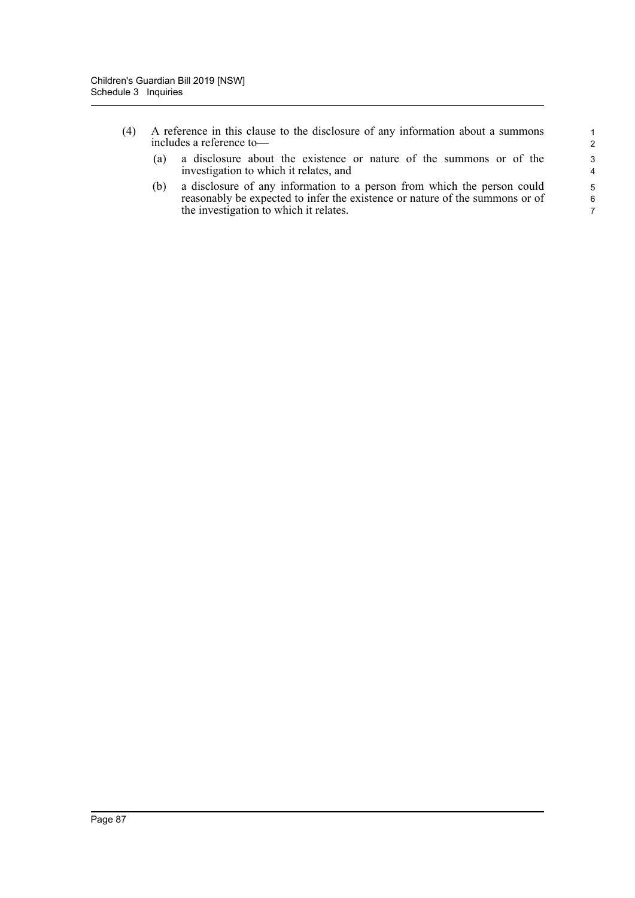(4) A reference in this clause to the disclosure of any information about a summons includes a reference to—

(a) a disclosure about the existence or nature of the summons or of the investigation to which it relates, and

(b) a disclosure of any information to a person from which the person could reasonably be expected to infer the existence or nature of the summons or of the investigation to which it relates.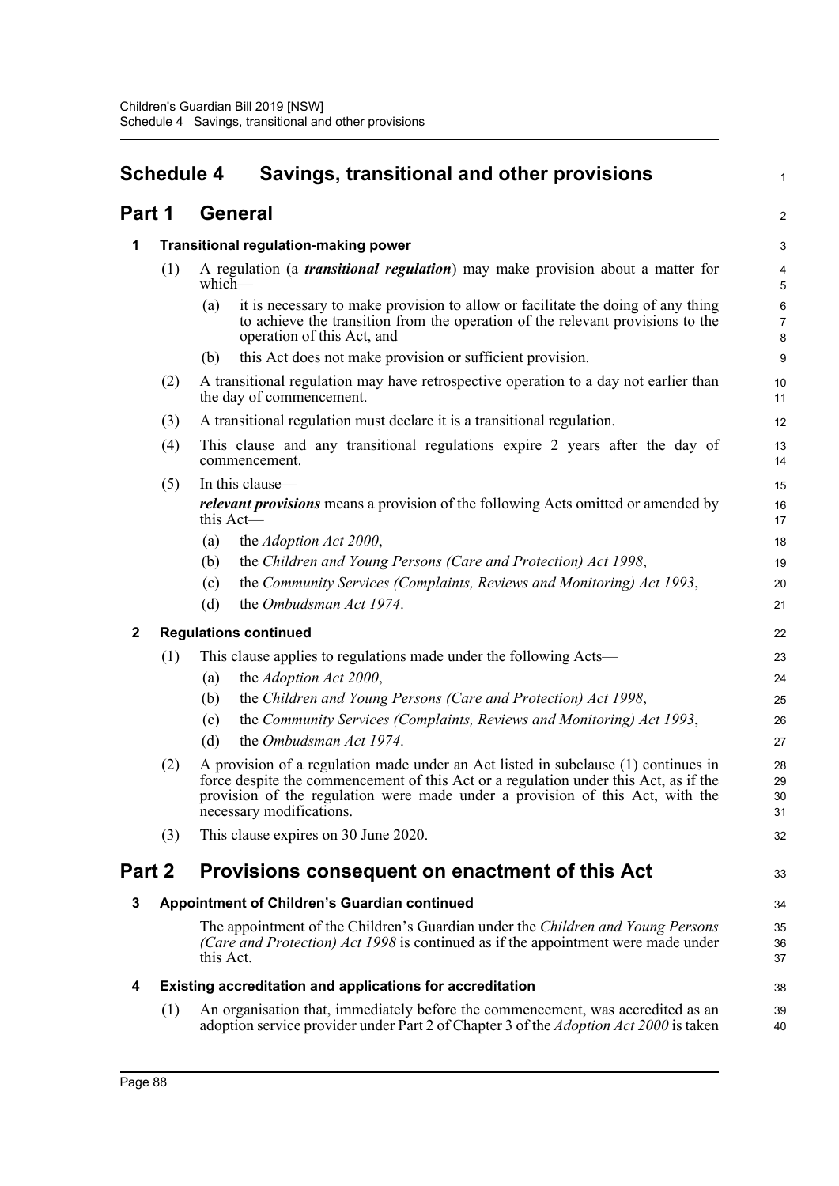# Schedule 4 Savings, transitional and other provisions

## Part 1 General

### 1 Transitional regulation-making power

(1) A regulation (a ***transitional regulation***) may make provision about a matter for which—

(a) it is necessary to make provision to allow or facilitate the doing of any thing to achieve the transition from the operation of the relevant provisions to the operation of this Act, and

(b) this Act does not make provision or sufficient provision.

(2) A transitional regulation may have retrospective operation to a day not earlier than the day of commencement.

(3) A transitional regulation must declare it is a transitional regulation.

(4) This clause and any transitional regulations expire 2 years after the day of commencement.

(5) In this clause—

***relevant provisions*** means a provision of the following Acts omitted or amended by this Act—

(a) the *Adoption Act 2000*,

(b) the *Children and Young Persons (Care and Protection) Act 1998*,

(c) the *Community Services (Complaints, Reviews and Monitoring) Act 1993*,

(d) the *Ombudsman Act 1974*.

### 2 Regulations continued

(1) This clause applies to regulations made under the following Acts—

(a) the *Adoption Act 2000*,

(b) the *Children and Young Persons (Care and Protection) Act 1998*,

(c) the *Community Services (Complaints, Reviews and Monitoring) Act 1993*,

(d) the *Ombudsman Act 1974*.

(2) A provision of a regulation made under an Act listed in subclause (1) continues in force despite the commencement of this Act or a regulation under this Act, as if the provision of the regulation were made under a provision of this Act, with the necessary modifications.

(3) This clause expires on 30 June 2020.

## Part 2 Provisions consequent on enactment of this Act

### 3 Appointment of Children's Guardian continued

The appointment of the Children's Guardian under the *Children and Young Persons (Care and Protection) Act 1998* is continued as if the appointment were made under this Act.

### 4 Existing accreditation and applications for accreditation

(1) An organisation that, immediately before the commencement, was accredited as an adoption service provider under Part 2 of Chapter 3 of the *Adoption Act 2000* is taken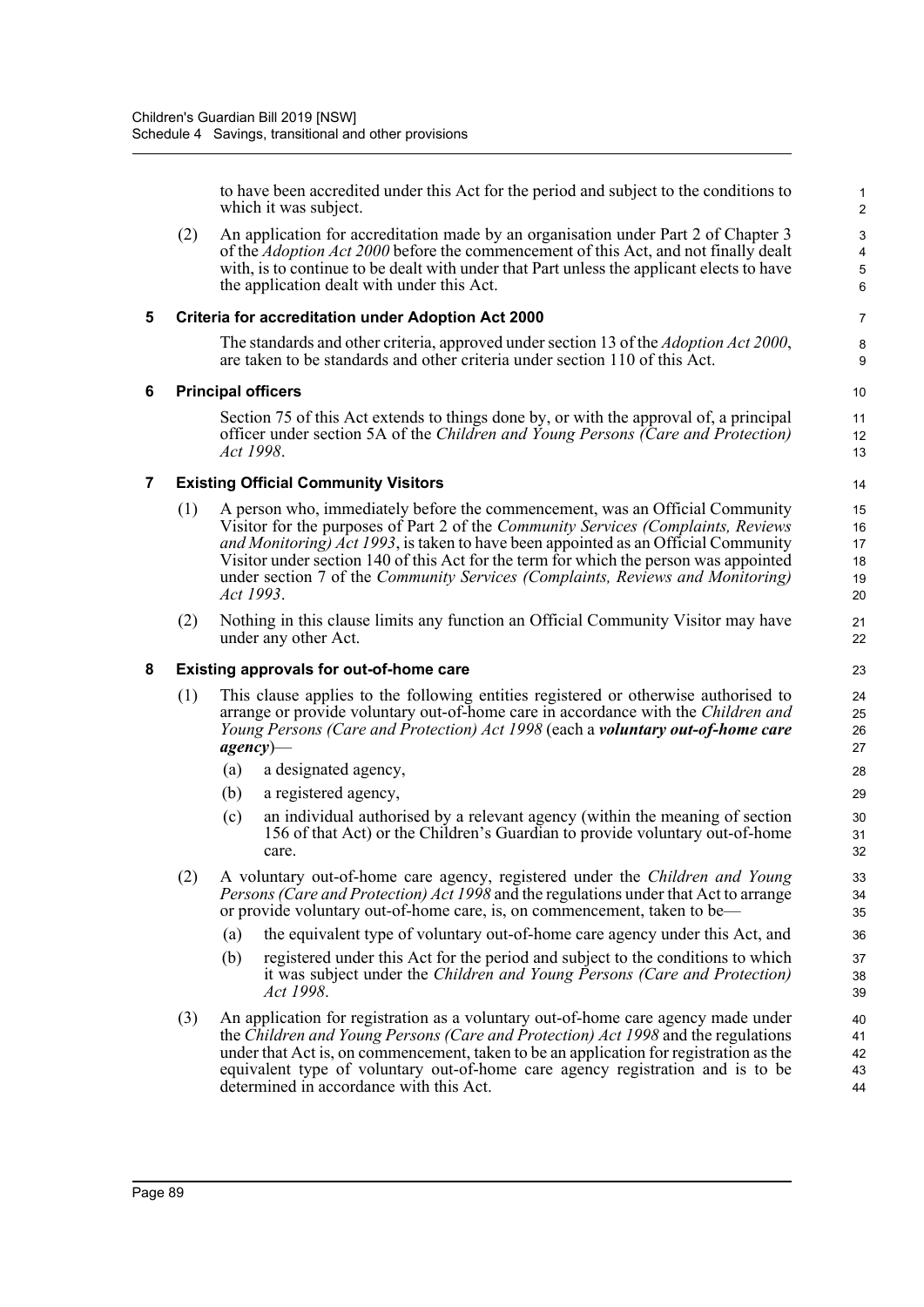to have been accredited under this Act for the period and subject to the conditions to which it was subject.

(2) An application for accreditation made by an organisation under Part 2 of Chapter 3 of the *Adoption Act 2000* before the commencement of this Act, and not finally dealt with, is to continue to be dealt with under that Part unless the applicant elects to have the application dealt with under this Act.

### 5 Criteria for accreditation under Adoption Act 2000

The standards and other criteria, approved under section 13 of the *Adoption Act 2000*, are taken to be standards and other criteria under section 110 of this Act.

### 6 Principal officers

Section 75 of this Act extends to things done by, or with the approval of, a principal officer under section 5A of the *Children and Young Persons (Care and Protection) Act 1998*.

### 7 Existing Official Community Visitors

(1) A person who, immediately before the commencement, was an Official Community Visitor for the purposes of Part 2 of the *Community Services (Complaints, Reviews and Monitoring) Act 1993*, is taken to have been appointed as an Official Community Visitor under section 140 of this Act for the term for which the person was appointed under section 7 of the *Community Services (Complaints, Reviews and Monitoring) Act 1993*.

(2) Nothing in this clause limits any function an Official Community Visitor may have under any other Act.

### 8 Existing approvals for out-of-home care

(1) This clause applies to the following entities registered or otherwise authorised to arrange or provide voluntary out-of-home care in accordance with the *Children and Young Persons (Care and Protection) Act 1998* (each a ***voluntary out-of-home care agency***)—

(a) a designated agency,

(b) a registered agency,

(c) an individual authorised by a relevant agency (within the meaning of section 156 of that Act) or the Children's Guardian to provide voluntary out-of-home care.

(2) A voluntary out-of-home care agency, registered under the *Children and Young Persons (Care and Protection) Act 1998* and the regulations under that Act to arrange or provide voluntary out-of-home care, is, on commencement, taken to be—

(a) the equivalent type of voluntary out-of-home care agency under this Act, and

(b) registered under this Act for the period and subject to the conditions to which it was subject under the *Children and Young Persons (Care and Protection) Act 1998*.

(3) An application for registration as a voluntary out-of-home care agency made under the *Children and Young Persons (Care and Protection) Act 1998* and the regulations under that Act is, on commencement, taken to be an application for registration as the equivalent type of voluntary out-of-home care agency registration and is to be determined in accordance with this Act.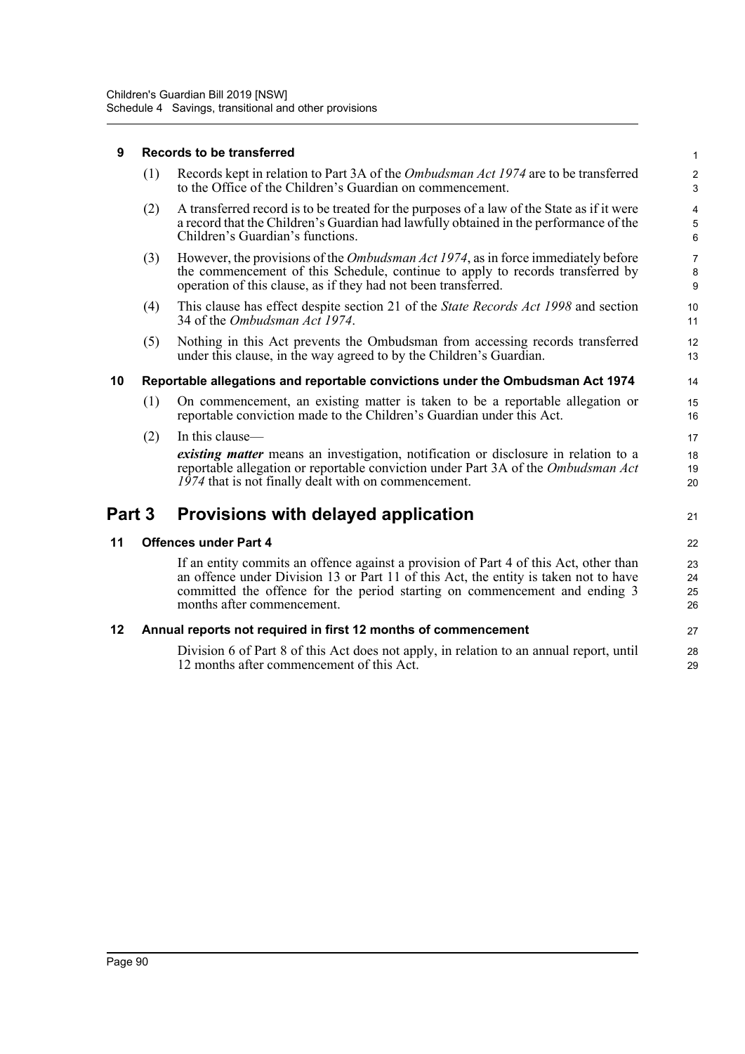**9 Records to be transferred**

(1) Records kept in relation to Part 3A of the *Ombudsman Act 1974* are to be transferred to the Office of the Children's Guardian on commencement.

(2) A transferred record is to be treated for the purposes of a law of the State as if it were a record that the Children's Guardian had lawfully obtained in the performance of the Children's Guardian's functions.

(3) However, the provisions of the *Ombudsman Act 1974*, as in force immediately before the commencement of this Schedule, continue to apply to records transferred by operation of this clause, as if they had not been transferred.

(4) This clause has effect despite section 21 of the *State Records Act 1998* and section 34 of the *Ombudsman Act 1974*.

(5) Nothing in this Act prevents the Ombudsman from accessing records transferred under this clause, in the way agreed to by the Children's Guardian.

**10 Reportable allegations and reportable convictions under the Ombudsman Act 1974**

(1) On commencement, an existing matter is taken to be a reportable allegation or reportable conviction made to the Children's Guardian under this Act.

(2) In this clause—

***existing matter*** means an investigation, notification or disclosure in relation to a reportable allegation or reportable conviction under Part 3A of the *Ombudsman Act 1974* that is not finally dealt with on commencement.

## Part 3 Provisions with delayed application

**11 Offences under Part 4**

If an entity commits an offence against a provision of Part 4 of this Act, other than an offence under Division 13 or Part 11 of this Act, the entity is taken not to have committed the offence for the period starting on commencement and ending 3 months after commencement.

**12 Annual reports not required in first 12 months of commencement**

Division 6 of Part 8 of this Act does not apply, in relation to an annual report, until 12 months after commencement of this Act.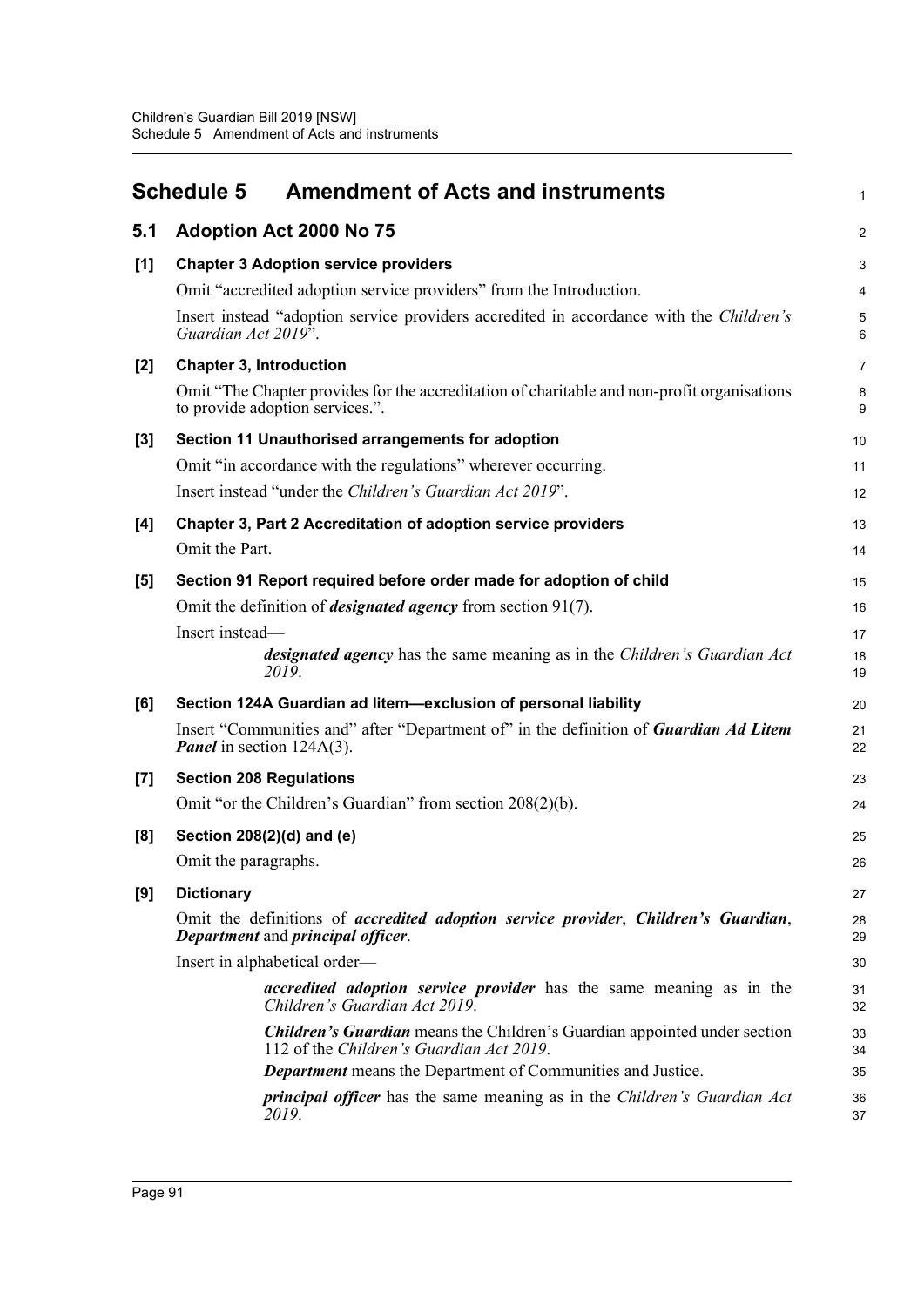# Schedule 5 Amendment of Acts and instruments

## 5.1 Adoption Act 2000 No 75

**[1] Chapter 3 Adoption service providers**

Omit "accredited adoption service providers" from the Introduction.

Insert instead "adoption service providers accredited in accordance with the *Children's Guardian Act 2019*".

**[2] Chapter 3, Introduction**

Omit "The Chapter provides for the accreditation of charitable and non-profit organisations to provide adoption services.".

**[3] Section 11 Unauthorised arrangements for adoption**

Omit "in accordance with the regulations" wherever occurring.

Insert instead "under the *Children's Guardian Act 2019*".

**[4] Chapter 3, Part 2 Accreditation of adoption service providers**

Omit the Part.

**[5] Section 91 Report required before order made for adoption of child**

Omit the definition of ***designated agency*** from section 91(7).

Insert instead—

> ***designated agency*** has the same meaning as in the *Children's Guardian Act 2019*.

**[6] Section 124A Guardian ad litem—exclusion of personal liability**

Insert "Communities and" after "Department of" in the definition of ***Guardian Ad Litem Panel*** in section 124A(3).

**[7] Section 208 Regulations**

Omit "or the Children's Guardian" from section 208(2)(b).

**[8] Section 208(2)(d) and (e)**

Omit the paragraphs.

**[9] Dictionary**

Omit the definitions of ***accredited adoption service provider***, ***Children's Guardian***, ***Department*** and ***principal officer***.

Insert in alphabetical order—

> ***accredited adoption service provider*** has the same meaning as in the *Children's Guardian Act 2019*.
>
> ***Children's Guardian*** means the Children's Guardian appointed under section 112 of the *Children's Guardian Act 2019*.
>
> ***Department*** means the Department of Communities and Justice.
>
> ***principal officer*** has the same meaning as in the *Children's Guardian Act 2019*.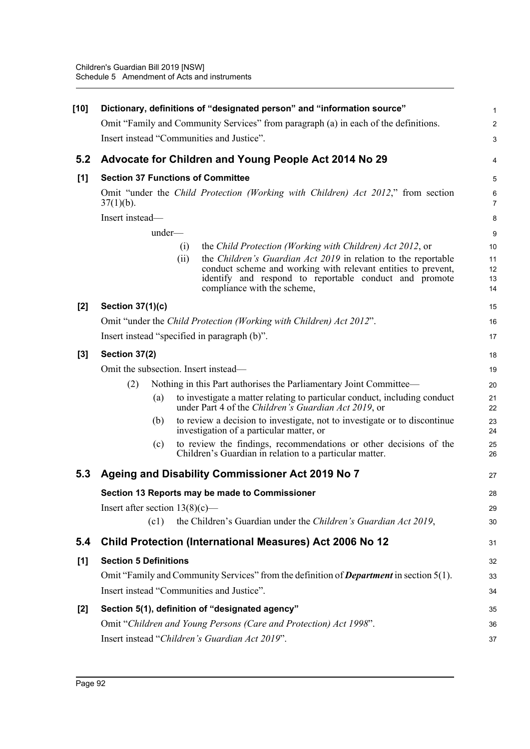**[10] Dictionary, definitions of "designated person" and "information source"**

Omit "Family and Community Services" from paragraph (a) in each of the definitions.

Insert instead "Communities and Justice".

## 5.2 Advocate for Children and Young People Act 2014 No 29

**[1] Section 37 Functions of Committee**

Omit "under the *Child Protection (Working with Children) Act 2012*," from section 37(1)(b).

Insert instead—

under—

(i) the *Child Protection (Working with Children) Act 2012*, or

(ii) the *Children's Guardian Act 2019* in relation to the reportable conduct scheme and working with relevant entities to prevent, identify and respond to reportable conduct and promote compliance with the scheme,

**[2] Section 37(1)(c)**

Omit "under the *Child Protection (Working with Children) Act 2012*".

Insert instead "specified in paragraph (b)".

**[3] Section 37(2)**

Omit the subsection. Insert instead—

(2) Nothing in this Part authorises the Parliamentary Joint Committee—

(a) to investigate a matter relating to particular conduct, including conduct under Part 4 of the *Children's Guardian Act 2019*, or

(b) to review a decision to investigate, not to investigate or to discontinue investigation of a particular matter, or

(c) to review the findings, recommendations or other decisions of the Children's Guardian in relation to a particular matter.

## 5.3 Ageing and Disability Commissioner Act 2019 No 7

**Section 13 Reports may be made to Commissioner**

Insert after section 13(8)(c)—

(c1) the Children's Guardian under the *Children's Guardian Act 2019*,

## 5.4 Child Protection (International Measures) Act 2006 No 12

**[1] Section 5 Definitions**

Omit "Family and Community Services" from the definition of ***Department*** in section 5(1).

Insert instead "Communities and Justice".

**[2] Section 5(1), definition of "designated agency"**

Omit "*Children and Young Persons (Care and Protection) Act 1998*".

Insert instead "*Children's Guardian Act 2019*".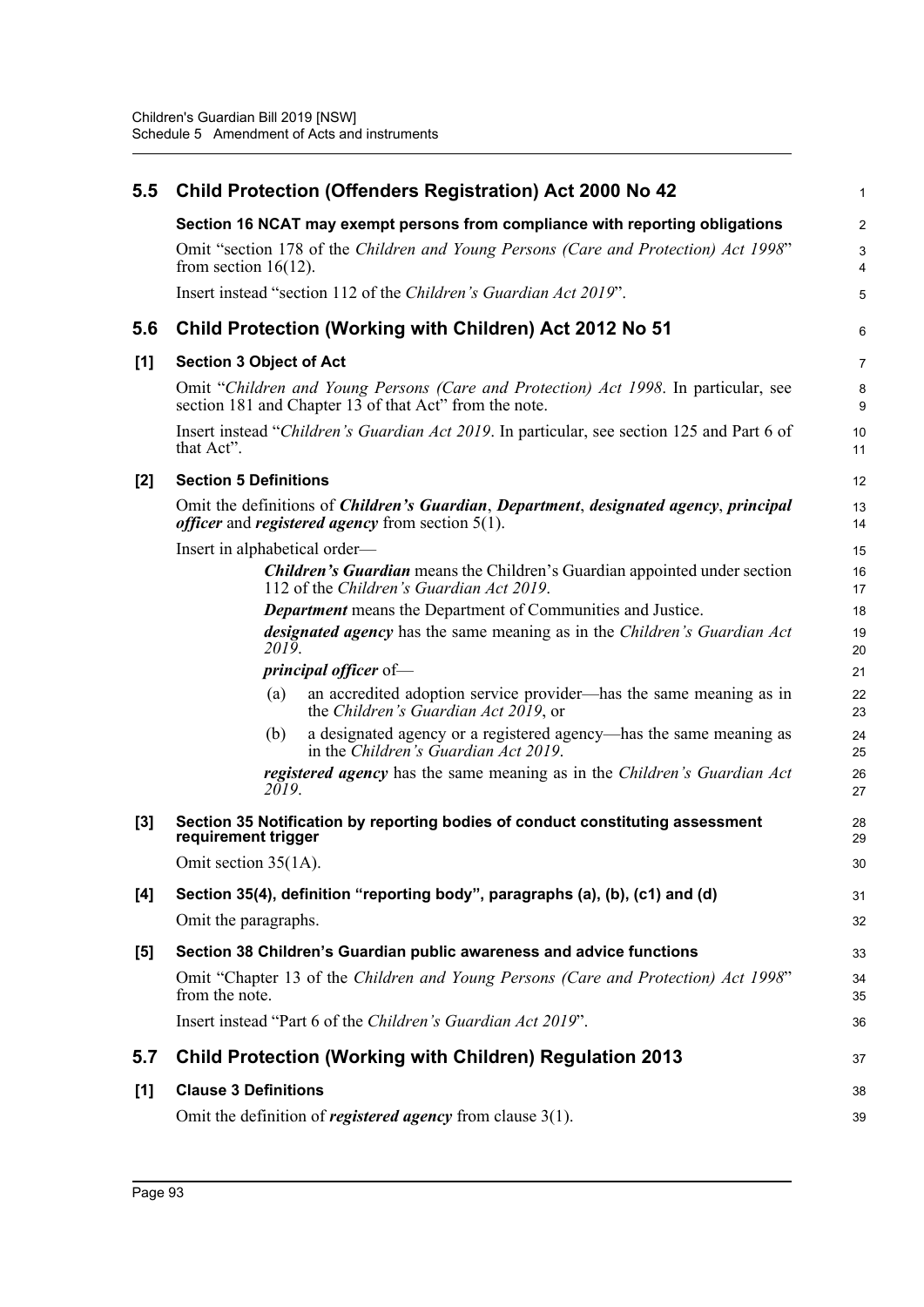## 5.5 Child Protection (Offenders Registration) Act 2000 No 42

**Section 16 NCAT may exempt persons from compliance with reporting obligations**

Omit "section 178 of the *Children and Young Persons (Care and Protection) Act 1998*" from section 16(12).

Insert instead "section 112 of the *Children's Guardian Act 2019*".

## 5.6 Child Protection (Working with Children) Act 2012 No 51

**[1] Section 3 Object of Act**

Omit "*Children and Young Persons (Care and Protection) Act 1998*. In particular, see section 181 and Chapter 13 of that Act" from the note.

Insert instead "*Children's Guardian Act 2019*. In particular, see section 125 and Part 6 of that Act".

**[2] Section 5 Definitions**

Omit the definitions of ***Children's Guardian***, ***Department***, ***designated agency***, ***principal officer*** and ***registered agency*** from section 5(1).

Insert in alphabetical order—

> ***Children's Guardian*** means the Children's Guardian appointed under section 112 of the *Children's Guardian Act 2019*.
>
> ***Department*** means the Department of Communities and Justice.
>
> ***designated agency*** has the same meaning as in the *Children's Guardian Act 2019*.
>
> ***principal officer*** of—
>
> (a) an accredited adoption service provider—has the same meaning as in the *Children's Guardian Act 2019*, or
>
> (b) a designated agency or a registered agency—has the same meaning as in the *Children's Guardian Act 2019*.
>
> ***registered agency*** has the same meaning as in the *Children's Guardian Act 2019*.

**[3] Section 35 Notification by reporting bodies of conduct constituting assessment requirement trigger**

Omit section 35(1A).

**[4] Section 35(4), definition "reporting body", paragraphs (a), (b), (c1) and (d)**

Omit the paragraphs.

**[5] Section 38 Children's Guardian public awareness and advice functions**

Omit "Chapter 13 of the *Children and Young Persons (Care and Protection) Act 1998*" from the note.

Insert instead "Part 6 of the *Children's Guardian Act 2019*".

## 5.7 Child Protection (Working with Children) Regulation 2013

**[1] Clause 3 Definitions**

Omit the definition of ***registered agency*** from clause 3(1).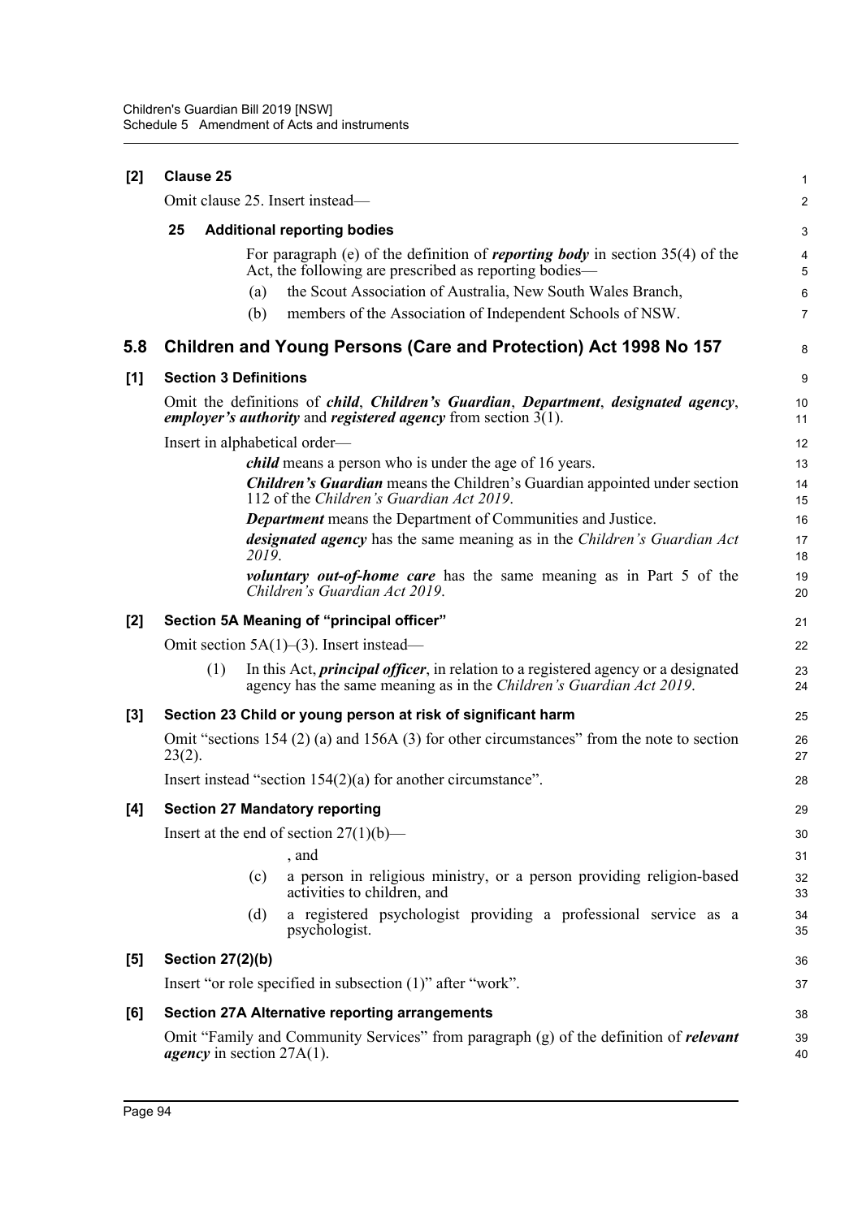**[2] Clause 25**

Omit clause 25. Insert instead—

**25 Additional reporting bodies**

For paragraph (e) of the definition of ***reporting body*** in section 35(4) of the Act, the following are prescribed as reporting bodies—

(a) the Scout Association of Australia, New South Wales Branch,

(b) members of the Association of Independent Schools of NSW.

## 5.8 Children and Young Persons (Care and Protection) Act 1998 No 157

**[1] Section 3 Definitions**

Omit the definitions of ***child***, ***Children's Guardian***, ***Department***, ***designated agency***, ***employer's authority*** and ***registered agency*** from section 3(1).

Insert in alphabetical order—

***child*** means a person who is under the age of 16 years.

***Children's Guardian*** means the Children's Guardian appointed under section 112 of the *Children's Guardian Act 2019*.

***Department*** means the Department of Communities and Justice.

***designated agency*** has the same meaning as in the *Children's Guardian Act 2019*.

***voluntary out-of-home care*** has the same meaning as in Part 5 of the *Children's Guardian Act 2019*.

**[2] Section 5A Meaning of "principal officer"**

Omit section 5A(1)–(3). Insert instead—

(1) In this Act, ***principal officer***, in relation to a registered agency or a designated agency has the same meaning as in the *Children's Guardian Act 2019*.

**[3] Section 23 Child or young person at risk of significant harm**

Omit "sections 154 (2) (a) and 156A (3) for other circumstances" from the note to section 23(2).

Insert instead "section 154(2)(a) for another circumstance".

**[4] Section 27 Mandatory reporting**

Insert at the end of section 27(1)(b)—

, and

(c) a person in religious ministry, or a person providing religion-based activities to children, and

(d) a registered psychologist providing a professional service as a psychologist.

**[5] Section 27(2)(b)**

Insert "or role specified in subsection (1)" after "work".

**[6] Section 27A Alternative reporting arrangements**

Omit "Family and Community Services" from paragraph (g) of the definition of ***relevant agency*** in section 27A(1).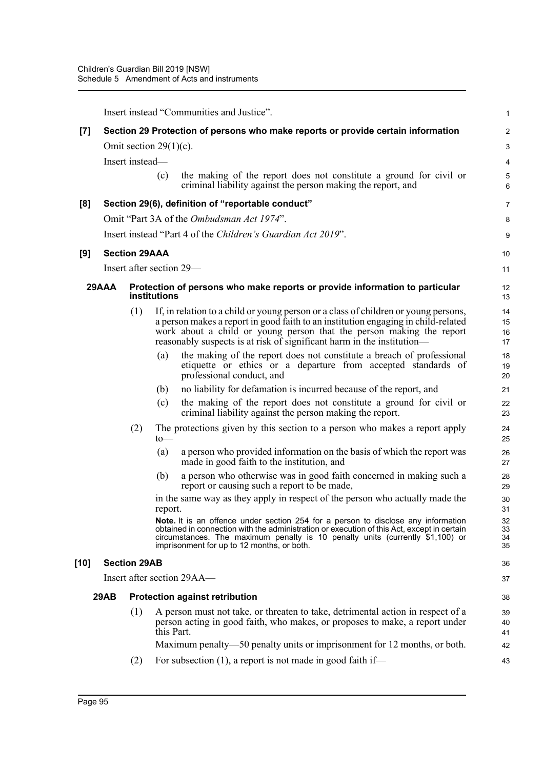Insert instead "Communities and Justice".

**[7] Section 29 Protection of persons who make reports or provide certain information**

Omit section 29(1)(c).

Insert instead—

(c) the making of the report does not constitute a ground for civil or criminal liability against the person making the report, and

**[8] Section 29(6), definition of "reportable conduct"**

Omit "Part 3A of the *Ombudsman Act 1974*".

Insert instead "Part 4 of the *Children's Guardian Act 2019*".

**[9] Section 29AAA**

Insert after section 29—

**29AAA Protection of persons who make reports or provide information to particular institutions**

(1) If, in relation to a child or young person or a class of children or young persons, a person makes a report in good faith to an institution engaging in child-related work about a child or young person that the person making the report reasonably suspects is at risk of significant harm in the institution—

(a) the making of the report does not constitute a breach of professional etiquette or ethics or a departure from accepted standards of professional conduct, and

(b) no liability for defamation is incurred because of the report, and

(c) the making of the report does not constitute a ground for civil or criminal liability against the person making the report.

(2) The protections given by this section to a person who makes a report apply to—

(a) a person who provided information on the basis of which the report was made in good faith to the institution, and

(b) a person who otherwise was in good faith concerned in making such a report or causing such a report to be made,

in the same way as they apply in respect of the person who actually made the report.

**Note.** It is an offence under section 254 for a person to disclose any information obtained in connection with the administration or execution of this Act, except in certain circumstances. The maximum penalty is 10 penalty units (currently $1,100) or imprisonment for up to 12 months, or both.

**[10] Section 29AB**

Insert after section 29AA—

**29AB Protection against retribution**

(1) A person must not take, or threaten to take, detrimental action in respect of a person acting in good faith, who makes, or proposes to make, a report under this Part.

Maximum penalty—50 penalty units or imprisonment for 12 months, or both.

(2) For subsection (1), a report is not made in good faith if—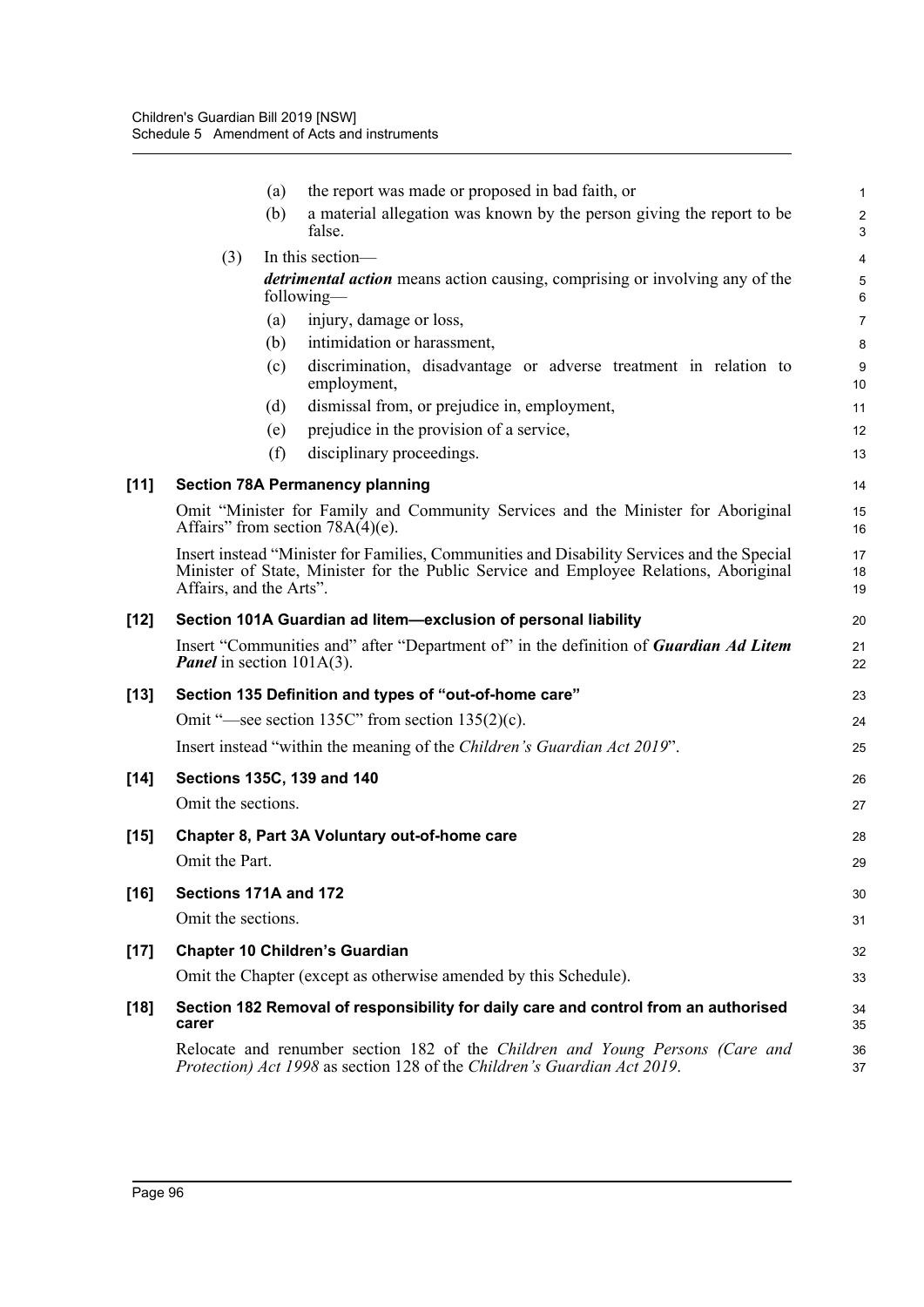(a) the report was made or proposed in bad faith, or

(b) a material allegation was known by the person giving the report to be false.

(3) In this section—

***detrimental action*** means action causing, comprising or involving any of the following—

(a) injury, damage or loss,

(b) intimidation or harassment,

(c) discrimination, disadvantage or adverse treatment in relation to employment,

(d) dismissal from, or prejudice in, employment,

(e) prejudice in the provision of a service,

(f) disciplinary proceedings.

**[11] Section 78A Permanency planning**

Omit "Minister for Family and Community Services and the Minister for Aboriginal Affairs" from section 78A(4)(e).

Insert instead "Minister for Families, Communities and Disability Services and the Special Minister of State, Minister for the Public Service and Employee Relations, Aboriginal Affairs, and the Arts".

**[12] Section 101A Guardian ad litem—exclusion of personal liability**

Insert "Communities and" after "Department of" in the definition of ***Guardian Ad Litem Panel*** in section 101A(3).

**[13] Section 135 Definition and types of "out-of-home care"**

Omit "—see section 135C" from section 135(2)(c).

Insert instead "within the meaning of the *Children's Guardian Act 2019*".

**[14] Sections 135C, 139 and 140**

Omit the sections.

**[15] Chapter 8, Part 3A Voluntary out-of-home care**

Omit the Part.

**[16] Sections 171A and 172**

Omit the sections.

**[17] Chapter 10 Children's Guardian**

Omit the Chapter (except as otherwise amended by this Schedule).

**[18] Section 182 Removal of responsibility for daily care and control from an authorised carer**

Relocate and renumber section 182 of the *Children and Young Persons (Care and Protection) Act 1998* as section 128 of the *Children's Guardian Act 2019*.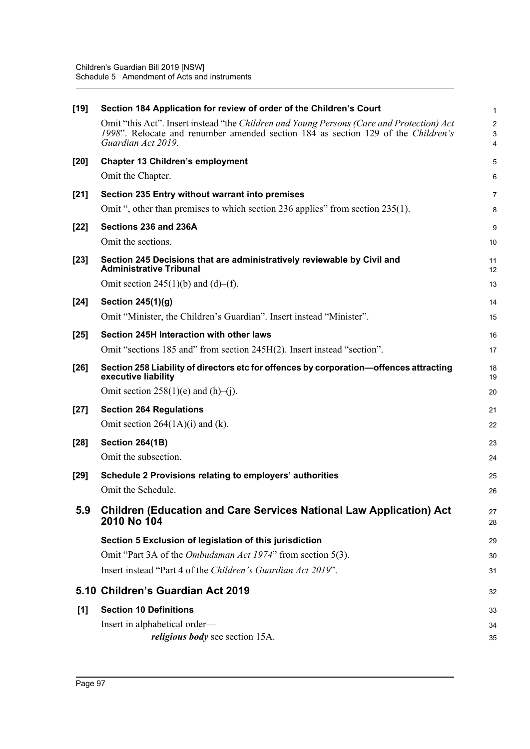**[19] Section 184 Application for review of order of the Children's Court**

Omit "this Act". Insert instead "the *Children and Young Persons (Care and Protection) Act 1998*". Relocate and renumber amended section 184 as section 129 of the *Children's Guardian Act 2019*.

**[20] Chapter 13 Children's employment**

Omit the Chapter.

**[21] Section 235 Entry without warrant into premises**

Omit ", other than premises to which section 236 applies" from section 235(1).

**[22] Sections 236 and 236A**

Omit the sections.

**[23] Section 245 Decisions that are administratively reviewable by Civil and Administrative Tribunal**

Omit section 245(1)(b) and (d)–(f).

**[24] Section 245(1)(g)**

Omit "Minister, the Children's Guardian". Insert instead "Minister".

**[25] Section 245H Interaction with other laws**

Omit "sections 185 and" from section 245H(2). Insert instead "section".

**[26] Section 258 Liability of directors etc for offences by corporation—offences attracting executive liability**

Omit section 258(1)(e) and (h)–(j).

**[27] Section 264 Regulations**

Omit section 264(1A)(i) and (k).

**[28] Section 264(1B)**

Omit the subsection.

**[29] Schedule 2 Provisions relating to employers' authorities**

Omit the Schedule.

## 5.9 Children (Education and Care Services National Law Application) Act 2010 No 104

**Section 5 Exclusion of legislation of this jurisdiction**

Omit "Part 3A of the *Ombudsman Act 1974*" from section 5(3).

Insert instead "Part 4 of the *Children's Guardian Act 2019*".

## 5.10 Children's Guardian Act 2019

**[1] Section 10 Definitions**

Insert in alphabetical order—

***religious body*** see section 15A.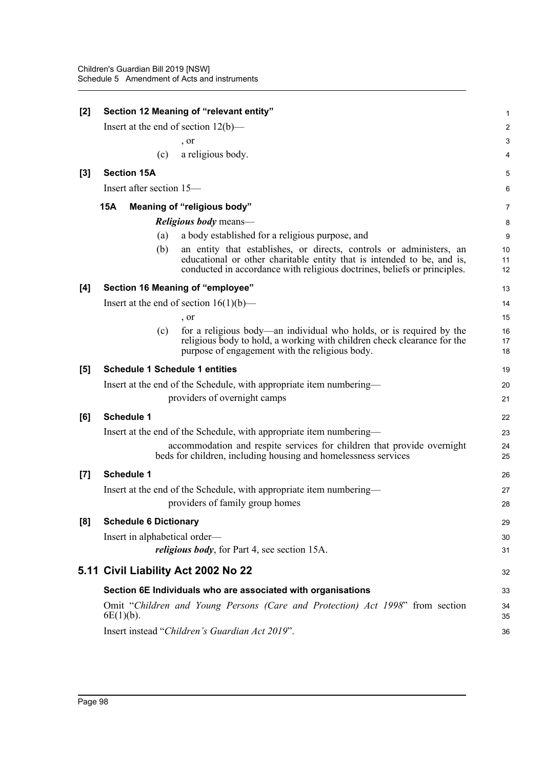**[2] Section 12 Meaning of "relevant entity"**

Insert at the end of section 12(b)—

, or

(c) a religious body.

**[3] Section 15A**

Insert after section 15—

**15A Meaning of "religious body"**

***Religious body*** means—

(a) a body established for a religious purpose, and

(b) an entity that establishes, or directs, controls or administers, an educational or other charitable entity that is intended to be, and is, conducted in accordance with religious doctrines, beliefs or principles.

**[4] Section 16 Meaning of "employee"**

Insert at the end of section 16(1)(b)—

, or

(c) for a religious body—an individual who holds, or is required by the religious body to hold, a working with children check clearance for the purpose of engagement with the religious body.

**[5] Schedule 1 Schedule 1 entities**

Insert at the end of the Schedule, with appropriate item numbering—

providers of overnight camps

**[6] Schedule 1**

Insert at the end of the Schedule, with appropriate item numbering—

accommodation and respite services for children that provide overnight beds for children, including housing and homelessness services

**[7] Schedule 1**

Insert at the end of the Schedule, with appropriate item numbering—

providers of family group homes

**[8] Schedule 6 Dictionary**

Insert in alphabetical order—

***religious body***, for Part 4, see section 15A.

## 5.11 Civil Liability Act 2002 No 22

**Section 6E Individuals who are associated with organisations**

Omit "*Children and Young Persons (Care and Protection) Act 1998*" from section 6E(1)(b).

Insert instead "*Children's Guardian Act 2019*".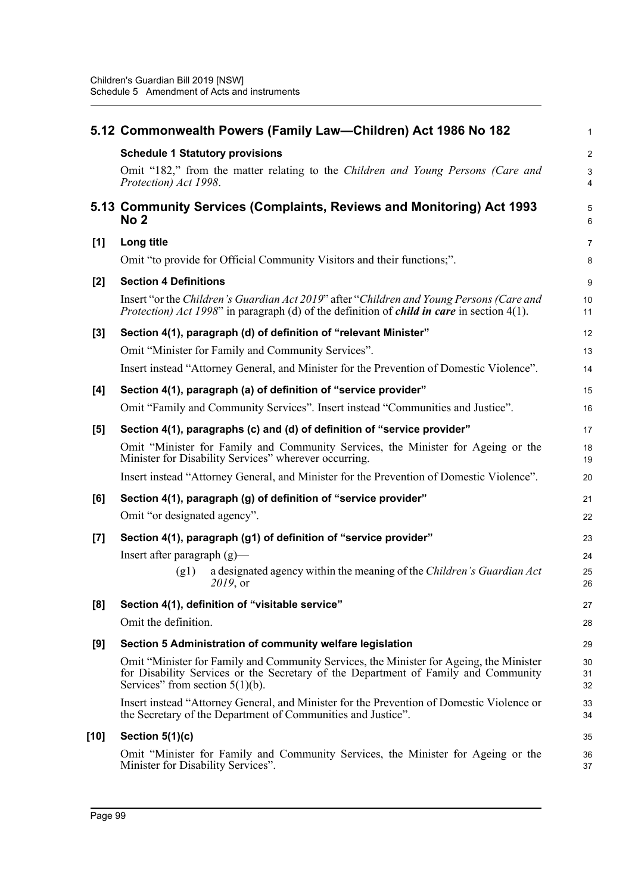## 5.12 Commonwealth Powers (Family Law—Children) Act 1986 No 182

**Schedule 1 Statutory provisions**

Omit "182," from the matter relating to the *Children and Young Persons (Care and Protection) Act 1998*.

## 5.13 Community Services (Complaints, Reviews and Monitoring) Act 1993 No 2

**[1] Long title**

Omit "to provide for Official Community Visitors and their functions;".

**[2] Section 4 Definitions**

Insert "or the *Children's Guardian Act 2019*" after "*Children and Young Persons (Care and Protection) Act 1998*" in paragraph (d) of the definition of ***child in care*** in section 4(1).

**[3] Section 4(1), paragraph (d) of definition of "relevant Minister"**

Omit "Minister for Family and Community Services".

Insert instead "Attorney General, and Minister for the Prevention of Domestic Violence".

**[4] Section 4(1), paragraph (a) of definition of "service provider"**

Omit "Family and Community Services". Insert instead "Communities and Justice".

**[5] Section 4(1), paragraphs (c) and (d) of definition of "service provider"**

Omit "Minister for Family and Community Services, the Minister for Ageing or the Minister for Disability Services" wherever occurring.

Insert instead "Attorney General, and Minister for the Prevention of Domestic Violence".

**[6] Section 4(1), paragraph (g) of definition of "service provider"**

Omit "or designated agency".

**[7] Section 4(1), paragraph (g1) of definition of "service provider"**

Insert after paragraph (g)—

> (g1) a designated agency within the meaning of the *Children's Guardian Act 2019*, or

**[8] Section 4(1), definition of "visitable service"**

Omit the definition.

**[9] Section 5 Administration of community welfare legislation**

Omit "Minister for Family and Community Services, the Minister for Ageing, the Minister for Disability Services or the Secretary of the Department of Family and Community Services" from section 5(1)(b).

Insert instead "Attorney General, and Minister for the Prevention of Domestic Violence or the Secretary of the Department of Communities and Justice".

**[10] Section 5(1)(c)**

Omit "Minister for Family and Community Services, the Minister for Ageing or the Minister for Disability Services".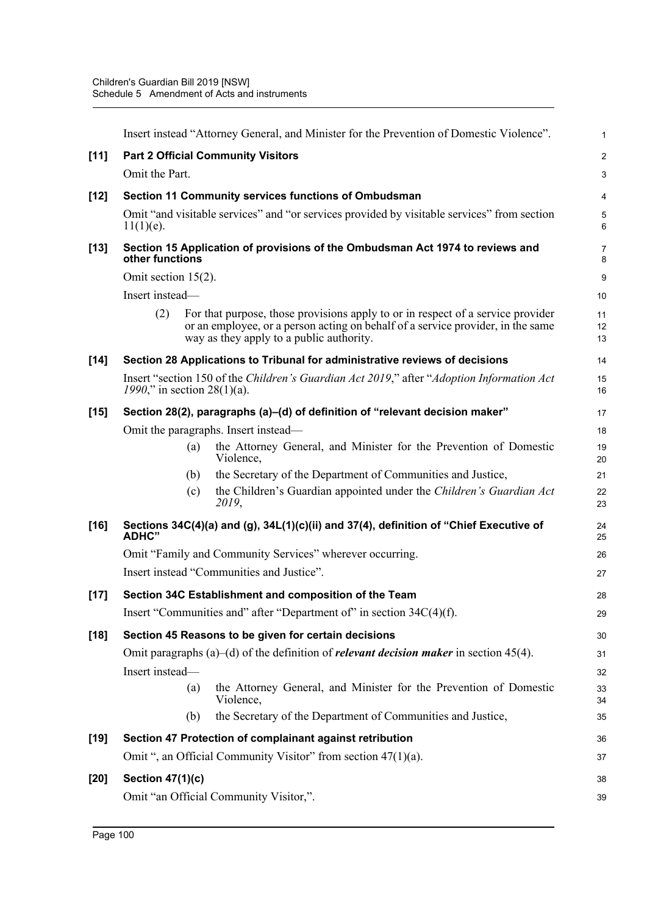Insert instead "Attorney General, and Minister for the Prevention of Domestic Violence".

**[11] Part 2 Official Community Visitors**

Omit the Part.

**[12] Section 11 Community services functions of Ombudsman**

Omit "and visitable services" and "or services provided by visitable services" from section 11(1)(e).

**[13] Section 15 Application of provisions of the Ombudsman Act 1974 to reviews and other functions**

Omit section 15(2).

Insert instead—

(2) For that purpose, those provisions apply to or in respect of a service provider or an employee, or a person acting on behalf of a service provider, in the same way as they apply to a public authority.

**[14] Section 28 Applications to Tribunal for administrative reviews of decisions**

Insert "section 150 of the *Children's Guardian Act 2019*," after "*Adoption Information Act 1990*," in section 28(1)(a).

**[15] Section 28(2), paragraphs (a)–(d) of definition of "relevant decision maker"**

Omit the paragraphs. Insert instead—

(a) the Attorney General, and Minister for the Prevention of Domestic Violence,

(b) the Secretary of the Department of Communities and Justice,

(c) the Children's Guardian appointed under the *Children's Guardian Act 2019*,

**[16] Sections 34C(4)(a) and (g), 34L(1)(c)(ii) and 37(4), definition of "Chief Executive of ADHC"**

Omit "Family and Community Services" wherever occurring.

Insert instead "Communities and Justice".

**[17] Section 34C Establishment and composition of the Team**

Insert "Communities and" after "Department of" in section 34C(4)(f).

**[18] Section 45 Reasons to be given for certain decisions**

Omit paragraphs (a)–(d) of the definition of ***relevant decision maker*** in section 45(4).

Insert instead—

(a) the Attorney General, and Minister for the Prevention of Domestic Violence,

(b) the Secretary of the Department of Communities and Justice,

**[19] Section 47 Protection of complainant against retribution**

Omit ", an Official Community Visitor" from section 47(1)(a).

**[20] Section 47(1)(c)**

Omit "an Official Community Visitor,".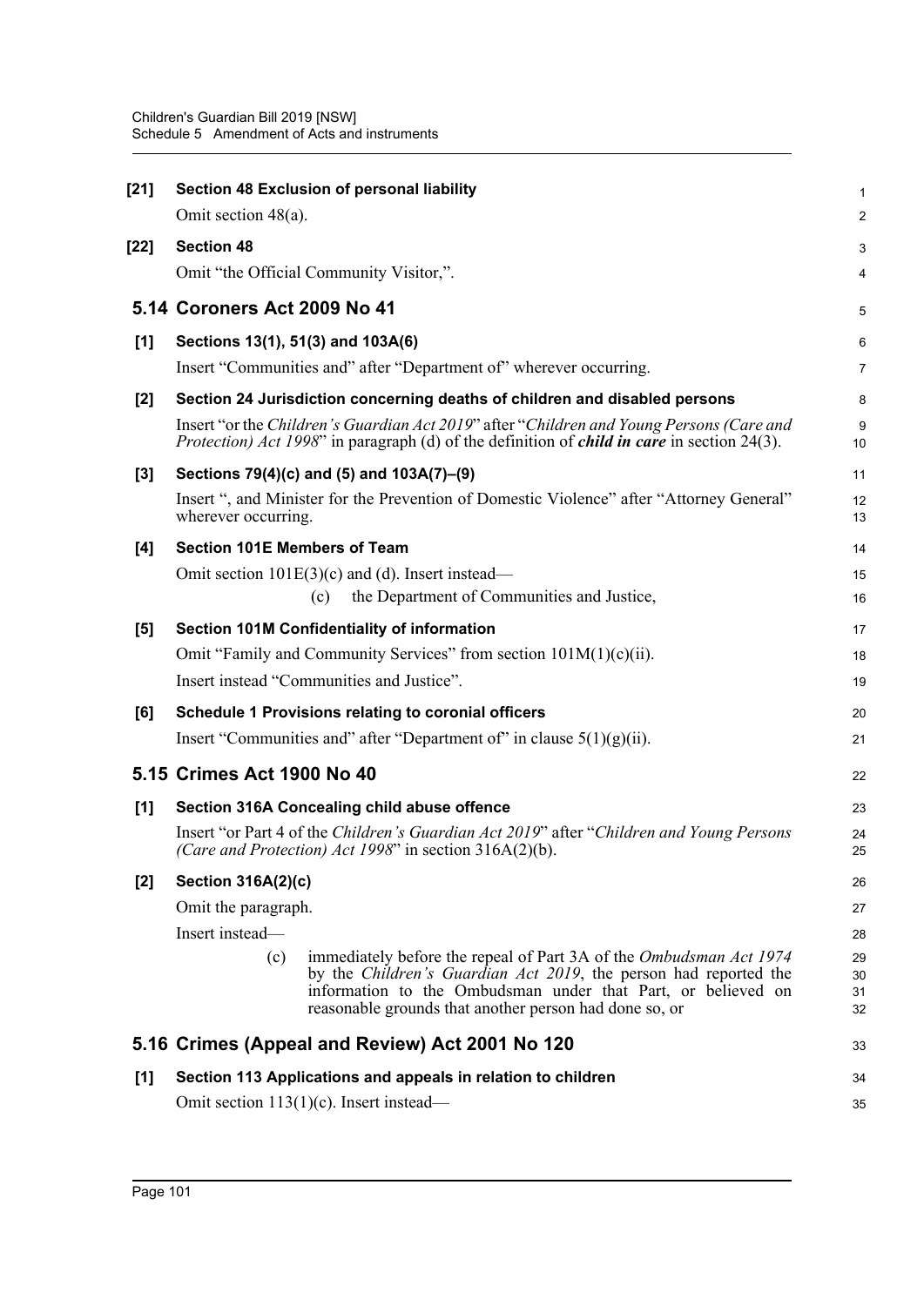**[21] Section 48 Exclusion of personal liability**

Omit section 48(a).

**[22] Section 48**

Omit "the Official Community Visitor,".

## 5.14 Coroners Act 2009 No 41

**[1] Sections 13(1), 51(3) and 103A(6)**

Insert "Communities and" after "Department of" wherever occurring.

**[2] Section 24 Jurisdiction concerning deaths of children and disabled persons**

Insert "or the *Children's Guardian Act 2019*" after "*Children and Young Persons (Care and Protection) Act 1998*" in paragraph (d) of the definition of ***child in care*** in section 24(3).

**[3] Sections 79(4)(c) and (5) and 103A(7)–(9)**

Insert ", and Minister for the Prevention of Domestic Violence" after "Attorney General" wherever occurring.

**[4] Section 101E Members of Team**

Omit section 101E(3)(c) and (d). Insert instead—

(c) the Department of Communities and Justice,

**[5] Section 101M Confidentiality of information**

Omit "Family and Community Services" from section 101M(1)(c)(ii).

Insert instead "Communities and Justice".

**[6] Schedule 1 Provisions relating to coronial officers**

Insert "Communities and" after "Department of" in clause 5(1)(g)(ii).

## 5.15 Crimes Act 1900 No 40

**[1] Section 316A Concealing child abuse offence**

Insert "or Part 4 of the *Children's Guardian Act 2019*" after "*Children and Young Persons (Care and Protection) Act 1998*" in section 316A(2)(b).

**[2] Section 316A(2)(c)**

Omit the paragraph.

Insert instead—

(c) immediately before the repeal of Part 3A of the *Ombudsman Act 1974* by the *Children's Guardian Act 2019*, the person had reported the information to the Ombudsman under that Part, or believed on reasonable grounds that another person had done so, or

## 5.16 Crimes (Appeal and Review) Act 2001 No 120

**[1] Section 113 Applications and appeals in relation to children**

Omit section 113(1)(c). Insert instead—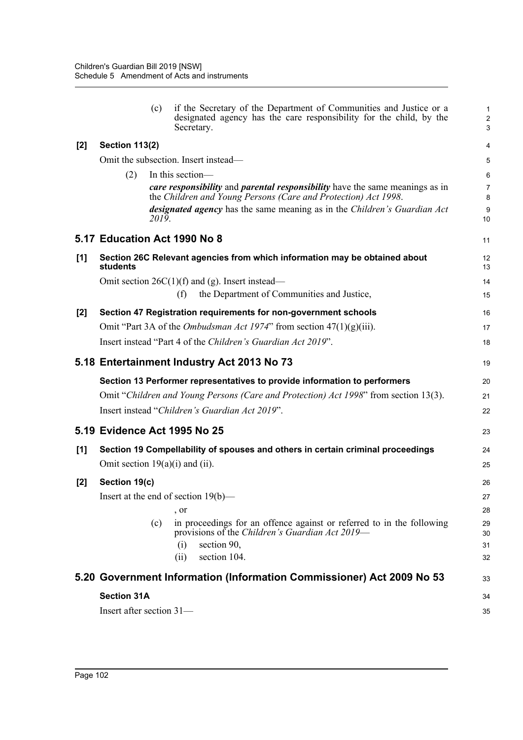(c) if the Secretary of the Department of Communities and Justice or a designated agency has the care responsibility for the child, by the Secretary.

**[2] Section 113(2)**

Omit the subsection. Insert instead—

(2) In this section—

***care responsibility*** and ***parental responsibility*** have the same meanings as in the *Children and Young Persons (Care and Protection) Act 1998*.

***designated agency*** has the same meaning as in the *Children's Guardian Act 2019*.

## 5.17 Education Act 1990 No 8

**[1] Section 26C Relevant agencies from which information may be obtained about students**

Omit section 26C(1)(f) and (g). Insert instead—

(f) the Department of Communities and Justice,

**[2] Section 47 Registration requirements for non-government schools**

Omit "Part 3A of the *Ombudsman Act 1974*" from section 47(1)(g)(iii).

Insert instead "Part 4 of the *Children's Guardian Act 2019*".

## 5.18 Entertainment Industry Act 2013 No 73

**Section 13 Performer representatives to provide information to performers**

Omit "*Children and Young Persons (Care and Protection) Act 1998*" from section 13(3).

Insert instead "*Children's Guardian Act 2019*".

## 5.19 Evidence Act 1995 No 25

**[1] Section 19 Compellability of spouses and others in certain criminal proceedings**

Omit section 19(a)(i) and (ii).

**[2] Section 19(c)**

Insert at the end of section 19(b)—

, or

(c) in proceedings for an offence against or referred to in the following provisions of the *Children's Guardian Act 2019*—

(i) section 90,

(ii) section 104.

## 5.20 Government Information (Information Commissioner) Act 2009 No 53

**Section 31A**

Insert after section 31—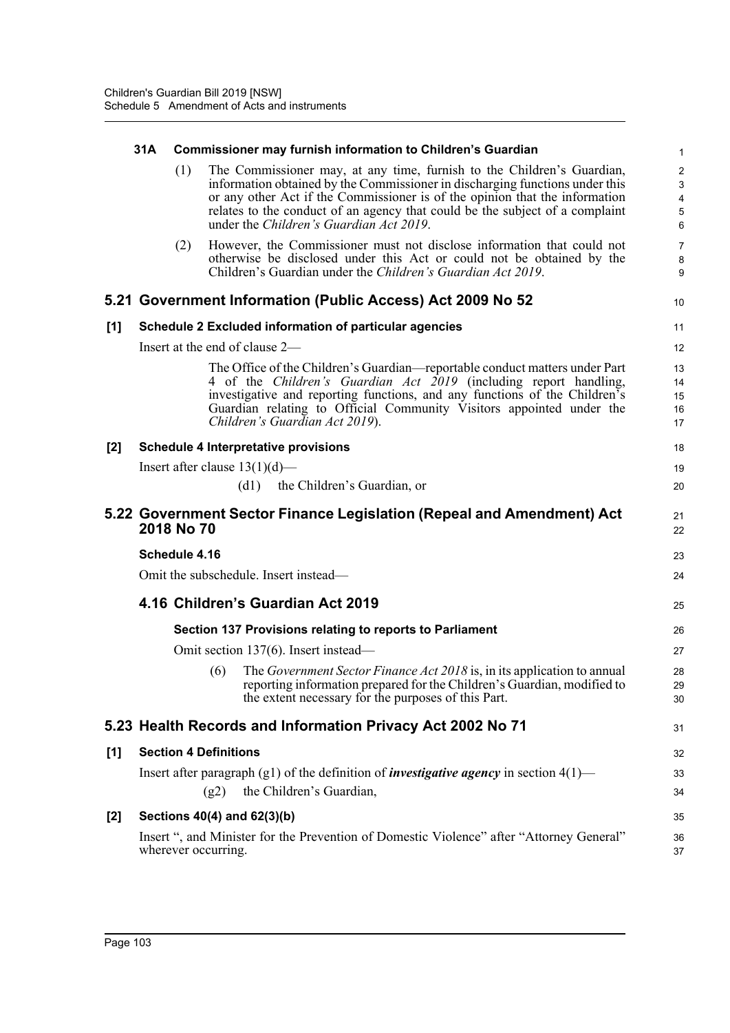**31A Commissioner may furnish information to Children's Guardian**

(1) The Commissioner may, at any time, furnish to the Children's Guardian, information obtained by the Commissioner in discharging functions under this or any other Act if the Commissioner is of the opinion that the information relates to the conduct of an agency that could be the subject of a complaint under the *Children's Guardian Act 2019*.

(2) However, the Commissioner must not disclose information that could not otherwise be disclosed under this Act or could not be obtained by the Children's Guardian under the *Children's Guardian Act 2019*.

## 5.21 Government Information (Public Access) Act 2009 No 52

### [1] Schedule 2 Excluded information of particular agencies

Insert at the end of clause 2—

> The Office of the Children's Guardian—reportable conduct matters under Part 4 of the *Children's Guardian Act 2019* (including report handling, investigative and reporting functions, and any functions of the Children's Guardian relating to Official Community Visitors appointed under the *Children's Guardian Act 2019*).

### [2] Schedule 4 Interpretative provisions

Insert after clause 13(1)(d)—

> (d1) the Children's Guardian, or

## 5.22 Government Sector Finance Legislation (Repeal and Amendment) Act 2018 No 70

### Schedule 4.16

Omit the subschedule. Insert instead—

### 4.16 Children's Guardian Act 2019

**Section 137 Provisions relating to reports to Parliament**

Omit section 137(6). Insert instead—

> (6) The *Government Sector Finance Act 2018* is, in its application to annual reporting information prepared for the Children's Guardian, modified to the extent necessary for the purposes of this Part.

## 5.23 Health Records and Information Privacy Act 2002 No 71

### [1] Section 4 Definitions

Insert after paragraph (g1) of the definition of ***investigative agency*** in section 4(1)—

> (g2) the Children's Guardian,

### [2] Sections 40(4) and 62(3)(b)

Insert ", and Minister for the Prevention of Domestic Violence" after "Attorney General" wherever occurring.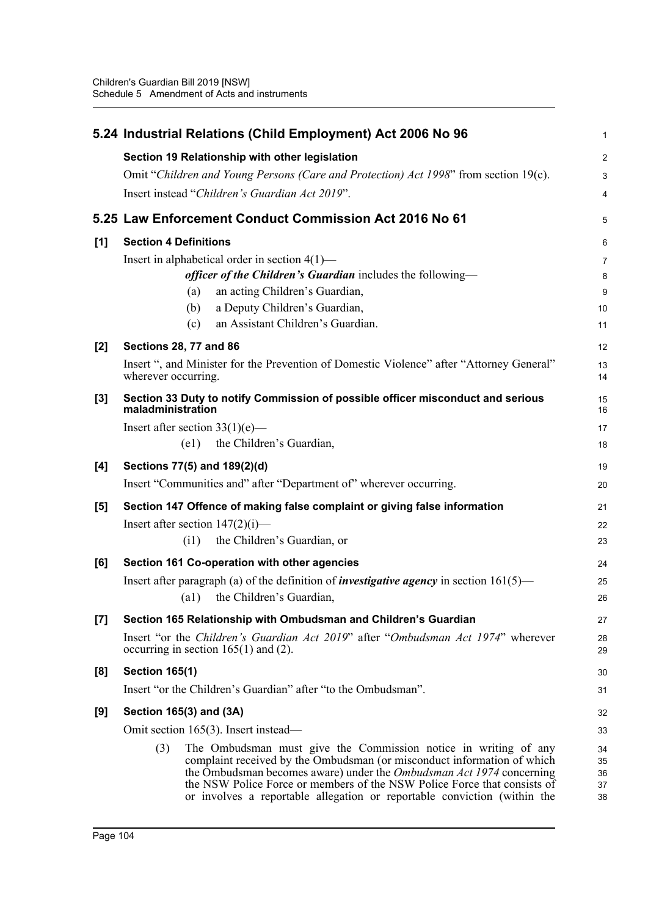## 5.24 Industrial Relations (Child Employment) Act 2006 No 96

**Section 19 Relationship with other legislation**

Omit "*Children and Young Persons (Care and Protection) Act 1998*" from section 19(c).

Insert instead "*Children's Guardian Act 2019*".

## 5.25 Law Enforcement Conduct Commission Act 2016 No 61

**[1] Section 4 Definitions**

Insert in alphabetical order in section 4(1)—

> ***officer of the Children's Guardian*** includes the following—
>
> (a) an acting Children's Guardian,
>
> (b) a Deputy Children's Guardian,
>
> (c) an Assistant Children's Guardian.

**[2] Sections 28, 77 and 86**

Insert ", and Minister for the Prevention of Domestic Violence" after "Attorney General" wherever occurring.

**[3] Section 33 Duty to notify Commission of possible officer misconduct and serious maladministration**

Insert after section 33(1)(e)—

> (e1) the Children's Guardian,

**[4] Sections 77(5) and 189(2)(d)**

Insert "Communities and" after "Department of" wherever occurring.

**[5] Section 147 Offence of making false complaint or giving false information**

Insert after section 147(2)(i)—

> (i1) the Children's Guardian, or

**[6] Section 161 Co-operation with other agencies**

Insert after paragraph (a) of the definition of ***investigative agency*** in section 161(5)—

> (a1) the Children's Guardian,

**[7] Section 165 Relationship with Ombudsman and Children's Guardian**

Insert "or the *Children's Guardian Act 2019*" after "*Ombudsman Act 1974*" wherever occurring in section 165(1) and (2).

**[8] Section 165(1)**

Insert "or the Children's Guardian" after "to the Ombudsman".

**[9] Section 165(3) and (3A)**

Omit section 165(3). Insert instead—

> (3) The Ombudsman must give the Commission notice in writing of any complaint received by the Ombudsman (or misconduct information of which the Ombudsman becomes aware) under the *Ombudsman Act 1974* concerning the NSW Police Force or members of the NSW Police Force that consists of or involves a reportable allegation or reportable conviction (within the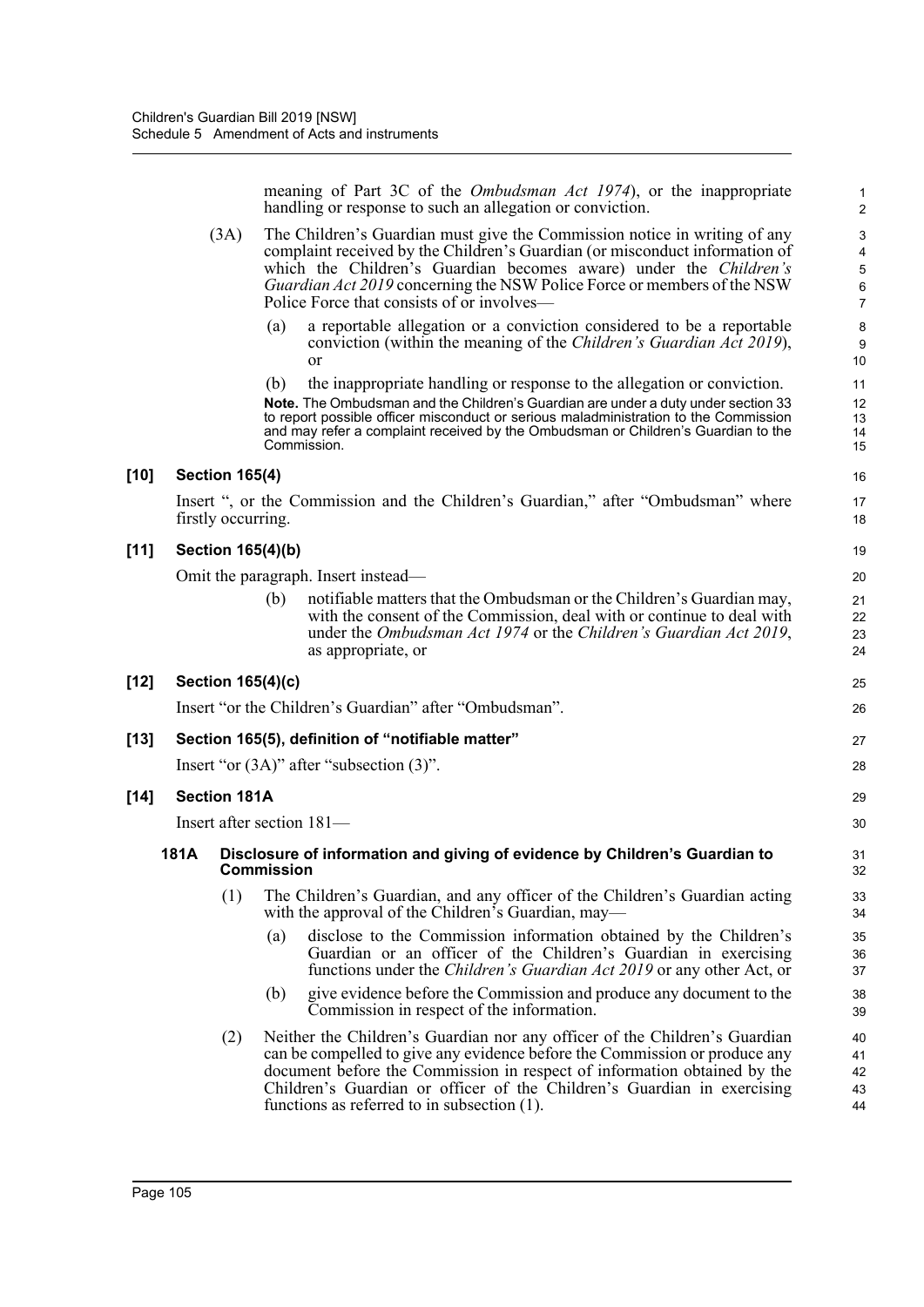meaning of Part 3C of the *Ombudsman Act 1974*), or the inappropriate handling or response to such an allegation or conviction.

(3A) The Children's Guardian must give the Commission notice in writing of any complaint received by the Children's Guardian (or misconduct information of which the Children's Guardian becomes aware) under the *Children's Guardian Act 2019* concerning the NSW Police Force or members of the NSW Police Force that consists of or involves—

(a) a reportable allegation or a conviction considered to be a reportable conviction (within the meaning of the *Children's Guardian Act 2019*), or

(b) the inappropriate handling or response to the allegation or conviction.

**Note.** The Ombudsman and the Children's Guardian are under a duty under section 33 to report possible officer misconduct or serious maladministration to the Commission and may refer a complaint received by the Ombudsman or Children's Guardian to the Commission.

**[10] Section 165(4)**

Insert ", or the Commission and the Children's Guardian," after "Ombudsman" where firstly occurring.

**[11] Section 165(4)(b)**

Omit the paragraph. Insert instead—

(b) notifiable matters that the Ombudsman or the Children's Guardian may, with the consent of the Commission, deal with or continue to deal with under the *Ombudsman Act 1974* or the *Children's Guardian Act 2019*, as appropriate, or

**[12] Section 165(4)(c)**

Insert "or the Children's Guardian" after "Ombudsman".

**[13] Section 165(5), definition of "notifiable matter"**

Insert "or (3A)" after "subsection (3)".

**[14] Section 181A**

Insert after section 181—

**181A Disclosure of information and giving of evidence by Children's Guardian to Commission**

(1) The Children's Guardian, and any officer of the Children's Guardian acting with the approval of the Children's Guardian, may—

(a) disclose to the Commission information obtained by the Children's Guardian or an officer of the Children's Guardian in exercising functions under the *Children's Guardian Act 2019* or any other Act, or

(b) give evidence before the Commission and produce any document to the Commission in respect of the information.

(2) Neither the Children's Guardian nor any officer of the Children's Guardian can be compelled to give any evidence before the Commission or produce any document before the Commission in respect of information obtained by the Children's Guardian or officer of the Children's Guardian in exercising functions as referred to in subsection (1).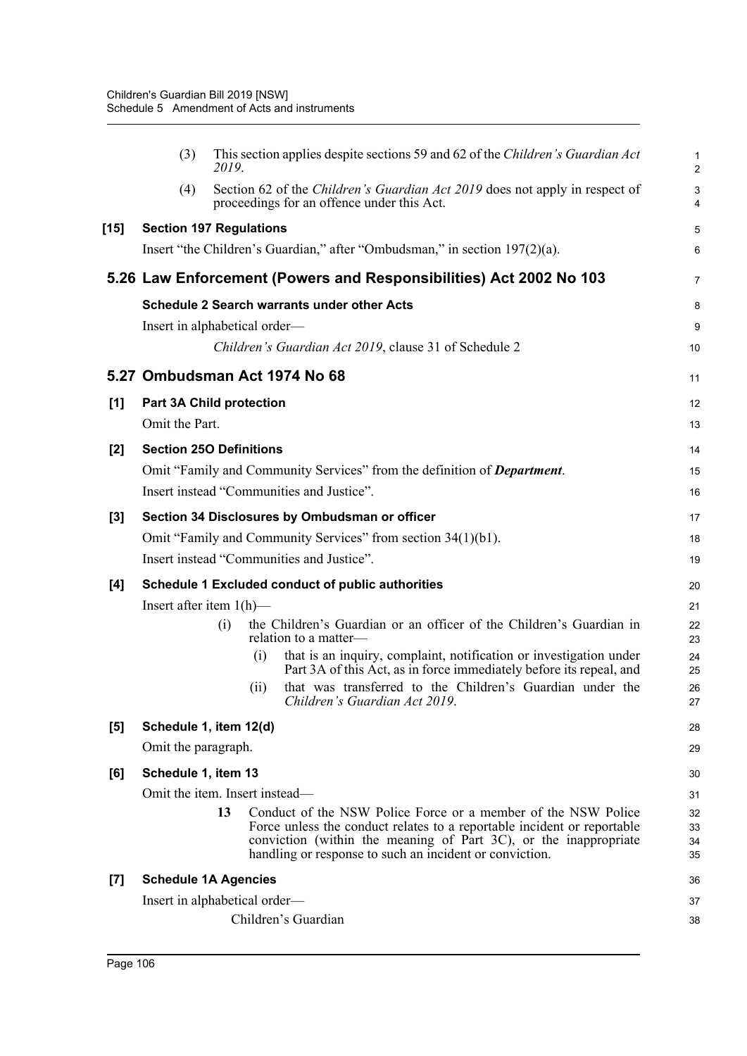(3) This section applies despite sections 59 and 62 of the *Children's Guardian Act 2019*.

(4) Section 62 of the *Children's Guardian Act 2019* does not apply in respect of proceedings for an offence under this Act.

**[15] Section 197 Regulations**

Insert "the Children's Guardian," after "Ombudsman," in section 197(2)(a).

## 5.26 Law Enforcement (Powers and Responsibilities) Act 2002 No 103

**Schedule 2 Search warrants under other Acts**

Insert in alphabetical order—

*Children's Guardian Act 2019*, clause 31 of Schedule 2

## 5.27 Ombudsman Act 1974 No 68

**[1] Part 3A Child protection**

Omit the Part.

**[2] Section 25O Definitions**

Omit "Family and Community Services" from the definition of ***Department***.

Insert instead "Communities and Justice".

**[3] Section 34 Disclosures by Ombudsman or officer**

Omit "Family and Community Services" from section 34(1)(b1).

Insert instead "Communities and Justice".

**[4] Schedule 1 Excluded conduct of public authorities**

Insert after item 1(h)—

(i) the Children's Guardian or an officer of the Children's Guardian in relation to a matter—

(i) that is an inquiry, complaint, notification or investigation under Part 3A of this Act, as in force immediately before its repeal, and

(ii) that was transferred to the Children's Guardian under the *Children's Guardian Act 2019*.

**[5] Schedule 1, item 12(d)**

Omit the paragraph.

**[6] Schedule 1, item 13**

Omit the item. Insert instead—

13 Conduct of the NSW Police Force or a member of the NSW Police Force unless the conduct relates to a reportable incident or reportable conviction (within the meaning of Part 3C), or the inappropriate handling or response to such an incident or conviction.

**[7] Schedule 1A Agencies**

Insert in alphabetical order—

Children's Guardian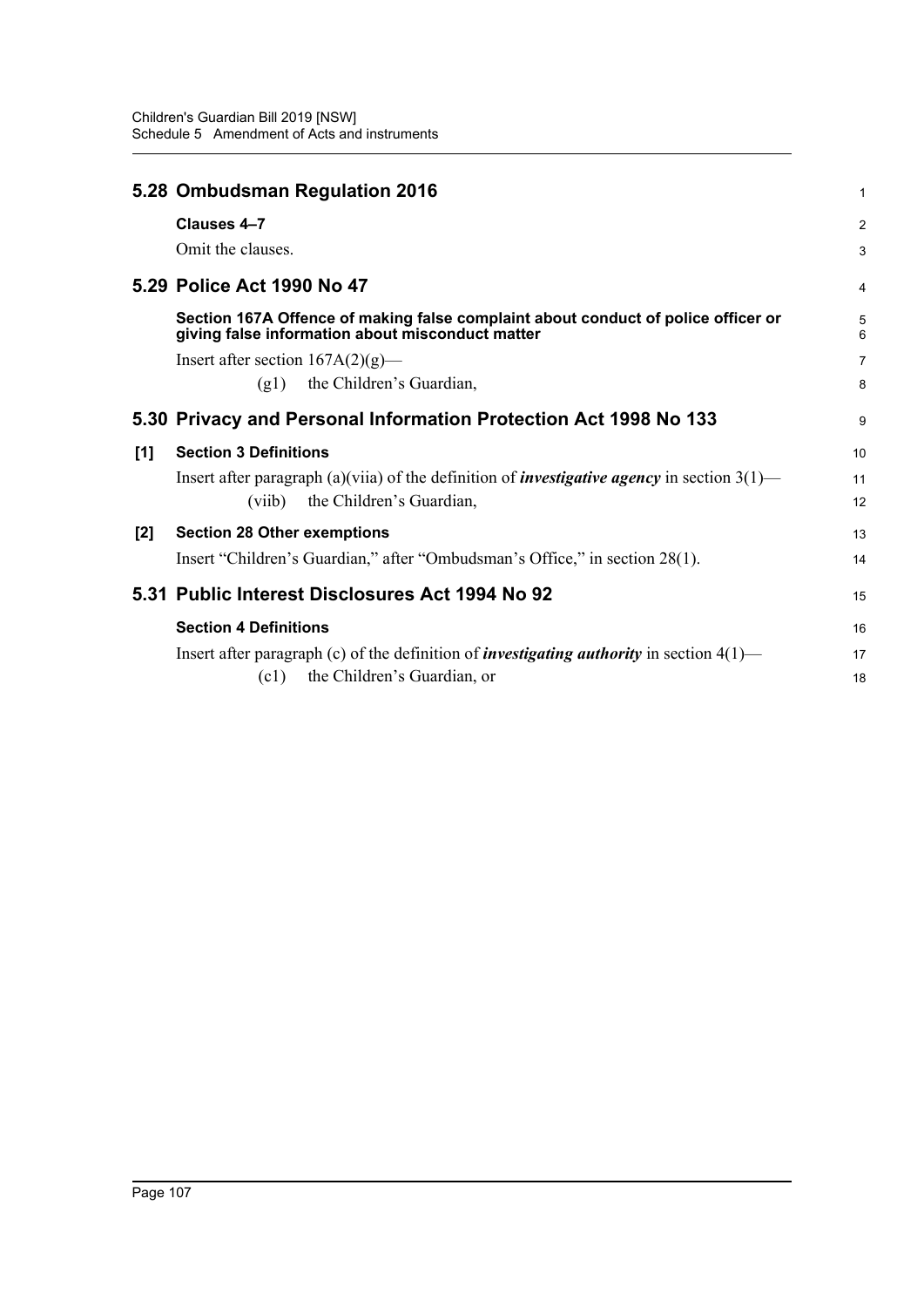## 5.28 Ombudsman Regulation 2016

**Clauses 4–7**

Omit the clauses.

## 5.29 Police Act 1990 No 47

**Section 167A Offence of making false complaint about conduct of police officer or giving false information about misconduct matter**

Insert after section 167A(2)(g)—

(g1) the Children's Guardian,

## 5.30 Privacy and Personal Information Protection Act 1998 No 133

**[1] Section 3 Definitions**

Insert after paragraph (a)(viia) of the definition of ***investigative agency*** in section 3(1)—

(viib) the Children's Guardian,

**[2] Section 28 Other exemptions**

Insert "Children's Guardian," after "Ombudsman's Office," in section 28(1).

## 5.31 Public Interest Disclosures Act 1994 No 92

**Section 4 Definitions**

Insert after paragraph (c) of the definition of ***investigating authority*** in section 4(1)—

(c1) the Children's Guardian, or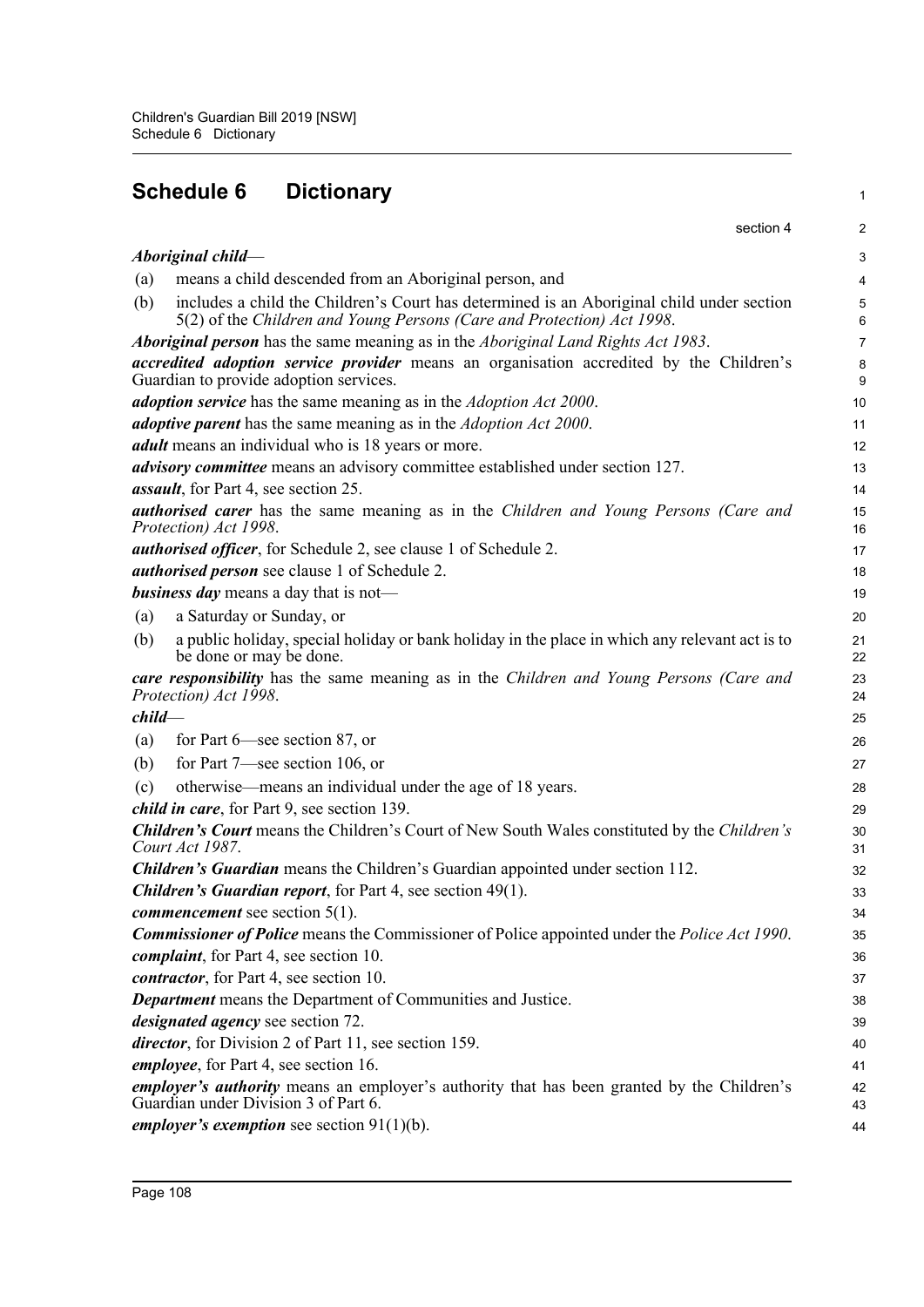# Schedule 6 Dictionary

section 4

***Aboriginal child***—

(a) means a child descended from an Aboriginal person, and

(b) includes a child the Children's Court has determined is an Aboriginal child under section 5(2) of the *Children and Young Persons (Care and Protection) Act 1998*.

***Aboriginal person*** has the same meaning as in the *Aboriginal Land Rights Act 1983*.

***accredited adoption service provider*** means an organisation accredited by the Children's Guardian to provide adoption services.

***adoption service*** has the same meaning as in the *Adoption Act 2000*.

***adoptive parent*** has the same meaning as in the *Adoption Act 2000*.

***adult*** means an individual who is 18 years or more.

***advisory committee*** means an advisory committee established under section 127.

***assault***, for Part 4, see section 25.

***authorised carer*** has the same meaning as in the *Children and Young Persons (Care and Protection) Act 1998*.

***authorised officer***, for Schedule 2, see clause 1 of Schedule 2.

***authorised person*** see clause 1 of Schedule 2.

***business day*** means a day that is not—

(a) a Saturday or Sunday, or

(b) a public holiday, special holiday or bank holiday in the place in which any relevant act is to be done or may be done.

***care responsibility*** has the same meaning as in the *Children and Young Persons (Care and Protection) Act 1998*.

***child***—

(a) for Part 6—see section 87, or

(b) for Part 7—see section 106, or

(c) otherwise—means an individual under the age of 18 years.

***child in care***, for Part 9, see section 139.

***Children's Court*** means the Children's Court of New South Wales constituted by the *Children's Court Act 1987*.

***Children's Guardian*** means the Children's Guardian appointed under section 112.

***Children's Guardian report***, for Part 4, see section 49(1).

***commencement*** see section 5(1).

***Commissioner of Police*** means the Commissioner of Police appointed under the *Police Act 1990*.

***complaint***, for Part 4, see section 10.

***contractor***, for Part 4, see section 10.

***Department*** means the Department of Communities and Justice.

***designated agency*** see section 72.

***director***, for Division 2 of Part 11, see section 159.

***employee***, for Part 4, see section 16.

***employer's authority*** means an employer's authority that has been granted by the Children's Guardian under Division 3 of Part 6.

***employer's exemption*** see section 91(1)(b).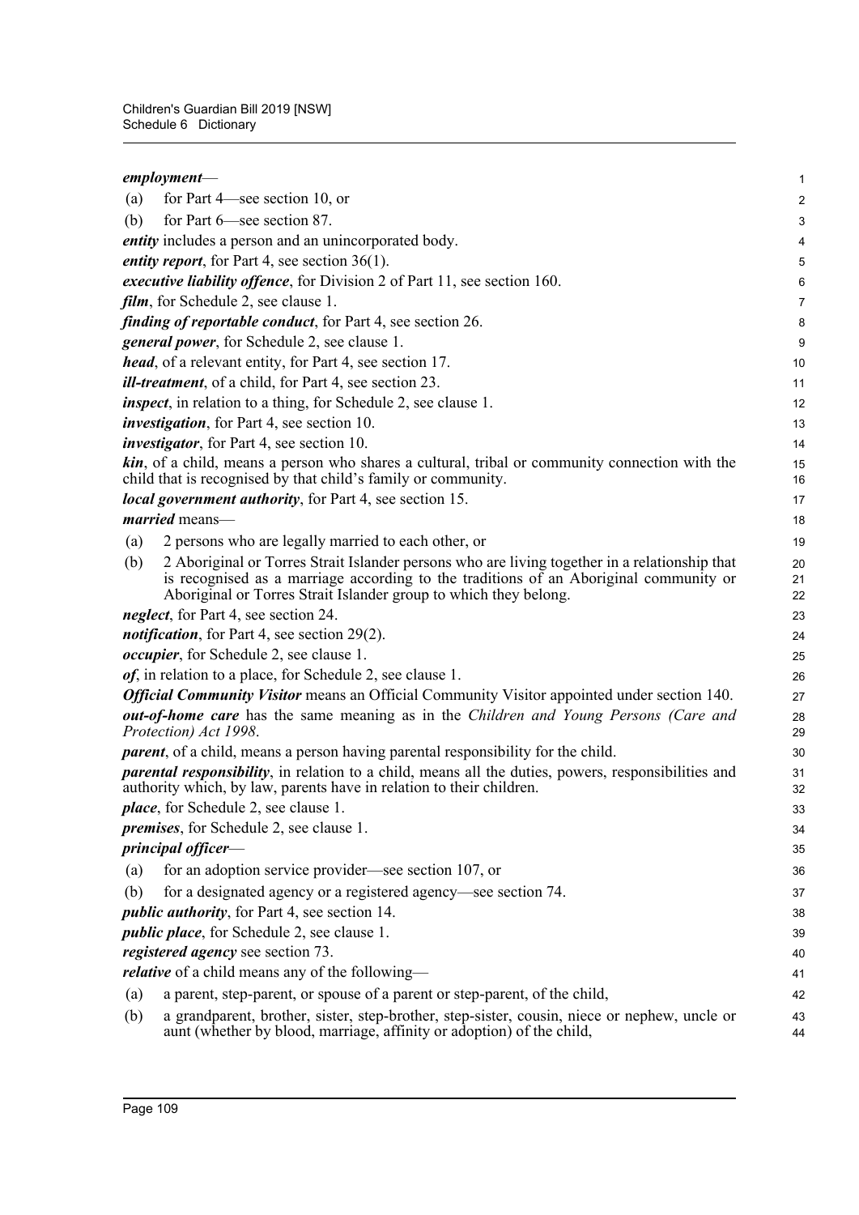***employment***—

(a) for Part 4—see section 10, or

(b) for Part 6—see section 87.

***entity*** includes a person and an unincorporated body.

***entity report***, for Part 4, see section 36(1).

***executive liability offence***, for Division 2 of Part 11, see section 160.

***film***, for Schedule 2, see clause 1.

***finding of reportable conduct***, for Part 4, see section 26.

***general power***, for Schedule 2, see clause 1.

***head***, of a relevant entity, for Part 4, see section 17.

***ill-treatment***, of a child, for Part 4, see section 23.

***inspect***, in relation to a thing, for Schedule 2, see clause 1.

***investigation***, for Part 4, see section 10.

***investigator***, for Part 4, see section 10.

***kin***, of a child, means a person who shares a cultural, tribal or community connection with the child that is recognised by that child's family or community.

***local government authority***, for Part 4, see section 15.

***married*** means—

(a) 2 persons who are legally married to each other, or

(b) 2 Aboriginal or Torres Strait Islander persons who are living together in a relationship that is recognised as a marriage according to the traditions of an Aboriginal community or Aboriginal or Torres Strait Islander group to which they belong.

***neglect***, for Part 4, see section 24.

***notification***, for Part 4, see section 29(2).

***occupier***, for Schedule 2, see clause 1.

***of***, in relation to a place, for Schedule 2, see clause 1.

***Official Community Visitor*** means an Official Community Visitor appointed under section 140.

***out-of-home care*** has the same meaning as in the *Children and Young Persons (Care and Protection) Act 1998*.

***parent***, of a child, means a person having parental responsibility for the child.

***parental responsibility***, in relation to a child, means all the duties, powers, responsibilities and authority which, by law, parents have in relation to their children.

***place***, for Schedule 2, see clause 1.

***premises***, for Schedule 2, see clause 1.

***principal officer***—

(a) for an adoption service provider—see section 107, or

(b) for a designated agency or a registered agency—see section 74.

***public authority***, for Part 4, see section 14.

***public place***, for Schedule 2, see clause 1.

***registered agency*** see section 73.

***relative*** of a child means any of the following—

(a) a parent, step-parent, or spouse of a parent or step-parent, of the child,

(b) a grandparent, brother, sister, step-brother, step-sister, cousin, niece or nephew, uncle or aunt (whether by blood, marriage, affinity or adoption) of the child,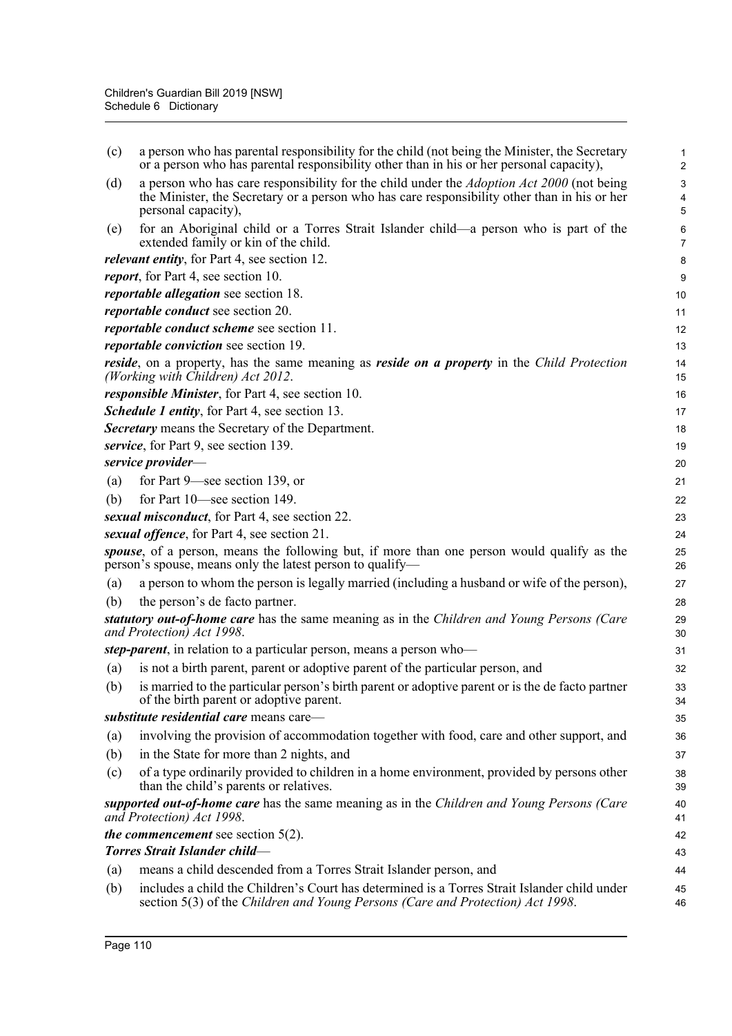(c) a person who has parental responsibility for the child (not being the Minister, the Secretary or a person who has parental responsibility other than in his or her personal capacity),

(d) a person who has care responsibility for the child under the *Adoption Act 2000* (not being the Minister, the Secretary or a person who has care responsibility other than in his or her personal capacity),

(e) for an Aboriginal child or a Torres Strait Islander child—a person who is part of the extended family or kin of the child.

***relevant entity***, for Part 4, see section 12.

***report***, for Part 4, see section 10.

***reportable allegation*** see section 18.

***reportable conduct*** see section 20.

***reportable conduct scheme*** see section 11.

***reportable conviction*** see section 19.

***reside***, on a property, has the same meaning as ***reside on a property*** in the *Child Protection (Working with Children) Act 2012*.

***responsible Minister***, for Part 4, see section 10.

***Schedule 1 entity***, for Part 4, see section 13.

***Secretary*** means the Secretary of the Department.

***service***, for Part 9, see section 139.

***service provider***—

(a) for Part 9—see section 139, or

(b) for Part 10—see section 149.

***sexual misconduct***, for Part 4, see section 22.

***sexual offence***, for Part 4, see section 21.

***spouse***, of a person, means the following but, if more than one person would qualify as the person's spouse, means only the latest person to qualify—

(a) a person to whom the person is legally married (including a husband or wife of the person),

(b) the person's de facto partner.

***statutory out-of-home care*** has the same meaning as in the *Children and Young Persons (Care and Protection) Act 1998*.

***step-parent***, in relation to a particular person, means a person who—

(a) is not a birth parent, parent or adoptive parent of the particular person, and

(b) is married to the particular person's birth parent or adoptive parent or is the de facto partner of the birth parent or adoptive parent.

***substitute residential care*** means care—

(a) involving the provision of accommodation together with food, care and other support, and

(b) in the State for more than 2 nights, and

(c) of a type ordinarily provided to children in a home environment, provided by persons other than the child's parents or relatives.

***supported out-of-home care*** has the same meaning as in the *Children and Young Persons (Care and Protection) Act 1998*.

***the commencement*** see section 5(2).

***Torres Strait Islander child***—

(a) means a child descended from a Torres Strait Islander person, and

(b) includes a child the Children's Court has determined is a Torres Strait Islander child under section 5(3) of the *Children and Young Persons (Care and Protection) Act 1998*.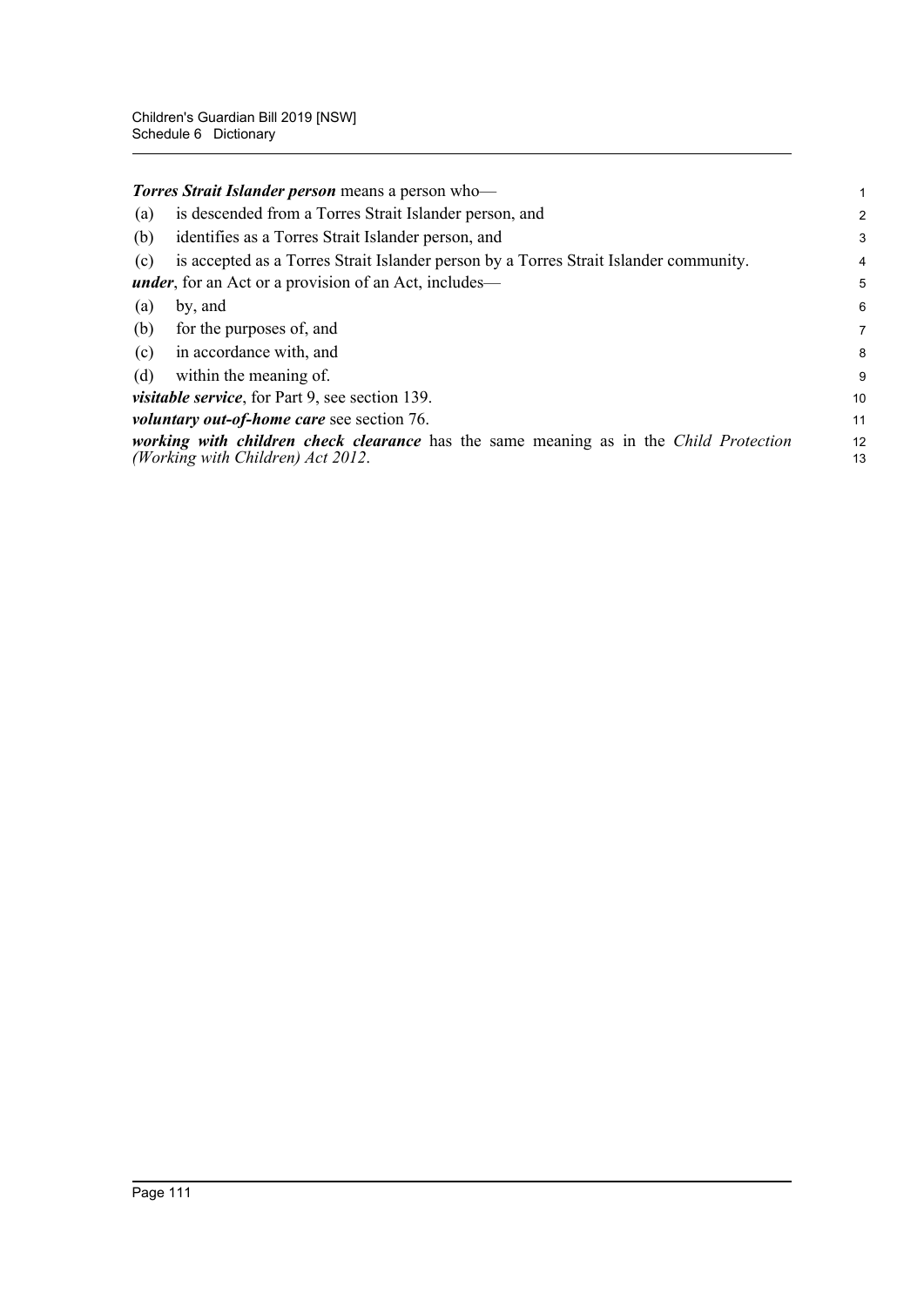***Torres Strait Islander person*** means a person who—

(a) is descended from a Torres Strait Islander person, and

(b) identifies as a Torres Strait Islander person, and

(c) is accepted as a Torres Strait Islander person by a Torres Strait Islander community.

***under***, for an Act or a provision of an Act, includes—

(a) by, and

(b) for the purposes of, and

(c) in accordance with, and

(d) within the meaning of.

***visitable service***, for Part 9, see section 139.

***voluntary out-of-home care*** see section 76.

***working with children check clearance*** has the same meaning as in the *Child Protection (Working with Children) Act 2012*.